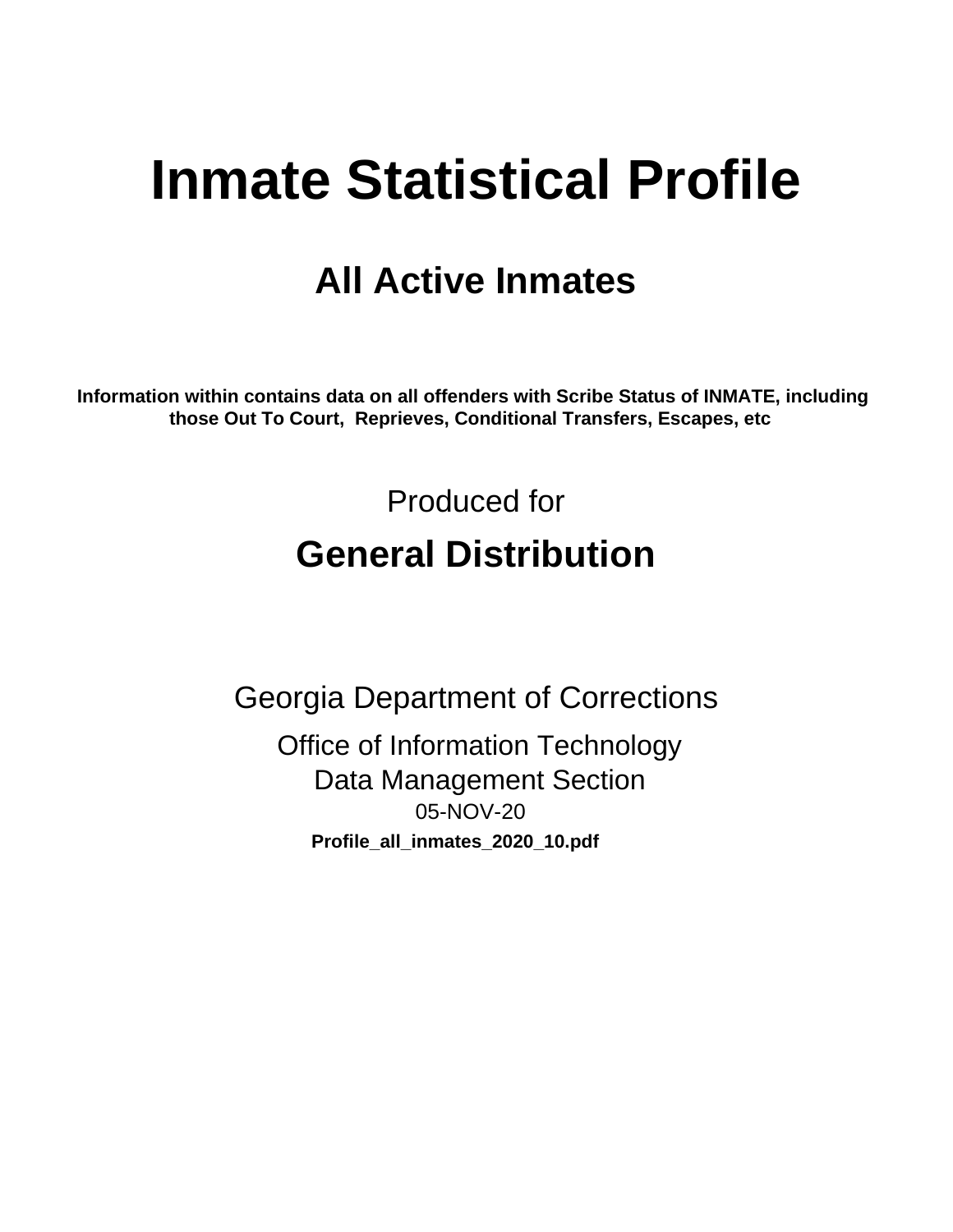# Inmate Statistical Profile

## All Active Inmates

**Information within contains data on all offenders with Scribe Status of INMATE, including those Out To Court, Reprieves, Conditional Transfers, Escapes, etc**

Produced for

## General Distribution

Georgia Department of Corrections

Office of Information Technology
Data Management Section
05-NOV-20

**Profile_all_inmates_2020_10.pdf**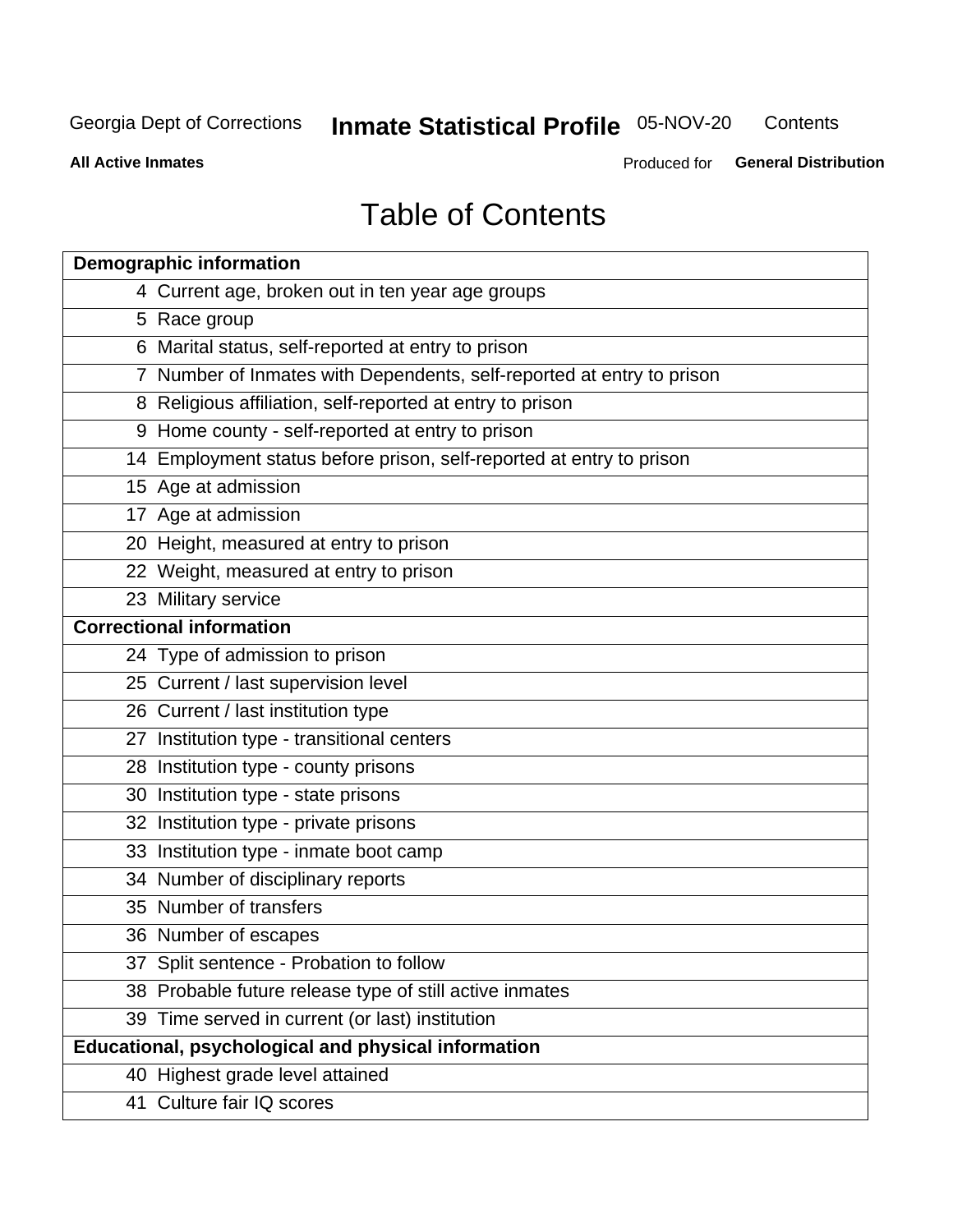# Table of Contents

| | |
|---|---|
| **Demographic information** | |
| 4 | Current age, broken out in ten year age groups |
| 5 | Race group |
| 6 | Marital status, self-reported at entry to prison |
| 7 | Number of Inmates with Dependents, self-reported at entry to prison |
| 8 | Religious affiliation, self-reported at entry to prison |
| 9 | Home county - self-reported at entry to prison |
| 14 | Employment status before prison, self-reported at entry to prison |
| 15 | Age at admission |
| 17 | Age at admission |
| 20 | Height, measured at entry to prison |
| 22 | Weight, measured at entry to prison |
| 23 | Military service |
| **Correctional information** | |
| 24 | Type of admission to prison |
| 25 | Current / last supervision level |
| 26 | Current / last institution type |
| 27 | Institution type - transitional centers |
| 28 | Institution type - county prisons |
| 30 | Institution type - state prisons |
| 32 | Institution type - private prisons |
| 33 | Institution type - inmate boot camp |
| 34 | Number of disciplinary reports |
| 35 | Number of transfers |
| 36 | Number of escapes |
| 37 | Split sentence - Probation to follow |
| 38 | Probable future release type of still active inmates |
| 39 | Time served in current (or last) institution |
| **Educational, psychological and physical information** | |
| 40 | Highest grade level attained |
| 41 | Culture fair IQ scores |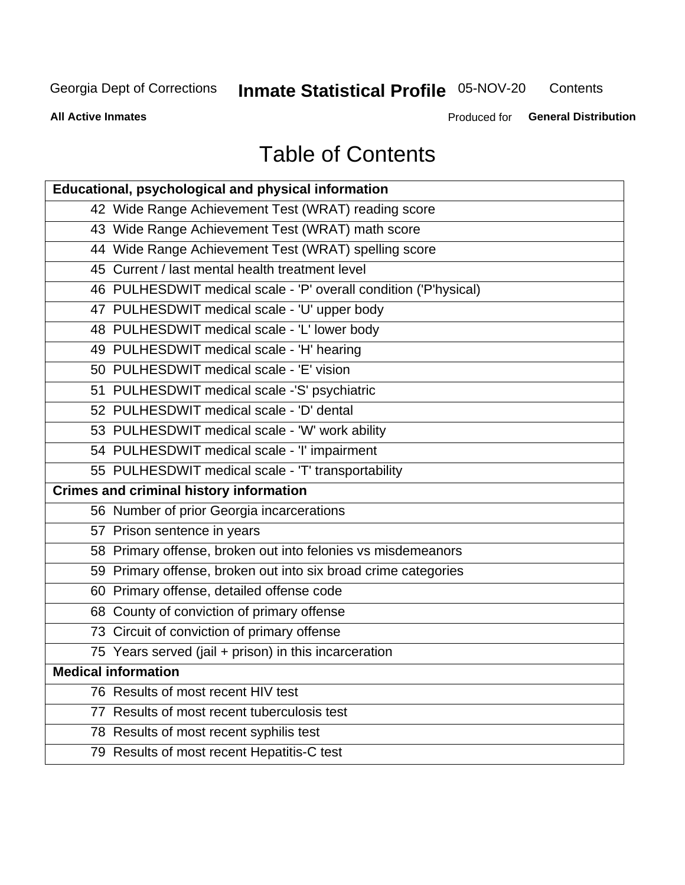# Table of Contents

| | |
|---|---|
| **Educational, psychological and physical information** | |
| 42 | Wide Range Achievement Test (WRAT) reading score |
| 43 | Wide Range Achievement Test (WRAT) math score |
| 44 | Wide Range Achievement Test (WRAT) spelling score |
| 45 | Current / last mental health treatment level |
| 46 | PULHESDWIT medical scale - 'P' overall condition ('P'hysical) |
| 47 | PULHESDWIT medical scale - 'U' upper body |
| 48 | PULHESDWIT medical scale - 'L' lower body |
| 49 | PULHESDWIT medical scale - 'H' hearing |
| 50 | PULHESDWIT medical scale - 'E' vision |
| 51 | PULHESDWIT medical scale -'S' psychiatric |
| 52 | PULHESDWIT medical scale - 'D' dental |
| 53 | PULHESDWIT medical scale - 'W' work ability |
| 54 | PULHESDWIT medical scale - 'I' impairment |
| 55 | PULHESDWIT medical scale - 'T' transportability |
| **Crimes and criminal history information** | |
| 56 | Number of prior Georgia incarcerations |
| 57 | Prison sentence in years |
| 58 | Primary offense, broken out into felonies vs misdemeanors |
| 59 | Primary offense, broken out into six broad crime categories |
| 60 | Primary offense, detailed offense code |
| 68 | County of conviction of primary offense |
| 73 | Circuit of conviction of primary offense |
| 75 | Years served (jail + prison) in this incarceration |
| **Medical information** | |
| 76 | Results of most recent HIV test |
| 77 | Results of most recent tuberculosis test |
| 78 | Results of most recent syphilis test |
| 79 | Results of most recent Hepatitis-C test |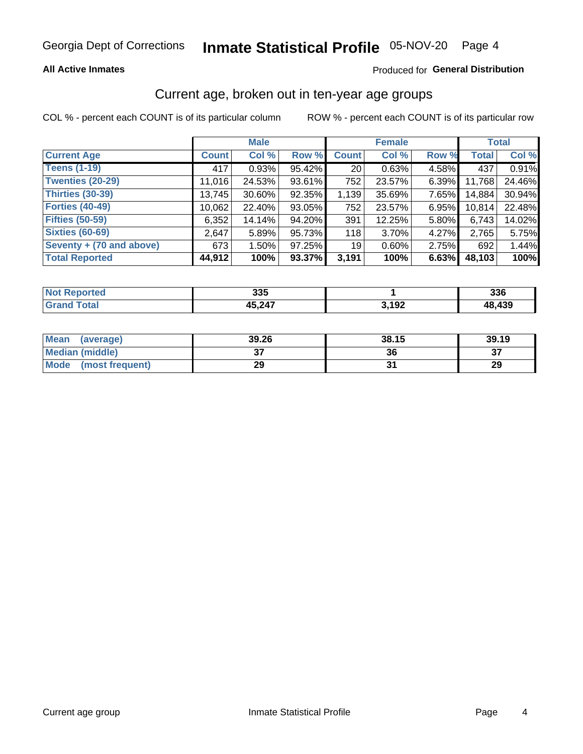Georgia Dept of Corrections **Inmate Statistical Profile** 05-NOV-20

**All Active Inmates**

Produced for **General Distribution**

## Current age, broken out in ten-year age groups

COL % - percent each COUNT is of its particular column

ROW % - percent each COUNT is of its particular row

| | Male | | | Female | | | Total | |
|---|---|---|---|---|---|---|---|---|
| **Current Age** | **Count** | **Col %** | **Row %** | **Count** | **Col %** | **Row %** | **Total** | **Col %** |
| **Teens (1-19)** | 417 | 0.93% | 95.42% | 20 | 0.63% | 4.58% | 437 | 0.91% |
| **Twenties (20-29)** | 11,016 | 24.53% | 93.61% | 752 | 23.57% | 6.39% | 11,768 | 24.46% |
| **Thirties (30-39)** | 13,745 | 30.60% | 92.35% | 1,139 | 35.69% | 7.65% | 14,884 | 30.94% |
| **Forties (40-49)** | 10,062 | 22.40% | 93.05% | 752 | 23.57% | 6.95% | 10,814 | 22.48% |
| **Fifties (50-59)** | 6,352 | 14.14% | 94.20% | 391 | 12.25% | 5.80% | 6,743 | 14.02% |
| **Sixties (60-69)** | 2,647 | 5.89% | 95.73% | 118 | 3.70% | 4.27% | 2,765 | 5.75% |
| **Seventy + (70 and above)** | 673 | 1.50% | 97.25% | 19 | 0.60% | 2.75% | 692 | 1.44% |
| **Total Reported** | **44,912** | **100%** | **93.37%** | **3,191** | **100%** | **6.63%** | **48,103** | **100%** |

| | | | |
|---|---|---|---|
| **Not Reported** | **335** | **1** | **336** |
| **Grand Total** | **45,247** | **3,192** | **48,439** |

| | | | |
|---|---|---|---|
| **Mean (average)** | **39.26** | **38.15** | **39.19** |
| **Median (middle)** | **37** | **36** | **37** |
| **Mode (most frequent)** | **29** | **31** | **29** |

Current age group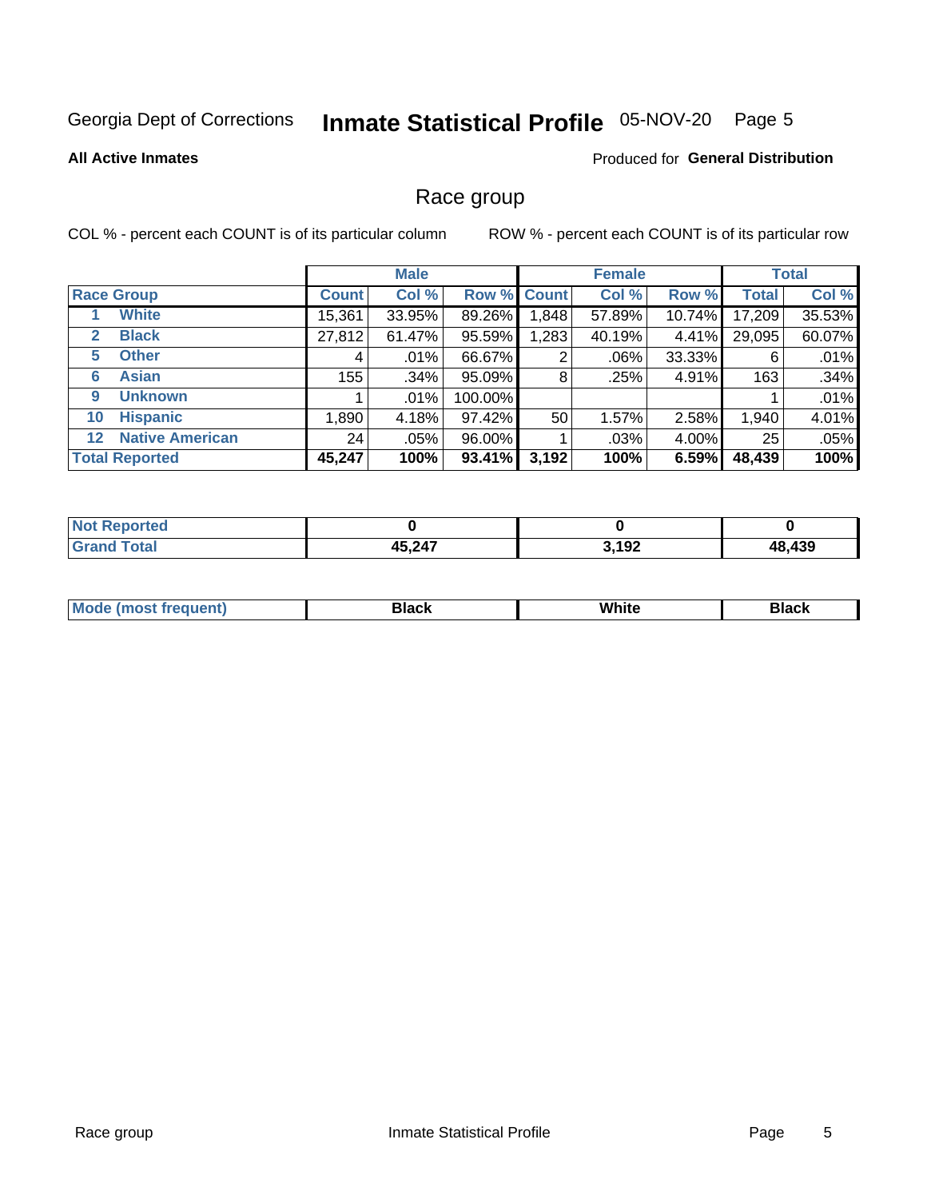Georgia Dept of Corrections **Inmate Statistical Profile** 05-NOV-20 Page 5

**All Active Inmates**

Produced for **General Distribution**

## Race group

COL % - percent each COUNT is of its particular column

ROW % - percent each COUNT is of its particular row

| | | Male | | | Female | | | Total | |
|---|---|---|---|---|---|---|---|---|---|
| Race Group | | Count | Col % | Row % | Count | Col % | Row % | Total | Col % |
| 1 | White | 15,361 | 33.95% | 89.26% | 1,848 | 57.89% | 10.74% | 17,209 | 35.53% |
| 2 | Black | 27,812 | 61.47% | 95.59% | 1,283 | 40.19% | 4.41% | 29,095 | 60.07% |
| 5 | Other | 4 | .01% | 66.67% | 2 | .06% | 33.33% | 6 | .01% |
| 6 | Asian | 155 | .34% | 95.09% | 8 | .25% | 4.91% | 163 | .34% |
| 9 | Unknown | 1 | .01% | 100.00% | | | | 1 | .01% |
| 10 | Hispanic | 1,890 | 4.18% | 97.42% | 50 | 1.57% | 2.58% | 1,940 | 4.01% |
| 12 | Native American | 24 | .05% | 96.00% | 1 | .03% | 4.00% | 25 | .05% |
| **Total Reported** | | **45,247** | **100%** | **93.41%** | **3,192** | **100%** | **6.59%** | **48,439** | **100%** |

| | Male | Female | Total |
|---|---|---|---|
| Not Reported | 0 | 0 | 0 |
| Grand Total | 45,247 | 3,192 | 48,439 |

| | Male | Female | Total |
|---|---|---|---|
| Mode (most frequent) | Black | White | Black |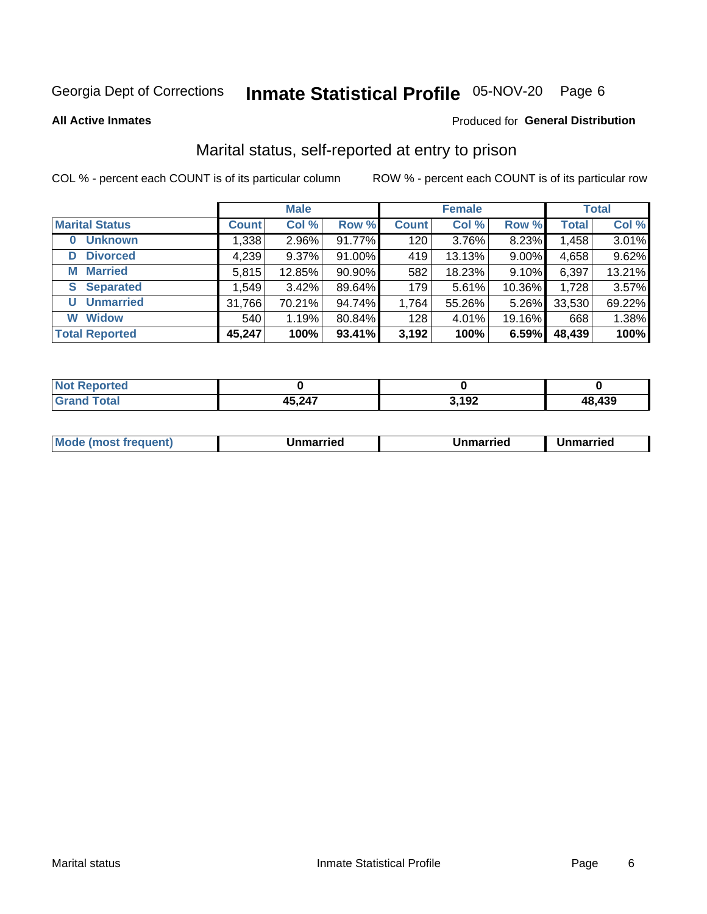Georgia Dept of Corrections **Inmate Statistical Profile** 05-NOV-20

**All Active Inmates**

Produced for **General Distribution**

## Marital status, self-reported at entry to prison

COL % - percent each COUNT is of its particular column ROW % - percent each COUNT is of its particular row

| | Male | | | Female | | | Total | |
|---|---|---|---|---|---|---|---|---|
| **Marital Status** | **Count** | **Col %** | **Row %** | **Count** | **Col %** | **Row %** | **Total** | **Col %** |
| **0 Unknown** | 1,338 | 2.96% | 91.77% | 120 | 3.76% | 8.23% | 1,458 | 3.01% |
| **D Divorced** | 4,239 | 9.37% | 91.00% | 419 | 13.13% | 9.00% | 4,658 | 9.62% |
| **M Married** | 5,815 | 12.85% | 90.90% | 582 | 18.23% | 9.10% | 6,397 | 13.21% |
| **S Separated** | 1,549 | 3.42% | 89.64% | 179 | 5.61% | 10.36% | 1,728 | 3.57% |
| **U Unmarried** | 31,766 | 70.21% | 94.74% | 1,764 | 55.26% | 5.26% | 33,530 | 69.22% |
| **W Widow** | 540 | 1.19% | 80.84% | 128 | 4.01% | 19.16% | 668 | 1.38% |
| **Total Reported** | **45,247** | **100%** | **93.41%** | **3,192** | **100%** | **6.59%** | **48,439** | **100%** |

| | Male | Female | Total |
|---|---|---|---|
| **Not Reported** | **0** | **0** | **0** |
| **Grand Total** | **45,247** | **3,192** | **48,439** |

| | Male | Female | Total |
|---|---|---|---|
| **Mode (most frequent)** | **Unmarried** | **Unmarried** | **Unmarried** |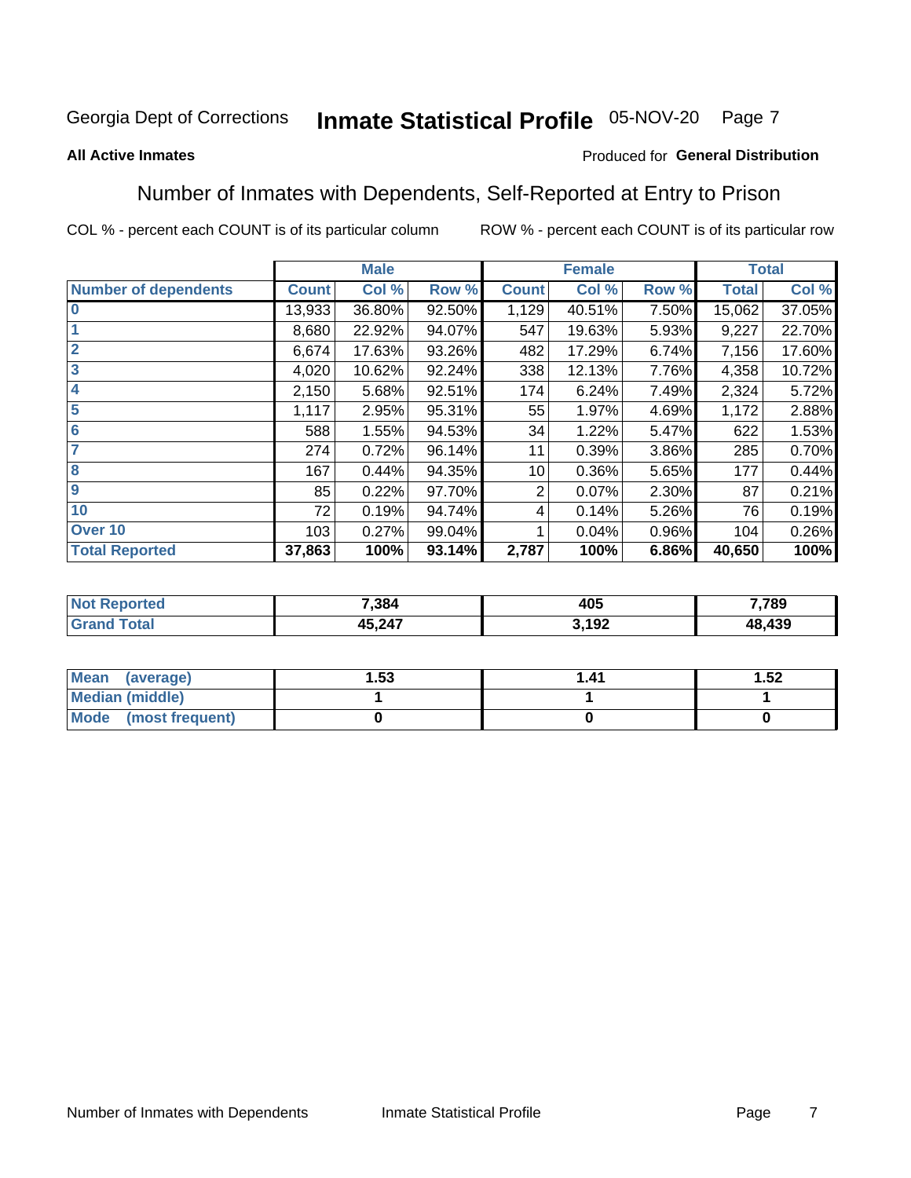Georgia Dept of Corrections **Inmate Statistical Profile** 05-NOV-20

**All Active Inmates**

Produced for **General Distribution**

## Number of Inmates with Dependents, Self-Reported at Entry to Prison

COL % - percent each COUNT is of its particular column

ROW % - percent each COUNT is of its particular row

| | Male | | | Female | | | Total | |
|---|---|---|---|---|---|---|---|---|
| **Number of dependents** | **Count** | **Col %** | **Row %** | **Count** | **Col %** | **Row %** | **Total** | **Col %** |
| **0** | 13,933 | 36.80% | 92.50% | 1,129 | 40.51% | 7.50% | 15,062 | 37.05% |
| **1** | 8,680 | 22.92% | 94.07% | 547 | 19.63% | 5.93% | 9,227 | 22.70% |
| **2** | 6,674 | 17.63% | 93.26% | 482 | 17.29% | 6.74% | 7,156 | 17.60% |
| **3** | 4,020 | 10.62% | 92.24% | 338 | 12.13% | 7.76% | 4,358 | 10.72% |
| **4** | 2,150 | 5.68% | 92.51% | 174 | 6.24% | 7.49% | 2,324 | 5.72% |
| **5** | 1,117 | 2.95% | 95.31% | 55 | 1.97% | 4.69% | 1,172 | 2.88% |
| **6** | 588 | 1.55% | 94.53% | 34 | 1.22% | 5.47% | 622 | 1.53% |
| **7** | 274 | 0.72% | 96.14% | 11 | 0.39% | 3.86% | 285 | 0.70% |
| **8** | 167 | 0.44% | 94.35% | 10 | 0.36% | 5.65% | 177 | 0.44% |
| **9** | 85 | 0.22% | 97.70% | 2 | 0.07% | 2.30% | 87 | 0.21% |
| **10** | 72 | 0.19% | 94.74% | 4 | 0.14% | 5.26% | 76 | 0.19% |
| **Over 10** | 103 | 0.27% | 99.04% | 1 | 0.04% | 0.96% | 104 | 0.26% |
| **Total Reported** | **37,863** | **100%** | **93.14%** | **2,787** | **100%** | **6.86%** | **40,650** | **100%** |

| | | | |
|---|---|---|---|
| **Not Reported** | **7,384** | **405** | **7,789** |
| **Grand Total** | **45,247** | **3,192** | **48,439** |

| | | | |
|---|---|---|---|
| **Mean (average)** | **1.53** | **1.41** | **1.52** |
| **Median (middle)** | **1** | **1** | **1** |
| **Mode (most frequent)** | **0** | **0** | **0** |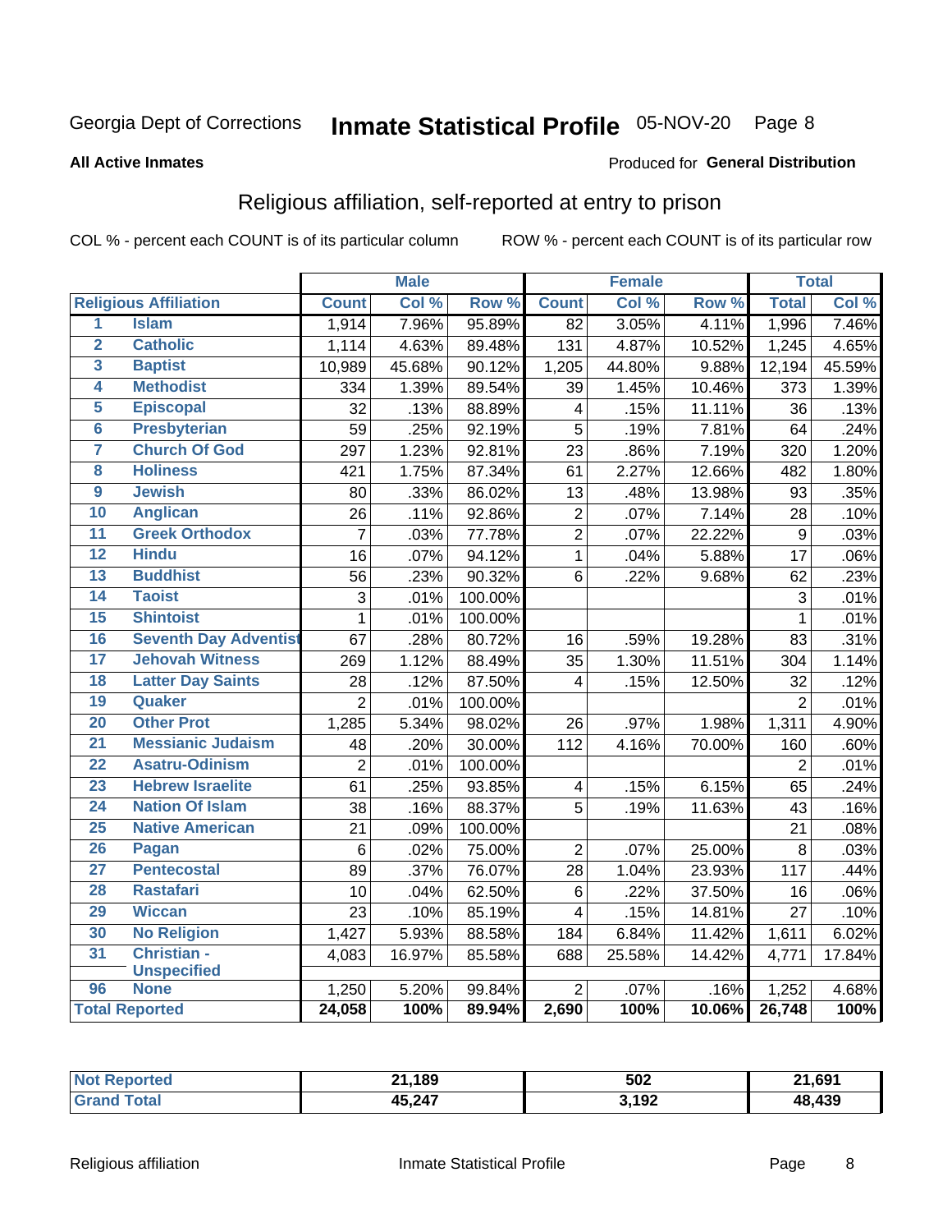Georgia Dept of Corrections **Inmate Statistical Profile** 05-NOV-20 Page 8

**All Active Inmates**

Produced for **General Distribution**

## Religious affiliation, self-reported at entry to prison

COL % - percent each COUNT is of its particular column ROW % - percent each COUNT is of its particular row

| | | Male | | | Female | | | Total | |
|---|---|---|---|---|---|---|---|---|---|
| **Religious Affiliation** | | **Count** | **Col %** | **Row %** | **Count** | **Col %** | **Row %** | **Total** | **Col %** |
| 1 | Islam | 1,914 | 7.96% | 95.89% | 82 | 3.05% | 4.11% | 1,996 | 7.46% |
| 2 | Catholic | 1,114 | 4.63% | 89.48% | 131 | 4.87% | 10.52% | 1,245 | 4.65% |
| 3 | Baptist | 10,989 | 45.68% | 90.12% | 1,205 | 44.80% | 9.88% | 12,194 | 45.59% |
| 4 | Methodist | 334 | 1.39% | 89.54% | 39 | 1.45% | 10.46% | 373 | 1.39% |
| 5 | Episcopal | 32 | .13% | 88.89% | 4 | .15% | 11.11% | 36 | .13% |
| 6 | Presbyterian | 59 | .25% | 92.19% | 5 | .19% | 7.81% | 64 | .24% |
| 7 | Church Of God | 297 | 1.23% | 92.81% | 23 | .86% | 7.19% | 320 | 1.20% |
| 8 | Holiness | 421 | 1.75% | 87.34% | 61 | 2.27% | 12.66% | 482 | 1.80% |
| 9 | Jewish | 80 | .33% | 86.02% | 13 | .48% | 13.98% | 93 | .35% |
| 10 | Anglican | 26 | .11% | 92.86% | 2 | .07% | 7.14% | 28 | .10% |
| 11 | Greek Orthodox | 7 | .03% | 77.78% | 2 | .07% | 22.22% | 9 | .03% |
| 12 | Hindu | 16 | .07% | 94.12% | 1 | .04% | 5.88% | 17 | .06% |
| 13 | Buddhist | 56 | .23% | 90.32% | 6 | .22% | 9.68% | 62 | .23% |
| 14 | Taoist | 3 | .01% | 100.00% | | | | 3 | .01% |
| 15 | Shintoist | 1 | .01% | 100.00% | | | | 1 | .01% |
| 16 | Seventh Day Adventist | 67 | .28% | 80.72% | 16 | .59% | 19.28% | 83 | .31% |
| 17 | Jehovah Witness | 269 | 1.12% | 88.49% | 35 | 1.30% | 11.51% | 304 | 1.14% |
| 18 | Latter Day Saints | 28 | .12% | 87.50% | 4 | .15% | 12.50% | 32 | .12% |
| 19 | Quaker | 2 | .01% | 100.00% | | | | 2 | .01% |
| 20 | Other Prot | 1,285 | 5.34% | 98.02% | 26 | .97% | 1.98% | 1,311 | 4.90% |
| 21 | Messianic Judaism | 48 | .20% | 30.00% | 112 | 4.16% | 70.00% | 160 | .60% |
| 22 | Asatru-Odinism | 2 | .01% | 100.00% | | | | 2 | .01% |
| 23 | Hebrew Israelite | 61 | .25% | 93.85% | 4 | .15% | 6.15% | 65 | .24% |
| 24 | Nation Of Islam | 38 | .16% | 88.37% | 5 | .19% | 11.63% | 43 | .16% |
| 25 | Native American | 21 | .09% | 100.00% | | | | 21 | .08% |
| 26 | Pagan | 6 | .02% | 75.00% | 2 | .07% | 25.00% | 8 | .03% |
| 27 | Pentecostal | 89 | .37% | 76.07% | 28 | 1.04% | 23.93% | 117 | .44% |
| 28 | Rastafari | 10 | .04% | 62.50% | 6 | .22% | 37.50% | 16 | .06% |
| 29 | Wiccan | 23 | .10% | 85.19% | 4 | .15% | 14.81% | 27 | .10% |
| 30 | No Religion | 1,427 | 5.93% | 88.58% | 184 | 6.84% | 11.42% | 1,611 | 6.02% |
| 31 | Christian - Unspecified | 4,083 | 16.97% | 85.58% | 688 | 25.58% | 14.42% | 4,771 | 17.84% |
| 96 | None | 1,250 | 5.20% | 99.84% | 2 | .07% | .16% | 1,252 | 4.68% |
| **Total Reported** | | **24,058** | **100%** | **89.94%** | **2,690** | **100%** | **10.06%** | **26,748** | **100%** |

| | Male | Female | Total |
|---|---|---|---|
| **Not Reported** | **21,189** | **502** | **21,691** |
| **Grand Total** | **45,247** | **3,192** | **48,439** |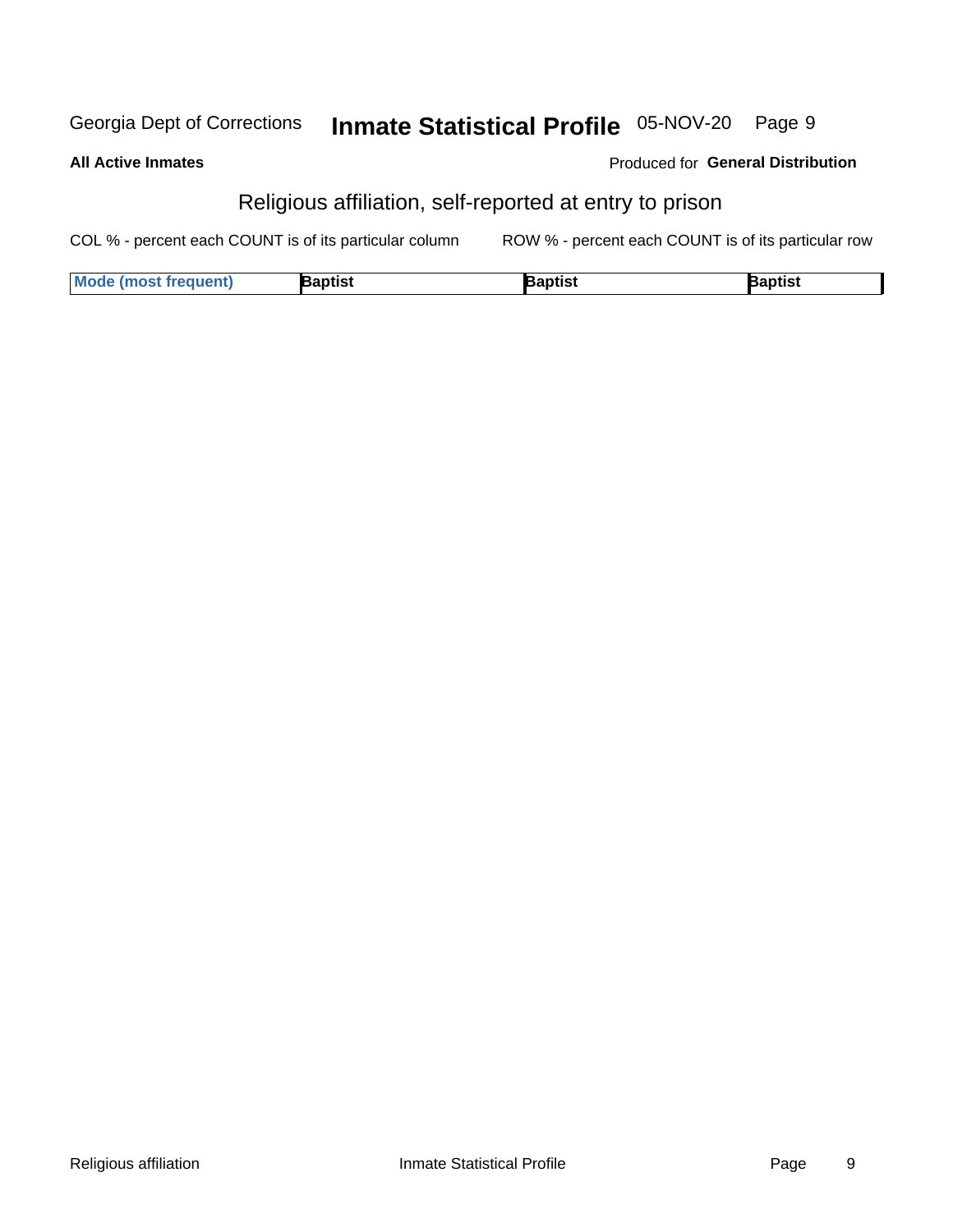Religious affiliation, self-reported at entry to prison

COL % - percent each COUNT is of its particular column

ROW % - percent each COUNT is of its particular row

| | | | |
|---|---|---|---|
| **Mode (most frequent)** | **Baptist** | **Baptist** | **Baptist** |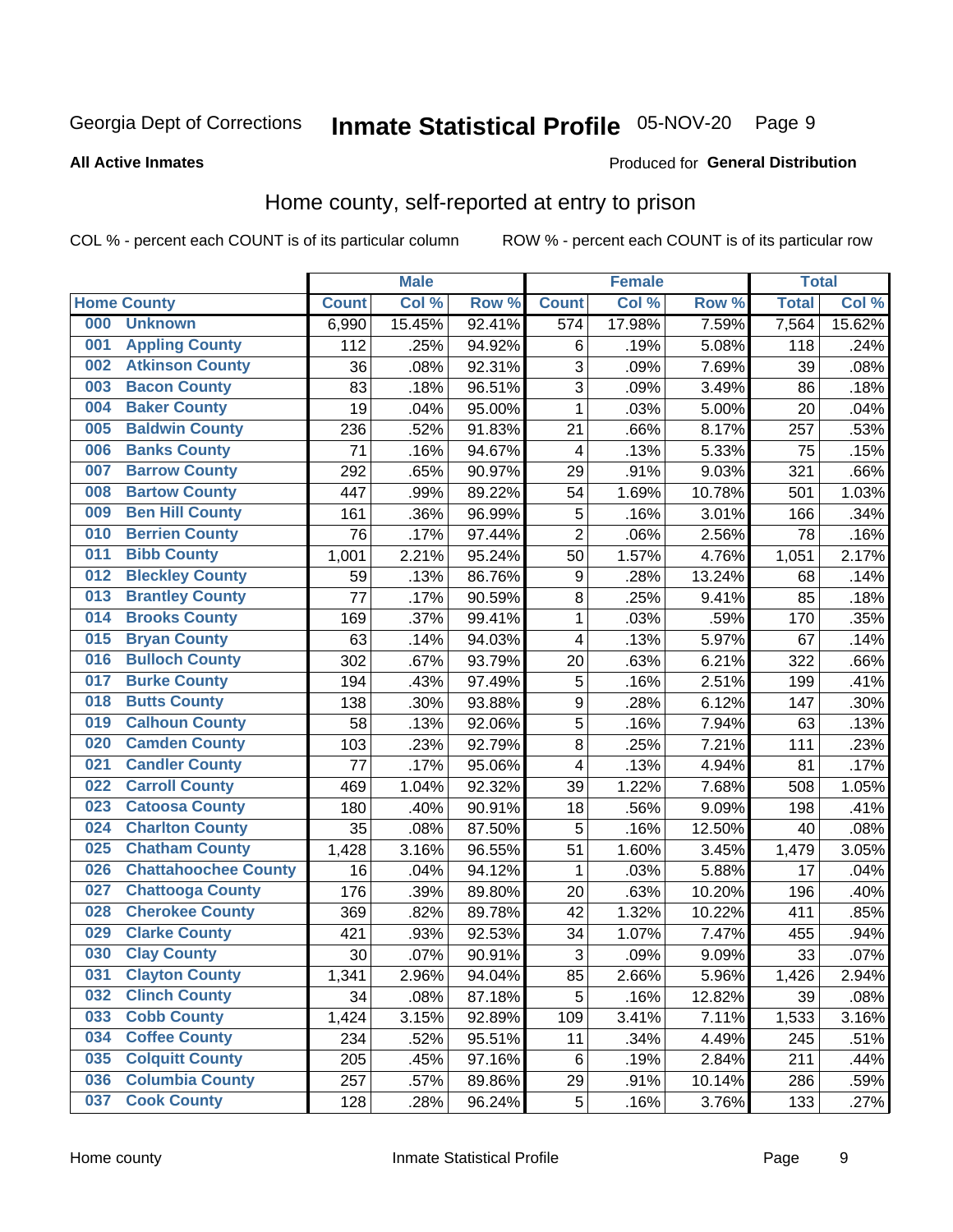Georgia Dept of Corrections **Inmate Statistical Profile** 05-NOV-20

**All Active Inmates**

Produced for **General Distribution**

## Home county, self-reported at entry to prison

COL % - percent each COUNT is of its particular column ROW % - percent each COUNT is of its particular row

| | | Male | | | Female | | | Total | |
|---|---|---|---|---|---|---|---|---|---|
| Home County | | Count | Col % | Row % | Count | Col % | Row % | Total | Col % |
| 000 | Unknown | 6,990 | 15.45% | 92.41% | 574 | 17.98% | 7.59% | 7,564 | 15.62% |
| 001 | Appling County | 112 | .25% | 94.92% | 6 | .19% | 5.08% | 118 | .24% |
| 002 | Atkinson County | 36 | .08% | 92.31% | 3 | .09% | 7.69% | 39 | .08% |
| 003 | Bacon County | 83 | .18% | 96.51% | 3 | .09% | 3.49% | 86 | .18% |
| 004 | Baker County | 19 | .04% | 95.00% | 1 | .03% | 5.00% | 20 | .04% |
| 005 | Baldwin County | 236 | .52% | 91.83% | 21 | .66% | 8.17% | 257 | .53% |
| 006 | Banks County | 71 | .16% | 94.67% | 4 | .13% | 5.33% | 75 | .15% |
| 007 | Barrow County | 292 | .65% | 90.97% | 29 | .91% | 9.03% | 321 | .66% |
| 008 | Bartow County | 447 | .99% | 89.22% | 54 | 1.69% | 10.78% | 501 | 1.03% |
| 009 | Ben Hill County | 161 | .36% | 96.99% | 5 | .16% | 3.01% | 166 | .34% |
| 010 | Berrien County | 76 | .17% | 97.44% | 2 | .06% | 2.56% | 78 | .16% |
| 011 | Bibb County | 1,001 | 2.21% | 95.24% | 50 | 1.57% | 4.76% | 1,051 | 2.17% |
| 012 | Bleckley County | 59 | .13% | 86.76% | 9 | .28% | 13.24% | 68 | .14% |
| 013 | Brantley County | 77 | .17% | 90.59% | 8 | .25% | 9.41% | 85 | .18% |
| 014 | Brooks County | 169 | .37% | 99.41% | 1 | .03% | .59% | 170 | .35% |
| 015 | Bryan County | 63 | .14% | 94.03% | 4 | .13% | 5.97% | 67 | .14% |
| 016 | Bulloch County | 302 | .67% | 93.79% | 20 | .63% | 6.21% | 322 | .66% |
| 017 | Burke County | 194 | .43% | 97.49% | 5 | .16% | 2.51% | 199 | .41% |
| 018 | Butts County | 138 | .30% | 93.88% | 9 | .28% | 6.12% | 147 | .30% |
| 019 | Calhoun County | 58 | .13% | 92.06% | 5 | .16% | 7.94% | 63 | .13% |
| 020 | Camden County | 103 | .23% | 92.79% | 8 | .25% | 7.21% | 111 | .23% |
| 021 | Candler County | 77 | .17% | 95.06% | 4 | .13% | 4.94% | 81 | .17% |
| 022 | Carroll County | 469 | 1.04% | 92.32% | 39 | 1.22% | 7.68% | 508 | 1.05% |
| 023 | Catoosa County | 180 | .40% | 90.91% | 18 | .56% | 9.09% | 198 | .41% |
| 024 | Charlton County | 35 | .08% | 87.50% | 5 | .16% | 12.50% | 40 | .08% |
| 025 | Chatham County | 1,428 | 3.16% | 96.55% | 51 | 1.60% | 3.45% | 1,479 | 3.05% |
| 026 | Chattahoochee County | 16 | .04% | 94.12% | 1 | .03% | 5.88% | 17 | .04% |
| 027 | Chattooga County | 176 | .39% | 89.80% | 20 | .63% | 10.20% | 196 | .40% |
| 028 | Cherokee County | 369 | .82% | 89.78% | 42 | 1.32% | 10.22% | 411 | .85% |
| 029 | Clarke County | 421 | .93% | 92.53% | 34 | 1.07% | 7.47% | 455 | .94% |
| 030 | Clay County | 30 | .07% | 90.91% | 3 | .09% | 9.09% | 33 | .07% |
| 031 | Clayton County | 1,341 | 2.96% | 94.04% | 85 | 2.66% | 5.96% | 1,426 | 2.94% |
| 032 | Clinch County | 34 | .08% | 87.18% | 5 | .16% | 12.82% | 39 | .08% |
| 033 | Cobb County | 1,424 | 3.15% | 92.89% | 109 | 3.41% | 7.11% | 1,533 | 3.16% |
| 034 | Coffee County | 234 | .52% | 95.51% | 11 | .34% | 4.49% | 245 | .51% |
| 035 | Colquitt County | 205 | .45% | 97.16% | 6 | .19% | 2.84% | 211 | .44% |
| 036 | Columbia County | 257 | .57% | 89.86% | 29 | .91% | 10.14% | 286 | .59% |
| 037 | Cook County | 128 | .28% | 96.24% | 5 | .16% | 3.76% | 133 | .27% |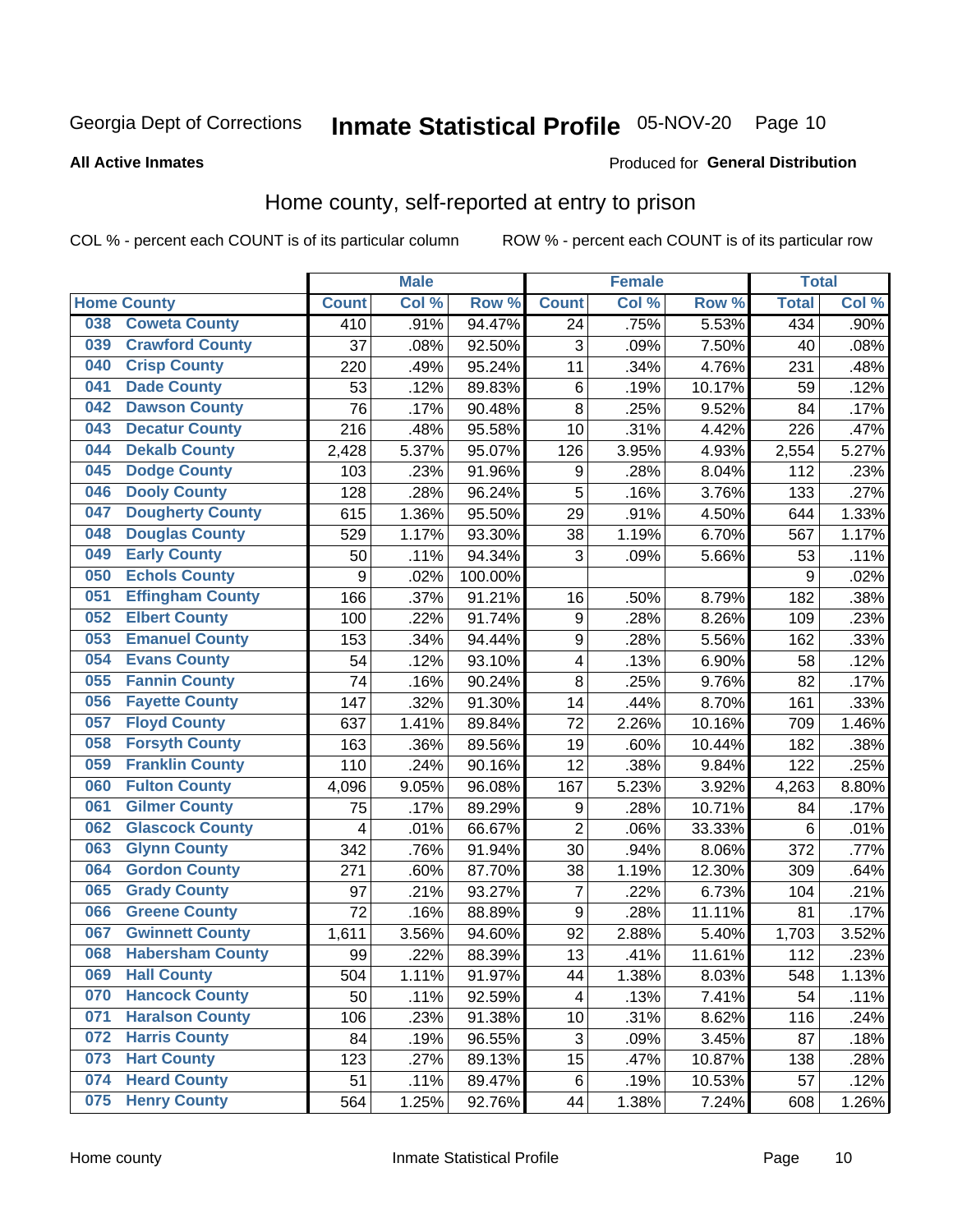Georgia Dept of Corrections **Inmate Statistical Profile** 05-NOV-20 Page 10

**All Active Inmates**

Produced for **General Distribution**

## Home county, self-reported at entry to prison

COL % - percent each COUNT is of its particular column ROW % - percent each COUNT is of its particular row

| Home County | | Male | | | Female | | | Total | |
|---|---|---|---|---|---|---|---|---|---|
| | | Count | Col % | Row % | Count | Col % | Row % | Total | Col % |
| 038 | Coweta County | 410 | .91% | 94.47% | 24 | .75% | 5.53% | 434 | .90% |
| 039 | Crawford County | 37 | .08% | 92.50% | 3 | .09% | 7.50% | 40 | .08% |
| 040 | Crisp County | 220 | .49% | 95.24% | 11 | .34% | 4.76% | 231 | .48% |
| 041 | Dade County | 53 | .12% | 89.83% | 6 | .19% | 10.17% | 59 | .12% |
| 042 | Dawson County | 76 | .17% | 90.48% | 8 | .25% | 9.52% | 84 | .17% |
| 043 | Decatur County | 216 | .48% | 95.58% | 10 | .31% | 4.42% | 226 | .47% |
| 044 | Dekalb County | 2,428 | 5.37% | 95.07% | 126 | 3.95% | 4.93% | 2,554 | 5.27% |
| 045 | Dodge County | 103 | .23% | 91.96% | 9 | .28% | 8.04% | 112 | .23% |
| 046 | Dooly County | 128 | .28% | 96.24% | 5 | .16% | 3.76% | 133 | .27% |
| 047 | Dougherty County | 615 | 1.36% | 95.50% | 29 | .91% | 4.50% | 644 | 1.33% |
| 048 | Douglas County | 529 | 1.17% | 93.30% | 38 | 1.19% | 6.70% | 567 | 1.17% |
| 049 | Early County | 50 | .11% | 94.34% | 3 | .09% | 5.66% | 53 | .11% |
| 050 | Echols County | 9 | .02% | 100.00% | | | | 9 | .02% |
| 051 | Effingham County | 166 | .37% | 91.21% | 16 | .50% | 8.79% | 182 | .38% |
| 052 | Elbert County | 100 | .22% | 91.74% | 9 | .28% | 8.26% | 109 | .23% |
| 053 | Emanuel County | 153 | .34% | 94.44% | 9 | .28% | 5.56% | 162 | .33% |
| 054 | Evans County | 54 | .12% | 93.10% | 4 | .13% | 6.90% | 58 | .12% |
| 055 | Fannin County | 74 | .16% | 90.24% | 8 | .25% | 9.76% | 82 | .17% |
| 056 | Fayette County | 147 | .32% | 91.30% | 14 | .44% | 8.70% | 161 | .33% |
| 057 | Floyd County | 637 | 1.41% | 89.84% | 72 | 2.26% | 10.16% | 709 | 1.46% |
| 058 | Forsyth County | 163 | .36% | 89.56% | 19 | .60% | 10.44% | 182 | .38% |
| 059 | Franklin County | 110 | .24% | 90.16% | 12 | .38% | 9.84% | 122 | .25% |
| 060 | Fulton County | 4,096 | 9.05% | 96.08% | 167 | 5.23% | 3.92% | 4,263 | 8.80% |
| 061 | Gilmer County | 75 | .17% | 89.29% | 9 | .28% | 10.71% | 84 | .17% |
| 062 | Glascock County | 4 | .01% | 66.67% | 2 | .06% | 33.33% | 6 | .01% |
| 063 | Glynn County | 342 | .76% | 91.94% | 30 | .94% | 8.06% | 372 | .77% |
| 064 | Gordon County | 271 | .60% | 87.70% | 38 | 1.19% | 12.30% | 309 | .64% |
| 065 | Grady County | 97 | .21% | 93.27% | 7 | .22% | 6.73% | 104 | .21% |
| 066 | Greene County | 72 | .16% | 88.89% | 9 | .28% | 11.11% | 81 | .17% |
| 067 | Gwinnett County | 1,611 | 3.56% | 94.60% | 92 | 2.88% | 5.40% | 1,703 | 3.52% |
| 068 | Habersham County | 99 | .22% | 88.39% | 13 | .41% | 11.61% | 112 | .23% |
| 069 | Hall County | 504 | 1.11% | 91.97% | 44 | 1.38% | 8.03% | 548 | 1.13% |
| 070 | Hancock County | 50 | .11% | 92.59% | 4 | .13% | 7.41% | 54 | .11% |
| 071 | Haralson County | 106 | .23% | 91.38% | 10 | .31% | 8.62% | 116 | .24% |
| 072 | Harris County | 84 | .19% | 96.55% | 3 | .09% | 3.45% | 87 | .18% |
| 073 | Hart County | 123 | .27% | 89.13% | 15 | .47% | 10.87% | 138 | .28% |
| 074 | Heard County | 51 | .11% | 89.47% | 6 | .19% | 10.53% | 57 | .12% |
| 075 | Henry County | 564 | 1.25% | 92.76% | 44 | 1.38% | 7.24% | 608 | 1.26% |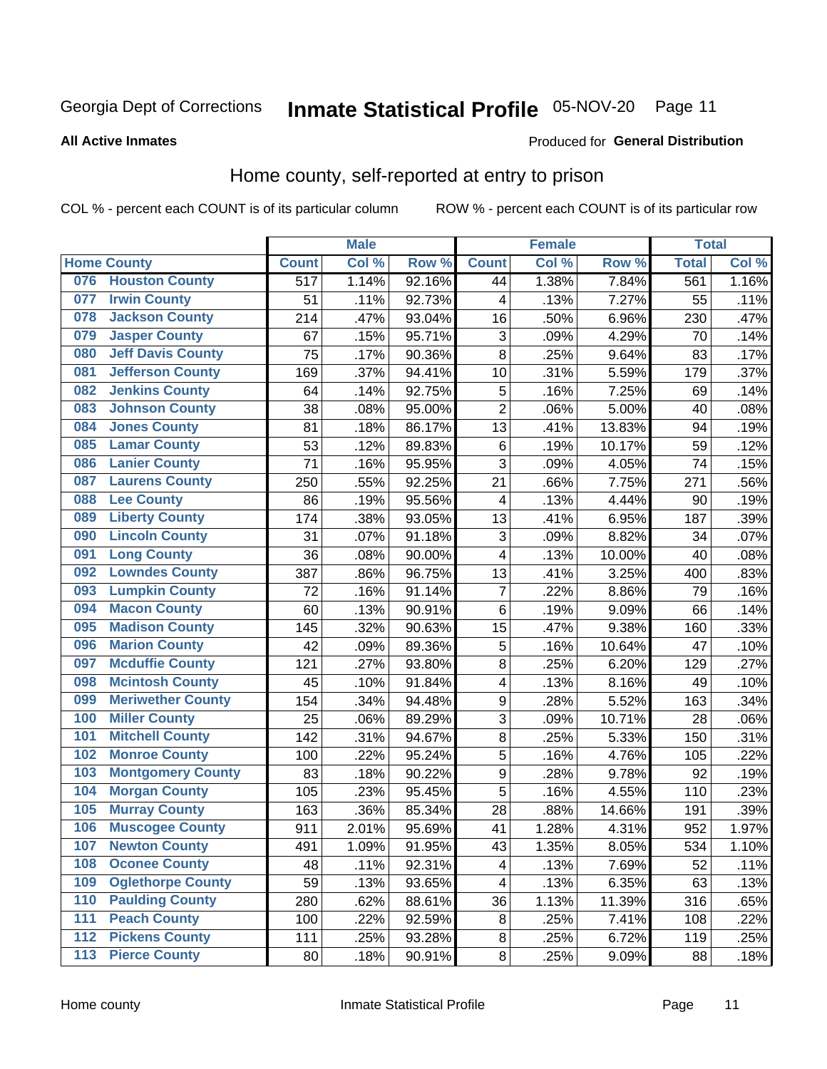Georgia Dept of Corrections **Inmate Statistical Profile** 05-NOV-20

**All Active Inmates**

Produced for **General Distribution**

## Home county, self-reported at entry to prison

COL % - percent each COUNT is of its particular column ROW % - percent each COUNT is of its particular row

| Home County | | Male | | | Female | | | Total | |
|---|---|---|---|---|---|---|---|---|---|
| | | Count | Col % | Row % | Count | Col % | Row % | Total | Col % |
| 076 | Houston County | 517 | 1.14% | 92.16% | 44 | 1.38% | 7.84% | 561 | 1.16% |
| 077 | Irwin County | 51 | .11% | 92.73% | 4 | .13% | 7.27% | 55 | .11% |
| 078 | Jackson County | 214 | .47% | 93.04% | 16 | .50% | 6.96% | 230 | .47% |
| 079 | Jasper County | 67 | .15% | 95.71% | 3 | .09% | 4.29% | 70 | .14% |
| 080 | Jeff Davis County | 75 | .17% | 90.36% | 8 | .25% | 9.64% | 83 | .17% |
| 081 | Jefferson County | 169 | .37% | 94.41% | 10 | .31% | 5.59% | 179 | .37% |
| 082 | Jenkins County | 64 | .14% | 92.75% | 5 | .16% | 7.25% | 69 | .14% |
| 083 | Johnson County | 38 | .08% | 95.00% | 2 | .06% | 5.00% | 40 | .08% |
| 084 | Jones County | 81 | .18% | 86.17% | 13 | .41% | 13.83% | 94 | .19% |
| 085 | Lamar County | 53 | .12% | 89.83% | 6 | .19% | 10.17% | 59 | .12% |
| 086 | Lanier County | 71 | .16% | 95.95% | 3 | .09% | 4.05% | 74 | .15% |
| 087 | Laurens County | 250 | .55% | 92.25% | 21 | .66% | 7.75% | 271 | .56% |
| 088 | Lee County | 86 | .19% | 95.56% | 4 | .13% | 4.44% | 90 | .19% |
| 089 | Liberty County | 174 | .38% | 93.05% | 13 | .41% | 6.95% | 187 | .39% |
| 090 | Lincoln County | 31 | .07% | 91.18% | 3 | .09% | 8.82% | 34 | .07% |
| 091 | Long County | 36 | .08% | 90.00% | 4 | .13% | 10.00% | 40 | .08% |
| 092 | Lowndes County | 387 | .86% | 96.75% | 13 | .41% | 3.25% | 400 | .83% |
| 093 | Lumpkin County | 72 | .16% | 91.14% | 7 | .22% | 8.86% | 79 | .16% |
| 094 | Macon County | 60 | .13% | 90.91% | 6 | .19% | 9.09% | 66 | .14% |
| 095 | Madison County | 145 | .32% | 90.63% | 15 | .47% | 9.38% | 160 | .33% |
| 096 | Marion County | 42 | .09% | 89.36% | 5 | .16% | 10.64% | 47 | .10% |
| 097 | Mcduffie County | 121 | .27% | 93.80% | 8 | .25% | 6.20% | 129 | .27% |
| 098 | Mcintosh County | 45 | .10% | 91.84% | 4 | .13% | 8.16% | 49 | .10% |
| 099 | Meriwether County | 154 | .34% | 94.48% | 9 | .28% | 5.52% | 163 | .34% |
| 100 | Miller County | 25 | .06% | 89.29% | 3 | .09% | 10.71% | 28 | .06% |
| 101 | Mitchell County | 142 | .31% | 94.67% | 8 | .25% | 5.33% | 150 | .31% |
| 102 | Monroe County | 100 | .22% | 95.24% | 5 | .16% | 4.76% | 105 | .22% |
| 103 | Montgomery County | 83 | .18% | 90.22% | 9 | .28% | 9.78% | 92 | .19% |
| 104 | Morgan County | 105 | .23% | 95.45% | 5 | .16% | 4.55% | 110 | .23% |
| 105 | Murray County | 163 | .36% | 85.34% | 28 | .88% | 14.66% | 191 | .39% |
| 106 | Muscogee County | 911 | 2.01% | 95.69% | 41 | 1.28% | 4.31% | 952 | 1.97% |
| 107 | Newton County | 491 | 1.09% | 91.95% | 43 | 1.35% | 8.05% | 534 | 1.10% |
| 108 | Oconee County | 48 | .11% | 92.31% | 4 | .13% | 7.69% | 52 | .11% |
| 109 | Oglethorpe County | 59 | .13% | 93.65% | 4 | .13% | 6.35% | 63 | .13% |
| 110 | Paulding County | 280 | .62% | 88.61% | 36 | 1.13% | 11.39% | 316 | .65% |
| 111 | Peach County | 100 | .22% | 92.59% | 8 | .25% | 7.41% | 108 | .22% |
| 112 | Pickens County | 111 | .25% | 93.28% | 8 | .25% | 6.72% | 119 | .25% |
| 113 | Pierce County | 80 | .18% | 90.91% | 8 | .25% | 9.09% | 88 | .18% |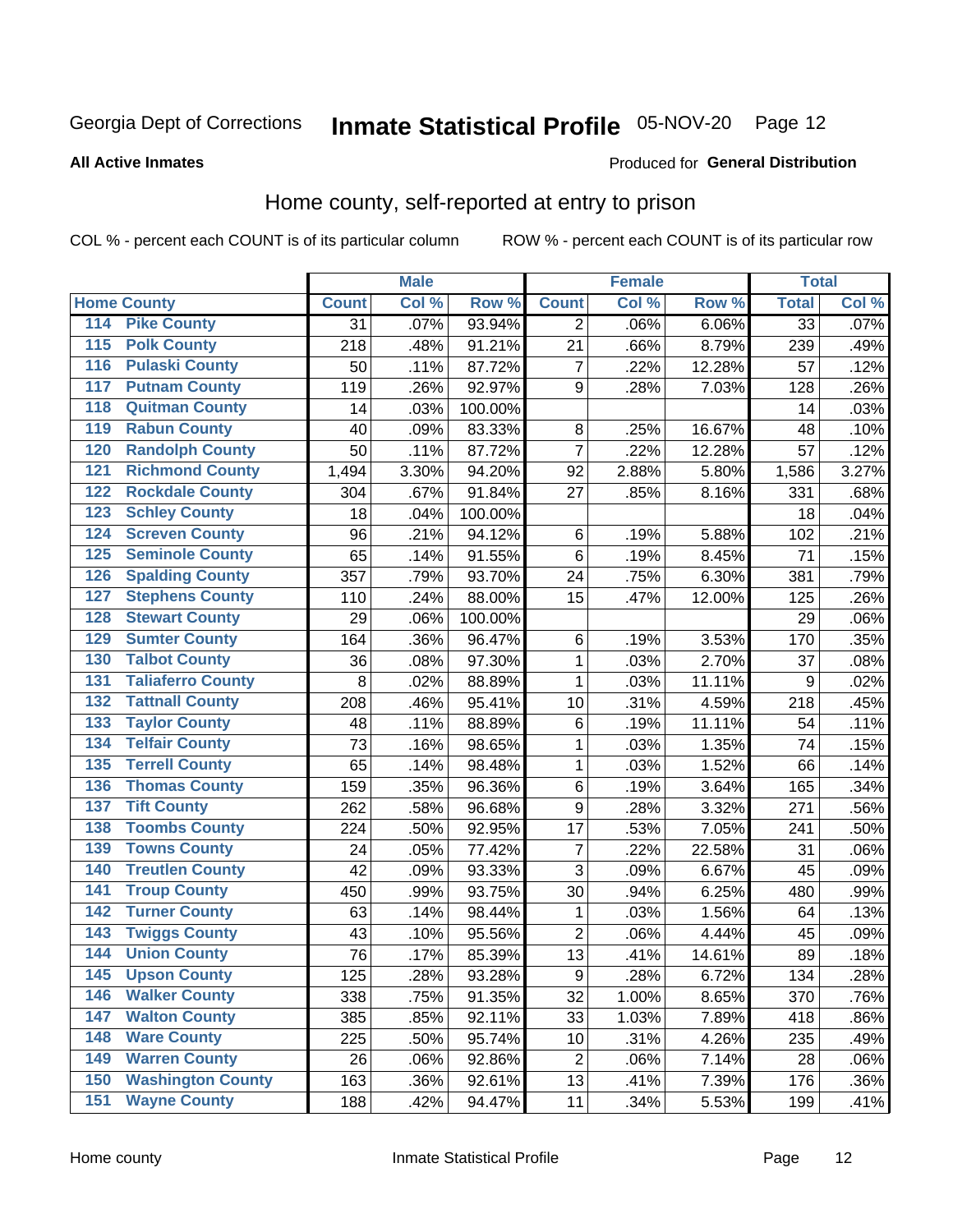Georgia Dept of Corrections **Inmate Statistical Profile** 05-NOV-20

**All Active Inmates**

Produced for **General Distribution**

## Home county, self-reported at entry to prison

COL % - percent each COUNT is of its particular column ROW % - percent each COUNT is of its particular row

| Home County | | Male | | | Female | | | Total | |
|---|---|---|---|---|---|---|---|---|---|
| | | Count | Col % | Row % | Count | Col % | Row % | Total | Col % |
| 114 | Pike County | 31 | .07% | 93.94% | 2 | .06% | 6.06% | 33 | .07% |
| 115 | Polk County | 218 | .48% | 91.21% | 21 | .66% | 8.79% | 239 | .49% |
| 116 | Pulaski County | 50 | .11% | 87.72% | 7 | .22% | 12.28% | 57 | .12% |
| 117 | Putnam County | 119 | .26% | 92.97% | 9 | .28% | 7.03% | 128 | .26% |
| 118 | Quitman County | 14 | .03% | 100.00% | | | | 14 | .03% |
| 119 | Rabun County | 40 | .09% | 83.33% | 8 | .25% | 16.67% | 48 | .10% |
| 120 | Randolph County | 50 | .11% | 87.72% | 7 | .22% | 12.28% | 57 | .12% |
| 121 | Richmond County | 1,494 | 3.30% | 94.20% | 92 | 2.88% | 5.80% | 1,586 | 3.27% |
| 122 | Rockdale County | 304 | .67% | 91.84% | 27 | .85% | 8.16% | 331 | .68% |
| 123 | Schley County | 18 | .04% | 100.00% | | | | 18 | .04% |
| 124 | Screven County | 96 | .21% | 94.12% | 6 | .19% | 5.88% | 102 | .21% |
| 125 | Seminole County | 65 | .14% | 91.55% | 6 | .19% | 8.45% | 71 | .15% |
| 126 | Spalding County | 357 | .79% | 93.70% | 24 | .75% | 6.30% | 381 | .79% |
| 127 | Stephens County | 110 | .24% | 88.00% | 15 | .47% | 12.00% | 125 | .26% |
| 128 | Stewart County | 29 | .06% | 100.00% | | | | 29 | .06% |
| 129 | Sumter County | 164 | .36% | 96.47% | 6 | .19% | 3.53% | 170 | .35% |
| 130 | Talbot County | 36 | .08% | 97.30% | 1 | .03% | 2.70% | 37 | .08% |
| 131 | Taliaferro County | 8 | .02% | 88.89% | 1 | .03% | 11.11% | 9 | .02% |
| 132 | Tattnall County | 208 | .46% | 95.41% | 10 | .31% | 4.59% | 218 | .45% |
| 133 | Taylor County | 48 | .11% | 88.89% | 6 | .19% | 11.11% | 54 | .11% |
| 134 | Telfair County | 73 | .16% | 98.65% | 1 | .03% | 1.35% | 74 | .15% |
| 135 | Terrell County | 65 | .14% | 98.48% | 1 | .03% | 1.52% | 66 | .14% |
| 136 | Thomas County | 159 | .35% | 96.36% | 6 | .19% | 3.64% | 165 | .34% |
| 137 | Tift County | 262 | .58% | 96.68% | 9 | .28% | 3.32% | 271 | .56% |
| 138 | Toombs County | 224 | .50% | 92.95% | 17 | .53% | 7.05% | 241 | .50% |
| 139 | Towns County | 24 | .05% | 77.42% | 7 | .22% | 22.58% | 31 | .06% |
| 140 | Treutlen County | 42 | .09% | 93.33% | 3 | .09% | 6.67% | 45 | .09% |
| 141 | Troup County | 450 | .99% | 93.75% | 30 | .94% | 6.25% | 480 | .99% |
| 142 | Turner County | 63 | .14% | 98.44% | 1 | .03% | 1.56% | 64 | .13% |
| 143 | Twiggs County | 43 | .10% | 95.56% | 2 | .06% | 4.44% | 45 | .09% |
| 144 | Union County | 76 | .17% | 85.39% | 13 | .41% | 14.61% | 89 | .18% |
| 145 | Upson County | 125 | .28% | 93.28% | 9 | .28% | 6.72% | 134 | .28% |
| 146 | Walker County | 338 | .75% | 91.35% | 32 | 1.00% | 8.65% | 370 | .76% |
| 147 | Walton County | 385 | .85% | 92.11% | 33 | 1.03% | 7.89% | 418 | .86% |
| 148 | Ware County | 225 | .50% | 95.74% | 10 | .31% | 4.26% | 235 | .49% |
| 149 | Warren County | 26 | .06% | 92.86% | 2 | .06% | 7.14% | 28 | .06% |
| 150 | Washington County | 163 | .36% | 92.61% | 13 | .41% | 7.39% | 176 | .36% |
| 151 | Wayne County | 188 | .42% | 94.47% | 11 | .34% | 5.53% | 199 | .41% |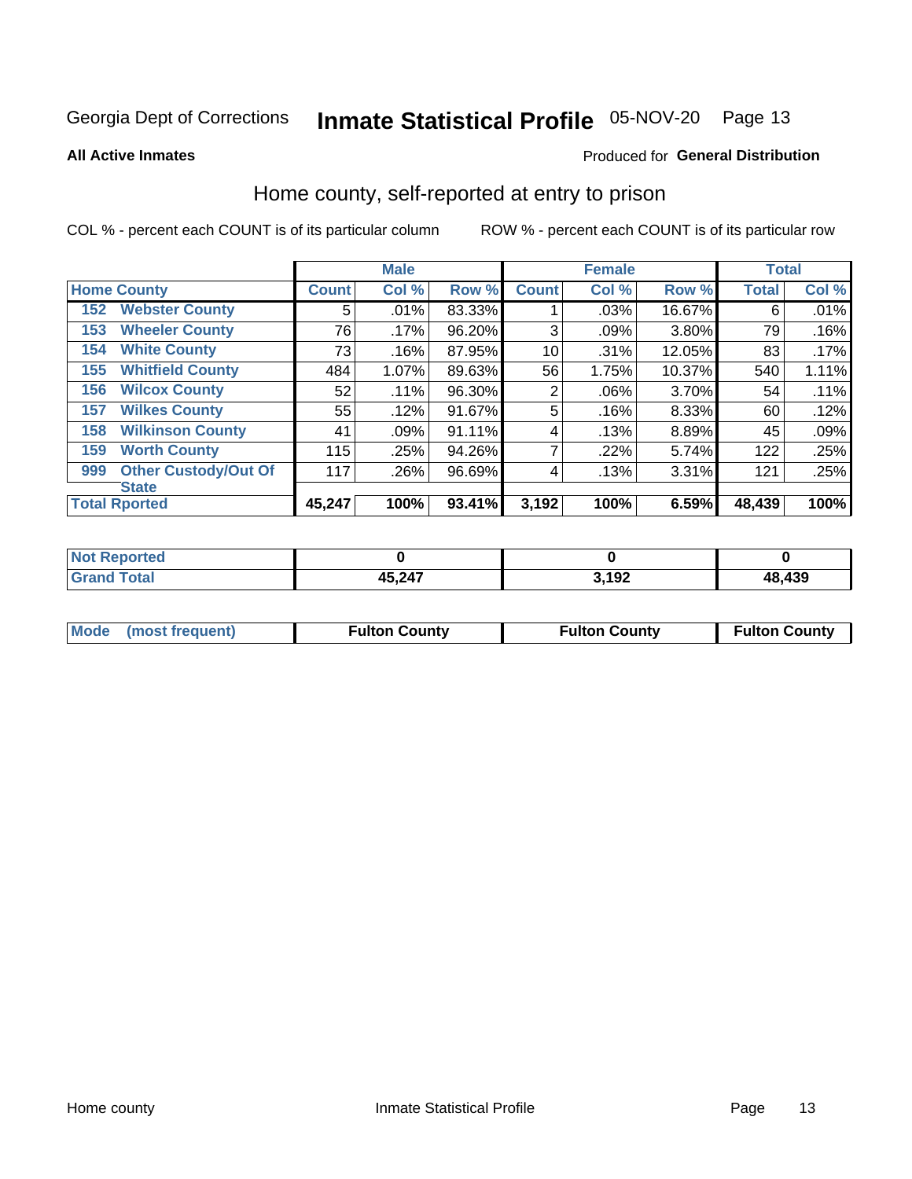Georgia Dept of Corrections **Inmate Statistical Profile** 05-NOV-20

**All Active Inmates**

Produced for **General Distribution**

## Home county, self-reported at entry to prison

COL % - percent each COUNT is of its particular column

ROW % - percent each COUNT is of its particular row

| | | Male | | | Female | | | Total | |
|---|---|---|---|---|---|---|---|---|---|
| **Home County** | | **Count** | **Col %** | **Row %** | **Count** | **Col %** | **Row %** | **Total** | **Col %** |
| 152 | Webster County | 5 | .01% | 83.33% | 1 | .03% | 16.67% | 6 | .01% |
| 153 | Wheeler County | 76 | .17% | 96.20% | 3 | .09% | 3.80% | 79 | .16% |
| 154 | White County | 73 | .16% | 87.95% | 10 | .31% | 12.05% | 83 | .17% |
| 155 | Whitfield County | 484 | 1.07% | 89.63% | 56 | 1.75% | 10.37% | 540 | 1.11% |
| 156 | Wilcox County | 52 | .11% | 96.30% | 2 | .06% | 3.70% | 54 | .11% |
| 157 | Wilkes County | 55 | .12% | 91.67% | 5 | .16% | 8.33% | 60 | .12% |
| 158 | Wilkinson County | 41 | .09% | 91.11% | 4 | .13% | 8.89% | 45 | .09% |
| 159 | Worth County | 115 | .25% | 94.26% | 7 | .22% | 5.74% | 122 | .25% |
| 999 | Other Custody/Out Of State | 117 | .26% | 96.69% | 4 | .13% | 3.31% | 121 | .25% |
| **Total Rported** | | **45,247** | **100%** | **93.41%** | **3,192** | **100%** | **6.59%** | **48,439** | **100%** |

| | Male | Female | Total |
|---|---|---|---|
| Not Reported | 0 | 0 | 0 |
| Grand Total | 45,247 | 3,192 | 48,439 |

| | Male | Female | Total |
|---|---|---|---|
| Mode (most frequent) | Fulton County | Fulton County | Fulton County |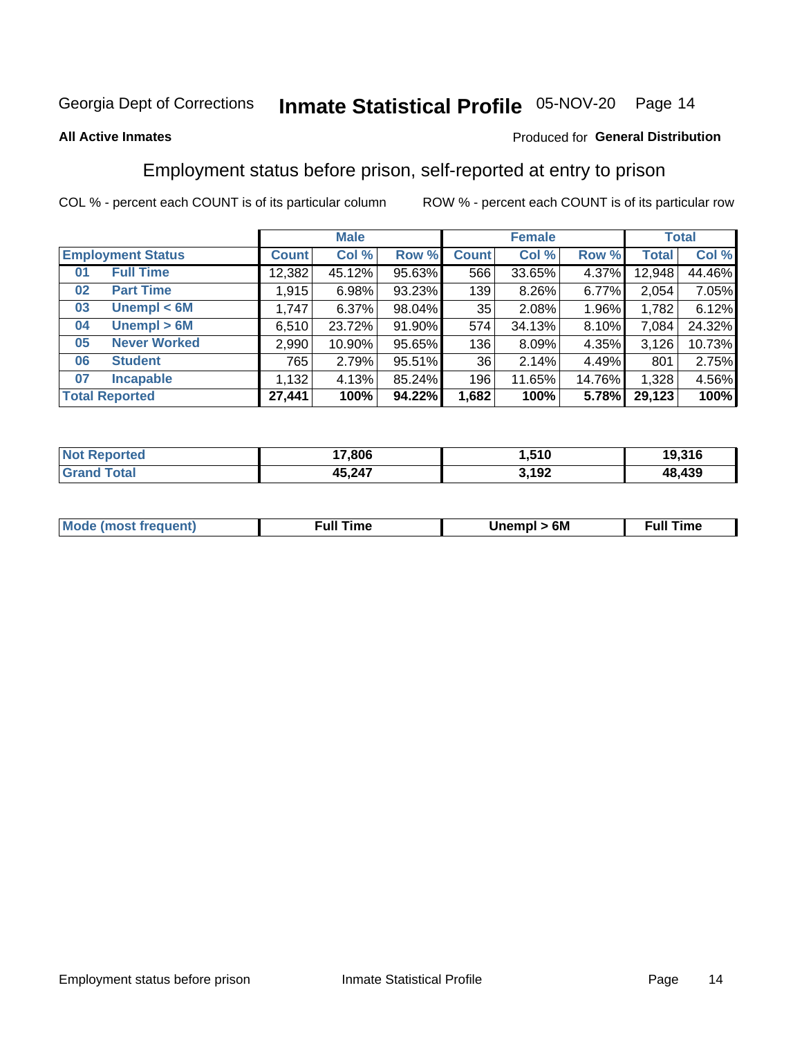Georgia Dept of Corrections **Inmate Statistical Profile** 05-NOV-20

**All Active Inmates**

Produced for **General Distribution**

## Employment status before prison, self-reported at entry to prison

COL % - percent each COUNT is of its particular column ROW % - percent each COUNT is of its particular row

| | | Male | | | Female | | | Total | |
|---|---|---|---|---|---|---|---|---|---|
| **Employment Status** | | **Count** | **Col %** | **Row %** | **Count** | **Col %** | **Row %** | **Total** | **Col %** |
| 01 | Full Time | 12,382 | 45.12% | 95.63% | 566 | 33.65% | 4.37% | 12,948 | 44.46% |
| 02 | Part Time | 1,915 | 6.98% | 93.23% | 139 | 8.26% | 6.77% | 2,054 | 7.05% |
| 03 | Unempl < 6M | 1,747 | 6.37% | 98.04% | 35 | 2.08% | 1.96% | 1,782 | 6.12% |
| 04 | Unempl > 6M | 6,510 | 23.72% | 91.90% | 574 | 34.13% | 8.10% | 7,084 | 24.32% |
| 05 | Never Worked | 2,990 | 10.90% | 95.65% | 136 | 8.09% | 4.35% | 3,126 | 10.73% |
| 06 | Student | 765 | 2.79% | 95.51% | 36 | 2.14% | 4.49% | 801 | 2.75% |
| 07 | Incapable | 1,132 | 4.13% | 85.24% | 196 | 11.65% | 14.76% | 1,328 | 4.56% |
| **Total Reported** | | **27,441** | **100%** | **94.22%** | **1,682** | **100%** | **5.78%** | **29,123** | **100%** |

| | Male | Female | Total |
|---|---|---|---|
| **Not Reported** | **17,806** | **1,510** | **19,316** |
| **Grand Total** | **45,247** | **3,192** | **48,439** |

| | Male | Female | Total |
|---|---|---|---|
| **Mode (most frequent)** | **Full Time** | **Unempl > 6M** | **Full Time** |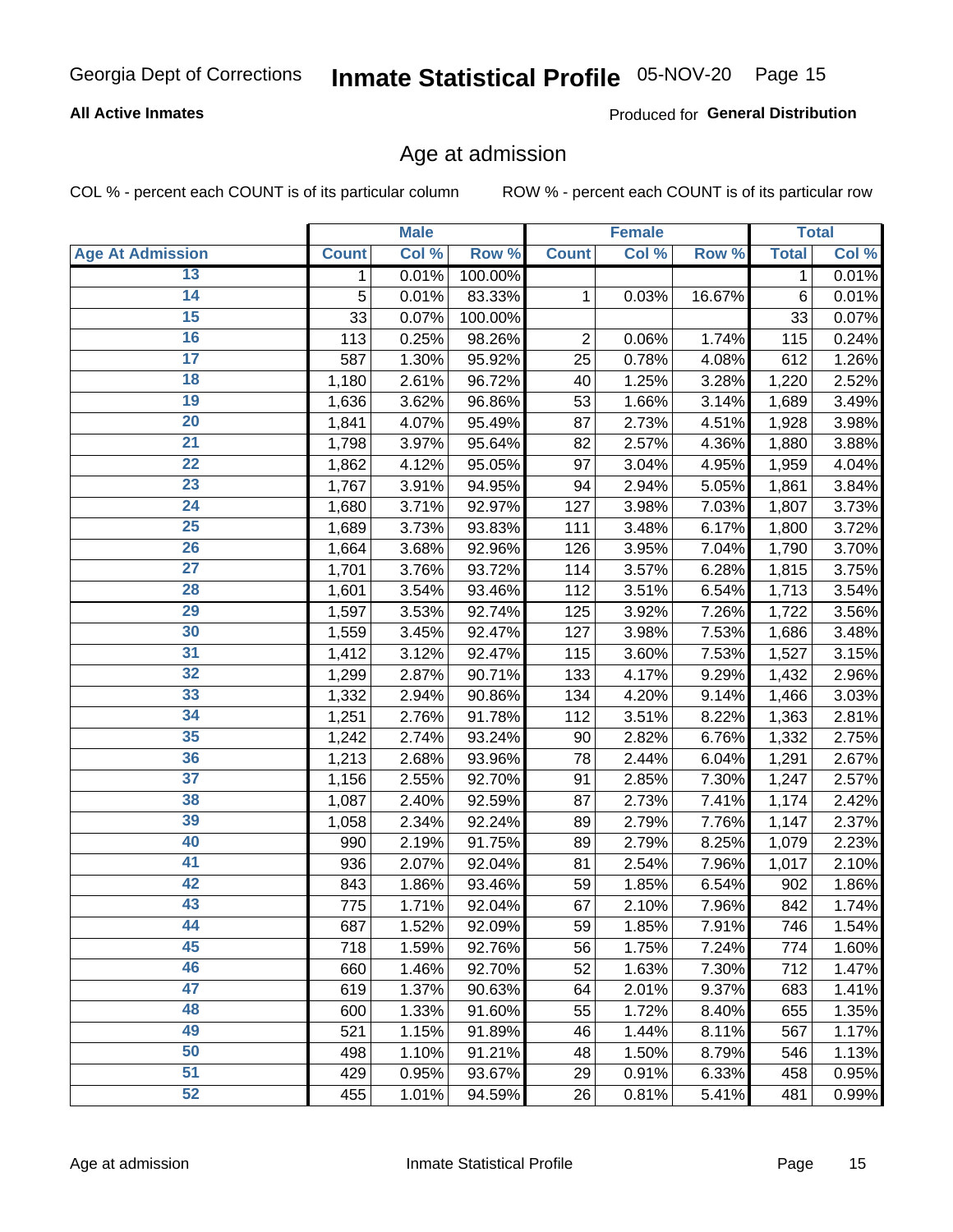Georgia Dept of Corrections **Inmate Statistical Profile** 05-NOV-20

**All Active Inmates**

Produced for **General Distribution**

## Age at admission

COL % - percent each COUNT is of its particular column

ROW % - percent each COUNT is of its particular row

| | Male | | | Female | | | Total | |
|---|---|---|---|---|---|---|---|---|
| **Age At Admission** | **Count** | **Col %** | **Row %** | **Count** | **Col %** | **Row %** | **Total** | **Col %** |
| 13 | 1 | 0.01% | 100.00% | | | | 1 | 0.01% |
| 14 | 5 | 0.01% | 83.33% | 1 | 0.03% | 16.67% | 6 | 0.01% |
| 15 | 33 | 0.07% | 100.00% | | | | 33 | 0.07% |
| 16 | 113 | 0.25% | 98.26% | 2 | 0.06% | 1.74% | 115 | 0.24% |
| 17 | 587 | 1.30% | 95.92% | 25 | 0.78% | 4.08% | 612 | 1.26% |
| 18 | 1,180 | 2.61% | 96.72% | 40 | 1.25% | 3.28% | 1,220 | 2.52% |
| 19 | 1,636 | 3.62% | 96.86% | 53 | 1.66% | 3.14% | 1,689 | 3.49% |
| 20 | 1,841 | 4.07% | 95.49% | 87 | 2.73% | 4.51% | 1,928 | 3.98% |
| 21 | 1,798 | 3.97% | 95.64% | 82 | 2.57% | 4.36% | 1,880 | 3.88% |
| 22 | 1,862 | 4.12% | 95.05% | 97 | 3.04% | 4.95% | 1,959 | 4.04% |
| 23 | 1,767 | 3.91% | 94.95% | 94 | 2.94% | 5.05% | 1,861 | 3.84% |
| 24 | 1,680 | 3.71% | 92.97% | 127 | 3.98% | 7.03% | 1,807 | 3.73% |
| 25 | 1,689 | 3.73% | 93.83% | 111 | 3.48% | 6.17% | 1,800 | 3.72% |
| 26 | 1,664 | 3.68% | 92.96% | 126 | 3.95% | 7.04% | 1,790 | 3.70% |
| 27 | 1,701 | 3.76% | 93.72% | 114 | 3.57% | 6.28% | 1,815 | 3.75% |
| 28 | 1,601 | 3.54% | 93.46% | 112 | 3.51% | 6.54% | 1,713 | 3.54% |
| 29 | 1,597 | 3.53% | 92.74% | 125 | 3.92% | 7.26% | 1,722 | 3.56% |
| 30 | 1,559 | 3.45% | 92.47% | 127 | 3.98% | 7.53% | 1,686 | 3.48% |
| 31 | 1,412 | 3.12% | 92.47% | 115 | 3.60% | 7.53% | 1,527 | 3.15% |
| 32 | 1,299 | 2.87% | 90.71% | 133 | 4.17% | 9.29% | 1,432 | 2.96% |
| 33 | 1,332 | 2.94% | 90.86% | 134 | 4.20% | 9.14% | 1,466 | 3.03% |
| 34 | 1,251 | 2.76% | 91.78% | 112 | 3.51% | 8.22% | 1,363 | 2.81% |
| 35 | 1,242 | 2.74% | 93.24% | 90 | 2.82% | 6.76% | 1,332 | 2.75% |
| 36 | 1,213 | 2.68% | 93.96% | 78 | 2.44% | 6.04% | 1,291 | 2.67% |
| 37 | 1,156 | 2.55% | 92.70% | 91 | 2.85% | 7.30% | 1,247 | 2.57% |
| 38 | 1,087 | 2.40% | 92.59% | 87 | 2.73% | 7.41% | 1,174 | 2.42% |
| 39 | 1,058 | 2.34% | 92.24% | 89 | 2.79% | 7.76% | 1,147 | 2.37% |
| 40 | 990 | 2.19% | 91.75% | 89 | 2.79% | 8.25% | 1,079 | 2.23% |
| 41 | 936 | 2.07% | 92.04% | 81 | 2.54% | 7.96% | 1,017 | 2.10% |
| 42 | 843 | 1.86% | 93.46% | 59 | 1.85% | 6.54% | 902 | 1.86% |
| 43 | 775 | 1.71% | 92.04% | 67 | 2.10% | 7.96% | 842 | 1.74% |
| 44 | 687 | 1.52% | 92.09% | 59 | 1.85% | 7.91% | 746 | 1.54% |
| 45 | 718 | 1.59% | 92.76% | 56 | 1.75% | 7.24% | 774 | 1.60% |
| 46 | 660 | 1.46% | 92.70% | 52 | 1.63% | 7.30% | 712 | 1.47% |
| 47 | 619 | 1.37% | 90.63% | 64 | 2.01% | 9.37% | 683 | 1.41% |
| 48 | 600 | 1.33% | 91.60% | 55 | 1.72% | 8.40% | 655 | 1.35% |
| 49 | 521 | 1.15% | 91.89% | 46 | 1.44% | 8.11% | 567 | 1.17% |
| 50 | 498 | 1.10% | 91.21% | 48 | 1.50% | 8.79% | 546 | 1.13% |
| 51 | 429 | 0.95% | 93.67% | 29 | 0.91% | 6.33% | 458 | 0.95% |
| 52 | 455 | 1.01% | 94.59% | 26 | 0.81% | 5.41% | 481 | 0.99% |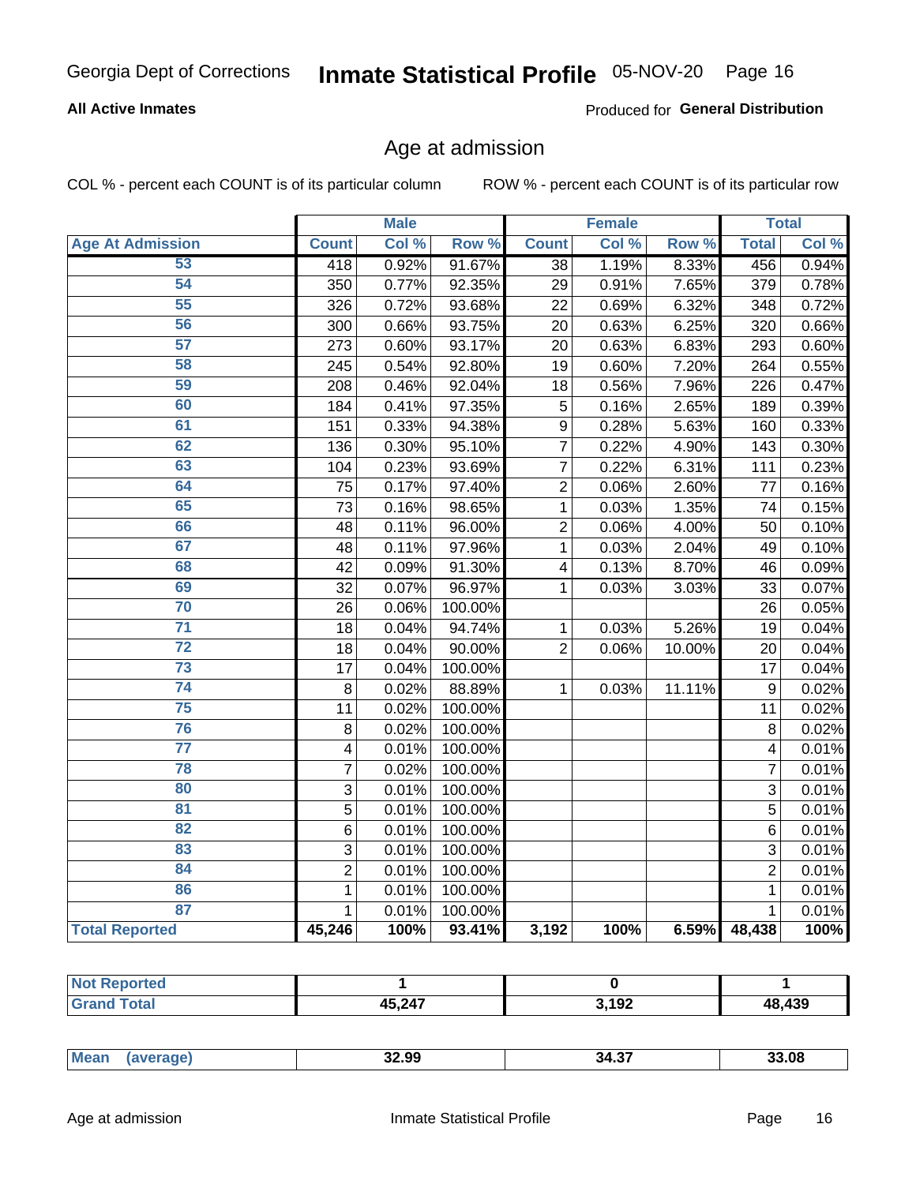Georgia Dept of Corrections **Inmate Statistical Profile** 05-NOV-20

**All Active Inmates**

Produced for **General Distribution**

## Age at admission

COL % - percent each COUNT is of its particular column ROW % - percent each COUNT is of its particular row

| | Male | | | Female | | | Total | |
|---|---|---|---|---|---|---|---|---|
| **Age At Admission** | **Count** | **Col %** | **Row %** | **Count** | **Col %** | **Row %** | **Total** | **Col %** |
| 53 | 418 | 0.92% | 91.67% | 38 | 1.19% | 8.33% | 456 | 0.94% |
| 54 | 350 | 0.77% | 92.35% | 29 | 0.91% | 7.65% | 379 | 0.78% |
| 55 | 326 | 0.72% | 93.68% | 22 | 0.69% | 6.32% | 348 | 0.72% |
| 56 | 300 | 0.66% | 93.75% | 20 | 0.63% | 6.25% | 320 | 0.66% |
| 57 | 273 | 0.60% | 93.17% | 20 | 0.63% | 6.83% | 293 | 0.60% |
| 58 | 245 | 0.54% | 92.80% | 19 | 0.60% | 7.20% | 264 | 0.55% |
| 59 | 208 | 0.46% | 92.04% | 18 | 0.56% | 7.96% | 226 | 0.47% |
| 60 | 184 | 0.41% | 97.35% | 5 | 0.16% | 2.65% | 189 | 0.39% |
| 61 | 151 | 0.33% | 94.38% | 9 | 0.28% | 5.63% | 160 | 0.33% |
| 62 | 136 | 0.30% | 95.10% | 7 | 0.22% | 4.90% | 143 | 0.30% |
| 63 | 104 | 0.23% | 93.69% | 7 | 0.22% | 6.31% | 111 | 0.23% |
| 64 | 75 | 0.17% | 97.40% | 2 | 0.06% | 2.60% | 77 | 0.16% |
| 65 | 73 | 0.16% | 98.65% | 1 | 0.03% | 1.35% | 74 | 0.15% |
| 66 | 48 | 0.11% | 96.00% | 2 | 0.06% | 4.00% | 50 | 0.10% |
| 67 | 48 | 0.11% | 97.96% | 1 | 0.03% | 2.04% | 49 | 0.10% |
| 68 | 42 | 0.09% | 91.30% | 4 | 0.13% | 8.70% | 46 | 0.09% |
| 69 | 32 | 0.07% | 96.97% | 1 | 0.03% | 3.03% | 33 | 0.07% |
| 70 | 26 | 0.06% | 100.00% | | | | 26 | 0.05% |
| 71 | 18 | 0.04% | 94.74% | 1 | 0.03% | 5.26% | 19 | 0.04% |
| 72 | 18 | 0.04% | 90.00% | 2 | 0.06% | 10.00% | 20 | 0.04% |
| 73 | 17 | 0.04% | 100.00% | | | | 17 | 0.04% |
| 74 | 8 | 0.02% | 88.89% | 1 | 0.03% | 11.11% | 9 | 0.02% |
| 75 | 11 | 0.02% | 100.00% | | | | 11 | 0.02% |
| 76 | 8 | 0.02% | 100.00% | | | | 8 | 0.02% |
| 77 | 4 | 0.01% | 100.00% | | | | 4 | 0.01% |
| 78 | 7 | 0.02% | 100.00% | | | | 7 | 0.01% |
| 80 | 3 | 0.01% | 100.00% | | | | 3 | 0.01% |
| 81 | 5 | 0.01% | 100.00% | | | | 5 | 0.01% |
| 82 | 6 | 0.01% | 100.00% | | | | 6 | 0.01% |
| 83 | 3 | 0.01% | 100.00% | | | | 3 | 0.01% |
| 84 | 2 | 0.01% | 100.00% | | | | 2 | 0.01% |
| 86 | 1 | 0.01% | 100.00% | | | | 1 | 0.01% |
| 87 | 1 | 0.01% | 100.00% | | | | 1 | 0.01% |
| **Total Reported** | **45,246** | **100%** | **93.41%** | **3,192** | **100%** | **6.59%** | **48,438** | **100%** |

| | Male | Female | Total |
|---|---|---|---|
| **Not Reported** | **1** | **0** | **1** |
| **Grand Total** | **45,247** | **3,192** | **48,439** |

| | Male | Female | Total |
|---|---|---|---|
| **Mean (average)** | **32.99** | **34.37** | **33.08** |

Age at admission Inmate Statistical Profile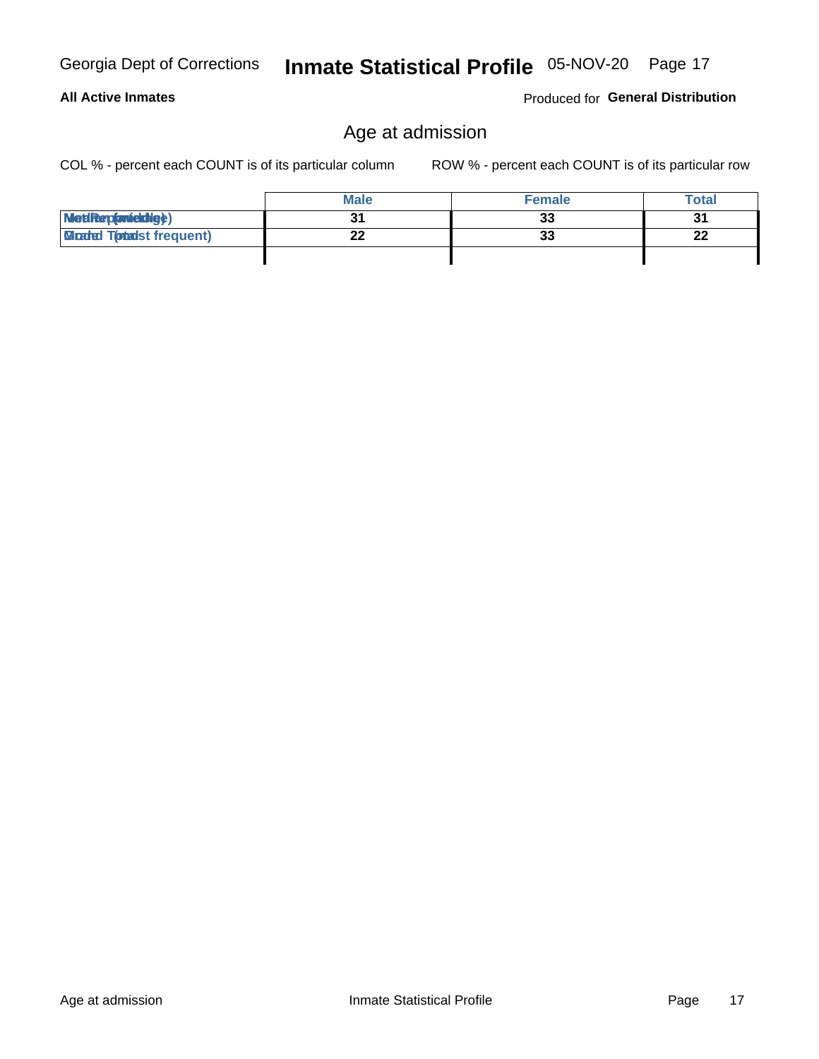## Age at admission

COL % - percent each COUNT is of its particular column        ROW % - percent each COUNT is of its particular row

| | Male | Female | Total |
|---|---|---|---|
| Median (middle) | 31 | 33 | 31 |
| Mode (most frequent) | 22 | 33 | 22 |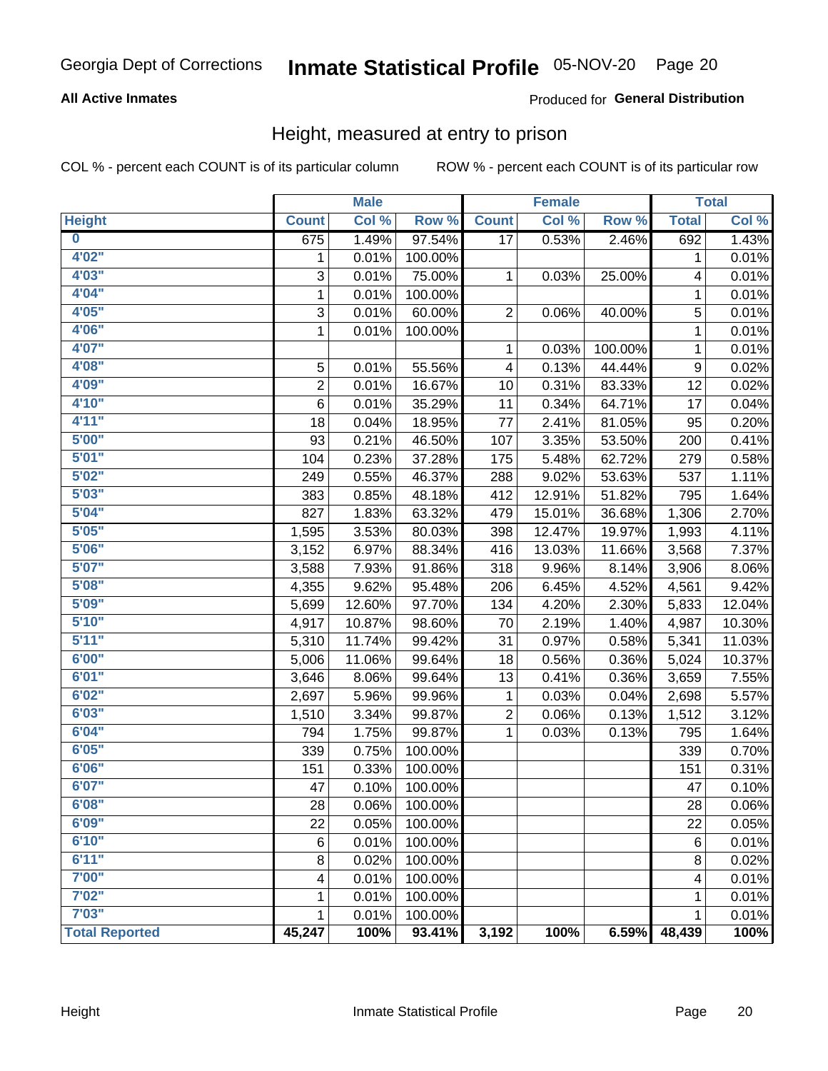Georgia Dept of Corrections **Inmate Statistical Profile** 05-NOV-20

**All Active Inmates**

Produced for **General Distribution**

## Height, measured at entry to prison

COL % - percent each COUNT is of its particular column ROW % - percent each COUNT is of its particular row

| | Male | | | Female | | | Total | |
|---|---|---|---|---|---|---|---|---|
| Height | Count | Col % | Row % | Count | Col % | Row % | Total | Col % |
| 0 | 675 | 1.49% | 97.54% | 17 | 0.53% | 2.46% | 692 | 1.43% |
| 4'02" | 1 | 0.01% | 100.00% | | | | 1 | 0.01% |
| 4'03" | 3 | 0.01% | 75.00% | 1 | 0.03% | 25.00% | 4 | 0.01% |
| 4'04" | 1 | 0.01% | 100.00% | | | | 1 | 0.01% |
| 4'05" | 3 | 0.01% | 60.00% | 2 | 0.06% | 40.00% | 5 | 0.01% |
| 4'06" | 1 | 0.01% | 100.00% | | | | 1 | 0.01% |
| 4'07" | | | | 1 | 0.03% | 100.00% | 1 | 0.01% |
| 4'08" | 5 | 0.01% | 55.56% | 4 | 0.13% | 44.44% | 9 | 0.02% |
| 4'09" | 2 | 0.01% | 16.67% | 10 | 0.31% | 83.33% | 12 | 0.02% |
| 4'10" | 6 | 0.01% | 35.29% | 11 | 0.34% | 64.71% | 17 | 0.04% |
| 4'11" | 18 | 0.04% | 18.95% | 77 | 2.41% | 81.05% | 95 | 0.20% |
| 5'00" | 93 | 0.21% | 46.50% | 107 | 3.35% | 53.50% | 200 | 0.41% |
| 5'01" | 104 | 0.23% | 37.28% | 175 | 5.48% | 62.72% | 279 | 0.58% |
| 5'02" | 249 | 0.55% | 46.37% | 288 | 9.02% | 53.63% | 537 | 1.11% |
| 5'03" | 383 | 0.85% | 48.18% | 412 | 12.91% | 51.82% | 795 | 1.64% |
| 5'04" | 827 | 1.83% | 63.32% | 479 | 15.01% | 36.68% | 1,306 | 2.70% |
| 5'05" | 1,595 | 3.53% | 80.03% | 398 | 12.47% | 19.97% | 1,993 | 4.11% |
| 5'06" | 3,152 | 6.97% | 88.34% | 416 | 13.03% | 11.66% | 3,568 | 7.37% |
| 5'07" | 3,588 | 7.93% | 91.86% | 318 | 9.96% | 8.14% | 3,906 | 8.06% |
| 5'08" | 4,355 | 9.62% | 95.48% | 206 | 6.45% | 4.52% | 4,561 | 9.42% |
| 5'09" | 5,699 | 12.60% | 97.70% | 134 | 4.20% | 2.30% | 5,833 | 12.04% |
| 5'10" | 4,917 | 10.87% | 98.60% | 70 | 2.19% | 1.40% | 4,987 | 10.30% |
| 5'11" | 5,310 | 11.74% | 99.42% | 31 | 0.97% | 0.58% | 5,341 | 11.03% |
| 6'00" | 5,006 | 11.06% | 99.64% | 18 | 0.56% | 0.36% | 5,024 | 10.37% |
| 6'01" | 3,646 | 8.06% | 99.64% | 13 | 0.41% | 0.36% | 3,659 | 7.55% |
| 6'02" | 2,697 | 5.96% | 99.96% | 1 | 0.03% | 0.04% | 2,698 | 5.57% |
| 6'03" | 1,510 | 3.34% | 99.87% | 2 | 0.06% | 0.13% | 1,512 | 3.12% |
| 6'04" | 794 | 1.75% | 99.87% | 1 | 0.03% | 0.13% | 795 | 1.64% |
| 6'05" | 339 | 0.75% | 100.00% | | | | 339 | 0.70% |
| 6'06" | 151 | 0.33% | 100.00% | | | | 151 | 0.31% |
| 6'07" | 47 | 0.10% | 100.00% | | | | 47 | 0.10% |
| 6'08" | 28 | 0.06% | 100.00% | | | | 28 | 0.06% |
| 6'09" | 22 | 0.05% | 100.00% | | | | 22 | 0.05% |
| 6'10" | 6 | 0.01% | 100.00% | | | | 6 | 0.01% |
| 6'11" | 8 | 0.02% | 100.00% | | | | 8 | 0.02% |
| 7'00" | 4 | 0.01% | 100.00% | | | | 4 | 0.01% |
| 7'02" | 1 | 0.01% | 100.00% | | | | 1 | 0.01% |
| 7'03" | 1 | 0.01% | 100.00% | | | | 1 | 0.01% |
| **Total Reported** | **45,247** | **100%** | **93.41%** | **3,192** | **100%** | **6.59%** | **48,439** | **100%** |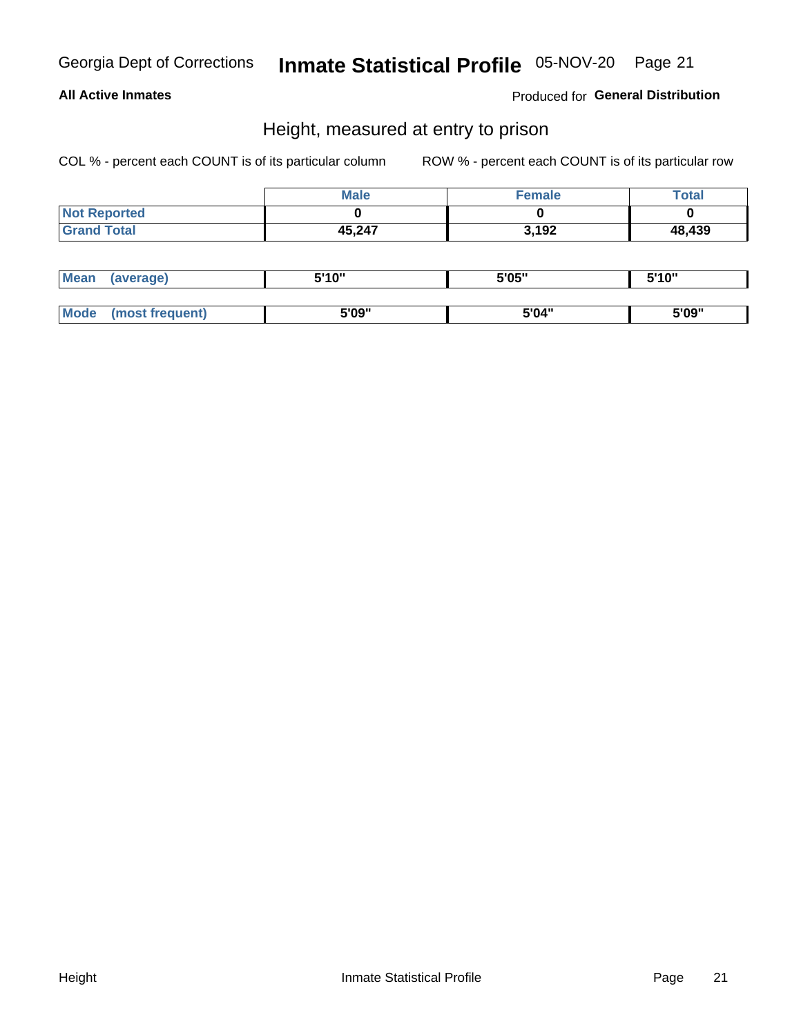Georgia Dept of Corrections **Inmate Statistical Profile** 05-NOV-20 Page 21

**All Active Inmates**

Produced for **General Distribution**

## Height, measured at entry to prison

COL % - percent each COUNT is of its particular column

ROW % - percent each COUNT is of its particular row

| | Male | Female | Total |
|---|---|---|---|
| **Not Reported** | **0** | **0** | **0** |
| **Grand Total** | **45,247** | **3,192** | **48,439** |

| | | | |
|---|---|---|---|
| **Mean (average)** | **5'10"** | **5'05"** | **5'10"** |
| **Mode (most frequent)** | **5'09"** | **5'04"** | **5'09"** |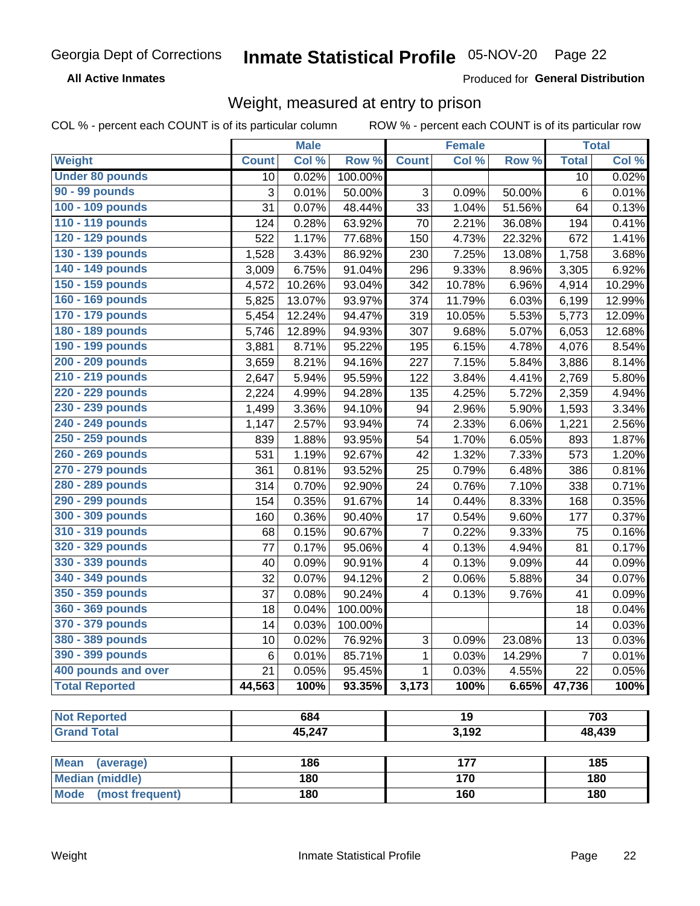Georgia Dept of Corrections **Inmate Statistical Profile** 05-NOV-20

**All Active Inmates**

Produced for **General Distribution**

## Weight, measured at entry to prison

COL % - percent each COUNT is of its particular column ROW % - percent each COUNT is of its particular row

| | Male | | | Female | | | Total | |
|---|---|---|---|---|---|---|---|---|
| **Weight** | **Count** | **Col %** | **Row %** | **Count** | **Col %** | **Row %** | **Total** | **Col %** |
| **Under 80 pounds** | 10 | 0.02% | 100.00% | | | | 10 | 0.02% |
| **90 - 99 pounds** | 3 | 0.01% | 50.00% | 3 | 0.09% | 50.00% | 6 | 0.01% |
| **100 - 109 pounds** | 31 | 0.07% | 48.44% | 33 | 1.04% | 51.56% | 64 | 0.13% |
| **110 - 119 pounds** | 124 | 0.28% | 63.92% | 70 | 2.21% | 36.08% | 194 | 0.41% |
| **120 - 129 pounds** | 522 | 1.17% | 77.68% | 150 | 4.73% | 22.32% | 672 | 1.41% |
| **130 - 139 pounds** | 1,528 | 3.43% | 86.92% | 230 | 7.25% | 13.08% | 1,758 | 3.68% |
| **140 - 149 pounds** | 3,009 | 6.75% | 91.04% | 296 | 9.33% | 8.96% | 3,305 | 6.92% |
| **150 - 159 pounds** | 4,572 | 10.26% | 93.04% | 342 | 10.78% | 6.96% | 4,914 | 10.29% |
| **160 - 169 pounds** | 5,825 | 13.07% | 93.97% | 374 | 11.79% | 6.03% | 6,199 | 12.99% |
| **170 - 179 pounds** | 5,454 | 12.24% | 94.47% | 319 | 10.05% | 5.53% | 5,773 | 12.09% |
| **180 - 189 pounds** | 5,746 | 12.89% | 94.93% | 307 | 9.68% | 5.07% | 6,053 | 12.68% |
| **190 - 199 pounds** | 3,881 | 8.71% | 95.22% | 195 | 6.15% | 4.78% | 4,076 | 8.54% |
| **200 - 209 pounds** | 3,659 | 8.21% | 94.16% | 227 | 7.15% | 5.84% | 3,886 | 8.14% |
| **210 - 219 pounds** | 2,647 | 5.94% | 95.59% | 122 | 3.84% | 4.41% | 2,769 | 5.80% |
| **220 - 229 pounds** | 2,224 | 4.99% | 94.28% | 135 | 4.25% | 5.72% | 2,359 | 4.94% |
| **230 - 239 pounds** | 1,499 | 3.36% | 94.10% | 94 | 2.96% | 5.90% | 1,593 | 3.34% |
| **240 - 249 pounds** | 1,147 | 2.57% | 93.94% | 74 | 2.33% | 6.06% | 1,221 | 2.56% |
| **250 - 259 pounds** | 839 | 1.88% | 93.95% | 54 | 1.70% | 6.05% | 893 | 1.87% |
| **260 - 269 pounds** | 531 | 1.19% | 92.67% | 42 | 1.32% | 7.33% | 573 | 1.20% |
| **270 - 279 pounds** | 361 | 0.81% | 93.52% | 25 | 0.79% | 6.48% | 386 | 0.81% |
| **280 - 289 pounds** | 314 | 0.70% | 92.90% | 24 | 0.76% | 7.10% | 338 | 0.71% |
| **290 - 299 pounds** | 154 | 0.35% | 91.67% | 14 | 0.44% | 8.33% | 168 | 0.35% |
| **300 - 309 pounds** | 160 | 0.36% | 90.40% | 17 | 0.54% | 9.60% | 177 | 0.37% |
| **310 - 319 pounds** | 68 | 0.15% | 90.67% | 7 | 0.22% | 9.33% | 75 | 0.16% |
| **320 - 329 pounds** | 77 | 0.17% | 95.06% | 4 | 0.13% | 4.94% | 81 | 0.17% |
| **330 - 339 pounds** | 40 | 0.09% | 90.91% | 4 | 0.13% | 9.09% | 44 | 0.09% |
| **340 - 349 pounds** | 32 | 0.07% | 94.12% | 2 | 0.06% | 5.88% | 34 | 0.07% |
| **350 - 359 pounds** | 37 | 0.08% | 90.24% | 4 | 0.13% | 9.76% | 41 | 0.09% |
| **360 - 369 pounds** | 18 | 0.04% | 100.00% | | | | 18 | 0.04% |
| **370 - 379 pounds** | 14 | 0.03% | 100.00% | | | | 14 | 0.03% |
| **380 - 389 pounds** | 10 | 0.02% | 76.92% | 3 | 0.09% | 23.08% | 13 | 0.03% |
| **390 - 399 pounds** | 6 | 0.01% | 85.71% | 1 | 0.03% | 14.29% | 7 | 0.01% |
| **400 pounds and over** | 21 | 0.05% | 95.45% | 1 | 0.03% | 4.55% | 22 | 0.05% |
| **Total Reported** | **44,563** | **100%** | **93.35%** | **3,173** | **100%** | **6.65%** | **47,736** | **100%** |

| | Male | Female | Total |
|---|---|---|---|
| **Not Reported** | **684** | **19** | **703** |
| **Grand Total** | **45,247** | **3,192** | **48,439** |

| | Male | Female | Total |
|---|---|---|---|
| **Mean (average)** | **186** | **177** | **185** |
| **Median (middle)** | **180** | **170** | **180** |
| **Mode (most frequent)** | **180** | **160** | **180** |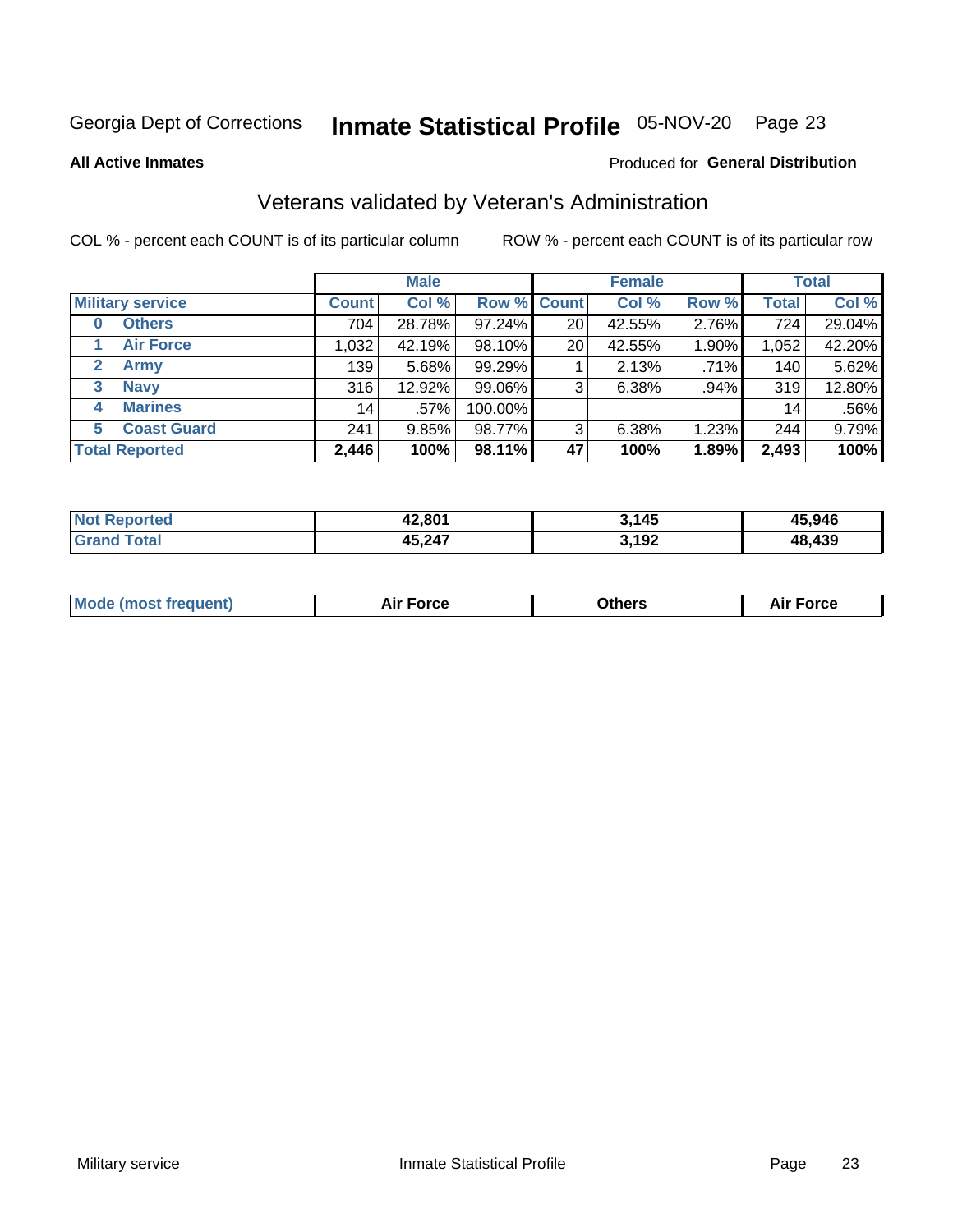Georgia Dept of Corrections **Inmate Statistical Profile** 05-NOV-20

**All Active Inmates**

Produced for **General Distribution**

## Veterans validated by Veteran's Administration

COL % - percent each COUNT is of its particular column

ROW % - percent each COUNT is of its particular row

| | | Male | | | Female | | | Total | |
|---|---|---|---|---|---|---|---|---|---|
| **Military service** | | **Count** | **Col %** | **Row %** | **Count** | **Col %** | **Row %** | **Total** | **Col %** |
| 0 | Others | 704 | 28.78% | 97.24% | 20 | 42.55% | 2.76% | 724 | 29.04% |
| 1 | Air Force | 1,032 | 42.19% | 98.10% | 20 | 42.55% | 1.90% | 1,052 | 42.20% |
| 2 | Army | 139 | 5.68% | 99.29% | 1 | 2.13% | .71% | 140 | 5.62% |
| 3 | Navy | 316 | 12.92% | 99.06% | 3 | 6.38% | .94% | 319 | 12.80% |
| 4 | Marines | 14 | .57% | 100.00% | | | | 14 | .56% |
| 5 | Coast Guard | 241 | 9.85% | 98.77% | 3 | 6.38% | 1.23% | 244 | 9.79% |
| **Total Reported** | | **2,446** | **100%** | **98.11%** | **47** | **100%** | **1.89%** | **2,493** | **100%** |

| | Male | Female | Total |
|---|---|---|---|
| Not Reported | **42,801** | **3,145** | **45,946** |
| Grand Total | **45,247** | **3,192** | **48,439** |

| | Male | Female | Total |
|---|---|---|---|
| Mode (most frequent) | **Air Force** | **Others** | **Air Force** |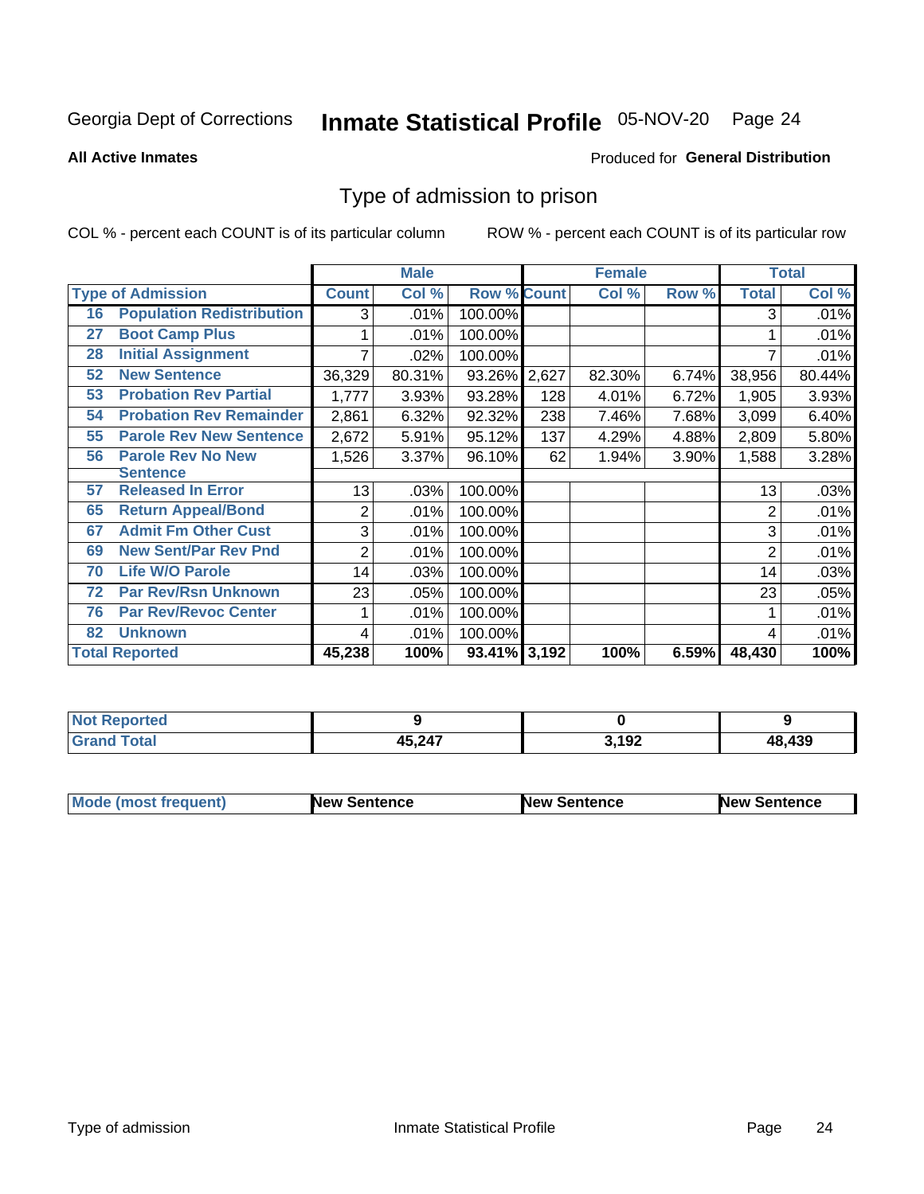Georgia Dept of Corrections **Inmate Statistical Profile** 05-NOV-20

**All Active Inmates**

Produced for **General Distribution**

# Type of admission to prison

COL % - percent each COUNT is of its particular column ROW % - percent each COUNT is of its particular row

| | | Male | | | Female | | | Total | |
|---|---|---|---|---|---|---|---|---|---|
| **Type of Admission** | | **Count** | **Col %** | **Row %** | **Count** | **Col %** | **Row %** | **Total** | **Col %** |
| 16 | Population Redistribution | 3 | .01% | 100.00% | | | | 3 | .01% |
| 27 | Boot Camp Plus | 1 | .01% | 100.00% | | | | 1 | .01% |
| 28 | Initial Assignment | 7 | .02% | 100.00% | | | | 7 | .01% |
| 52 | New Sentence | 36,329 | 80.31% | 93.26% | 2,627 | 82.30% | 6.74% | 38,956 | 80.44% |
| 53 | Probation Rev Partial | 1,777 | 3.93% | 93.28% | 128 | 4.01% | 6.72% | 1,905 | 3.93% |
| 54 | Probation Rev Remainder | 2,861 | 6.32% | 92.32% | 238 | 7.46% | 7.68% | 3,099 | 6.40% |
| 55 | Parole Rev New Sentence | 2,672 | 5.91% | 95.12% | 137 | 4.29% | 4.88% | 2,809 | 5.80% |
| 56 | Parole Rev No New Sentence | 1,526 | 3.37% | 96.10% | 62 | 1.94% | 3.90% | 1,588 | 3.28% |
| 57 | Released In Error | 13 | .03% | 100.00% | | | | 13 | .03% |
| 65 | Return Appeal/Bond | 2 | .01% | 100.00% | | | | 2 | .01% |
| 67 | Admit Fm Other Cust | 3 | .01% | 100.00% | | | | 3 | .01% |
| 69 | New Sent/Par Rev Pnd | 2 | .01% | 100.00% | | | | 2 | .01% |
| 70 | Life W/O Parole | 14 | .03% | 100.00% | | | | 14 | .03% |
| 72 | Par Rev/Rsn Unknown | 23 | .05% | 100.00% | | | | 23 | .05% |
| 76 | Par Rev/Revoc Center | 1 | .01% | 100.00% | | | | 1 | .01% |
| 82 | Unknown | 4 | .01% | 100.00% | | | | 4 | .01% |
| **Total Reported** | | **45,238** | **100%** | **93.41%** | **3,192** | **100%** | **6.59%** | **48,430** | **100%** |

| | Male | Female | Total |
|---|---|---|---|
| **Not Reported** | **9** | **0** | **9** |
| **Grand Total** | **45,247** | **3,192** | **48,439** |

| | Male | Female | Total |
|---|---|---|---|
| **Mode (most frequent)** | **New Sentence** | **New Sentence** | **New Sentence** |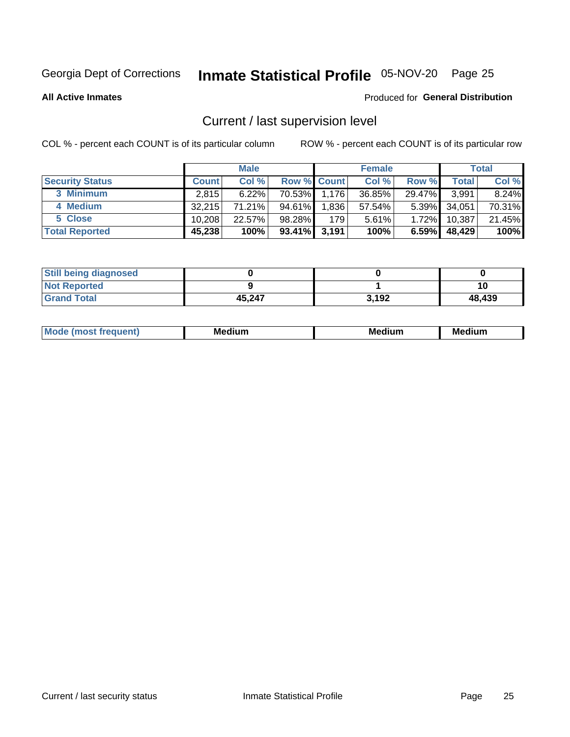Georgia Dept of Corrections **Inmate Statistical Profile** 05-NOV-20

**All Active Inmates**

Produced for **General Distribution**

## Current / last supervision level

COL % - percent each COUNT is of its particular column

ROW % - percent each COUNT is of its particular row

| | Male | | | Female | | | Total | |
|---|---|---|---|---|---|---|---|---|
| **Security Status** | **Count** | **Col %** | **Row %** | **Count** | **Col %** | **Row %** | **Total** | **Col %** |
| 3 Minimum | 2,815 | 6.22% | 70.53% | 1,176 | 36.85% | 29.47% | 3,991 | 8.24% |
| 4 Medium | 32,215 | 71.21% | 94.61% | 1,836 | 57.54% | 5.39% | 34,051 | 70.31% |
| 5 Close | 10,208 | 22.57% | 98.28% | 179 | 5.61% | 1.72% | 10,387 | 21.45% |
| **Total Reported** | **45,238** | **100%** | **93.41%** | **3,191** | **100%** | **6.59%** | **48,429** | **100%** |

| | | | |
|---|---|---|---|
| **Still being diagnosed** | **0** | **0** | **0** |
| **Not Reported** | **9** | **1** | **10** |
| **Grand Total** | **45,247** | **3,192** | **48,439** |

| | | | |
|---|---|---|---|
| **Mode (most frequent)** | **Medium** | **Medium** | **Medium** |

Current / last security status

Inmate Statistical Profile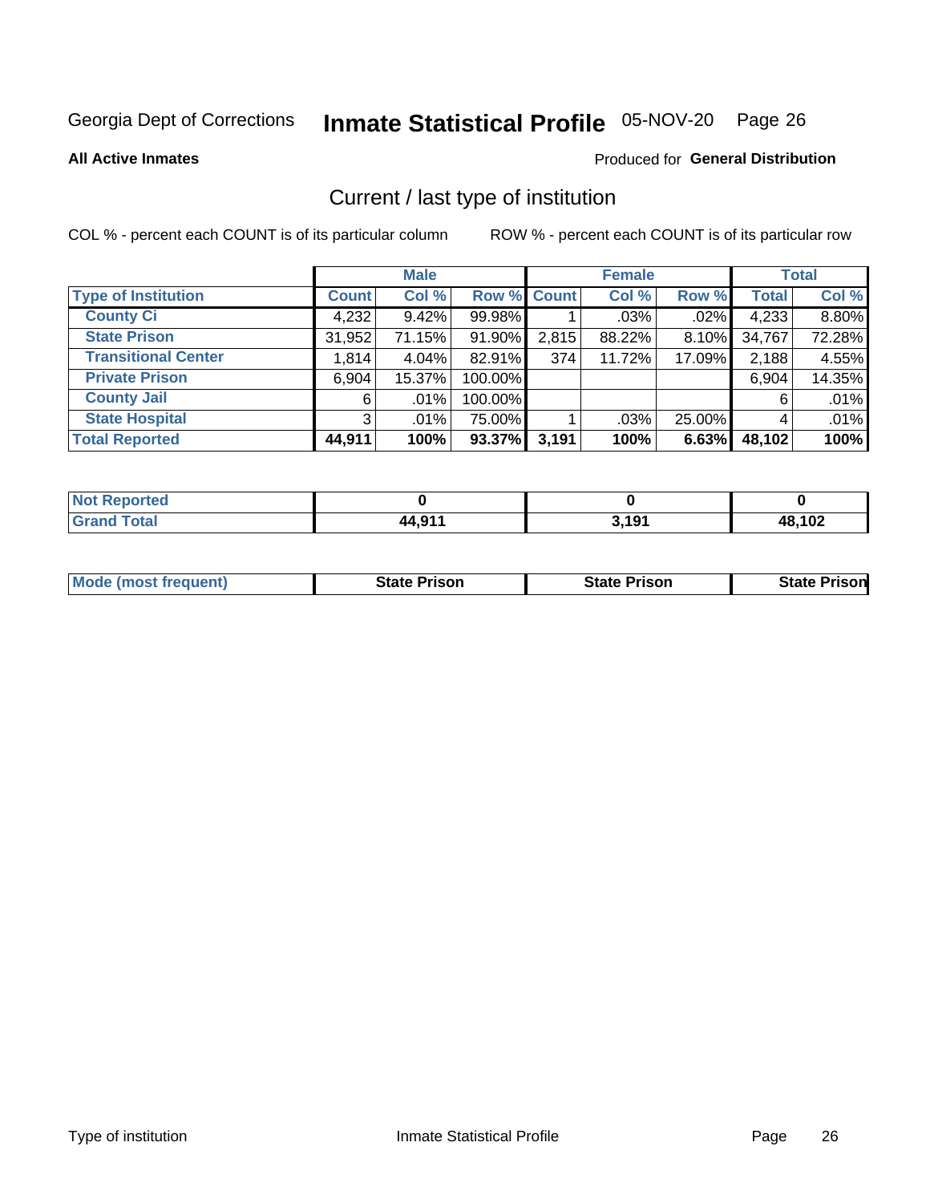Georgia Dept of Corrections **Inmate Statistical Profile** 05-NOV-20 Page 26

**All Active Inmates**

Produced for **General Distribution**

## Current / last type of institution

COL % - percent each COUNT is of its particular column

ROW % - percent each COUNT is of its particular row

| | Male | | | Female | | | Total | |
|---|---|---|---|---|---|---|---|---|
| **Type of Institution** | **Count** | **Col %** | **Row %** | **Count** | **Col %** | **Row %** | **Total** | **Col %** |
| **County Ci** | 4,232 | 9.42% | 99.98% | 1 | .03% | .02% | 4,233 | 8.80% |
| **State Prison** | 31,952 | 71.15% | 91.90% | 2,815 | 88.22% | 8.10% | 34,767 | 72.28% |
| **Transitional Center** | 1,814 | 4.04% | 82.91% | 374 | 11.72% | 17.09% | 2,188 | 4.55% |
| **Private Prison** | 6,904 | 15.37% | 100.00% | | | | 6,904 | 14.35% |
| **County Jail** | 6 | .01% | 100.00% | | | | 6 | .01% |
| **State Hospital** | 3 | .01% | 75.00% | 1 | .03% | 25.00% | 4 | .01% |
| **Total Reported** | **44,911** | **100%** | **93.37%** | **3,191** | **100%** | **6.63%** | **48,102** | **100%** |

| | Male | Female | Total |
|---|---|---|---|
| **Not Reported** | **0** | **0** | **0** |
| **Grand Total** | **44,911** | **3,191** | **48,102** |

| | Male | Female | Total |
|---|---|---|---|
| **Mode (most frequent)** | **State Prison** | **State Prison** | **State Prison** |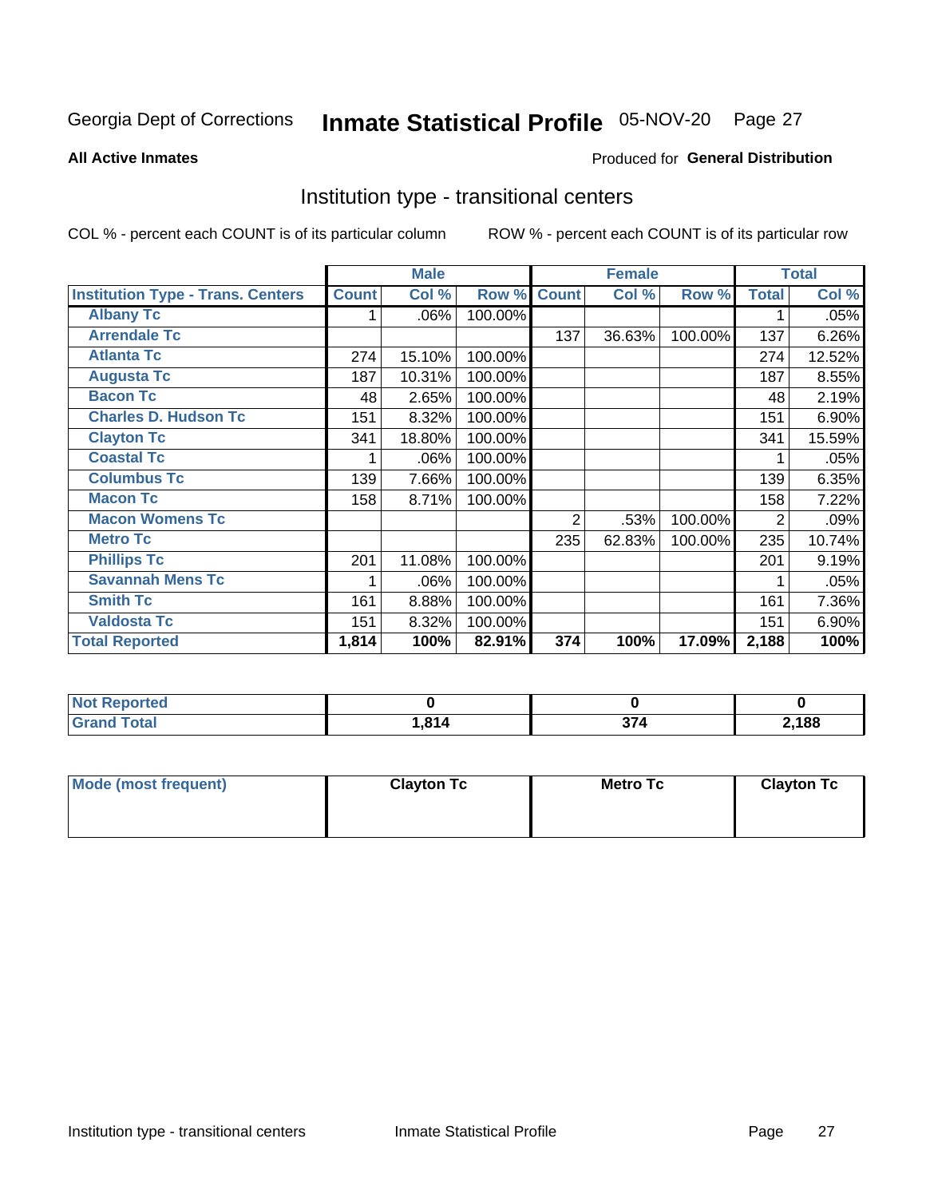Georgia Dept of Corrections **Inmate Statistical Profile** 05-NOV-20

**All Active Inmates**

Produced for **General Distribution**

## Institution type - transitional centers

COL % - percent each COUNT is of its particular column

ROW % - percent each COUNT is of its particular row

| | Male | | | Female | | | Total | |
|---|---|---|---|---|---|---|---|---|
| **Institution Type - Trans. Centers** | **Count** | **Col %** | **Row %** | **Count** | **Col %** | **Row %** | **Total** | **Col %** |
| **Albany Tc** | 1 | .06% | 100.00% | | | | 1 | .05% |
| **Arrendale Tc** | | | | 137 | 36.63% | 100.00% | 137 | 6.26% |
| **Atlanta Tc** | 274 | 15.10% | 100.00% | | | | 274 | 12.52% |
| **Augusta Tc** | 187 | 10.31% | 100.00% | | | | 187 | 8.55% |
| **Bacon Tc** | 48 | 2.65% | 100.00% | | | | 48 | 2.19% |
| **Charles D. Hudson Tc** | 151 | 8.32% | 100.00% | | | | 151 | 6.90% |
| **Clayton Tc** | 341 | 18.80% | 100.00% | | | | 341 | 15.59% |
| **Coastal Tc** | 1 | .06% | 100.00% | | | | 1 | .05% |
| **Columbus Tc** | 139 | 7.66% | 100.00% | | | | 139 | 6.35% |
| **Macon Tc** | 158 | 8.71% | 100.00% | | | | 158 | 7.22% |
| **Macon Womens Tc** | | | | 2 | .53% | 100.00% | 2 | .09% |
| **Metro Tc** | | | | 235 | 62.83% | 100.00% | 235 | 10.74% |
| **Phillips Tc** | 201 | 11.08% | 100.00% | | | | 201 | 9.19% |
| **Savannah Mens Tc** | 1 | .06% | 100.00% | | | | 1 | .05% |
| **Smith Tc** | 161 | 8.88% | 100.00% | | | | 161 | 7.36% |
| **Valdosta Tc** | 151 | 8.32% | 100.00% | | | | 151 | 6.90% |
| **Total Reported** | **1,814** | **100%** | **82.91%** | **374** | **100%** | **17.09%** | **2,188** | **100%** |

| | | | |
|---|---|---|---|
| **Not Reported** | **0** | **0** | **0** |
| **Grand Total** | **1,814** | **374** | **2,188** |

| | | | |
|---|---|---|---|
| **Mode (most frequent)** | **Clayton Tc** | **Metro Tc** | **Clayton Tc** |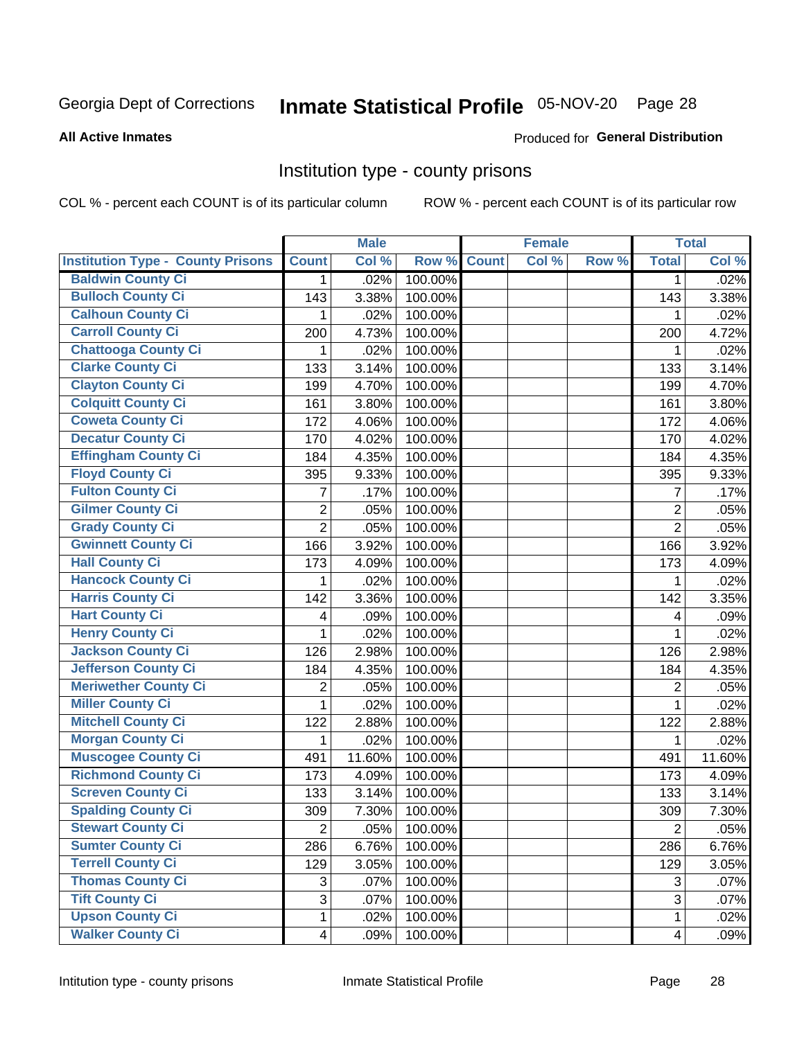Georgia Dept of Corrections **Inmate Statistical Profile** 05-NOV-20

**All Active Inmates**

Produced for **General Distribution**

## Institution type - county prisons

COL % - percent each COUNT is of its particular column ROW % - percent each COUNT is of its particular row

| | Male | | | Female | | | Total | |
|---|---|---|---|---|---|---|---|---|
| **Institution Type - County Prisons** | **Count** | **Col %** | **Row %** | **Count** | **Col %** | **Row %** | **Total** | **Col %** |
| Baldwin County Ci | 1 | .02% | 100.00% | | | | 1 | .02% |
| Bulloch County Ci | 143 | 3.38% | 100.00% | | | | 143 | 3.38% |
| Calhoun County Ci | 1 | .02% | 100.00% | | | | 1 | .02% |
| Carroll County Ci | 200 | 4.73% | 100.00% | | | | 200 | 4.72% |
| Chattooga County Ci | 1 | .02% | 100.00% | | | | 1 | .02% |
| Clarke County Ci | 133 | 3.14% | 100.00% | | | | 133 | 3.14% |
| Clayton County Ci | 199 | 4.70% | 100.00% | | | | 199 | 4.70% |
| Colquitt County Ci | 161 | 3.80% | 100.00% | | | | 161 | 3.80% |
| Coweta County Ci | 172 | 4.06% | 100.00% | | | | 172 | 4.06% |
| Decatur County Ci | 170 | 4.02% | 100.00% | | | | 170 | 4.02% |
| Effingham County Ci | 184 | 4.35% | 100.00% | | | | 184 | 4.35% |
| Floyd County Ci | 395 | 9.33% | 100.00% | | | | 395 | 9.33% |
| Fulton County Ci | 7 | .17% | 100.00% | | | | 7 | .17% |
| Gilmer County Ci | 2 | .05% | 100.00% | | | | 2 | .05% |
| Grady County Ci | 2 | .05% | 100.00% | | | | 2 | .05% |
| Gwinnett County Ci | 166 | 3.92% | 100.00% | | | | 166 | 3.92% |
| Hall County Ci | 173 | 4.09% | 100.00% | | | | 173 | 4.09% |
| Hancock County Ci | 1 | .02% | 100.00% | | | | 1 | .02% |
| Harris County Ci | 142 | 3.36% | 100.00% | | | | 142 | 3.35% |
| Hart County Ci | 4 | .09% | 100.00% | | | | 4 | .09% |
| Henry County Ci | 1 | .02% | 100.00% | | | | 1 | .02% |
| Jackson County Ci | 126 | 2.98% | 100.00% | | | | 126 | 2.98% |
| Jefferson County Ci | 184 | 4.35% | 100.00% | | | | 184 | 4.35% |
| Meriwether County Ci | 2 | .05% | 100.00% | | | | 2 | .05% |
| Miller County Ci | 1 | .02% | 100.00% | | | | 1 | .02% |
| Mitchell County Ci | 122 | 2.88% | 100.00% | | | | 122 | 2.88% |
| Morgan County Ci | 1 | .02% | 100.00% | | | | 1 | .02% |
| Muscogee County Ci | 491 | 11.60% | 100.00% | | | | 491 | 11.60% |
| Richmond County Ci | 173 | 4.09% | 100.00% | | | | 173 | 4.09% |
| Screven County Ci | 133 | 3.14% | 100.00% | | | | 133 | 3.14% |
| Spalding County Ci | 309 | 7.30% | 100.00% | | | | 309 | 7.30% |
| Stewart County Ci | 2 | .05% | 100.00% | | | | 2 | .05% |
| Sumter County Ci | 286 | 6.76% | 100.00% | | | | 286 | 6.76% |
| Terrell County Ci | 129 | 3.05% | 100.00% | | | | 129 | 3.05% |
| Thomas County Ci | 3 | .07% | 100.00% | | | | 3 | .07% |
| Tift County Ci | 3 | .07% | 100.00% | | | | 3 | .07% |
| Upson County Ci | 1 | .02% | 100.00% | | | | 1 | .02% |
| Walker County Ci | 4 | .09% | 100.00% | | | | 4 | .09% |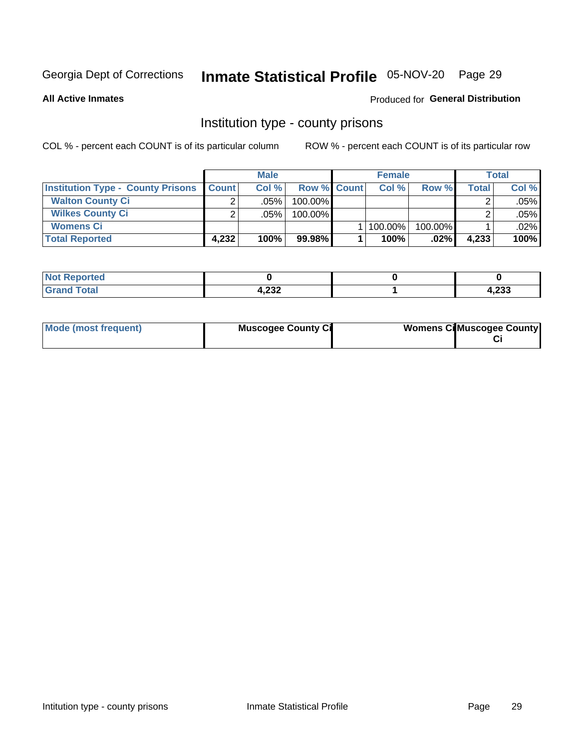Georgia Dept of Corrections **Inmate Statistical Profile** 05-NOV-20

**All Active Inmates**

Produced for **General Distribution**

## Institution type - county prisons

COL % - percent each COUNT is of its particular column ROW % - percent each COUNT is of its particular row

| | Male | | | Female | | | Total | |
|---|---|---|---|---|---|---|---|---|
| **Institution Type - County Prisons** | **Count** | **Col %** | **Row %** | **Count** | **Col %** | **Row %** | **Total** | **Col %** |
| **Walton County Ci** | 2 | .05% | 100.00% | | | | 2 | .05% |
| **Wilkes County Ci** | 2 | .05% | 100.00% | | | | 2 | .05% |
| **Womens Ci** | | | | 1 | 100.00% | 100.00% | 1 | .02% |
| **Total Reported** | **4,232** | **100%** | **99.98%** | **1** | **100%** | **.02%** | **4,233** | **100%** |

| | Male | Female | Total |
|---|---|---|---|
| **Not Reported** | **0** | **0** | **0** |
| **Grand Total** | **4,232** | **1** | **4,233** |

| | Male | Female | Total |
|---|---|---|---|
| **Mode (most frequent)** | **Muscogee County Ci** | **Womens Ci** | **Muscogee County Ci** |

Intitution type - county prisons Inmate Statistical Profile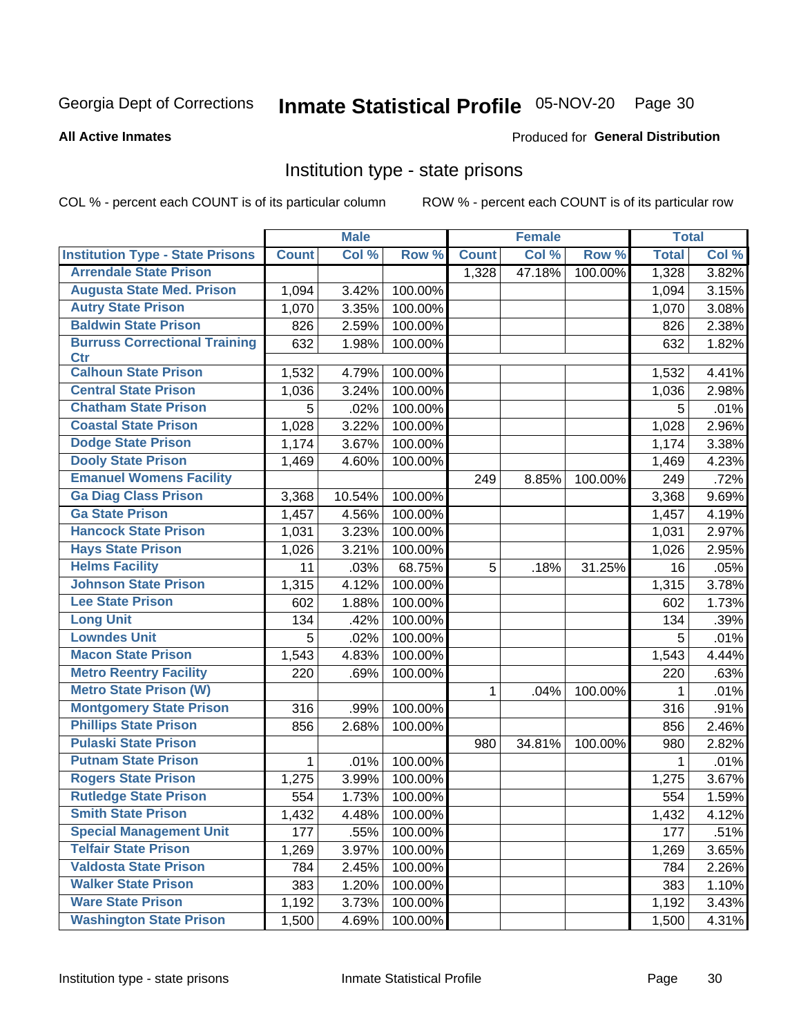Georgia Dept of Corrections **Inmate Statistical Profile** 05-NOV-20

**All Active Inmates**

Produced for **General Distribution**

## Institution type - state prisons

COL % - percent each COUNT is of its particular column ROW % - percent each COUNT is of its particular row

| | Male | | | Female | | | Total | |
|---|---|---|---|---|---|---|---|---|
| Institution Type - State Prisons | Count | Col % | Row % | Count | Col % | Row % | Total | Col % |
| Arrendale State Prison | | | | 1,328 | 47.18% | 100.00% | 1,328 | 3.82% |
| Augusta State Med. Prison | 1,094 | 3.42% | 100.00% | | | | 1,094 | 3.15% |
| Autry State Prison | 1,070 | 3.35% | 100.00% | | | | 1,070 | 3.08% |
| Baldwin State Prison | 826 | 2.59% | 100.00% | | | | 826 | 2.38% |
| Burruss Correctional Training Ctr | 632 | 1.98% | 100.00% | | | | 632 | 1.82% |
| Calhoun State Prison | 1,532 | 4.79% | 100.00% | | | | 1,532 | 4.41% |
| Central State Prison | 1,036 | 3.24% | 100.00% | | | | 1,036 | 2.98% |
| Chatham State Prison | 5 | .02% | 100.00% | | | | 5 | .01% |
| Coastal State Prison | 1,028 | 3.22% | 100.00% | | | | 1,028 | 2.96% |
| Dodge State Prison | 1,174 | 3.67% | 100.00% | | | | 1,174 | 3.38% |
| Dooly State Prison | 1,469 | 4.60% | 100.00% | | | | 1,469 | 4.23% |
| Emanuel Womens Facility | | | | 249 | 8.85% | 100.00% | 249 | .72% |
| Ga Diag Class Prison | 3,368 | 10.54% | 100.00% | | | | 3,368 | 9.69% |
| Ga State Prison | 1,457 | 4.56% | 100.00% | | | | 1,457 | 4.19% |
| Hancock State Prison | 1,031 | 3.23% | 100.00% | | | | 1,031 | 2.97% |
| Hays State Prison | 1,026 | 3.21% | 100.00% | | | | 1,026 | 2.95% |
| Helms Facility | 11 | .03% | 68.75% | 5 | .18% | 31.25% | 16 | .05% |
| Johnson State Prison | 1,315 | 4.12% | 100.00% | | | | 1,315 | 3.78% |
| Lee State Prison | 602 | 1.88% | 100.00% | | | | 602 | 1.73% |
| Long Unit | 134 | .42% | 100.00% | | | | 134 | .39% |
| Lowndes Unit | 5 | .02% | 100.00% | | | | 5 | .01% |
| Macon State Prison | 1,543 | 4.83% | 100.00% | | | | 1,543 | 4.44% |
| Metro Reentry Facility | 220 | .69% | 100.00% | | | | 220 | .63% |
| Metro State Prison (W) | | | | 1 | .04% | 100.00% | 1 | .01% |
| Montgomery State Prison | 316 | .99% | 100.00% | | | | 316 | .91% |
| Phillips State Prison | 856 | 2.68% | 100.00% | | | | 856 | 2.46% |
| Pulaski State Prison | | | | 980 | 34.81% | 100.00% | 980 | 2.82% |
| Putnam State Prison | 1 | .01% | 100.00% | | | | 1 | .01% |
| Rogers State Prison | 1,275 | 3.99% | 100.00% | | | | 1,275 | 3.67% |
| Rutledge State Prison | 554 | 1.73% | 100.00% | | | | 554 | 1.59% |
| Smith State Prison | 1,432 | 4.48% | 100.00% | | | | 1,432 | 4.12% |
| Special Management Unit | 177 | .55% | 100.00% | | | | 177 | .51% |
| Telfair State Prison | 1,269 | 3.97% | 100.00% | | | | 1,269 | 3.65% |
| Valdosta State Prison | 784 | 2.45% | 100.00% | | | | 784 | 2.26% |
| Walker State Prison | 383 | 1.20% | 100.00% | | | | 383 | 1.10% |
| Ware State Prison | 1,192 | 3.73% | 100.00% | | | | 1,192 | 3.43% |
| Washington State Prison | 1,500 | 4.69% | 100.00% | | | | 1,500 | 4.31% |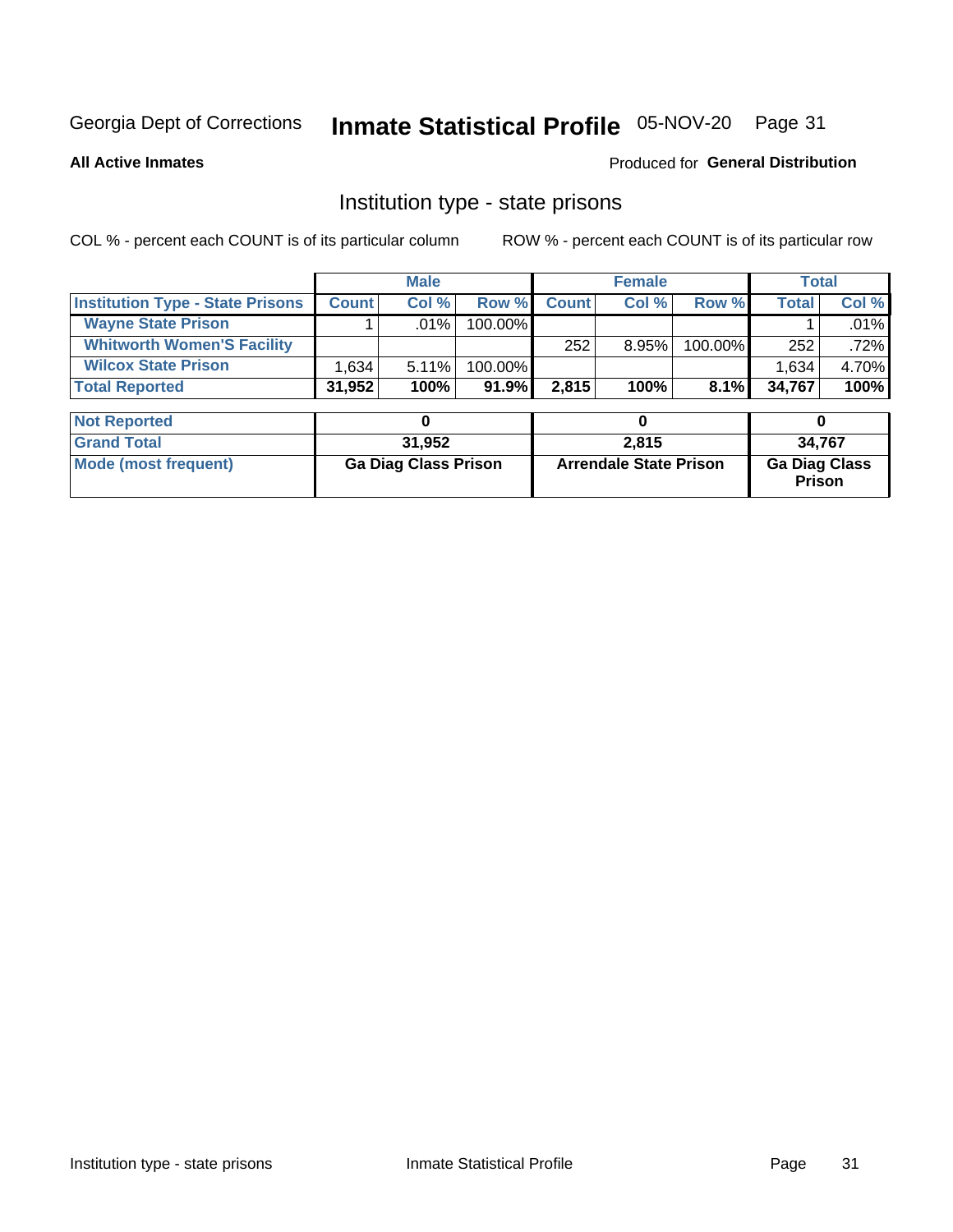Georgia Dept of Corrections **Inmate Statistical Profile** 05-NOV-20

**All Active Inmates**

Produced for **General Distribution**

## Institution type - state prisons

COL % - percent each COUNT is of its particular column ROW % - percent each COUNT is of its particular row

| | Male | | | Female | | | Total | |
|---|---|---|---|---|---|---|---|---|
| **Institution Type - State Prisons** | **Count** | **Col %** | **Row %** | **Count** | **Col %** | **Row %** | **Total** | **Col %** |
| **Wayne State Prison** | 1 | .01% | 100.00% | | | | 1 | .01% |
| **Whitworth Women'S Facility** | | | | 252 | 8.95% | 100.00% | 252 | .72% |
| **Wilcox State Prison** | 1,634 | 5.11% | 100.00% | | | | 1,634 | 4.70% |
| **Total Reported** | **31,952** | **100%** | **91.9%** | **2,815** | **100%** | **8.1%** | **34,767** | **100%** |

| | Male | Female | Total |
|---|---|---|---|
| **Not Reported** | **0** | **0** | **0** |
| **Grand Total** | **31,952** | **2,815** | **34,767** |
| **Mode (most frequent)** | **Ga Diag Class Prison** | **Arrendale State Prison** | **Ga Diag Class Prison** |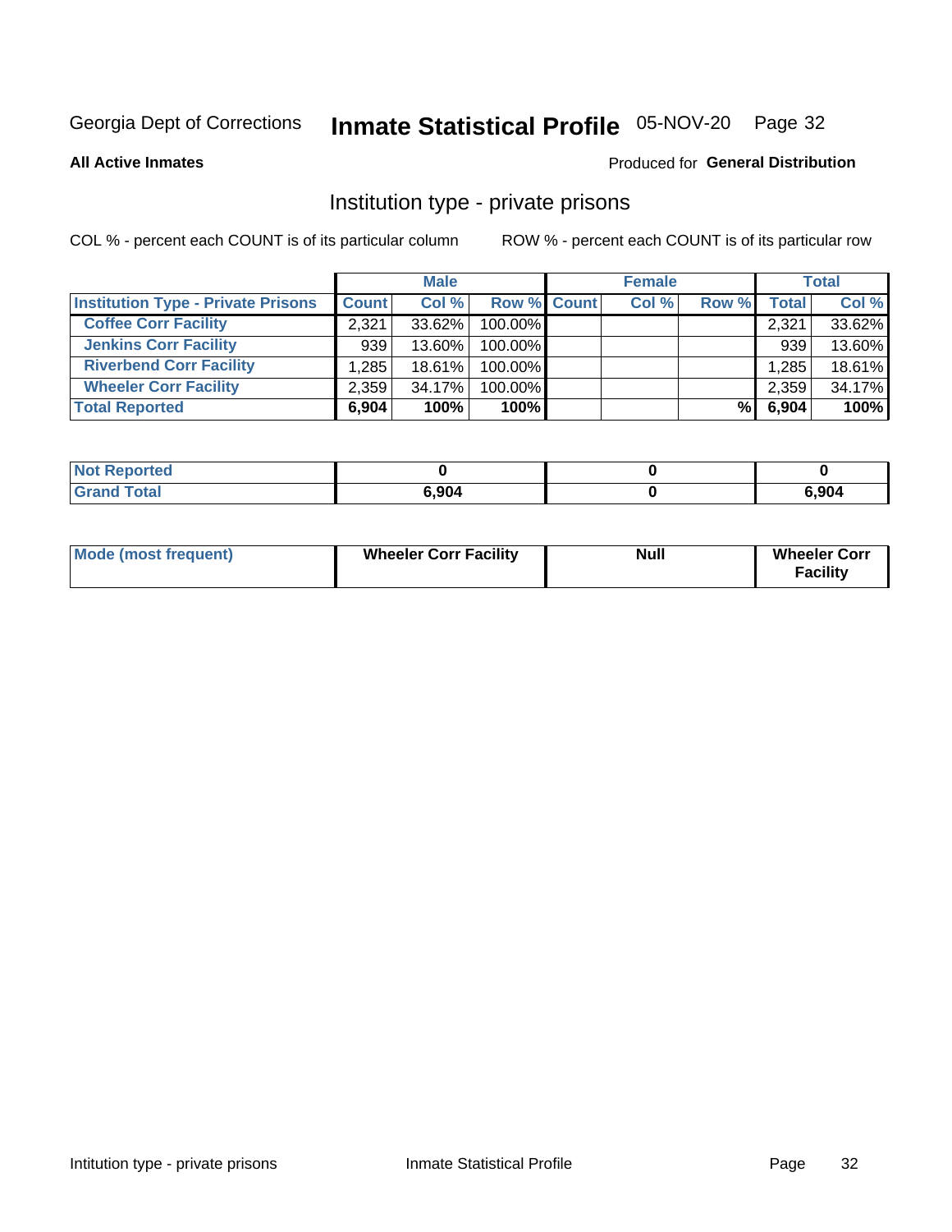Georgia Dept of Corrections **Inmate Statistical Profile** 05-NOV-20 Page 32

**All Active Inmates**

Produced for **General Distribution**

## Institution type - private prisons

COL % - percent each COUNT is of its particular column

ROW % - percent each COUNT is of its particular row

| | Male | | | Female | | | Total | |
|---|---|---|---|---|---|---|---|---|
| **Institution Type - Private Prisons** | **Count** | **Col %** | **Row %** | **Count** | **Col %** | **Row %** | **Total** | **Col %** |
| **Coffee Corr Facility** | 2,321 | 33.62% | 100.00% | | | | 2,321 | 33.62% |
| **Jenkins Corr Facility** | 939 | 13.60% | 100.00% | | | | 939 | 13.60% |
| **Riverbend Corr Facility** | 1,285 | 18.61% | 100.00% | | | | 1,285 | 18.61% |
| **Wheeler Corr Facility** | 2,359 | 34.17% | 100.00% | | | | 2,359 | 34.17% |
| **Total Reported** | **6,904** | **100%** | **100%** | | | **%** | **6,904** | **100%** |

| | | | |
|---|---|---|---|
| **Not Reported** | **0** | **0** | **0** |
| **Grand Total** | **6,904** | **0** | **6,904** |

| | | | |
|---|---|---|---|
| **Mode (most frequent)** | **Wheeler Corr Facility** | **Null** | **Wheeler Corr Facility** |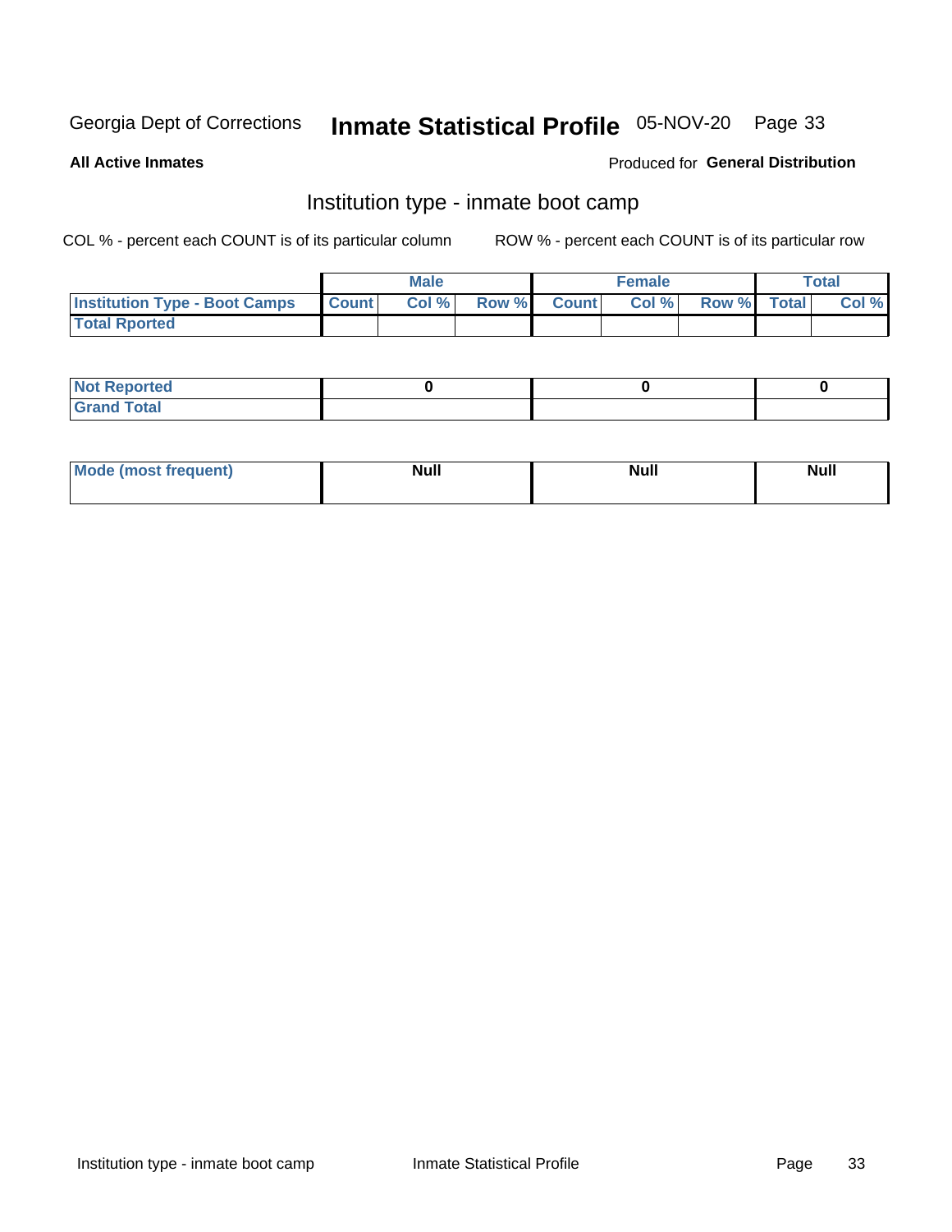Georgia Dept of Corrections **Inmate Statistical Profile** 05-NOV-20

**All Active Inmates**

Produced for **General Distribution**

## Institution type - inmate boot camp

COL % - percent each COUNT is of its particular column

ROW % - percent each COUNT is of its particular row

| | Male | | | Female | | | Total | |
|---|---|---|---|---|---|---|---|---|
| **Institution Type - Boot Camps** | **Count** | **Col %** | **Row %** | **Count** | **Col %** | **Row %** | **Total** | **Col %** |
| **Total Rported** | | | | | | | | |

| | Male | Female | Total |
|---|---|---|---|
| **Not Reported** | **0** | **0** | **0** |
| **Grand Total** | | | |

| | Male | Female | Total |
|---|---|---|---|
| **Mode (most frequent)** | **Null** | **Null** | **Null** |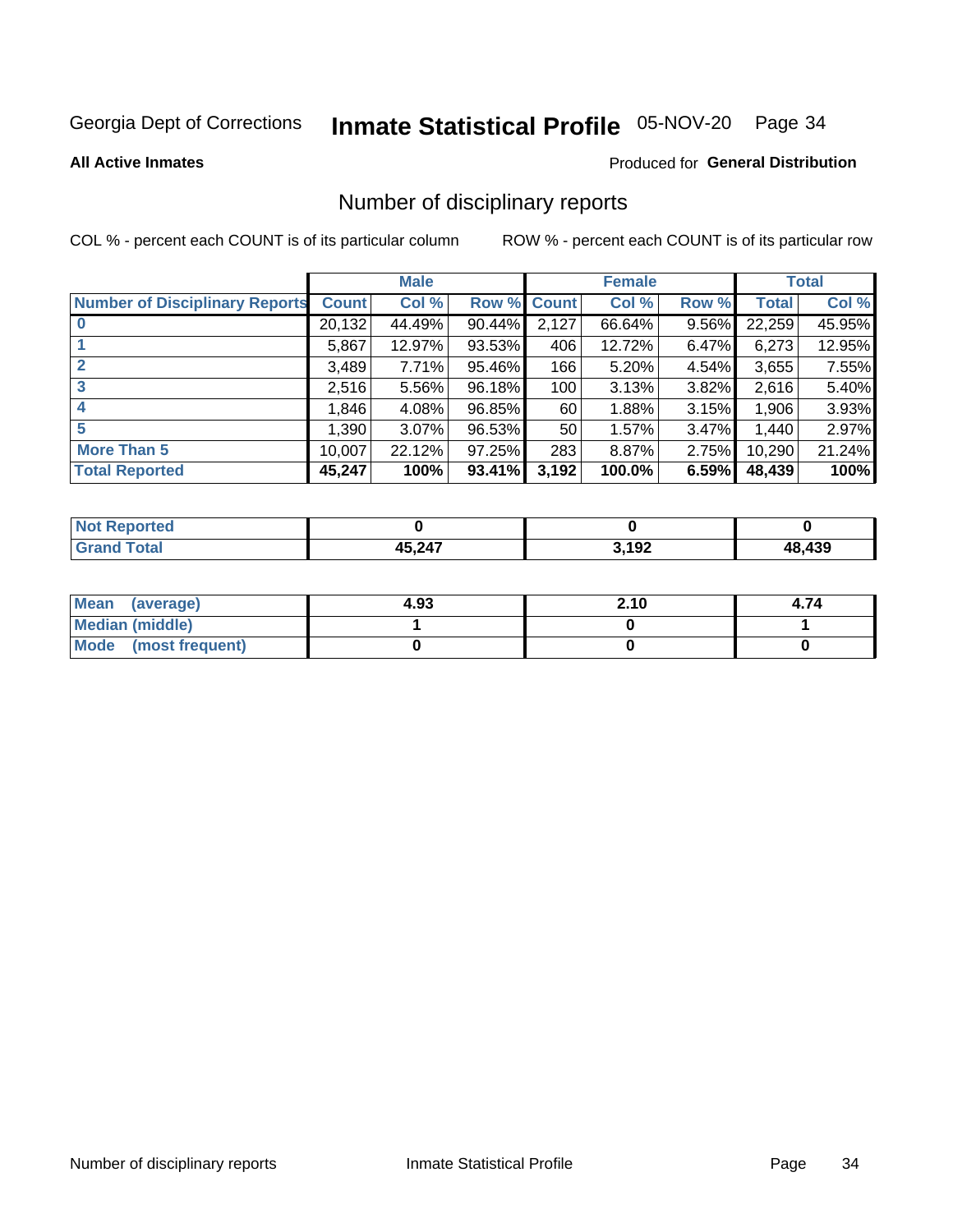Georgia Dept of Corrections **Inmate Statistical Profile** 05-NOV-20

**All Active Inmates**

Produced for **General Distribution**

## Number of disciplinary reports

COL % - percent each COUNT is of its particular column

ROW % - percent each COUNT is of its particular row

| | Male | | | Female | | | Total | |
|---|---|---|---|---|---|---|---|---|
| Number of Disciplinary Reports | Count | Col % | Row % | Count | Col % | Row % | Total | Col % |
| 0 | 20,132 | 44.49% | 90.44% | 2,127 | 66.64% | 9.56% | 22,259 | 45.95% |
| 1 | 5,867 | 12.97% | 93.53% | 406 | 12.72% | 6.47% | 6,273 | 12.95% |
| 2 | 3,489 | 7.71% | 95.46% | 166 | 5.20% | 4.54% | 3,655 | 7.55% |
| 3 | 2,516 | 5.56% | 96.18% | 100 | 3.13% | 3.82% | 2,616 | 5.40% |
| 4 | 1,846 | 4.08% | 96.85% | 60 | 1.88% | 3.15% | 1,906 | 3.93% |
| 5 | 1,390 | 3.07% | 96.53% | 50 | 1.57% | 3.47% | 1,440 | 2.97% |
| More Than 5 | 10,007 | 22.12% | 97.25% | 283 | 8.87% | 2.75% | 10,290 | 21.24% |
| **Total Reported** | **45,247** | **100%** | **93.41%** | **3,192** | **100.0%** | **6.59%** | **48,439** | **100%** |

| | Male | Female | Total |
|---|---|---|---|
| Not Reported | 0 | 0 | 0 |
| Grand Total | 45,247 | 3,192 | 48,439 |

| | Male | Female | Total |
|---|---|---|---|
| Mean (average) | 4.93 | 2.10 | 4.74 |
| Median (middle) | 1 | 0 | 1 |
| Mode (most frequent) | 0 | 0 | 0 |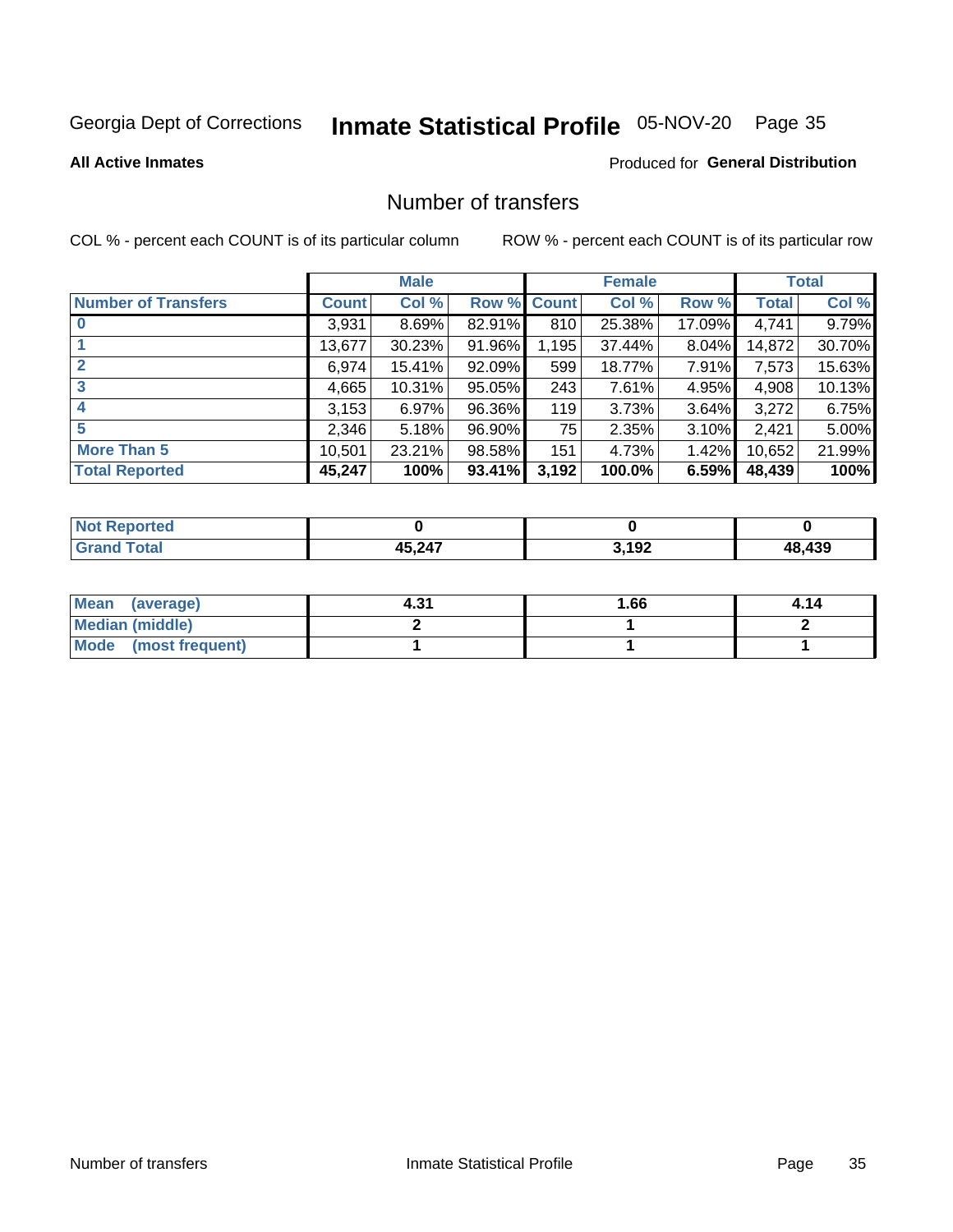Georgia Dept of Corrections **Inmate Statistical Profile** 05-NOV-20 Page 35

**All Active Inmates**

Produced for **General Distribution**

## Number of transfers

COL % - percent each COUNT is of its particular column ROW % - percent each COUNT is of its particular row

| | Male | | | Female | | | Total | |
|---|---|---|---|---|---|---|---|---|
| **Number of Transfers** | **Count** | **Col %** | **Row %** | **Count** | **Col %** | **Row %** | **Total** | **Col %** |
| **0** | 3,931 | 8.69% | 82.91% | 810 | 25.38% | 17.09% | 4,741 | 9.79% |
| **1** | 13,677 | 30.23% | 91.96% | 1,195 | 37.44% | 8.04% | 14,872 | 30.70% |
| **2** | 6,974 | 15.41% | 92.09% | 599 | 18.77% | 7.91% | 7,573 | 15.63% |
| **3** | 4,665 | 10.31% | 95.05% | 243 | 7.61% | 4.95% | 4,908 | 10.13% |
| **4** | 3,153 | 6.97% | 96.36% | 119 | 3.73% | 3.64% | 3,272 | 6.75% |
| **5** | 2,346 | 5.18% | 96.90% | 75 | 2.35% | 3.10% | 2,421 | 5.00% |
| **More Than 5** | 10,501 | 23.21% | 98.58% | 151 | 4.73% | 1.42% | 10,652 | 21.99% |
| **Total Reported** | **45,247** | **100%** | **93.41%** | **3,192** | **100.0%** | **6.59%** | **48,439** | **100%** |

| | | | |
|---|---|---|---|
| **Not Reported** | **0** | **0** | **0** |
| **Grand Total** | **45,247** | **3,192** | **48,439** |

| | | | |
|---|---|---|---|
| **Mean (average)** | **4.31** | **1.66** | **4.14** |
| **Median (middle)** | **2** | **1** | **2** |
| **Mode (most frequent)** | **1** | **1** | **1** |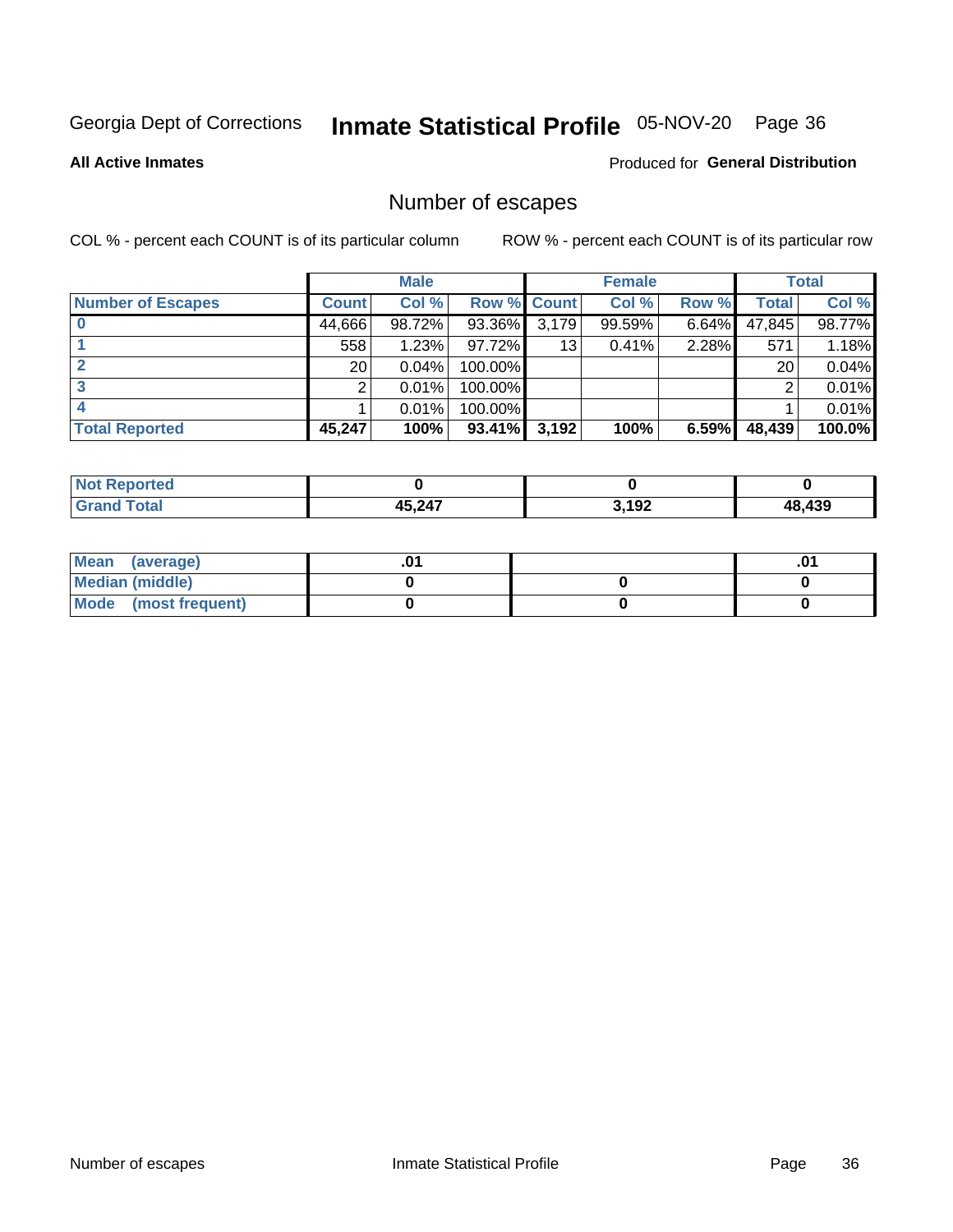Georgia Dept of Corrections **Inmate Statistical Profile** 05-NOV-20 Page 36

**All Active Inmates**

Produced for **General Distribution**

## Number of escapes

COL % - percent each COUNT is of its particular column

ROW % - percent each COUNT is of its particular row

| | Male | | | Female | | | Total | |
|---|---|---|---|---|---|---|---|---|
| **Number of Escapes** | **Count** | **Col %** | **Row %** | **Count** | **Col %** | **Row %** | **Total** | **Col %** |
| **0** | 44,666 | 98.72% | 93.36% | 3,179 | 99.59% | 6.64% | 47,845 | 98.77% |
| **1** | 558 | 1.23% | 97.72% | 13 | 0.41% | 2.28% | 571 | 1.18% |
| **2** | 20 | 0.04% | 100.00% | | | | 20 | 0.04% |
| **3** | 2 | 0.01% | 100.00% | | | | 2 | 0.01% |
| **4** | 1 | 0.01% | 100.00% | | | | 1 | 0.01% |
| **Total Reported** | **45,247** | **100%** | **93.41%** | **3,192** | **100%** | **6.59%** | **48,439** | **100.0%** |

| | Male | Female | Total |
|---|---|---|---|
| **Not Reported** | **0** | **0** | **0** |
| **Grand Total** | **45,247** | **3,192** | **48,439** |

| | Male | Female | Total |
|---|---|---|---|
| **Mean (average)** | **.01** | | **.01** |
| **Median (middle)** | **0** | **0** | **0** |
| **Mode (most frequent)** | **0** | **0** | **0** |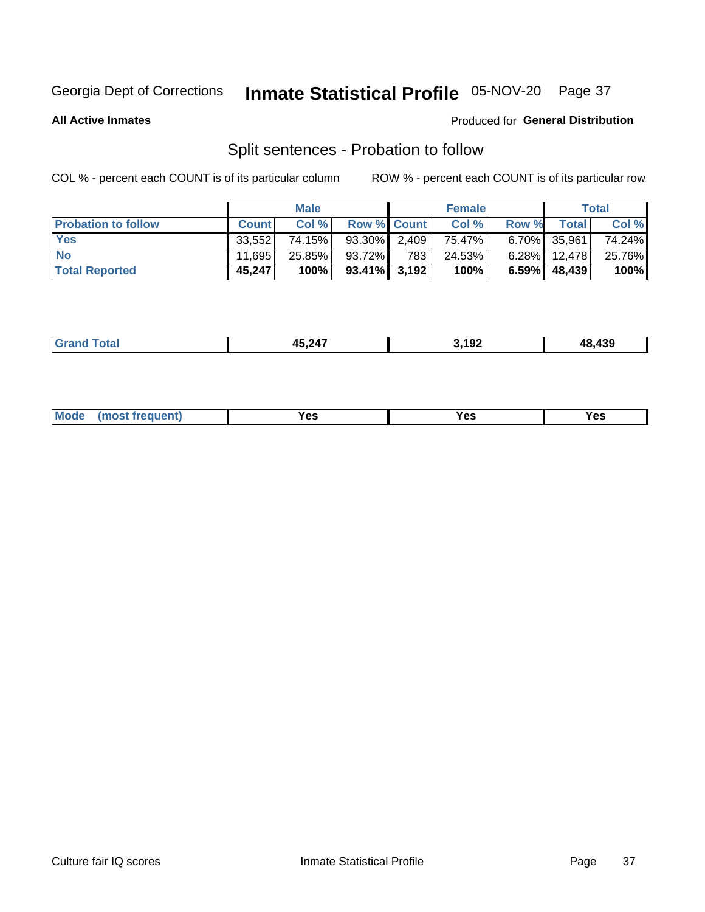Georgia Dept of Corrections **Inmate Statistical Profile** 05-NOV-20

**All Active Inmates**

Produced for **General Distribution**

## Split sentences - Probation to follow

COL % - percent each COUNT is of its particular column

ROW % - percent each COUNT is of its particular row

| | Male | | | Female | | | Total | |
|---|---|---|---|---|---|---|---|---|
| **Probation to follow** | **Count** | **Col %** | **Row %** | **Count** | **Col %** | **Row %** | **Total** | **Col %** |
| **Yes** | 33,552 | 74.15% | 93.30% | 2,409 | 75.47% | 6.70% | 35,961 | 74.24% |
| **No** | 11,695 | 25.85% | 93.72% | 783 | 24.53% | 6.28% | 12,478 | 25.76% |
| **Total Reported** | **45,247** | **100%** | **93.41%** | **3,192** | **100%** | **6.59%** | **48,439** | **100%** |

| | | | |
|---|---|---|---|
| **Grand Total** | **45,247** | **3,192** | **48,439** |

| | | | |
|---|---|---|---|
| **Mode (most frequent)** | **Yes** | **Yes** | **Yes** |

Culture fair IQ scores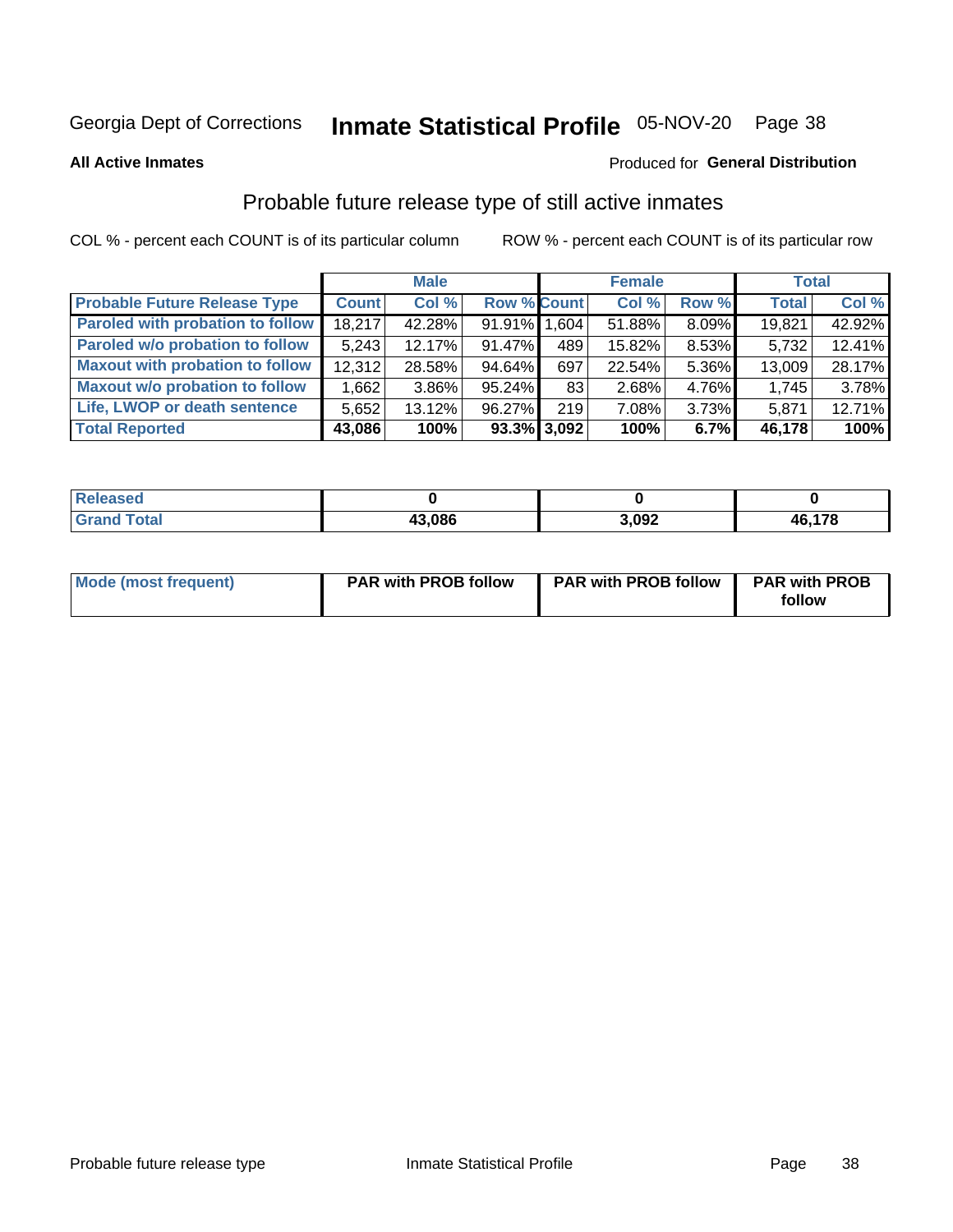Georgia Dept of Corrections **Inmate Statistical Profile** 05-NOV-20

**All Active Inmates**

Produced for **General Distribution**

## Probable future release type of still active inmates

COL % - percent each COUNT is of its particular column ROW % - percent each COUNT is of its particular row

| | Male | | | Female | | | Total | |
|---|---|---|---|---|---|---|---|---|
| **Probable Future Release Type** | **Count** | **Col %** | **Row %** | **Count** | **Col %** | **Row %** | **Total** | **Col %** |
| Paroled with probation to follow | 18,217 | 42.28% | 91.91% | 1,604 | 51.88% | 8.09% | 19,821 | 42.92% |
| Paroled w/o probation to follow | 5,243 | 12.17% | 91.47% | 489 | 15.82% | 8.53% | 5,732 | 12.41% |
| Maxout with probation to follow | 12,312 | 28.58% | 94.64% | 697 | 22.54% | 5.36% | 13,009 | 28.17% |
| Maxout w/o probation to follow | 1,662 | 3.86% | 95.24% | 83 | 2.68% | 4.76% | 1,745 | 3.78% |
| Life, LWOP or death sentence | 5,652 | 13.12% | 96.27% | 219 | 7.08% | 3.73% | 5,871 | 12.71% |
| **Total Reported** | **43,086** | **100%** | **93.3%** | **3,092** | **100%** | **6.7%** | **46,178** | **100%** |

| | | | |
|---|---|---|---|
| Released | 0 | 0 | 0 |
| Grand Total | 43,086 | 3,092 | 46,178 |

| | | | |
|---|---|---|---|
| Mode (most frequent) | PAR with PROB follow | PAR with PROB follow | PAR with PROB follow |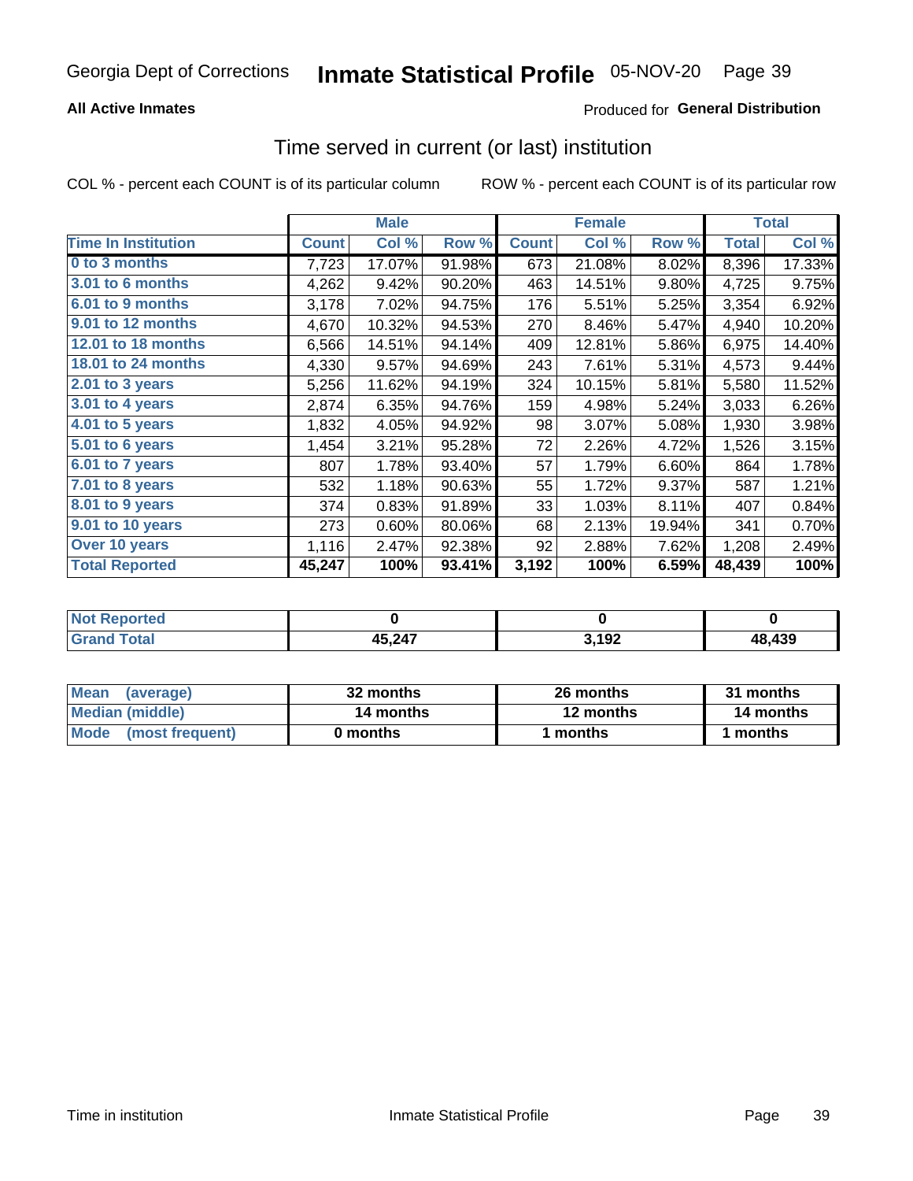Georgia Dept of Corrections **Inmate Statistical Profile** 05-NOV-20

**All Active Inmates**

Produced for **General Distribution**

## Time served in current (or last) institution

COL % - percent each COUNT is of its particular column        ROW % - percent each COUNT is of its particular row

| | Male | | | Female | | | Total | |
|---|---|---|---|---|---|---|---|---|
| **Time In Institution** | **Count** | **Col %** | **Row %** | **Count** | **Col %** | **Row %** | **Total** | **Col %** |
| **0 to 3 months** | 7,723 | 17.07% | 91.98% | 673 | 21.08% | 8.02% | 8,396 | 17.33% |
| **3.01 to 6 months** | 4,262 | 9.42% | 90.20% | 463 | 14.51% | 9.80% | 4,725 | 9.75% |
| **6.01 to 9 months** | 3,178 | 7.02% | 94.75% | 176 | 5.51% | 5.25% | 3,354 | 6.92% |
| **9.01 to 12 months** | 4,670 | 10.32% | 94.53% | 270 | 8.46% | 5.47% | 4,940 | 10.20% |
| **12.01 to 18 months** | 6,566 | 14.51% | 94.14% | 409 | 12.81% | 5.86% | 6,975 | 14.40% |
| **18.01 to 24 months** | 4,330 | 9.57% | 94.69% | 243 | 7.61% | 5.31% | 4,573 | 9.44% |
| **2.01 to 3 years** | 5,256 | 11.62% | 94.19% | 324 | 10.15% | 5.81% | 5,580 | 11.52% |
| **3.01 to 4 years** | 2,874 | 6.35% | 94.76% | 159 | 4.98% | 5.24% | 3,033 | 6.26% |
| **4.01 to 5 years** | 1,832 | 4.05% | 94.92% | 98 | 3.07% | 5.08% | 1,930 | 3.98% |
| **5.01 to 6 years** | 1,454 | 3.21% | 95.28% | 72 | 2.26% | 4.72% | 1,526 | 3.15% |
| **6.01 to 7 years** | 807 | 1.78% | 93.40% | 57 | 1.79% | 6.60% | 864 | 1.78% |
| **7.01 to 8 years** | 532 | 1.18% | 90.63% | 55 | 1.72% | 9.37% | 587 | 1.21% |
| **8.01 to 9 years** | 374 | 0.83% | 91.89% | 33 | 1.03% | 8.11% | 407 | 0.84% |
| **9.01 to 10 years** | 273 | 0.60% | 80.06% | 68 | 2.13% | 19.94% | 341 | 0.70% |
| **Over 10 years** | 1,116 | 2.47% | 92.38% | 92 | 2.88% | 7.62% | 1,208 | 2.49% |
| **Total Reported** | **45,247** | **100%** | **93.41%** | **3,192** | **100%** | **6.59%** | **48,439** | **100%** |

| | | | |
|---|---|---|---|
| **Not Reported** | **0** | **0** | **0** |
| **Grand Total** | **45,247** | **3,192** | **48,439** |

| | | | |
|---|---|---|---|
| **Mean (average)** | **32 months** | **26 months** | **31 months** |
| **Median (middle)** | **14 months** | **12 months** | **14 months** |
| **Mode (most frequent)** | **0 months** | **1 months** | **1 months** |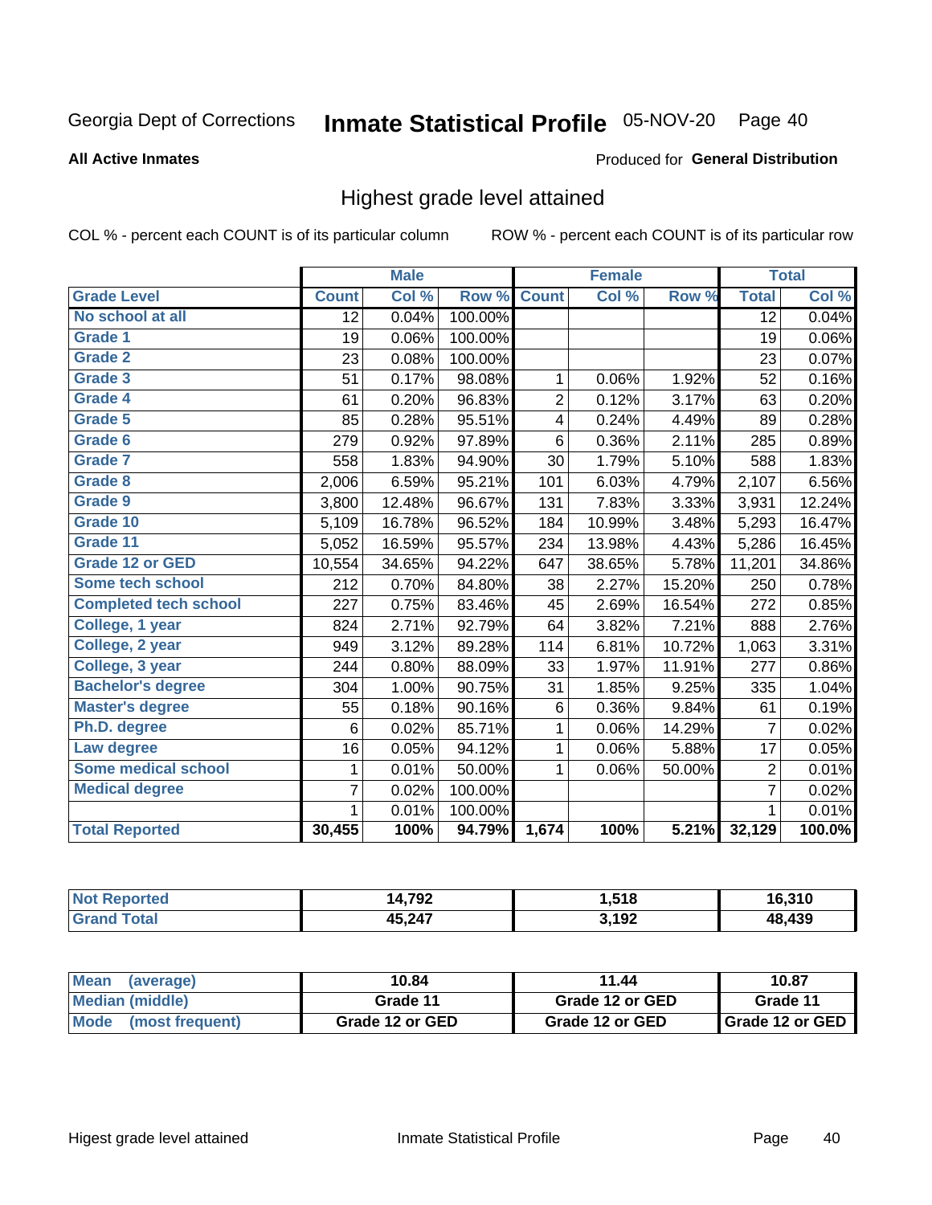Georgia Dept of Corrections **Inmate Statistical Profile** 05-NOV-20 Page 40

**All Active Inmates**

Produced for **General Distribution**

## Highest grade level attained

COL % - percent each COUNT is of its particular column ROW % - percent each COUNT is of its particular row

| | Male | | | Female | | | Total | |
|---|---|---|---|---|---|---|---|---|
| **Grade Level** | **Count** | **Col %** | **Row %** | **Count** | **Col %** | **Row %** | **Total** | **Col %** |
| No school at all | 12 | 0.04% | 100.00% | | | | 12 | 0.04% |
| Grade 1 | 19 | 0.06% | 100.00% | | | | 19 | 0.06% |
| Grade 2 | 23 | 0.08% | 100.00% | | | | 23 | 0.07% |
| Grade 3 | 51 | 0.17% | 98.08% | 1 | 0.06% | 1.92% | 52 | 0.16% |
| Grade 4 | 61 | 0.20% | 96.83% | 2 | 0.12% | 3.17% | 63 | 0.20% |
| Grade 5 | 85 | 0.28% | 95.51% | 4 | 0.24% | 4.49% | 89 | 0.28% |
| Grade 6 | 279 | 0.92% | 97.89% | 6 | 0.36% | 2.11% | 285 | 0.89% |
| Grade 7 | 558 | 1.83% | 94.90% | 30 | 1.79% | 5.10% | 588 | 1.83% |
| Grade 8 | 2,006 | 6.59% | 95.21% | 101 | 6.03% | 4.79% | 2,107 | 6.56% |
| Grade 9 | 3,800 | 12.48% | 96.67% | 131 | 7.83% | 3.33% | 3,931 | 12.24% |
| Grade 10 | 5,109 | 16.78% | 96.52% | 184 | 10.99% | 3.48% | 5,293 | 16.47% |
| Grade 11 | 5,052 | 16.59% | 95.57% | 234 | 13.98% | 4.43% | 5,286 | 16.45% |
| Grade 12 or GED | 10,554 | 34.65% | 94.22% | 647 | 38.65% | 5.78% | 11,201 | 34.86% |
| Some tech school | 212 | 0.70% | 84.80% | 38 | 2.27% | 15.20% | 250 | 0.78% |
| Completed tech school | 227 | 0.75% | 83.46% | 45 | 2.69% | 16.54% | 272 | 0.85% |
| College, 1 year | 824 | 2.71% | 92.79% | 64 | 3.82% | 7.21% | 888 | 2.76% |
| College, 2 year | 949 | 3.12% | 89.28% | 114 | 6.81% | 10.72% | 1,063 | 3.31% |
| College, 3 year | 244 | 0.80% | 88.09% | 33 | 1.97% | 11.91% | 277 | 0.86% |
| Bachelor's degree | 304 | 1.00% | 90.75% | 31 | 1.85% | 9.25% | 335 | 1.04% |
| Master's degree | 55 | 0.18% | 90.16% | 6 | 0.36% | 9.84% | 61 | 0.19% |
| Ph.D. degree | 6 | 0.02% | 85.71% | 1 | 0.06% | 14.29% | 7 | 0.02% |
| Law degree | 16 | 0.05% | 94.12% | 1 | 0.06% | 5.88% | 17 | 0.05% |
| Some medical school | 1 | 0.01% | 50.00% | 1 | 0.06% | 50.00% | 2 | 0.01% |
| Medical degree | 7 | 0.02% | 100.00% | | | | 7 | 0.02% |
| | 1 | 0.01% | 100.00% | | | | 1 | 0.01% |
| **Total Reported** | **30,455** | **100%** | **94.79%** | **1,674** | **100%** | **5.21%** | **32,129** | **100.0%** |

| | Male | Female | Total |
|---|---|---|---|
| Not Reported | 14,792 | 1,518 | 16,310 |
| Grand Total | 45,247 | 3,192 | 48,439 |

| | Male | Female | Total |
|---|---|---|---|
| Mean (average) | 10.84 | 11.44 | 10.87 |
| Median (middle) | Grade 11 | Grade 12 or GED | Grade 11 |
| Mode (most frequent) | Grade 12 or GED | Grade 12 or GED | Grade 12 or GED |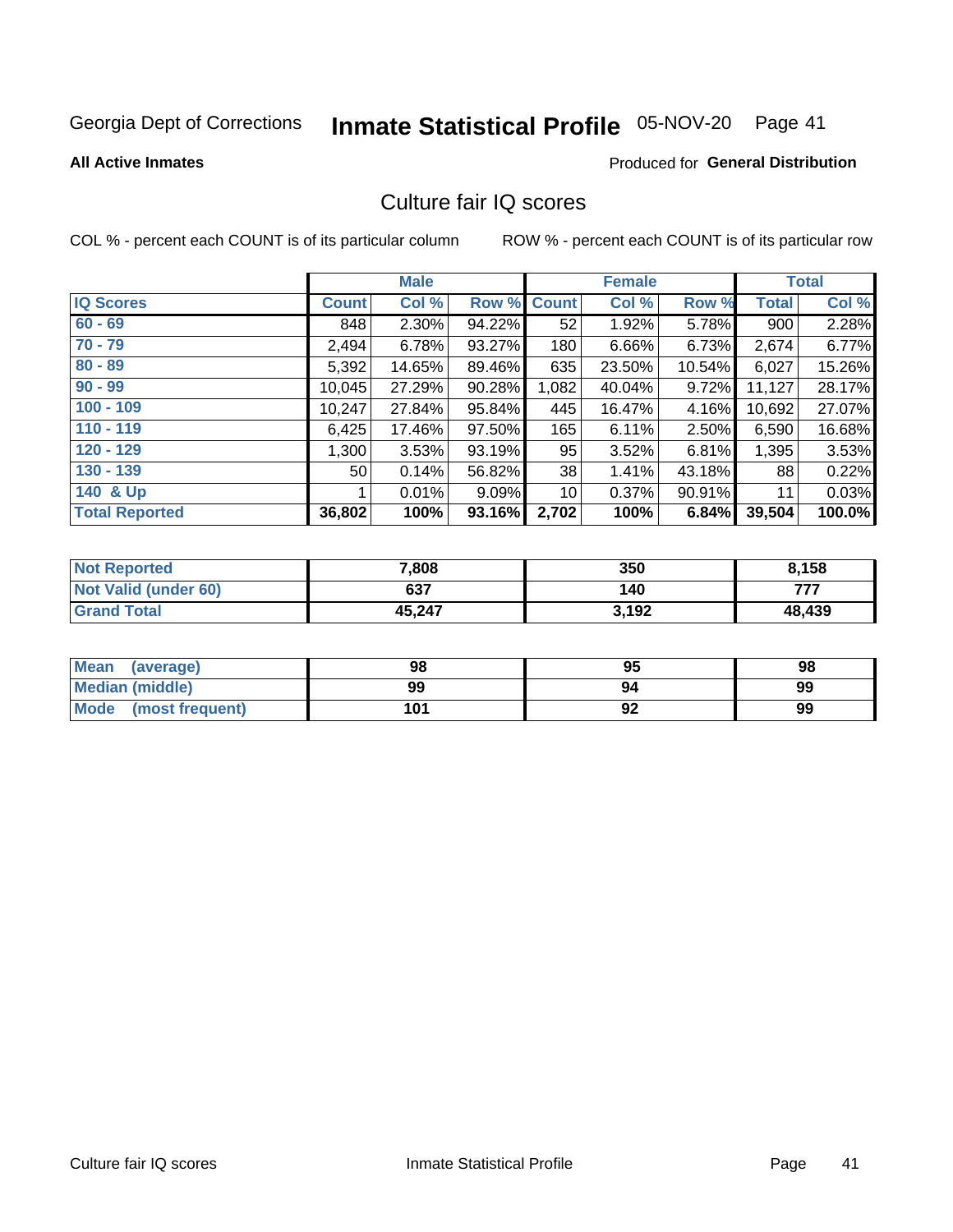Georgia Dept of Corrections **Inmate Statistical Profile** 05-NOV-20

**All Active Inmates**

Produced for **General Distribution**

## Culture fair IQ scores

COL % - percent each COUNT is of its particular column ROW % - percent each COUNT is of its particular row

| | Male | | | Female | | | Total | |
|---|---|---|---|---|---|---|---|---|
| **IQ Scores** | **Count** | **Col %** | **Row %** | **Count** | **Col %** | **Row %** | **Total** | **Col %** |
| 60 - 69 | 848 | 2.30% | 94.22% | 52 | 1.92% | 5.78% | 900 | 2.28% |
| 70 - 79 | 2,494 | 6.78% | 93.27% | 180 | 6.66% | 6.73% | 2,674 | 6.77% |
| 80 - 89 | 5,392 | 14.65% | 89.46% | 635 | 23.50% | 10.54% | 6,027 | 15.26% |
| 90 - 99 | 10,045 | 27.29% | 90.28% | 1,082 | 40.04% | 9.72% | 11,127 | 28.17% |
| 100 - 109 | 10,247 | 27.84% | 95.84% | 445 | 16.47% | 4.16% | 10,692 | 27.07% |
| 110 - 119 | 6,425 | 17.46% | 97.50% | 165 | 6.11% | 2.50% | 6,590 | 16.68% |
| 120 - 129 | 1,300 | 3.53% | 93.19% | 95 | 3.52% | 6.81% | 1,395 | 3.53% |
| 130 - 139 | 50 | 0.14% | 56.82% | 38 | 1.41% | 43.18% | 88 | 0.22% |
| 140 & Up | 1 | 0.01% | 9.09% | 10 | 0.37% | 90.91% | 11 | 0.03% |
| **Total Reported** | **36,802** | **100%** | **93.16%** | **2,702** | **100%** | **6.84%** | **39,504** | **100.0%** |

| | Male | Female | Total |
|---|---|---|---|
| Not Reported | 7,808 | 350 | 8,158 |
| Not Valid (under 60) | 637 | 140 | 777 |
| Grand Total | 45,247 | 3,192 | 48,439 |

| | Male | Female | Total |
|---|---|---|---|
| Mean (average) | 98 | 95 | 98 |
| Median (middle) | 99 | 94 | 99 |
| Mode (most frequent) | 101 | 92 | 99 |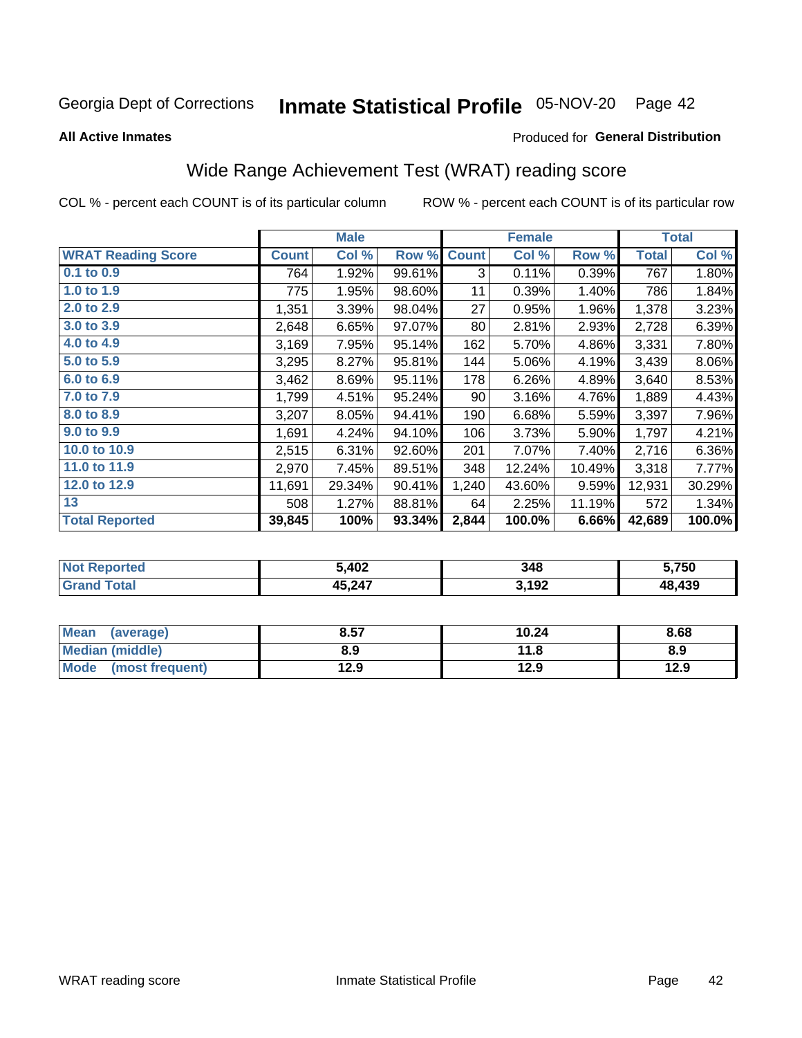Georgia Dept of Corrections **Inmate Statistical Profile** 05-NOV-20

**All Active Inmates**

Produced for **General Distribution**

## Wide Range Achievement Test (WRAT) reading score

COL % - percent each COUNT is of its particular column  ROW % - percent each COUNT is of its particular row

| | Male | | | Female | | | Total | |
|---|---|---|---|---|---|---|---|---|
| **WRAT Reading Score** | **Count** | **Col %** | **Row %** | **Count** | **Col %** | **Row %** | **Total** | **Col %** |
| 0.1 to 0.9 | 764 | 1.92% | 99.61% | 3 | 0.11% | 0.39% | 767 | 1.80% |
| 1.0 to 1.9 | 775 | 1.95% | 98.60% | 11 | 0.39% | 1.40% | 786 | 1.84% |
| 2.0 to 2.9 | 1,351 | 3.39% | 98.04% | 27 | 0.95% | 1.96% | 1,378 | 3.23% |
| 3.0 to 3.9 | 2,648 | 6.65% | 97.07% | 80 | 2.81% | 2.93% | 2,728 | 6.39% |
| 4.0 to 4.9 | 3,169 | 7.95% | 95.14% | 162 | 5.70% | 4.86% | 3,331 | 7.80% |
| 5.0 to 5.9 | 3,295 | 8.27% | 95.81% | 144 | 5.06% | 4.19% | 3,439 | 8.06% |
| 6.0 to 6.9 | 3,462 | 8.69% | 95.11% | 178 | 6.26% | 4.89% | 3,640 | 8.53% |
| 7.0 to 7.9 | 1,799 | 4.51% | 95.24% | 90 | 3.16% | 4.76% | 1,889 | 4.43% |
| 8.0 to 8.9 | 3,207 | 8.05% | 94.41% | 190 | 6.68% | 5.59% | 3,397 | 7.96% |
| 9.0 to 9.9 | 1,691 | 4.24% | 94.10% | 106 | 3.73% | 5.90% | 1,797 | 4.21% |
| 10.0 to 10.9 | 2,515 | 6.31% | 92.60% | 201 | 7.07% | 7.40% | 2,716 | 6.36% |
| 11.0 to 11.9 | 2,970 | 7.45% | 89.51% | 348 | 12.24% | 10.49% | 3,318 | 7.77% |
| 12.0 to 12.9 | 11,691 | 29.34% | 90.41% | 1,240 | 43.60% | 9.59% | 12,931 | 30.29% |
| 13 | 508 | 1.27% | 88.81% | 64 | 2.25% | 11.19% | 572 | 1.34% |
| **Total Reported** | **39,845** | **100%** | **93.34%** | **2,844** | **100.0%** | **6.66%** | **42,689** | **100.0%** |

| | Male | Female | Total |
|---|---|---|---|
| **Not Reported** | **5,402** | **348** | **5,750** |
| **Grand Total** | **45,247** | **3,192** | **48,439** |

| | Male | Female | Total |
|---|---|---|---|
| **Mean (average)** | **8.57** | **10.24** | **8.68** |
| **Median (middle)** | **8.9** | **11.8** | **8.9** |
| **Mode (most frequent)** | **12.9** | **12.9** | **12.9** |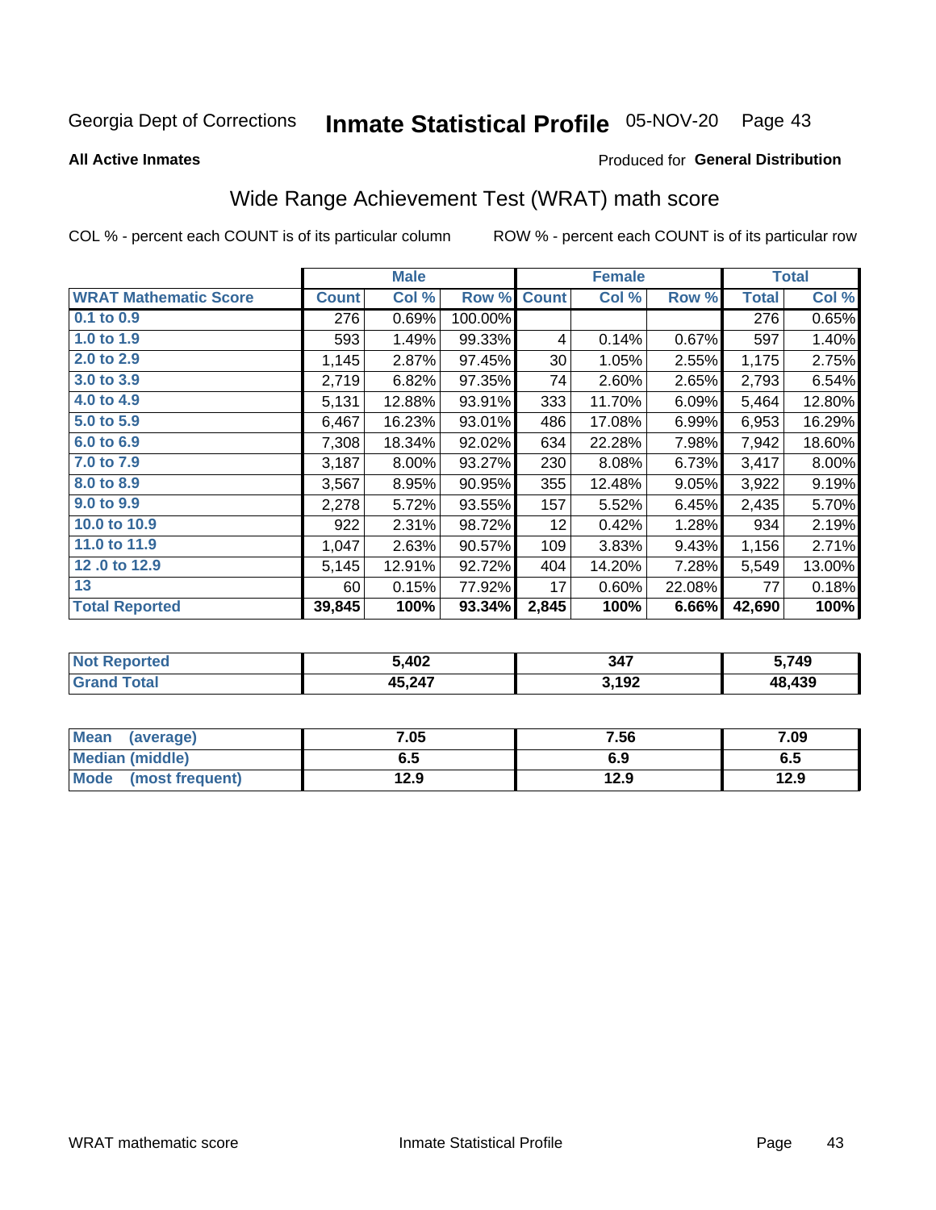Georgia Dept of Corrections **Inmate Statistical Profile** 05-NOV-20

**All Active Inmates**

Produced for **General Distribution**

## Wide Range Achievement Test (WRAT) math score

COL % - percent each COUNT is of its particular column    ROW % - percent each COUNT is of its particular row

| | Male | | | Female | | | Total | |
|---|---|---|---|---|---|---|---|---|
| **WRAT Mathematic Score** | **Count** | **Col %** | **Row %** | **Count** | **Col %** | **Row %** | **Total** | **Col %** |
| **0.1 to 0.9** | 276 | 0.69% | 100.00% | | | | 276 | 0.65% |
| **1.0 to 1.9** | 593 | 1.49% | 99.33% | 4 | 0.14% | 0.67% | 597 | 1.40% |
| **2.0 to 2.9** | 1,145 | 2.87% | 97.45% | 30 | 1.05% | 2.55% | 1,175 | 2.75% |
| **3.0 to 3.9** | 2,719 | 6.82% | 97.35% | 74 | 2.60% | 2.65% | 2,793 | 6.54% |
| **4.0 to 4.9** | 5,131 | 12.88% | 93.91% | 333 | 11.70% | 6.09% | 5,464 | 12.80% |
| **5.0 to 5.9** | 6,467 | 16.23% | 93.01% | 486 | 17.08% | 6.99% | 6,953 | 16.29% |
| **6.0 to 6.9** | 7,308 | 18.34% | 92.02% | 634 | 22.28% | 7.98% | 7,942 | 18.60% |
| **7.0 to 7.9** | 3,187 | 8.00% | 93.27% | 230 | 8.08% | 6.73% | 3,417 | 8.00% |
| **8.0 to 8.9** | 3,567 | 8.95% | 90.95% | 355 | 12.48% | 9.05% | 3,922 | 9.19% |
| **9.0 to 9.9** | 2,278 | 5.72% | 93.55% | 157 | 5.52% | 6.45% | 2,435 | 5.70% |
| **10.0 to 10.9** | 922 | 2.31% | 98.72% | 12 | 0.42% | 1.28% | 934 | 2.19% |
| **11.0 to 11.9** | 1,047 | 2.63% | 90.57% | 109 | 3.83% | 9.43% | 1,156 | 2.71% |
| **12 .0 to 12.9** | 5,145 | 12.91% | 92.72% | 404 | 14.20% | 7.28% | 5,549 | 13.00% |
| **13** | 60 | 0.15% | 77.92% | 17 | 0.60% | 22.08% | 77 | 0.18% |
| **Total Reported** | **39,845** | **100%** | **93.34%** | **2,845** | **100%** | **6.66%** | **42,690** | **100%** |

| | Male | Female | Total |
|---|---|---|---|
| **Not Reported** | **5,402** | **347** | **5,749** |
| **Grand Total** | **45,247** | **3,192** | **48,439** |

| | Male | Female | Total |
|---|---|---|---|
| **Mean (average)** | **7.05** | **7.56** | **7.09** |
| **Median (middle)** | **6.5** | **6.9** | **6.5** |
| **Mode (most frequent)** | **12.9** | **12.9** | **12.9** |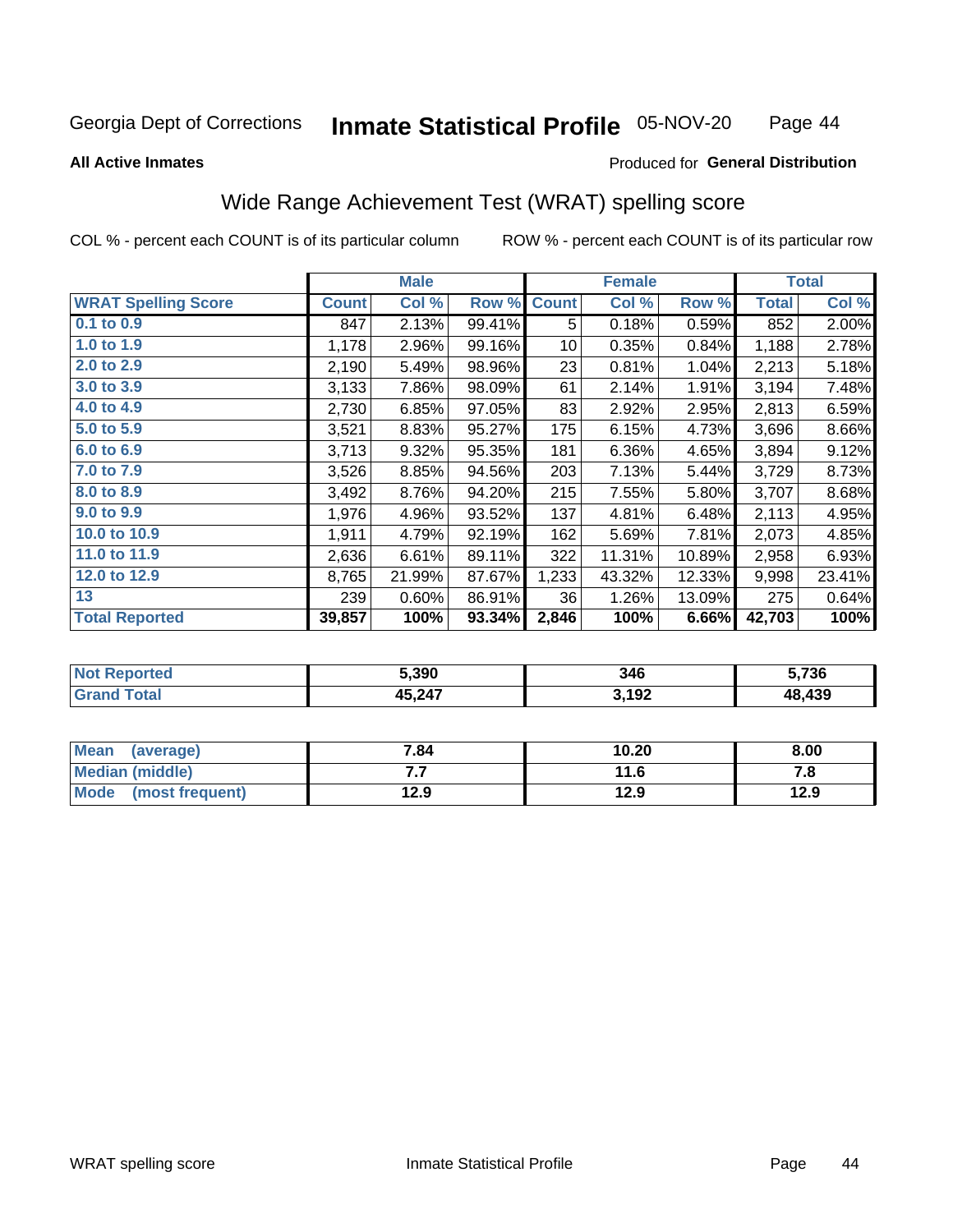Georgia Dept of Corrections **Inmate Statistical Profile** 05-NOV-20

**All Active Inmates** Produced for **General Distribution**

## Wide Range Achievement Test (WRAT) spelling score

COL % - percent each COUNT is of its particular column ROW % - percent each COUNT is of its particular row

| | Male | | | Female | | | Total | |
|---|---|---|---|---|---|---|---|---|
| **WRAT Spelling Score** | **Count** | **Col %** | **Row %** | **Count** | **Col %** | **Row %** | **Total** | **Col %** |
| 0.1 to 0.9 | 847 | 2.13% | 99.41% | 5 | 0.18% | 0.59% | 852 | 2.00% |
| 1.0 to 1.9 | 1,178 | 2.96% | 99.16% | 10 | 0.35% | 0.84% | 1,188 | 2.78% |
| 2.0 to 2.9 | 2,190 | 5.49% | 98.96% | 23 | 0.81% | 1.04% | 2,213 | 5.18% |
| 3.0 to 3.9 | 3,133 | 7.86% | 98.09% | 61 | 2.14% | 1.91% | 3,194 | 7.48% |
| 4.0 to 4.9 | 2,730 | 6.85% | 97.05% | 83 | 2.92% | 2.95% | 2,813 | 6.59% |
| 5.0 to 5.9 | 3,521 | 8.83% | 95.27% | 175 | 6.15% | 4.73% | 3,696 | 8.66% |
| 6.0 to 6.9 | 3,713 | 9.32% | 95.35% | 181 | 6.36% | 4.65% | 3,894 | 9.12% |
| 7.0 to 7.9 | 3,526 | 8.85% | 94.56% | 203 | 7.13% | 5.44% | 3,729 | 8.73% |
| 8.0 to 8.9 | 3,492 | 8.76% | 94.20% | 215 | 7.55% | 5.80% | 3,707 | 8.68% |
| 9.0 to 9.9 | 1,976 | 4.96% | 93.52% | 137 | 4.81% | 6.48% | 2,113 | 4.95% |
| 10.0 to 10.9 | 1,911 | 4.79% | 92.19% | 162 | 5.69% | 7.81% | 2,073 | 4.85% |
| 11.0 to 11.9 | 2,636 | 6.61% | 89.11% | 322 | 11.31% | 10.89% | 2,958 | 6.93% |
| 12.0 to 12.9 | 8,765 | 21.99% | 87.67% | 1,233 | 43.32% | 12.33% | 9,998 | 23.41% |
| 13 | 239 | 0.60% | 86.91% | 36 | 1.26% | 13.09% | 275 | 0.64% |
| **Total Reported** | **39,857** | **100%** | **93.34%** | **2,846** | **100%** | **6.66%** | **42,703** | **100%** |

| | Male | Female | Total |
|---|---|---|---|
| Not Reported | 5,390 | 346 | 5,736 |
| Grand Total | 45,247 | 3,192 | 48,439 |

| | Male | Female | Total |
|---|---|---|---|
| Mean (average) | 7.84 | 10.20 | 8.00 |
| Median (middle) | 7.7 | 11.6 | 7.8 |
| Mode (most frequent) | 12.9 | 12.9 | 12.9 |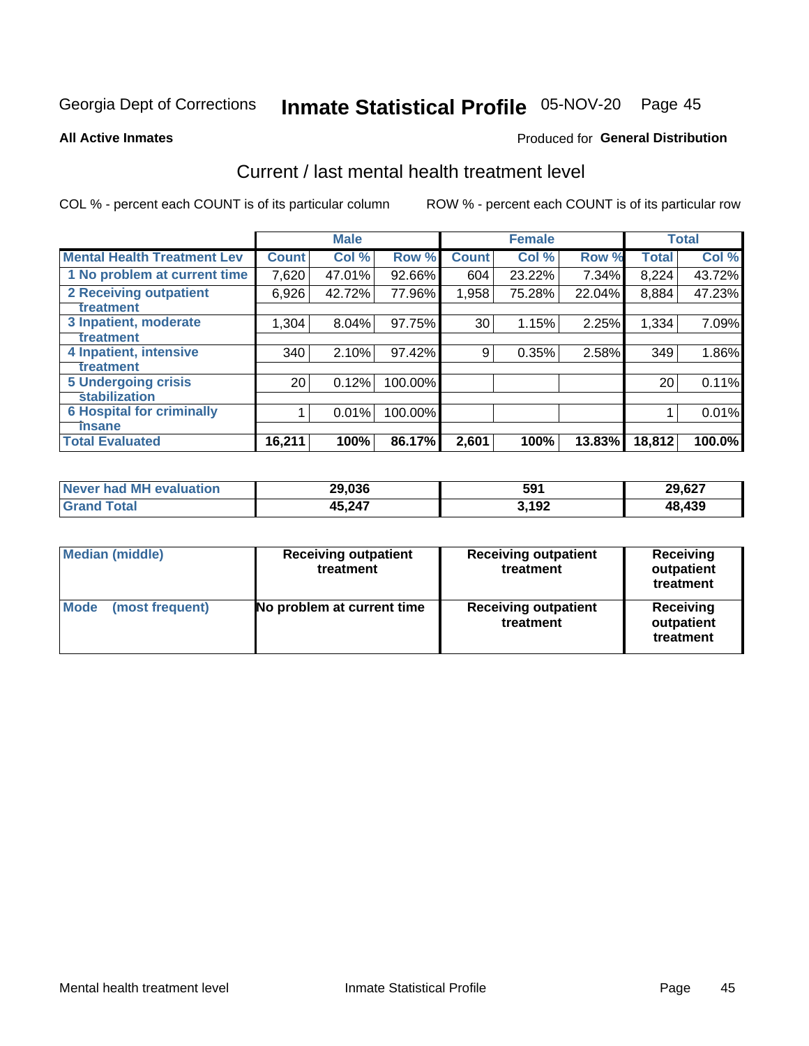Georgia Dept of Corrections **Inmate Statistical Profile** 05-NOV-20

**All Active Inmates**

Produced for **General Distribution**

## Current / last mental health treatment level

COL % - percent each COUNT is of its particular column ROW % - percent each COUNT is of its particular row

| | Male | | | Female | | | Total | |
|---|---|---|---|---|---|---|---|---|
| **Mental Health Treatment Lev** | **Count** | **Col %** | **Row %** | **Count** | **Col %** | **Row %** | **Total** | **Col %** |
| 1 No problem at current time | 7,620 | 47.01% | 92.66% | 604 | 23.22% | 7.34% | 8,224 | 43.72% |
| 2 Receiving outpatient treatment | 6,926 | 42.72% | 77.96% | 1,958 | 75.28% | 22.04% | 8,884 | 47.23% |
| 3 Inpatient, moderate treatment | 1,304 | 8.04% | 97.75% | 30 | 1.15% | 2.25% | 1,334 | 7.09% |
| 4 Inpatient, intensive treatment | 340 | 2.10% | 97.42% | 9 | 0.35% | 2.58% | 349 | 1.86% |
| 5 Undergoing crisis stabilization | 20 | 0.12% | 100.00% | | | | 20 | 0.11% |
| 6 Hospital for criminally insane | 1 | 0.01% | 100.00% | | | | 1 | 0.01% |
| **Total Evaluated** | **16,211** | **100%** | **86.17%** | **2,601** | **100%** | **13.83%** | **18,812** | **100.0%** |

| | | | |
|---|---|---|---|
| Never had MH evaluation | **29,036** | **591** | **29,627** |
| Grand Total | **45,247** | **3,192** | **48,439** |

| | | | |
|---|---|---|---|
| Median (middle) | **Receiving outpatient treatment** | **Receiving outpatient treatment** | **Receiving outpatient treatment** |
| Mode (most frequent) | **No problem at current time** | **Receiving outpatient treatment** | **Receiving outpatient treatment** |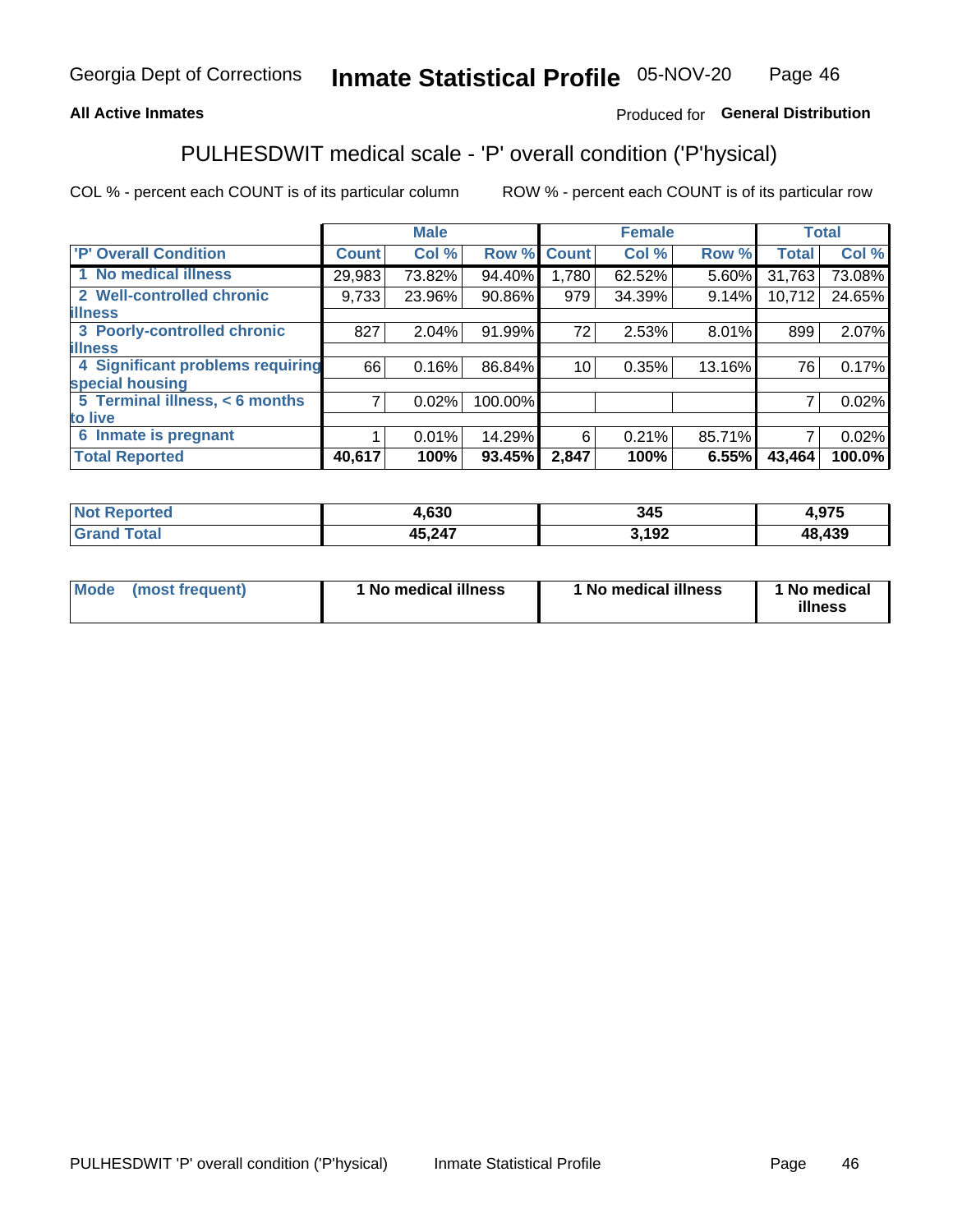Georgia Dept of Corrections **Inmate Statistical Profile** 05-NOV-20

**All Active Inmates**

Produced for **General Distribution**

## PULHESDWIT medical scale - 'P' overall condition ('P'hysical)

COL % - percent each COUNT is of its particular column ROW % - percent each COUNT is of its particular row

| | Male | | | Female | | | Total | |
|---|---|---|---|---|---|---|---|---|
| 'P' Overall Condition | Count | Col % | Row % | Count | Col % | Row % | Total | Col % |
| 1 No medical illness | 29,983 | 73.82% | 94.40% | 1,780 | 62.52% | 5.60% | 31,763 | 73.08% |
| 2 Well-controlled chronic illness | 9,733 | 23.96% | 90.86% | 979 | 34.39% | 9.14% | 10,712 | 24.65% |
| 3 Poorly-controlled chronic illness | 827 | 2.04% | 91.99% | 72 | 2.53% | 8.01% | 899 | 2.07% |
| 4 Significant problems requiring special housing | 66 | 0.16% | 86.84% | 10 | 0.35% | 13.16% | 76 | 0.17% |
| 5 Terminal illness, < 6 months to live | 7 | 0.02% | 100.00% | | | | 7 | 0.02% |
| 6 Inmate is pregnant | 1 | 0.01% | 14.29% | 6 | 0.21% | 85.71% | 7 | 0.02% |
| **Total Reported** | **40,617** | **100%** | **93.45%** | **2,847** | **100%** | **6.55%** | **43,464** | **100.0%** |

| | Male | Female | Total |
|---|---|---|---|
| Not Reported | 4,630 | 345 | 4,975 |
| Grand Total | 45,247 | 3,192 | 48,439 |

| | Male | Female | Total |
|---|---|---|---|
| Mode (most frequent) | 1 No medical illness | 1 No medical illness | 1 No medical illness |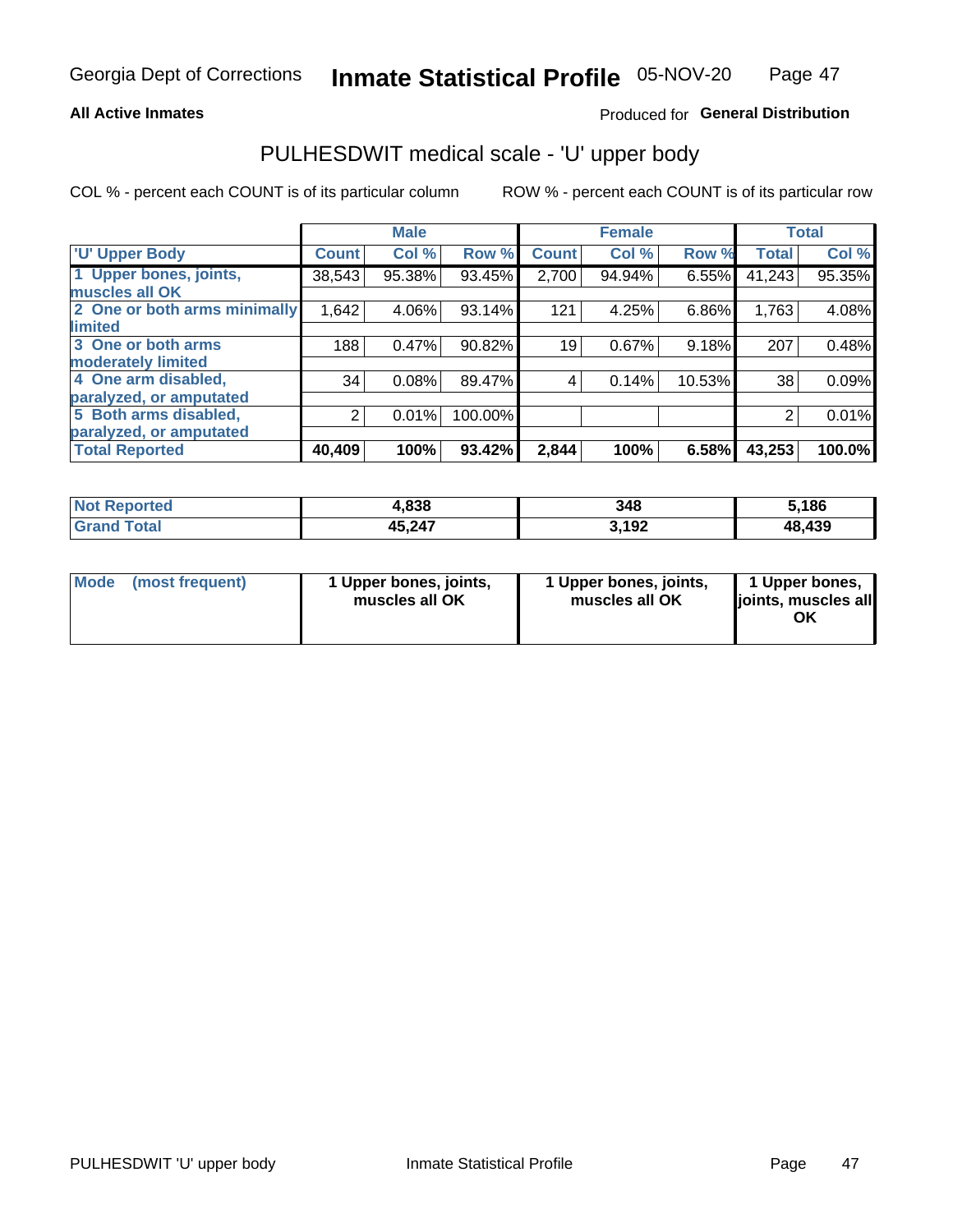Georgia Dept of Corrections **Inmate Statistical Profile** 05-NOV-20

**All Active Inmates**

Produced for **General Distribution**

# PULHESDWIT medical scale - 'U' upper body

COL % - percent each COUNT is of its particular column

ROW % - percent each COUNT is of its particular row

| | Male | | | Female | | | Total | |
|---|---|---|---|---|---|---|---|---|
| 'U' Upper Body | Count | Col % | Row % | Count | Col % | Row % | Total | Col % |
| 1 Upper bones, joints, muscles all OK | 38,543 | 95.38% | 93.45% | 2,700 | 94.94% | 6.55% | 41,243 | 95.35% |
| 2 One or both arms minimally limited | 1,642 | 4.06% | 93.14% | 121 | 4.25% | 6.86% | 1,763 | 4.08% |
| 3 One or both arms moderately limited | 188 | 0.47% | 90.82% | 19 | 0.67% | 9.18% | 207 | 0.48% |
| 4 One arm disabled, paralyzed, or amputated | 34 | 0.08% | 89.47% | 4 | 0.14% | 10.53% | 38 | 0.09% |
| 5 Both arms disabled, paralyzed, or amputated | 2 | 0.01% | 100.00% | | | | 2 | 0.01% |
| **Total Reported** | **40,409** | **100%** | **93.42%** | **2,844** | **100%** | **6.58%** | **43,253** | **100.0%** |

| | Male | Female | Total |
|---|---|---|---|
| Not Reported | 4,838 | 348 | 5,186 |
| Grand Total | 45,247 | 3,192 | 48,439 |

| | Male | Female | Total |
|---|---|---|---|
| Mode (most frequent) | 1 Upper bones, joints, muscles all OK | 1 Upper bones, joints, muscles all OK | 1 Upper bones, joints, muscles all OK |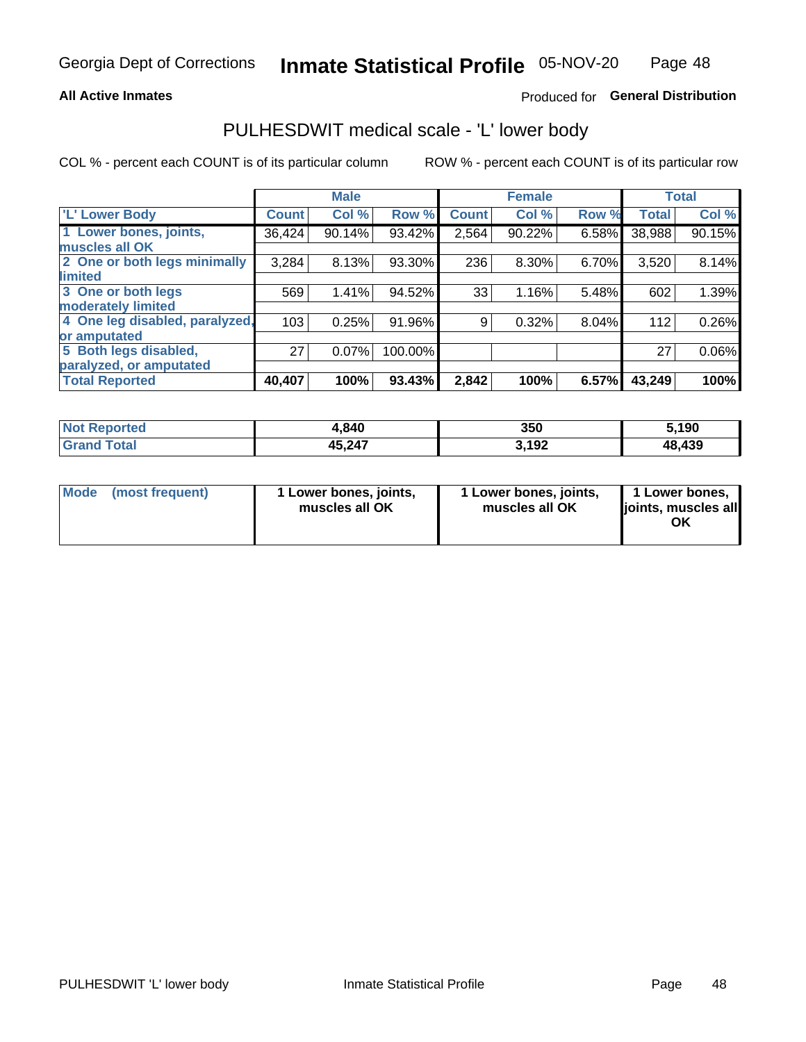Georgia Dept of Corrections **Inmate Statistical Profile** 05-NOV-20

**All Active Inmates**

Produced for **General Distribution**

## PULHESDWIT medical scale - 'L' lower body

COL % - percent each COUNT is of its particular column

ROW % - percent each COUNT is of its particular row

| | Male | | | Female | | | Total | |
|---|---|---|---|---|---|---|---|---|
| 'L' Lower Body | Count | Col % | Row % | Count | Col % | Row % | Total | Col % |
| 1 Lower bones, joints, muscles all OK | 36,424 | 90.14% | 93.42% | 2,564 | 90.22% | 6.58% | 38,988 | 90.15% |
| 2 One or both legs minimally limited | 3,284 | 8.13% | 93.30% | 236 | 8.30% | 6.70% | 3,520 | 8.14% |
| 3 One or both legs moderately limited | 569 | 1.41% | 94.52% | 33 | 1.16% | 5.48% | 602 | 1.39% |
| 4 One leg disabled, paralyzed, or amputated | 103 | 0.25% | 91.96% | 9 | 0.32% | 8.04% | 112 | 0.26% |
| 5 Both legs disabled, paralyzed, or amputated | 27 | 0.07% | 100.00% | | | | 27 | 0.06% |
| **Total Reported** | **40,407** | **100%** | **93.43%** | **2,842** | **100%** | **6.57%** | **43,249** | **100%** |

| | Male | Female | Total |
|---|---|---|---|
| Not Reported | 4,840 | 350 | 5,190 |
| Grand Total | 45,247 | 3,192 | 48,439 |

| | Male | Female | Total |
|---|---|---|---|
| Mode (most frequent) | 1 Lower bones, joints, muscles all OK | 1 Lower bones, joints, muscles all OK | 1 Lower bones, joints, muscles all OK |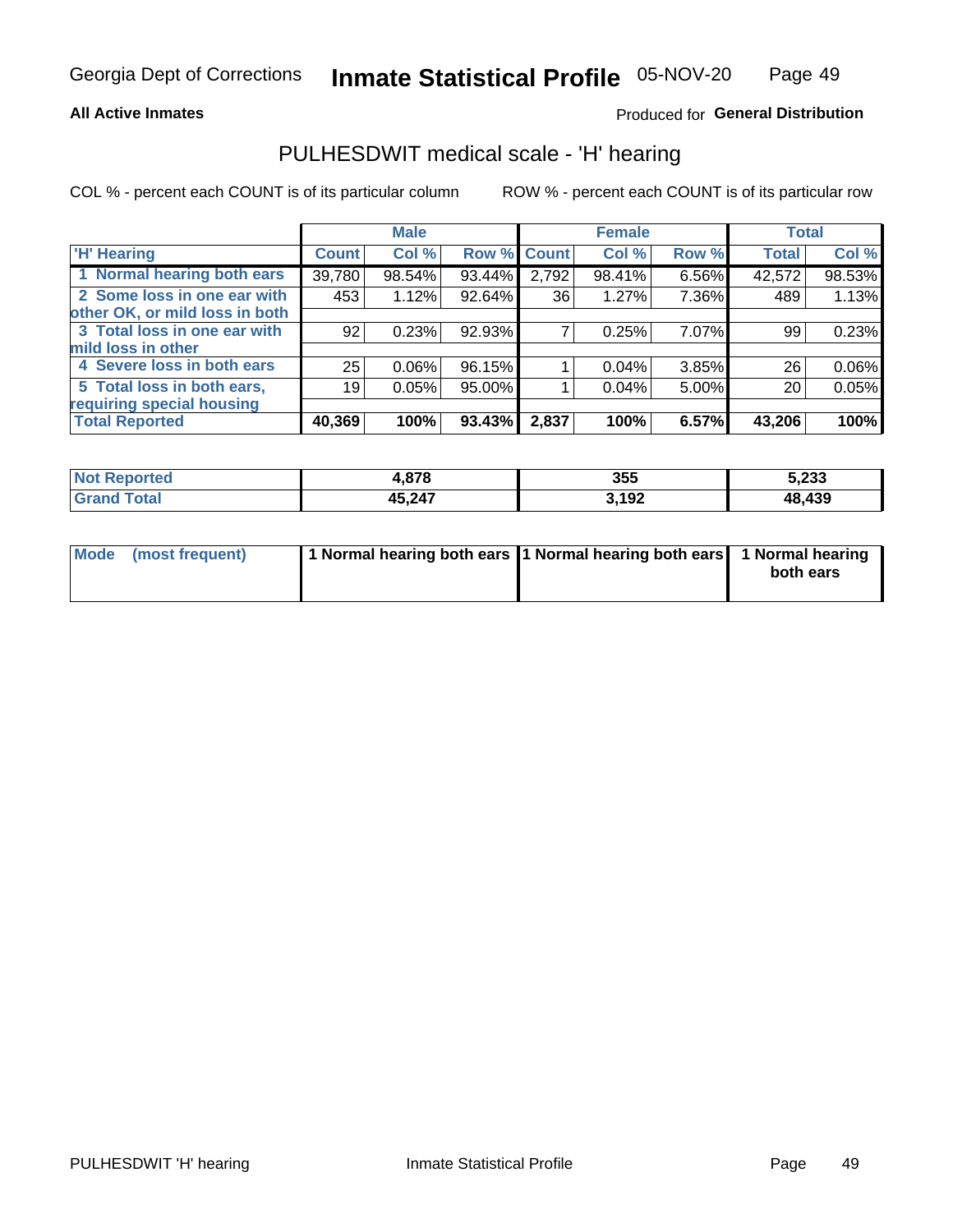Georgia Dept of Corrections **Inmate Statistical Profile** 05-NOV-20

**All Active Inmates**

Produced for **General Distribution**

## PULHESDWIT medical scale - 'H' hearing

COL % - percent each COUNT is of its particular column ROW % - percent each COUNT is of its particular row

| | Male | | | Female | | | Total | |
|---|---|---|---|---|---|---|---|---|
| 'H' Hearing | Count | Col % | Row % | Count | Col % | Row % | Total | Col % |
| 1 Normal hearing both ears | 39,780 | 98.54% | 93.44% | 2,792 | 98.41% | 6.56% | 42,572 | 98.53% |
| 2 Some loss in one ear with other OK, or mild loss in both | 453 | 1.12% | 92.64% | 36 | 1.27% | 7.36% | 489 | 1.13% |
| 3 Total loss in one ear with mild loss in other | 92 | 0.23% | 92.93% | 7 | 0.25% | 7.07% | 99 | 0.23% |
| 4 Severe loss in both ears | 25 | 0.06% | 96.15% | 1 | 0.04% | 3.85% | 26 | 0.06% |
| 5 Total loss in both ears, requiring special housing | 19 | 0.05% | 95.00% | 1 | 0.04% | 5.00% | 20 | 0.05% |
| **Total Reported** | **40,369** | **100%** | **93.43%** | **2,837** | **100%** | **6.57%** | **43,206** | **100%** |

| | Male | Female | Total |
|---|---|---|---|
| Not Reported | 4,878 | 355 | 5,233 |
| Grand Total | 45,247 | 3,192 | 48,439 |

| | Male | Female | Total |
|---|---|---|---|
| Mode (most frequent) | 1 Normal hearing both ears | 1 Normal hearing both ears | 1 Normal hearing both ears |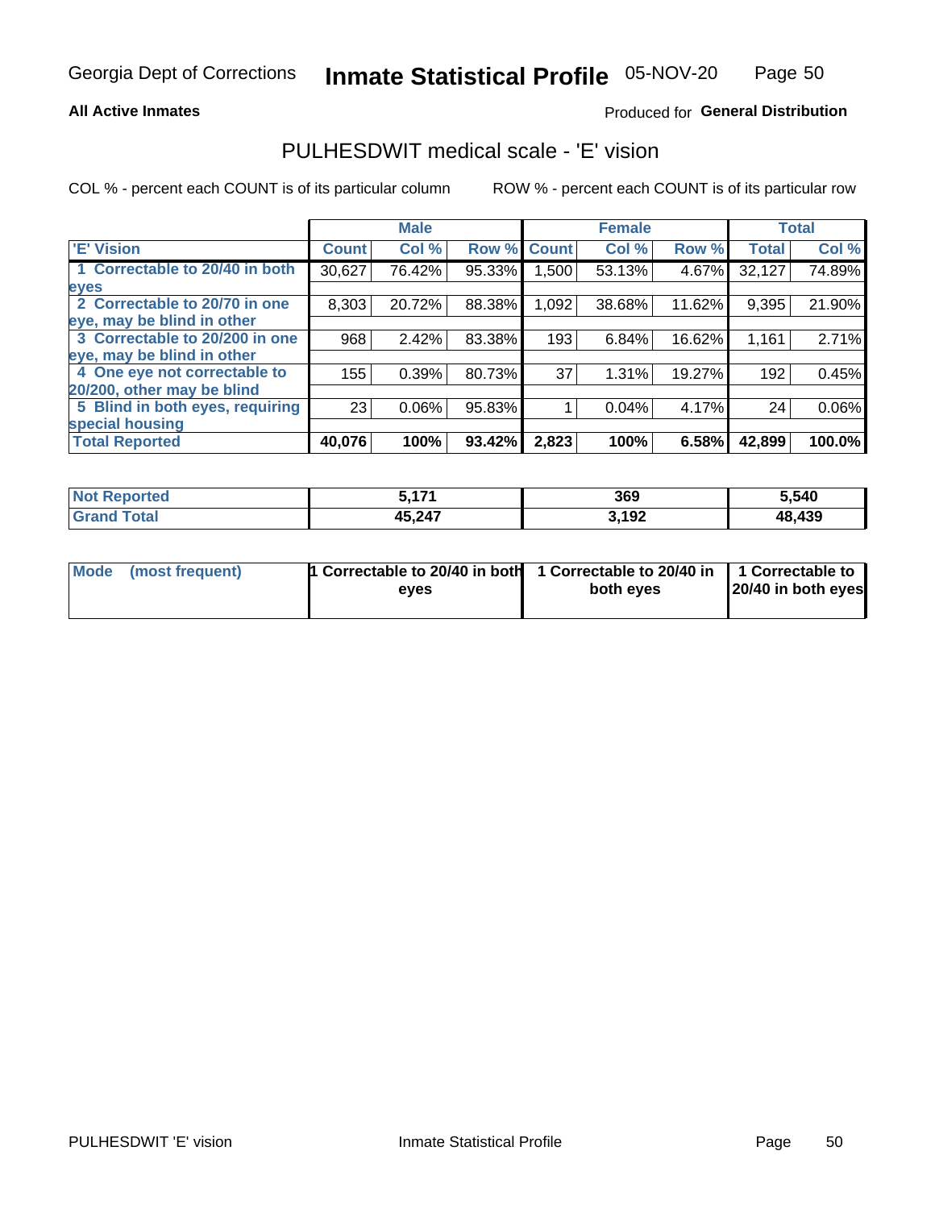Georgia Dept of Corrections **Inmate Statistical Profile** 05-NOV-20

**All Active Inmates**

Produced for **General Distribution**

## PULHESDWIT medical scale - 'E' vision

COL % - percent each COUNT is of its particular column ROW % - percent each COUNT is of its particular row

| | Male | | | Female | | | Total | |
|---|---|---|---|---|---|---|---|---|
| 'E' Vision | Count | Col % | Row % | Count | Col % | Row % | Total | Col % |
| 1 Correctable to 20/40 in both eyes | 30,627 | 76.42% | 95.33% | 1,500 | 53.13% | 4.67% | 32,127 | 74.89% |
| 2 Correctable to 20/70 in one eye, may be blind in other | 8,303 | 20.72% | 88.38% | 1,092 | 38.68% | 11.62% | 9,395 | 21.90% |
| 3 Correctable to 20/200 in one eye, may be blind in other | 968 | 2.42% | 83.38% | 193 | 6.84% | 16.62% | 1,161 | 2.71% |
| 4 One eye not correctable to 20/200, other may be blind | 155 | 0.39% | 80.73% | 37 | 1.31% | 19.27% | 192 | 0.45% |
| 5 Blind in both eyes, requiring special housing | 23 | 0.06% | 95.83% | 1 | 0.04% | 4.17% | 24 | 0.06% |
| **Total Reported** | **40,076** | **100%** | **93.42%** | **2,823** | **100%** | **6.58%** | **42,899** | **100.0%** |

| | Male | Female | Total |
|---|---|---|---|
| Not Reported | 5,171 | 369 | 5,540 |
| Grand Total | 45,247 | 3,192 | 48,439 |

| | Male | Female | Total |
|---|---|---|---|
| Mode (most frequent) | 1 Correctable to 20/40 in both eyes | 1 Correctable to 20/40 in both eyes | 1 Correctable to 20/40 in both eyes |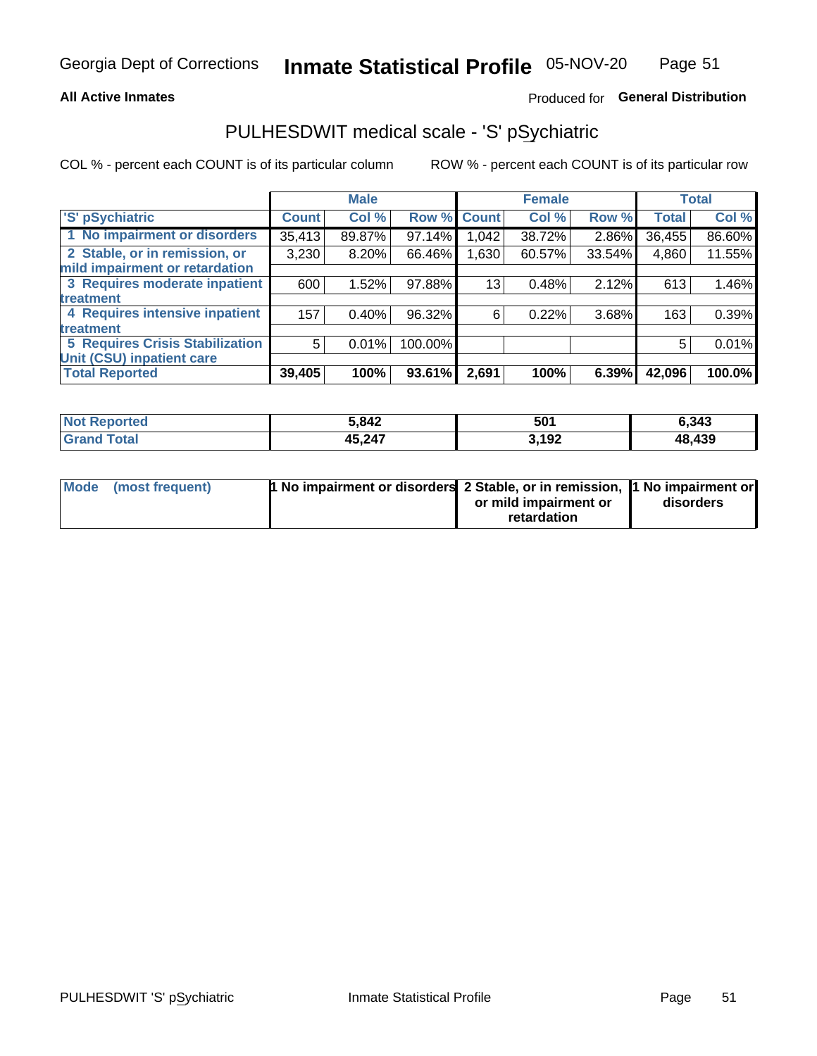**All Active Inmates**

Produced for **General Distribution**

## PULHESDWIT medical scale - 'S' pSychiatric

COL % - percent each COUNT is of its particular column

ROW % - percent each COUNT is of its particular row

| | Male | | | Female | | | Total | |
|---|---|---|---|---|---|---|---|---|
| 'S' pSychiatric | Count | Col % | Row % | Count | Col % | Row % | Total | Col % |
| 1 No impairment or disorders | 35,413 | 89.87% | 97.14% | 1,042 | 38.72% | 2.86% | 36,455 | 86.60% |
| 2 Stable, or in remission, or mild impairment or retardation | 3,230 | 8.20% | 66.46% | 1,630 | 60.57% | 33.54% | 4,860 | 11.55% |
| 3 Requires moderate inpatient treatment | 600 | 1.52% | 97.88% | 13 | 0.48% | 2.12% | 613 | 1.46% |
| 4 Requires intensive inpatient treatment | 157 | 0.40% | 96.32% | 6 | 0.22% | 3.68% | 163 | 0.39% |
| 5 Requires Crisis Stabilization Unit (CSU) inpatient care | 5 | 0.01% | 100.00% | | | | 5 | 0.01% |
| **Total Reported** | **39,405** | **100%** | **93.61%** | **2,691** | **100%** | **6.39%** | **42,096** | **100.0%** |

| | Male | Female | Total |
|---|---|---|---|
| Not Reported | 5,842 | 501 | 6,343 |
| Grand Total | 45,247 | 3,192 | 48,439 |

| | Male | Female | Total |
|---|---|---|---|
| Mode (most frequent) | 1 No impairment or disorders | 2 Stable, or in remission, or mild impairment or retardation | 1 No impairment or disorders |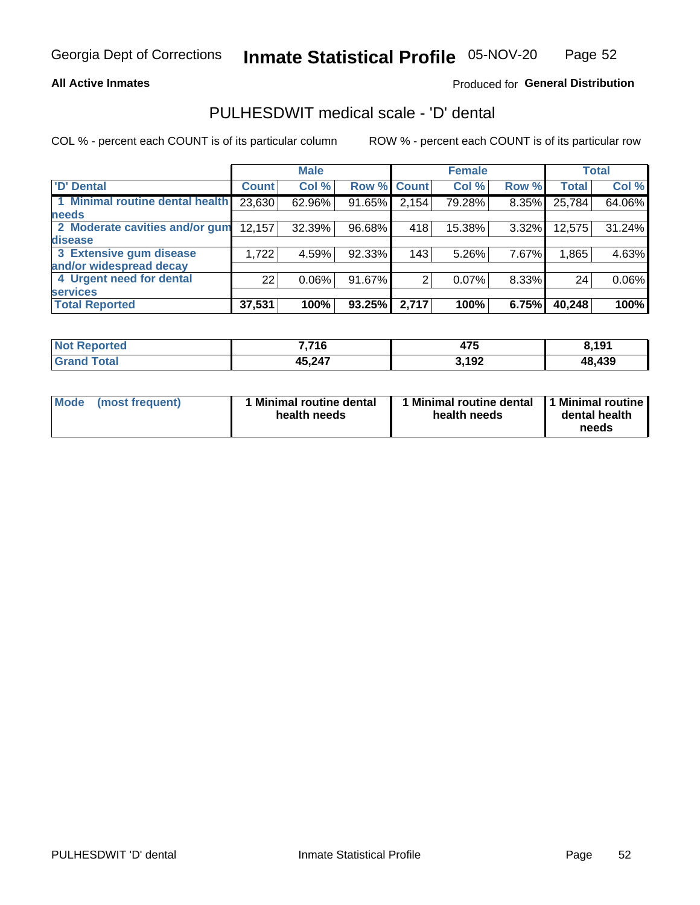Georgia Dept of Corrections **Inmate Statistical Profile** 05-NOV-20

**All Active Inmates**

Produced for **General Distribution**

## PULHESDWIT medical scale - 'D' dental

COL % - percent each COUNT is of its particular column ROW % - percent each COUNT is of its particular row

| | Male | | | Female | | | Total | |
|---|---|---|---|---|---|---|---|---|
| 'D' Dental | Count | Col % | Row % | Count | Col % | Row % | Total | Col % |
| 1 Minimal routine dental health needs | 23,630 | 62.96% | 91.65% | 2,154 | 79.28% | 8.35% | 25,784 | 64.06% |
| 2 Moderate cavities and/or gum disease | 12,157 | 32.39% | 96.68% | 418 | 15.38% | 3.32% | 12,575 | 31.24% |
| 3 Extensive gum disease and/or widespread decay | 1,722 | 4.59% | 92.33% | 143 | 5.26% | 7.67% | 1,865 | 4.63% |
| 4 Urgent need for dental services | 22 | 0.06% | 91.67% | 2 | 0.07% | 8.33% | 24 | 0.06% |
| **Total Reported** | **37,531** | **100%** | **93.25%** | **2,717** | **100%** | **6.75%** | **40,248** | **100%** |

| | Male | Female | Total |
|---|---|---|---|
| Not Reported | 7,716 | 475 | 8,191 |
| Grand Total | 45,247 | 3,192 | 48,439 |

| | Male | Female | Total |
|---|---|---|---|
| Mode (most frequent) | 1 Minimal routine dental health needs | 1 Minimal routine dental health needs | 1 Minimal routine dental health needs |

PULHESDWIT 'D' dental Inmate Statistical Profile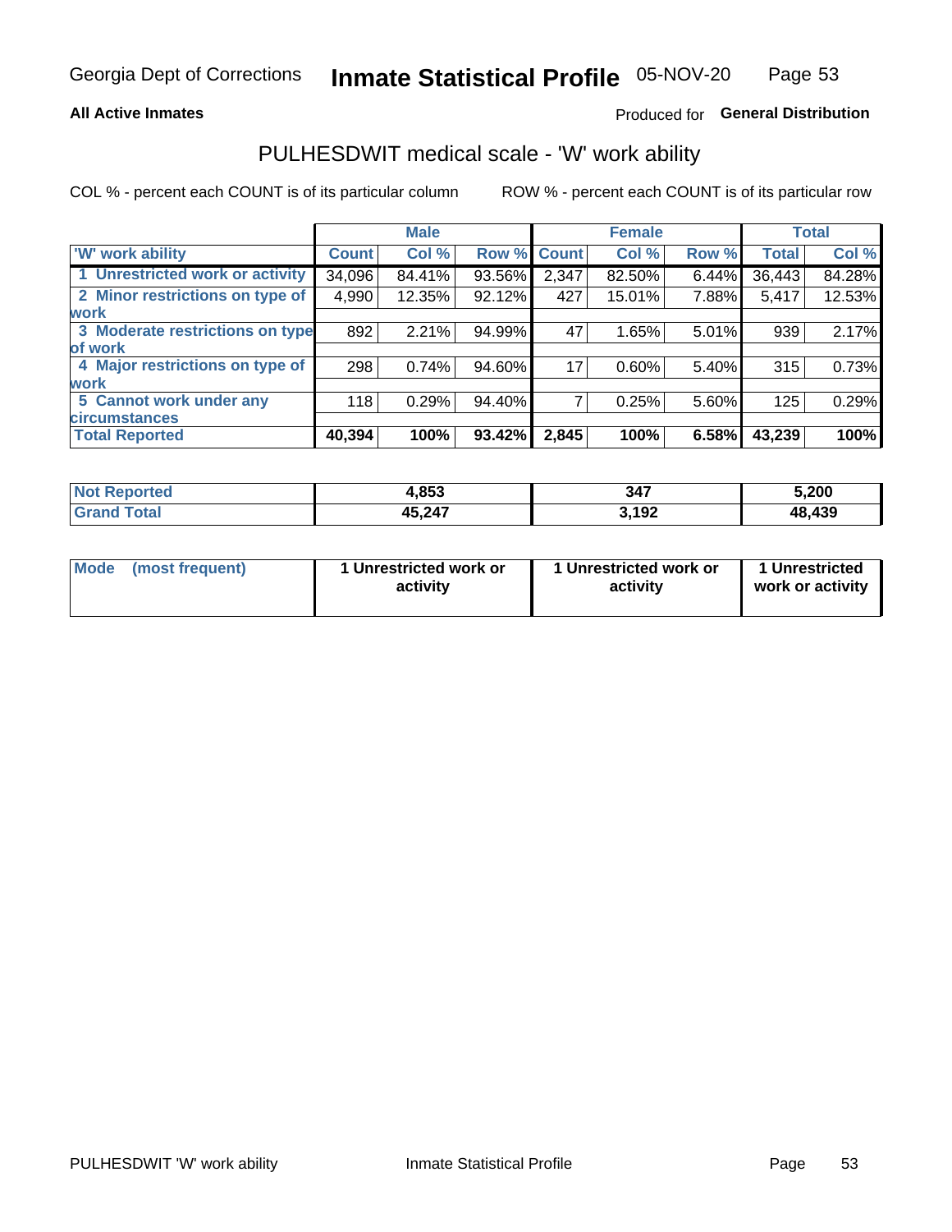# PULHESDWIT medical scale - 'W' work ability

**All Active Inmates**

Produced for **General Distribution**

COL % - percent each COUNT is of its particular column

ROW % - percent each COUNT is of its particular row

| | Male | | | Female | | | Total | |
|---|---|---|---|---|---|---|---|---|
| 'W' work ability | Count | Col % | Row % | Count | Col % | Row % | Total | Col % |
| 1 Unrestricted work or activity | 34,096 | 84.41% | 93.56% | 2,347 | 82.50% | 6.44% | 36,443 | 84.28% |
| 2 Minor restrictions on type of work | 4,990 | 12.35% | 92.12% | 427 | 15.01% | 7.88% | 5,417 | 12.53% |
| 3 Moderate restrictions on type of work | 892 | 2.21% | 94.99% | 47 | 1.65% | 5.01% | 939 | 2.17% |
| 4 Major restrictions on type of work | 298 | 0.74% | 94.60% | 17 | 0.60% | 5.40% | 315 | 0.73% |
| 5 Cannot work under any circumstances | 118 | 0.29% | 94.40% | 7 | 0.25% | 5.60% | 125 | 0.29% |
| **Total Reported** | **40,394** | **100%** | **93.42%** | **2,845** | **100%** | **6.58%** | **43,239** | **100%** |

| | Male | Female | Total |
|---|---|---|---|
| Not Reported | 4,853 | 347 | 5,200 |
| Grand Total | 45,247 | 3,192 | 48,439 |

| | Male | Female | Total |
|---|---|---|---|
| Mode (most frequent) | 1 Unrestricted work or activity | 1 Unrestricted work or activity | 1 Unrestricted work or activity |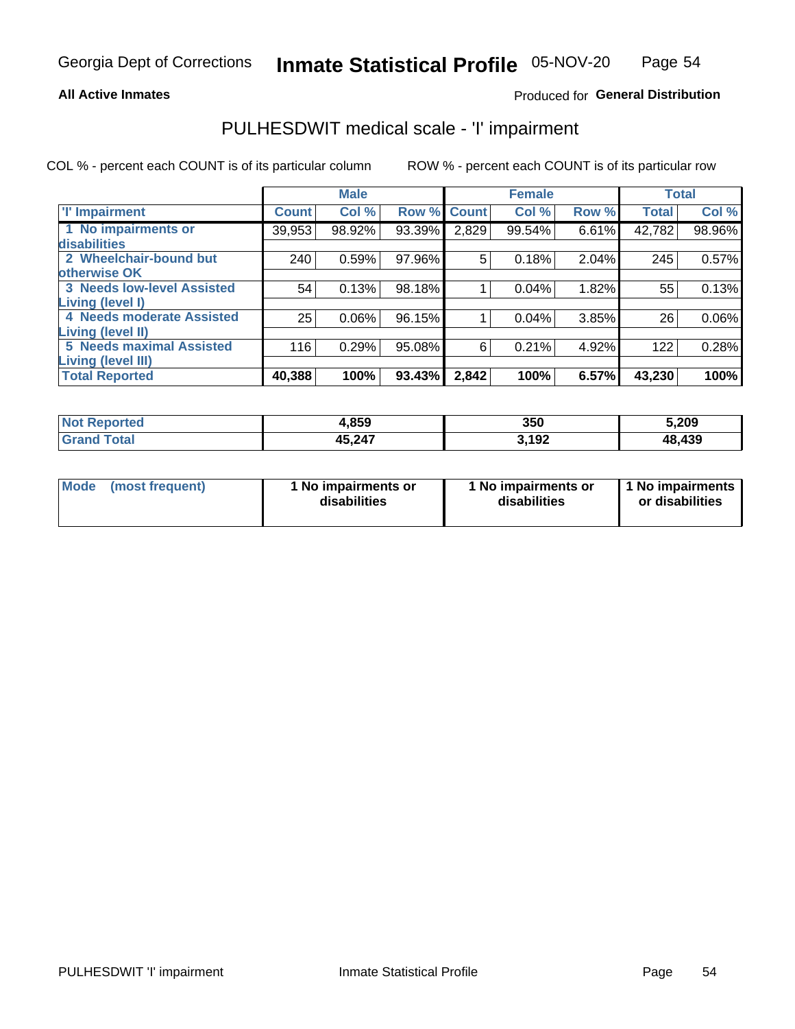Georgia Dept of Corrections **Inmate Statistical Profile** 05-NOV-20

**All Active Inmates** Produced for **General Distribution**

## PULHESDWIT medical scale - 'I' impairment

COL % - percent each COUNT is of its particular column ROW % - percent each COUNT is of its particular row

| | Male | | | Female | | | Total | |
|---|---|---|---|---|---|---|---|---|
| 'I' Impairment | Count | Col % | Row % | Count | Col % | Row % | Total | Col % |
| 1 No impairments or disabilities | 39,953 | 98.92% | 93.39% | 2,829 | 99.54% | 6.61% | 42,782 | 98.96% |
| 2 Wheelchair-bound but otherwise OK | 240 | 0.59% | 97.96% | 5 | 0.18% | 2.04% | 245 | 0.57% |
| 3 Needs low-level Assisted Living (level I) | 54 | 0.13% | 98.18% | 1 | 0.04% | 1.82% | 55 | 0.13% |
| 4 Needs moderate Assisted Living (level II) | 25 | 0.06% | 96.15% | 1 | 0.04% | 3.85% | 26 | 0.06% |
| 5 Needs maximal Assisted Living (level III) | 116 | 0.29% | 95.08% | 6 | 0.21% | 4.92% | 122 | 0.28% |
| **Total Reported** | **40,388** | **100%** | **93.43%** | **2,842** | **100%** | **6.57%** | **43,230** | **100%** |

| | Male | Female | Total |
|---|---|---|---|
| Not Reported | 4,859 | 350 | 5,209 |
| Grand Total | 45,247 | 3,192 | 48,439 |

| | Male | Female | Total |
|---|---|---|---|
| Mode (most frequent) | 1 No impairments or disabilities | 1 No impairments or disabilities | 1 No impairments or disabilities |

PULHESDWIT 'I' impairment Inmate Statistical Profile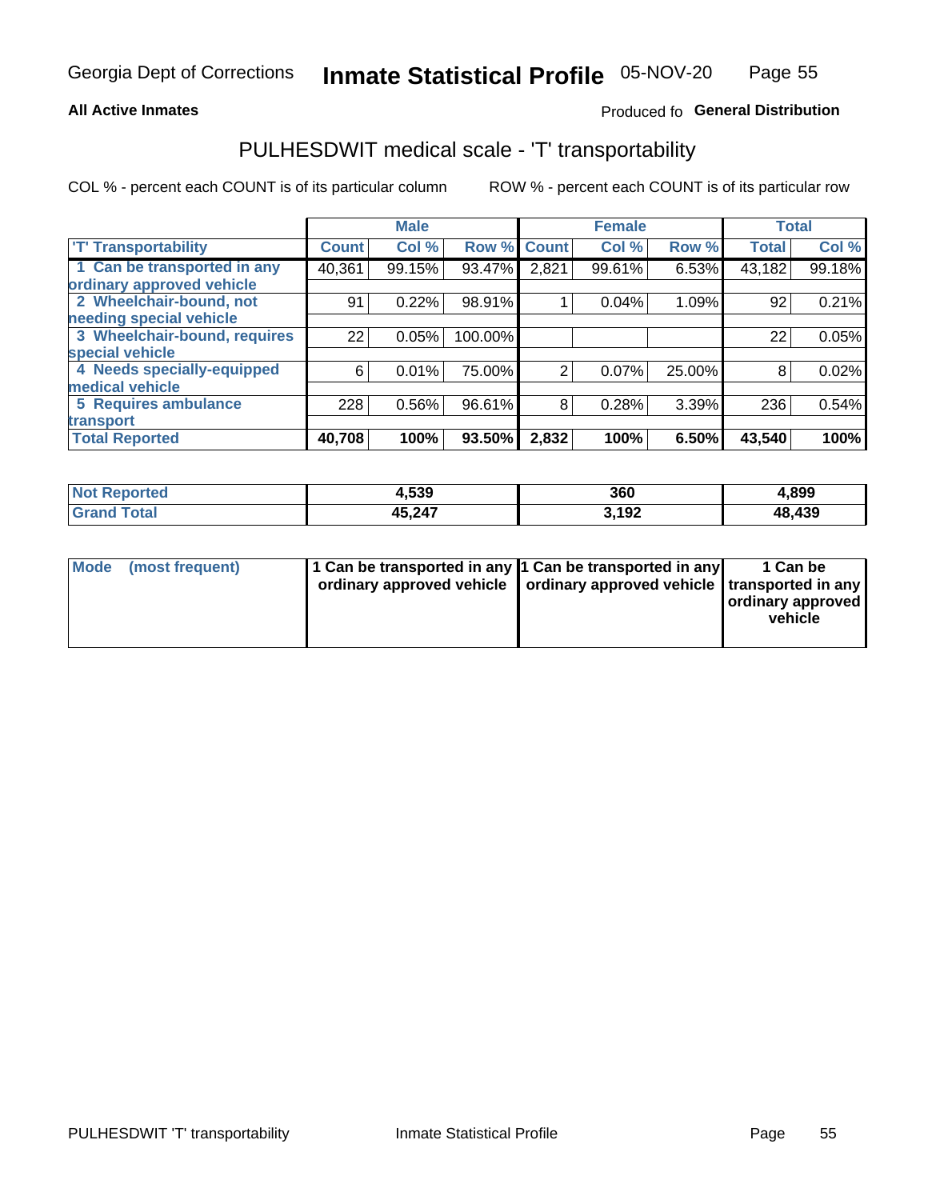Georgia Dept of Corrections **Inmate Statistical Profile** 05-NOV-20

**All Active Inmates**

Produced fo **General Distribution**

## PULHESDWIT medical scale - 'T' transportability

COL % - percent each COUNT is of its particular column

ROW % - percent each COUNT is of its particular row

| | Male | | | Female | | | Total | |
|---|---|---|---|---|---|---|---|---|
| 'T' Transportability | Count | Col % | Row % | Count | Col % | Row % | Total | Col % |
| 1 Can be transported in any ordinary approved vehicle | 40,361 | 99.15% | 93.47% | 2,821 | 99.61% | 6.53% | 43,182 | 99.18% |
| 2 Wheelchair-bound, not needing special vehicle | 91 | 0.22% | 98.91% | 1 | 0.04% | 1.09% | 92 | 0.21% |
| 3 Wheelchair-bound, requires special vehicle | 22 | 0.05% | 100.00% | | | | 22 | 0.05% |
| 4 Needs specially-equipped medical vehicle | 6 | 0.01% | 75.00% | 2 | 0.07% | 25.00% | 8 | 0.02% |
| 5 Requires ambulance transport | 228 | 0.56% | 96.61% | 8 | 0.28% | 3.39% | 236 | 0.54% |
| **Total Reported** | **40,708** | **100%** | **93.50%** | **2,832** | **100%** | **6.50%** | **43,540** | **100%** |

| | Male | Female | Total |
|---|---|---|---|
| **Not Reported** | **4,539** | **360** | **4,899** |
| **Grand Total** | **45,247** | **3,192** | **48,439** |

| | Male | Female | Total |
|---|---|---|---|
| **Mode (most frequent)** | **1 Can be transported in any ordinary approved vehicle** | **1 Can be transported in any ordinary approved vehicle** | **1 Can be transported in any ordinary approved vehicle** |

PULHESDWIT 'T' transportability Inmate Statistical Profile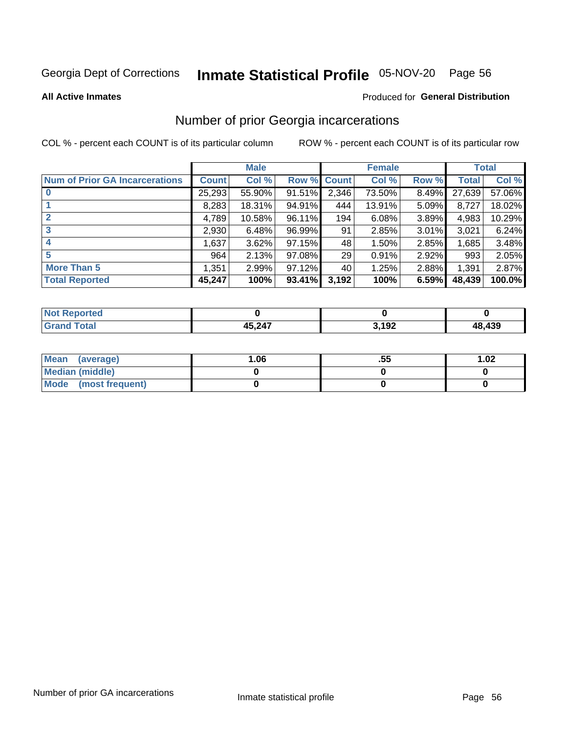Georgia Dept of Corrections **Inmate Statistical Profile** 05-NOV-20

**All Active Inmates**

Produced for **General Distribution**

## Number of prior Georgia incarcerations

COL % - percent each COUNT is of its particular column ROW % - percent each COUNT is of its particular row

| | Male | | | Female | | | Total | |
|---|---|---|---|---|---|---|---|---|
| **Num of Prior GA Incarcerations** | **Count** | **Col %** | **Row %** | **Count** | **Col %** | **Row %** | **Total** | **Col %** |
| **0** | 25,293 | 55.90% | 91.51% | 2,346 | 73.50% | 8.49% | 27,639 | 57.06% |
| **1** | 8,283 | 18.31% | 94.91% | 444 | 13.91% | 5.09% | 8,727 | 18.02% |
| **2** | 4,789 | 10.58% | 96.11% | 194 | 6.08% | 3.89% | 4,983 | 10.29% |
| **3** | 2,930 | 6.48% | 96.99% | 91 | 2.85% | 3.01% | 3,021 | 6.24% |
| **4** | 1,637 | 3.62% | 97.15% | 48 | 1.50% | 2.85% | 1,685 | 3.48% |
| **5** | 964 | 2.13% | 97.08% | 29 | 0.91% | 2.92% | 993 | 2.05% |
| **More Than 5** | 1,351 | 2.99% | 97.12% | 40 | 1.25% | 2.88% | 1,391 | 2.87% |
| **Total Reported** | **45,247** | **100%** | **93.41%** | **3,192** | **100%** | **6.59%** | **48,439** | **100.0%** |

| | Male | Female | Total |
|---|---|---|---|
| **Not Reported** | **0** | **0** | **0** |
| **Grand Total** | **45,247** | **3,192** | **48,439** |

| | Male | Female | Total |
|---|---|---|---|
| **Mean (average)** | **1.06** | **.55** | **1.02** |
| **Median (middle)** | **0** | **0** | **0** |
| **Mode (most frequent)** | **0** | **0** | **0** |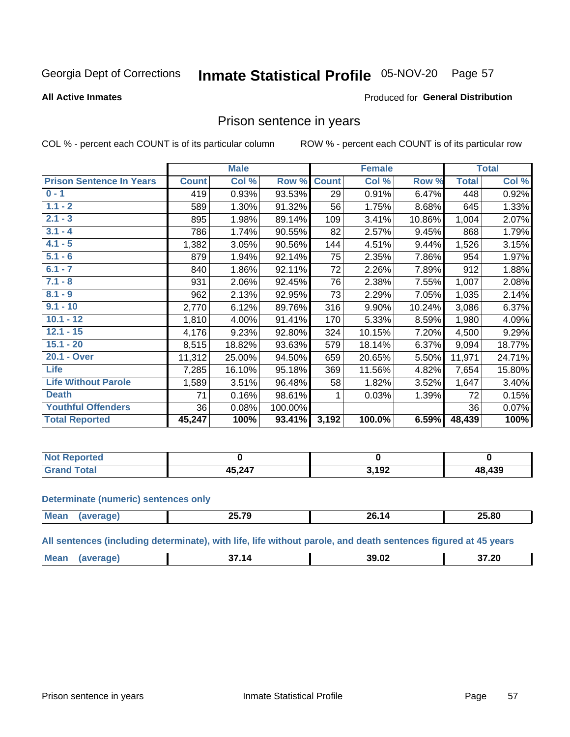Georgia Dept of Corrections **Inmate Statistical Profile** 05-NOV-20

**All Active Inmates**

Produced for **General Distribution**

## Prison sentence in years

COL % - percent each COUNT is of its particular column     ROW % - percent each COUNT is of its particular row

| | Male | | | Female | | | Total | |
|---|---|---|---|---|---|---|---|---|
| **Prison Sentence In Years** | **Count** | **Col %** | **Row %** | **Count** | **Col %** | **Row %** | **Total** | **Col %** |
| 0 - 1 | 419 | 0.93% | 93.53% | 29 | 0.91% | 6.47% | 448 | 0.92% |
| 1.1 - 2 | 589 | 1.30% | 91.32% | 56 | 1.75% | 8.68% | 645 | 1.33% |
| 2.1 - 3 | 895 | 1.98% | 89.14% | 109 | 3.41% | 10.86% | 1,004 | 2.07% |
| 3.1 - 4 | 786 | 1.74% | 90.55% | 82 | 2.57% | 9.45% | 868 | 1.79% |
| 4.1 - 5 | 1,382 | 3.05% | 90.56% | 144 | 4.51% | 9.44% | 1,526 | 3.15% |
| 5.1 - 6 | 879 | 1.94% | 92.14% | 75 | 2.35% | 7.86% | 954 | 1.97% |
| 6.1 - 7 | 840 | 1.86% | 92.11% | 72 | 2.26% | 7.89% | 912 | 1.88% |
| 7.1 - 8 | 931 | 2.06% | 92.45% | 76 | 2.38% | 7.55% | 1,007 | 2.08% |
| 8.1 - 9 | 962 | 2.13% | 92.95% | 73 | 2.29% | 7.05% | 1,035 | 2.14% |
| 9.1 - 10 | 2,770 | 6.12% | 89.76% | 316 | 9.90% | 10.24% | 3,086 | 6.37% |
| 10.1 - 12 | 1,810 | 4.00% | 91.41% | 170 | 5.33% | 8.59% | 1,980 | 4.09% |
| 12.1 - 15 | 4,176 | 9.23% | 92.80% | 324 | 10.15% | 7.20% | 4,500 | 9.29% |
| 15.1 - 20 | 8,515 | 18.82% | 93.63% | 579 | 18.14% | 6.37% | 9,094 | 18.77% |
| 20.1 - Over | 11,312 | 25.00% | 94.50% | 659 | 20.65% | 5.50% | 11,971 | 24.71% |
| Life | 7,285 | 16.10% | 95.18% | 369 | 11.56% | 4.82% | 7,654 | 15.80% |
| Life Without Parole | 1,589 | 3.51% | 96.48% | 58 | 1.82% | 3.52% | 1,647 | 3.40% |
| Death | 71 | 0.16% | 98.61% | 1 | 0.03% | 1.39% | 72 | 0.15% |
| Youthful Offenders | 36 | 0.08% | 100.00% | | | | 36 | 0.07% |
| **Total Reported** | **45,247** | **100%** | **93.41%** | **3,192** | **100.0%** | **6.59%** | **48,439** | **100%** |

| | Male | Female | Total |
|---|---|---|---|
| Not Reported | **0** | **0** | **0** |
| Grand Total | **45,247** | **3,192** | **48,439** |

**Determinate (numeric) sentences only**

| | Male | Female | Total |
|---|---|---|---|
| Mean (average) | **25.79** | **26.14** | **25.80** |

**All sentences (including determinate), with life, life without parole, and death sentences figured at 45 years**

| | Male | Female | Total |
|---|---|---|---|
| Mean (average) | **37.14** | **39.02** | **37.20** |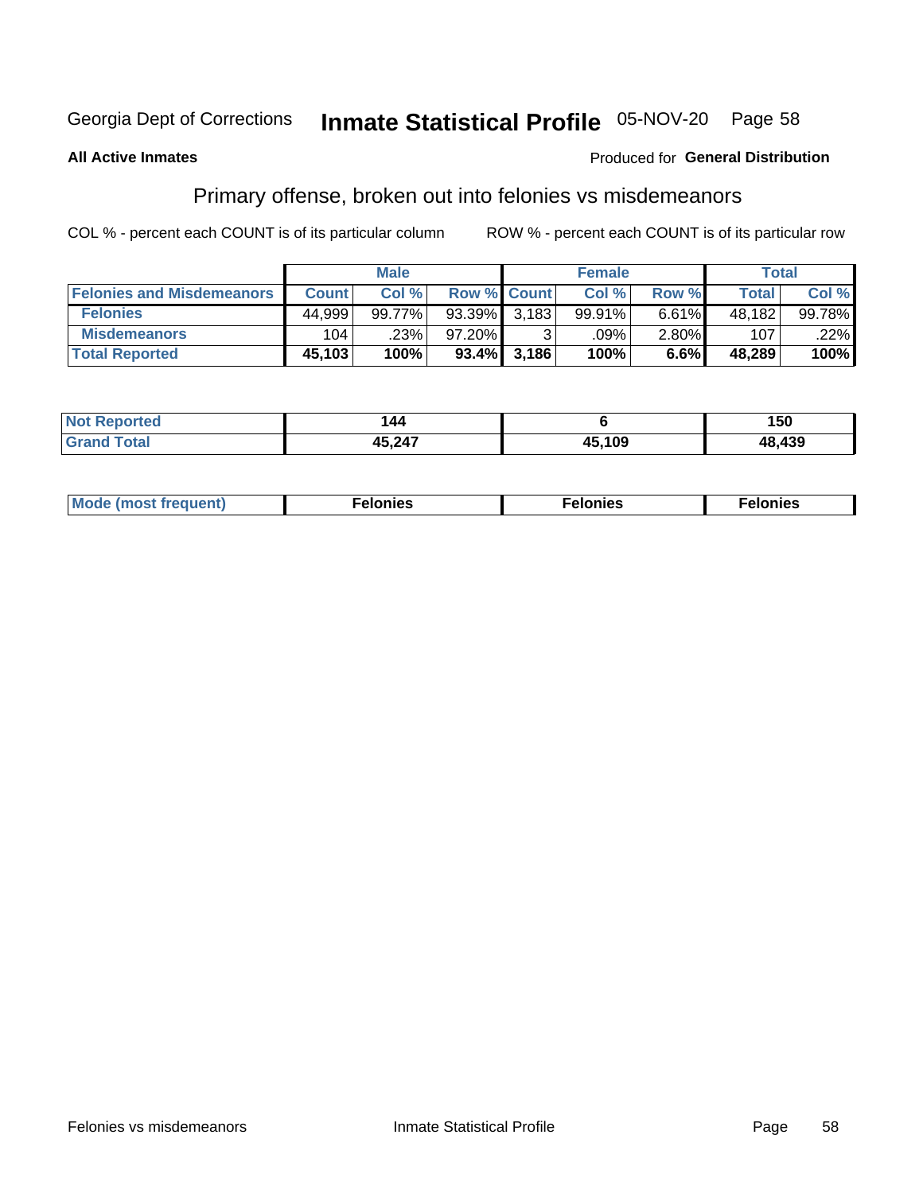Georgia Dept of Corrections **Inmate Statistical Profile** 05-NOV-20 Page 58

**All Active Inmates**

Produced for **General Distribution**

## Primary offense, broken out into felonies vs misdemeanors

COL % - percent each COUNT is of its particular column

ROW % - percent each COUNT is of its particular row

| | Male | | | Female | | | Total | |
|---|---|---|---|---|---|---|---|---|
| **Felonies and Misdemeanors** | **Count** | **Col %** | **Row %** | **Count** | **Col %** | **Row %** | **Total** | **Col %** |
| **Felonies** | 44,999 | 99.77% | 93.39% | 3,183 | 99.91% | 6.61% | 48,182 | 99.78% |
| **Misdemeanors** | 104 | .23% | 97.20% | 3 | .09% | 2.80% | 107 | .22% |
| **Total Reported** | **45,103** | **100%** | **93.4%** | **3,186** | **100%** | **6.6%** | **48,289** | **100%** |

| | Male | Female | Total |
|---|---|---|---|
| **Not Reported** | **144** | **6** | **150** |
| **Grand Total** | **45,247** | **45,109** | **48,439** |

| | Male | Female | Total |
|---|---|---|---|
| **Mode (most frequent)** | **Felonies** | **Felonies** | **Felonies** |

Felonies vs misdemeanors

Inmate Statistical Profile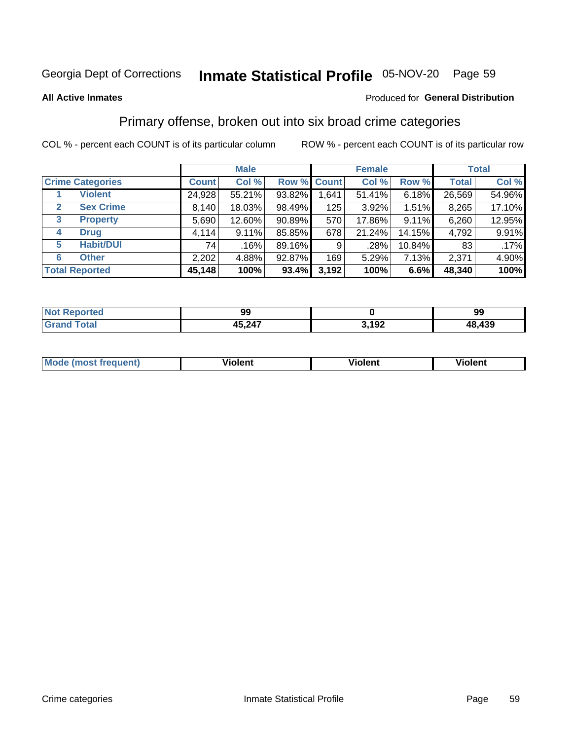Georgia Dept of Corrections **Inmate Statistical Profile** 05-NOV-20 Page 59

**All Active Inmates**

Produced for **General Distribution**

## Primary offense, broken out into six broad crime categories

COL % - percent each COUNT is of its particular column

ROW % - percent each COUNT is of its particular row

| | | Male | | | Female | | | Total | |
|---|---|---|---|---|---|---|---|---|---|
| **Crime Categories** | | **Count** | **Col %** | **Row %** | **Count** | **Col %** | **Row %** | **Total** | **Col %** |
| 1 | **Violent** | 24,928 | 55.21% | 93.82% | 1,641 | 51.41% | 6.18% | 26,569 | 54.96% |
| 2 | **Sex Crime** | 8,140 | 18.03% | 98.49% | 125 | 3.92% | 1.51% | 8,265 | 17.10% |
| 3 | **Property** | 5,690 | 12.60% | 90.89% | 570 | 17.86% | 9.11% | 6,260 | 12.95% |
| 4 | **Drug** | 4,114 | 9.11% | 85.85% | 678 | 21.24% | 14.15% | 4,792 | 9.91% |
| 5 | **Habit/DUI** | 74 | .16% | 89.16% | 9 | .28% | 10.84% | 83 | .17% |
| 6 | **Other** | 2,202 | 4.88% | 92.87% | 169 | 5.29% | 7.13% | 2,371 | 4.90% |
| **Total Reported** | | **45,148** | **100%** | **93.4%** | **3,192** | **100%** | **6.6%** | **48,340** | **100%** |

| | Male | Female | Total |
|---|---|---|---|
| **Not Reported** | **99** | **0** | **99** |
| **Grand Total** | **45,247** | **3,192** | **48,439** |

| | Male | Female | Total |
|---|---|---|---|
| **Mode (most frequent)** | **Violent** | **Violent** | **Violent** |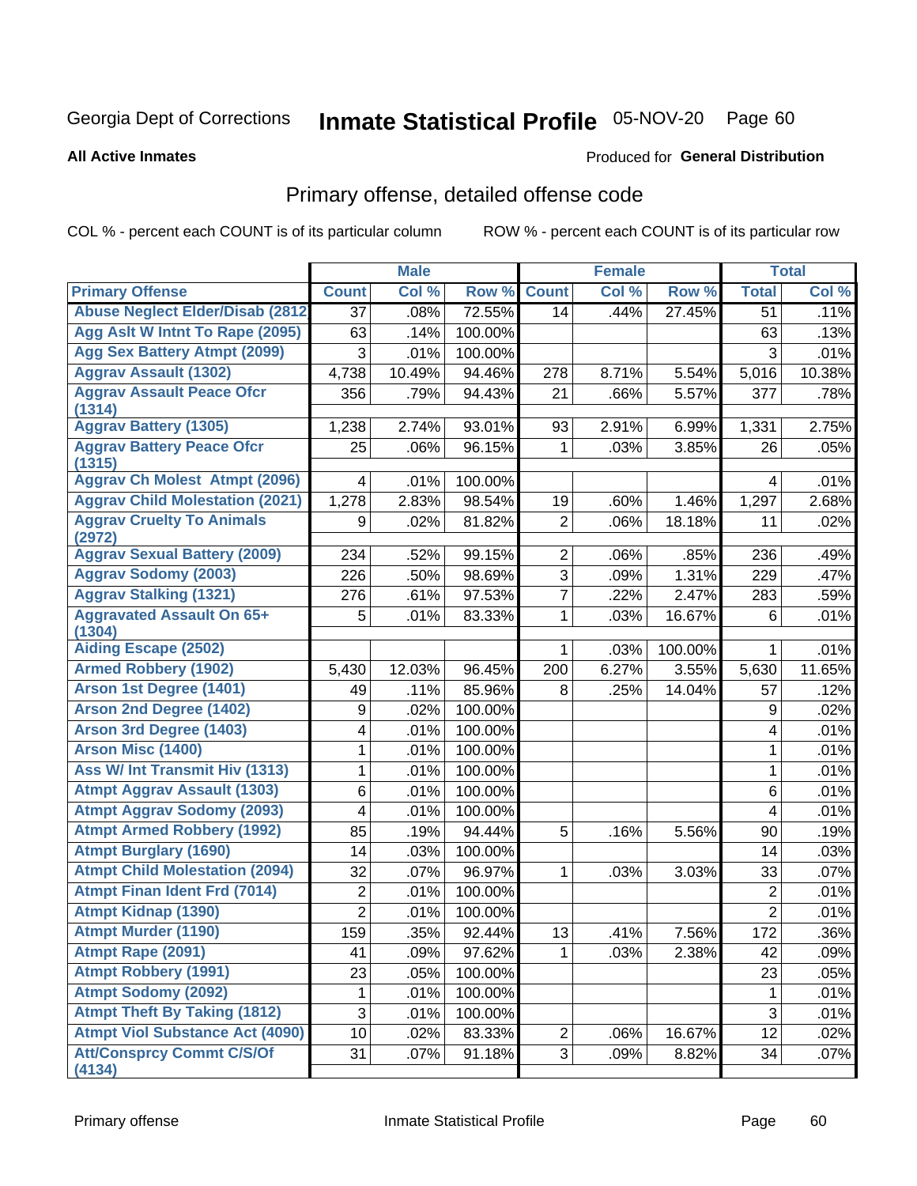Georgia Dept of Corrections **Inmate Statistical Profile** 05-NOV-20

**All Active Inmates**

Produced for **General Distribution**

## Primary offense, detailed offense code

COL % - percent each COUNT is of its particular column ROW % - percent each COUNT is of its particular row

| | Male | | | Female | | | Total | |
|---|---|---|---|---|---|---|---|---|
| **Primary Offense** | **Count** | **Col %** | **Row %** | **Count** | **Col %** | **Row %** | **Total** | **Col %** |
| Abuse Neglect Elder/Disab (2812 | 37 | .08% | 72.55% | 14 | .44% | 27.45% | 51 | .11% |
| Agg Aslt W Intnt To Rape (2095) | 63 | .14% | 100.00% | | | | 63 | .13% |
| Agg Sex Battery Atmpt (2099) | 3 | .01% | 100.00% | | | | 3 | .01% |
| Aggrav Assault (1302) | 4,738 | 10.49% | 94.46% | 278 | 8.71% | 5.54% | 5,016 | 10.38% |
| Aggrav Assault Peace Ofcr (1314) | 356 | .79% | 94.43% | 21 | .66% | 5.57% | 377 | .78% |
| Aggrav Battery (1305) | 1,238 | 2.74% | 93.01% | 93 | 2.91% | 6.99% | 1,331 | 2.75% |
| Aggrav Battery Peace Ofcr (1315) | 25 | .06% | 96.15% | 1 | .03% | 3.85% | 26 | .05% |
| Aggrav Ch Molest Atmpt (2096) | 4 | .01% | 100.00% | | | | 4 | .01% |
| Aggrav Child Molestation (2021) | 1,278 | 2.83% | 98.54% | 19 | .60% | 1.46% | 1,297 | 2.68% |
| Aggrav Cruelty To Animals (2972) | 9 | .02% | 81.82% | 2 | .06% | 18.18% | 11 | .02% |
| Aggrav Sexual Battery (2009) | 234 | .52% | 99.15% | 2 | .06% | .85% | 236 | .49% |
| Aggrav Sodomy (2003) | 226 | .50% | 98.69% | 3 | .09% | 1.31% | 229 | .47% |
| Aggrav Stalking (1321) | 276 | .61% | 97.53% | 7 | .22% | 2.47% | 283 | .59% |
| Aggravated Assault On 65+ (1304) | 5 | .01% | 83.33% | 1 | .03% | 16.67% | 6 | .01% |
| Aiding Escape (2502) | | | | 1 | .03% | 100.00% | 1 | .01% |
| Armed Robbery (1902) | 5,430 | 12.03% | 96.45% | 200 | 6.27% | 3.55% | 5,630 | 11.65% |
| Arson 1st Degree (1401) | 49 | .11% | 85.96% | 8 | .25% | 14.04% | 57 | .12% |
| Arson 2nd Degree (1402) | 9 | .02% | 100.00% | | | | 9 | .02% |
| Arson 3rd Degree (1403) | 4 | .01% | 100.00% | | | | 4 | .01% |
| Arson Misc (1400) | 1 | .01% | 100.00% | | | | 1 | .01% |
| Ass W/ Int Transmit Hiv (1313) | 1 | .01% | 100.00% | | | | 1 | .01% |
| Atmpt Aggrav Assault (1303) | 6 | .01% | 100.00% | | | | 6 | .01% |
| Atmpt Aggrav Sodomy (2093) | 4 | .01% | 100.00% | | | | 4 | .01% |
| Atmpt Armed Robbery (1992) | 85 | .19% | 94.44% | 5 | .16% | 5.56% | 90 | .19% |
| Atmpt Burglary (1690) | 14 | .03% | 100.00% | | | | 14 | .03% |
| Atmpt Child Molestation (2094) | 32 | .07% | 96.97% | 1 | .03% | 3.03% | 33 | .07% |
| Atmpt Finan Ident Frd (7014) | 2 | .01% | 100.00% | | | | 2 | .01% |
| Atmpt Kidnap (1390) | 2 | .01% | 100.00% | | | | 2 | .01% |
| Atmpt Murder (1190) | 159 | .35% | 92.44% | 13 | .41% | 7.56% | 172 | .36% |
| Atmpt Rape (2091) | 41 | .09% | 97.62% | 1 | .03% | 2.38% | 42 | .09% |
| Atmpt Robbery (1991) | 23 | .05% | 100.00% | | | | 23 | .05% |
| Atmpt Sodomy (2092) | 1 | .01% | 100.00% | | | | 1 | .01% |
| Atmpt Theft By Taking (1812) | 3 | .01% | 100.00% | | | | 3 | .01% |
| Atmpt Viol Substance Act (4090) | 10 | .02% | 83.33% | 2 | .06% | 16.67% | 12 | .02% |
| Att/Consprcy Commt C/S/Of (4134) | 31 | .07% | 91.18% | 3 | .09% | 8.82% | 34 | .07% |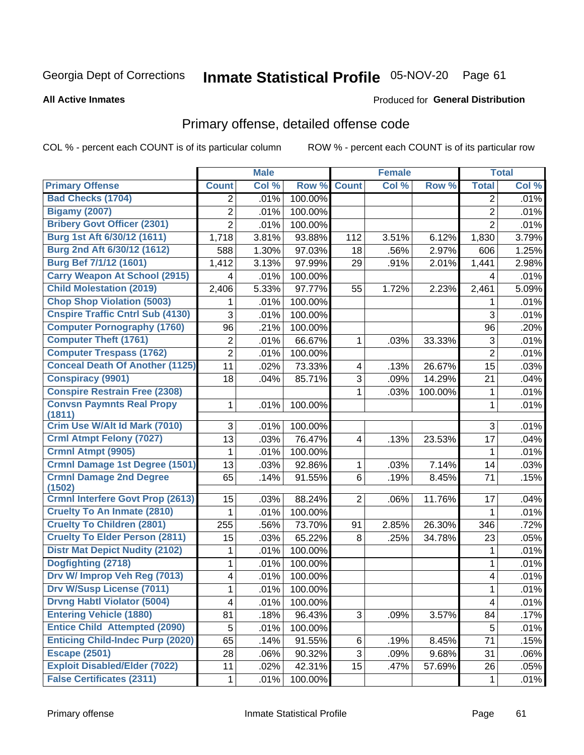Georgia Dept of Corrections **Inmate Statistical Profile** 05-NOV-20

**All Active Inmates**

Produced for **General Distribution**

## Primary offense, detailed offense code

COL % - percent each COUNT is of its particular column ROW % - percent each COUNT is of its particular row

| | Male | | | Female | | | Total | |
|---|---|---|---|---|---|---|---|---|
| Primary Offense | Count | Col % | Row % | Count | Col % | Row % | Total | Col % |
| Bad Checks (1704) | 2 | .01% | 100.00% | | | | 2 | .01% |
| Bigamy (2007) | 2 | .01% | 100.00% | | | | 2 | .01% |
| Bribery Govt Officer (2301) | 2 | .01% | 100.00% | | | | 2 | .01% |
| Burg 1st Aft 6/30/12 (1611) | 1,718 | 3.81% | 93.88% | 112 | 3.51% | 6.12% | 1,830 | 3.79% |
| Burg 2nd Aft 6/30/12 (1612) | 588 | 1.30% | 97.03% | 18 | .56% | 2.97% | 606 | 1.25% |
| Burg Bef 7/1/12 (1601) | 1,412 | 3.13% | 97.99% | 29 | .91% | 2.01% | 1,441 | 2.98% |
| Carry Weapon At School (2915) | 4 | .01% | 100.00% | | | | 4 | .01% |
| Child Molestation (2019) | 2,406 | 5.33% | 97.77% | 55 | 1.72% | 2.23% | 2,461 | 5.09% |
| Chop Shop Violation (5003) | 1 | .01% | 100.00% | | | | 1 | .01% |
| Cnspire Traffic Cntrl Sub (4130) | 3 | .01% | 100.00% | | | | 3 | .01% |
| Computer Pornography (1760) | 96 | .21% | 100.00% | | | | 96 | .20% |
| Computer Theft (1761) | 2 | .01% | 66.67% | 1 | .03% | 33.33% | 3 | .01% |
| Computer Trespass (1762) | 2 | .01% | 100.00% | | | | 2 | .01% |
| Conceal Death Of Another (1125) | 11 | .02% | 73.33% | 4 | .13% | 26.67% | 15 | .03% |
| Conspiracy (9901) | 18 | .04% | 85.71% | 3 | .09% | 14.29% | 21 | .04% |
| Conspire Restrain Free (2308) | | | | 1 | .03% | 100.00% | 1 | .01% |
| Convsn Paymnts Real Propy (1811) | 1 | .01% | 100.00% | | | | 1 | .01% |
| Crim Use W/Alt Id Mark (7010) | 3 | .01% | 100.00% | | | | 3 | .01% |
| Crml Atmpt Felony (7027) | 13 | .03% | 76.47% | 4 | .13% | 23.53% | 17 | .04% |
| Crmnl Atmpt (9905) | 1 | .01% | 100.00% | | | | 1 | .01% |
| Crmnl Damage 1st Degree (1501) | 13 | .03% | 92.86% | 1 | .03% | 7.14% | 14 | .03% |
| Crmnl Damage 2nd Degree (1502) | 65 | .14% | 91.55% | 6 | .19% | 8.45% | 71 | .15% |
| Crmnl Interfere Govt Prop (2613) | 15 | .03% | 88.24% | 2 | .06% | 11.76% | 17 | .04% |
| Cruelty To An Inmate (2810) | 1 | .01% | 100.00% | | | | 1 | .01% |
| Cruelty To Children (2801) | 255 | .56% | 73.70% | 91 | 2.85% | 26.30% | 346 | .72% |
| Cruelty To Elder Person (2811) | 15 | .03% | 65.22% | 8 | .25% | 34.78% | 23 | .05% |
| Distr Mat Depict Nudity (2102) | 1 | .01% | 100.00% | | | | 1 | .01% |
| Dogfighting (2718) | 1 | .01% | 100.00% | | | | 1 | .01% |
| Drv W/ Improp Veh Reg (7013) | 4 | .01% | 100.00% | | | | 4 | .01% |
| Drv W/Susp License (7011) | 1 | .01% | 100.00% | | | | 1 | .01% |
| Drvng Habtl Violator (5004) | 4 | .01% | 100.00% | | | | 4 | .01% |
| Entering Vehicle (1880) | 81 | .18% | 96.43% | 3 | .09% | 3.57% | 84 | .17% |
| Entice Child Attempted (2090) | 5 | .01% | 100.00% | | | | 5 | .01% |
| Enticing Child-Indec Purp (2020) | 65 | .14% | 91.55% | 6 | .19% | 8.45% | 71 | .15% |
| Escape (2501) | 28 | .06% | 90.32% | 3 | .09% | 9.68% | 31 | .06% |
| Exploit Disabled/Elder (7022) | 11 | .02% | 42.31% | 15 | .47% | 57.69% | 26 | .05% |
| False Certificates (2311) | 1 | .01% | 100.00% | | | | 1 | .01% |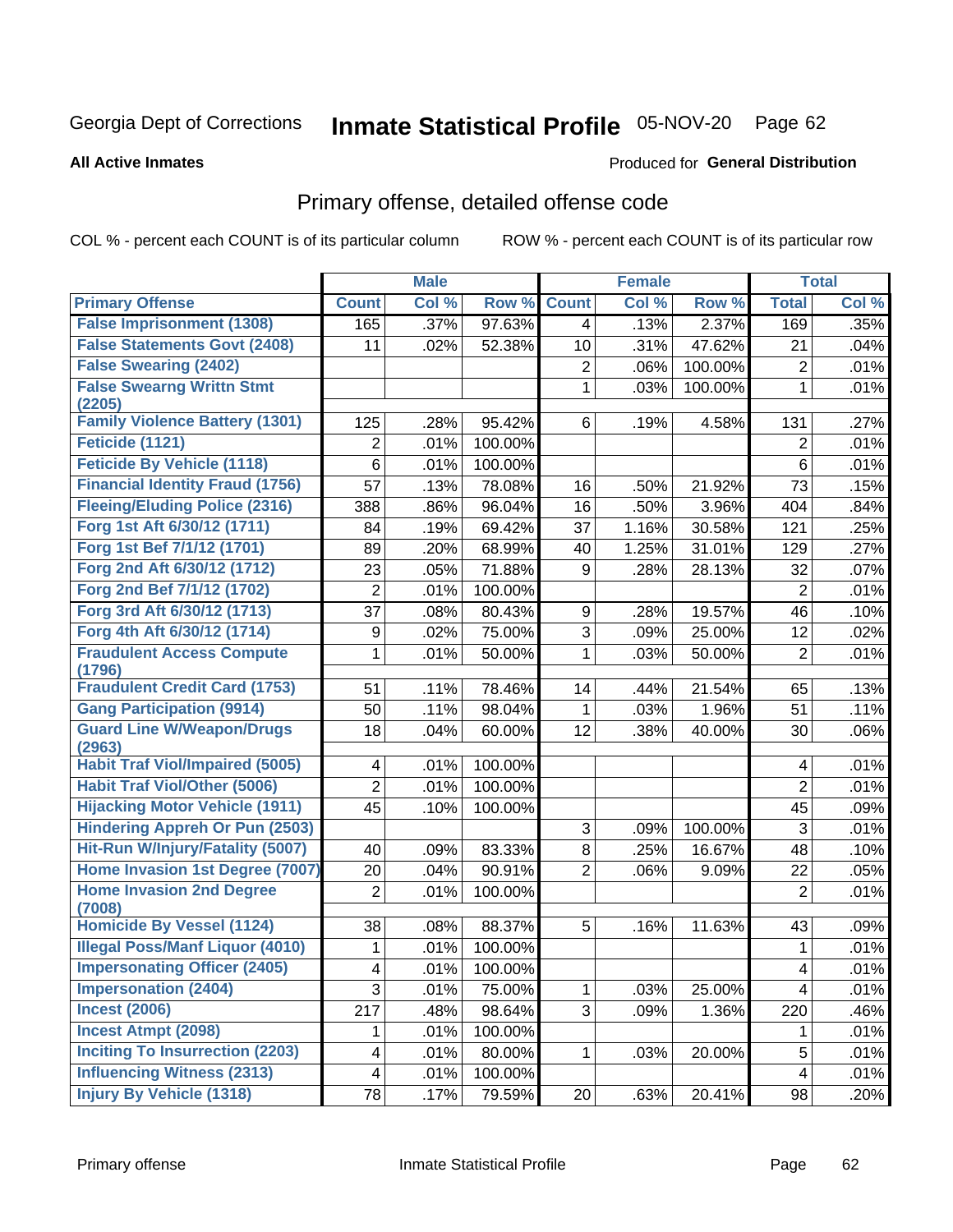Georgia Dept of Corrections **Inmate Statistical Profile** 05-NOV-20

**All Active Inmates**

Produced for **General Distribution**

## Primary offense, detailed offense code

COL % - percent each COUNT is of its particular column ROW % - percent each COUNT is of its particular row

| | Male | | | Female | | | Total | |
|---|---|---|---|---|---|---|---|---|
| **Primary Offense** | **Count** | **Col %** | **Row %** | **Count** | **Col %** | **Row %** | **Total** | **Col %** |
| **False Imprisonment (1308)** | 165 | .37% | 97.63% | 4 | .13% | 2.37% | 169 | .35% |
| **False Statements Govt (2408)** | 11 | .02% | 52.38% | 10 | .31% | 47.62% | 21 | .04% |
| **False Swearing (2402)** | | | | 2 | .06% | 100.00% | 2 | .01% |
| **False Swearng Writtn Stmt (2205)** | | | | 1 | .03% | 100.00% | 1 | .01% |
| **Family Violence Battery (1301)** | 125 | .28% | 95.42% | 6 | .19% | 4.58% | 131 | .27% |
| **Feticide (1121)** | 2 | .01% | 100.00% | | | | 2 | .01% |
| **Feticide By Vehicle (1118)** | 6 | .01% | 100.00% | | | | 6 | .01% |
| **Financial Identity Fraud (1756)** | 57 | .13% | 78.08% | 16 | .50% | 21.92% | 73 | .15% |
| **Fleeing/Eluding Police (2316)** | 388 | .86% | 96.04% | 16 | .50% | 3.96% | 404 | .84% |
| **Forg 1st Aft 6/30/12 (1711)** | 84 | .19% | 69.42% | 37 | 1.16% | 30.58% | 121 | .25% |
| **Forg 1st Bef 7/1/12 (1701)** | 89 | .20% | 68.99% | 40 | 1.25% | 31.01% | 129 | .27% |
| **Forg 2nd Aft 6/30/12 (1712)** | 23 | .05% | 71.88% | 9 | .28% | 28.13% | 32 | .07% |
| **Forg 2nd Bef 7/1/12 (1702)** | 2 | .01% | 100.00% | | | | 2 | .01% |
| **Forg 3rd Aft 6/30/12 (1713)** | 37 | .08% | 80.43% | 9 | .28% | 19.57% | 46 | .10% |
| **Forg 4th Aft 6/30/12 (1714)** | 9 | .02% | 75.00% | 3 | .09% | 25.00% | 12 | .02% |
| **Fraudulent Access Compute (1796)** | 1 | .01% | 50.00% | 1 | .03% | 50.00% | 2 | .01% |
| **Fraudulent Credit Card (1753)** | 51 | .11% | 78.46% | 14 | .44% | 21.54% | 65 | .13% |
| **Gang Participation (9914)** | 50 | .11% | 98.04% | 1 | .03% | 1.96% | 51 | .11% |
| **Guard Line W/Weapon/Drugs (2963)** | 18 | .04% | 60.00% | 12 | .38% | 40.00% | 30 | .06% |
| **Habit Traf Viol/Impaired (5005)** | 4 | .01% | 100.00% | | | | 4 | .01% |
| **Habit Traf Viol/Other (5006)** | 2 | .01% | 100.00% | | | | 2 | .01% |
| **Hijacking Motor Vehicle (1911)** | 45 | .10% | 100.00% | | | | 45 | .09% |
| **Hindering Appreh Or Pun (2503)** | | | | 3 | .09% | 100.00% | 3 | .01% |
| **Hit-Run W/Injury/Fatality (5007)** | 40 | .09% | 83.33% | 8 | .25% | 16.67% | 48 | .10% |
| **Home Invasion 1st Degree (7007)** | 20 | .04% | 90.91% | 2 | .06% | 9.09% | 22 | .05% |
| **Home Invasion 2nd Degree (7008)** | 2 | .01% | 100.00% | | | | 2 | .01% |
| **Homicide By Vessel (1124)** | 38 | .08% | 88.37% | 5 | .16% | 11.63% | 43 | .09% |
| **Illegal Poss/Manf Liquor (4010)** | 1 | .01% | 100.00% | | | | 1 | .01% |
| **Impersonating Officer (2405)** | 4 | .01% | 100.00% | | | | 4 | .01% |
| **Impersonation (2404)** | 3 | .01% | 75.00% | 1 | .03% | 25.00% | 4 | .01% |
| **Incest (2006)** | 217 | .48% | 98.64% | 3 | .09% | 1.36% | 220 | .46% |
| **Incest Atmpt (2098)** | 1 | .01% | 100.00% | | | | 1 | .01% |
| **Inciting To Insurrection (2203)** | 4 | .01% | 80.00% | 1 | .03% | 20.00% | 5 | .01% |
| **Influencing Witness (2313)** | 4 | .01% | 100.00% | | | | 4 | .01% |
| **Injury By Vehicle (1318)** | 78 | .17% | 79.59% | 20 | .63% | 20.41% | 98 | .20% |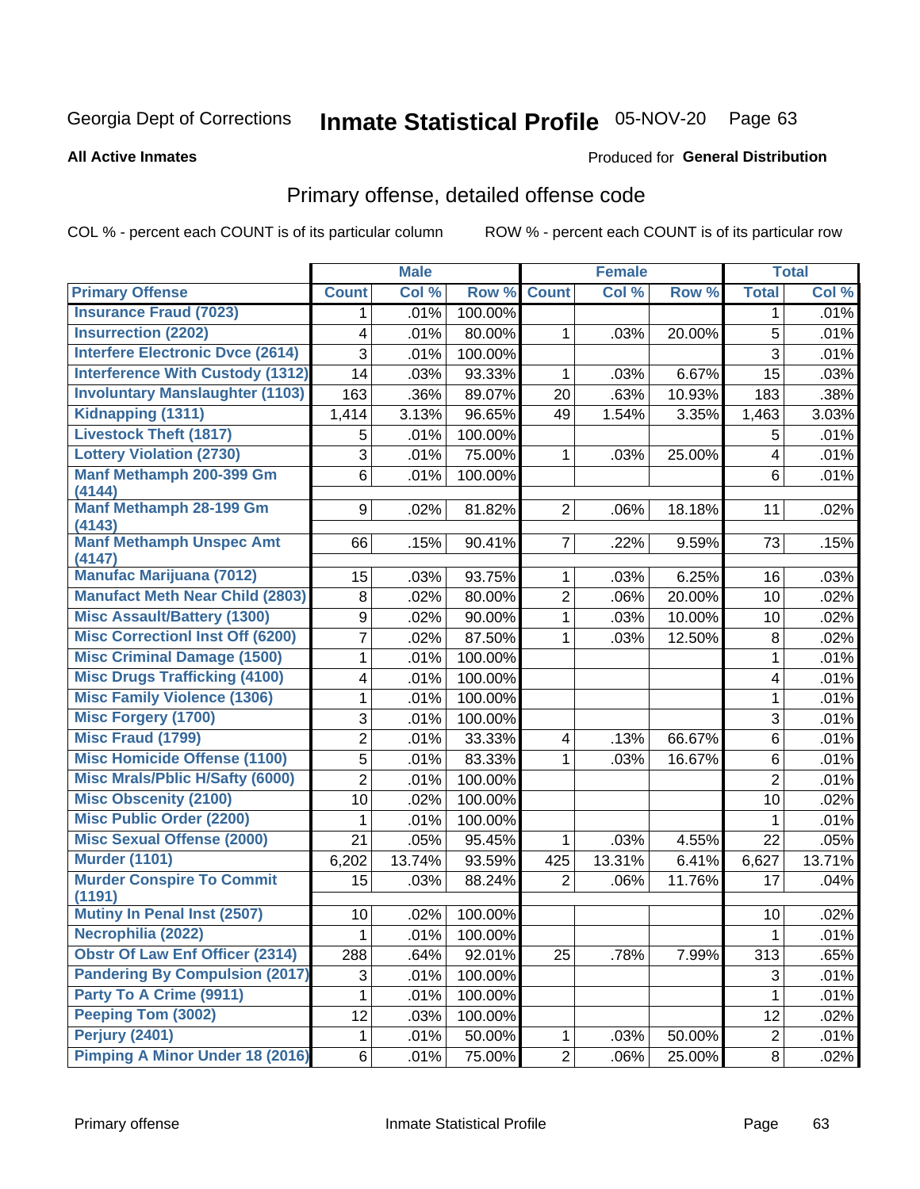Georgia Dept of Corrections **Inmate Statistical Profile** 05-NOV-20 Page 63

**All Active Inmates**

Produced for **General Distribution**

## Primary offense, detailed offense code

COL % - percent each COUNT is of its particular column ROW % - percent each COUNT is of its particular row

| | Male | | | Female | | | Total | |
|---|---|---|---|---|---|---|---|---|
| **Primary Offense** | **Count** | **Col %** | **Row %** | **Count** | **Col %** | **Row %** | **Total** | **Col %** |
| Insurance Fraud (7023) | 1 | .01% | 100.00% | | | | 1 | .01% |
| Insurrection (2202) | 4 | .01% | 80.00% | 1 | .03% | 20.00% | 5 | .01% |
| Interfere Electronic Dvce (2614) | 3 | .01% | 100.00% | | | | 3 | .01% |
| Interference With Custody (1312) | 14 | .03% | 93.33% | 1 | .03% | 6.67% | 15 | .03% |
| Involuntary Manslaughter (1103) | 163 | .36% | 89.07% | 20 | .63% | 10.93% | 183 | .38% |
| Kidnapping (1311) | 1,414 | 3.13% | 96.65% | 49 | 1.54% | 3.35% | 1,463 | 3.03% |
| Livestock Theft (1817) | 5 | .01% | 100.00% | | | | 5 | .01% |
| Lottery Violation (2730) | 3 | .01% | 75.00% | 1 | .03% | 25.00% | 4 | .01% |
| Manf Methamph 200-399 Gm (4144) | 6 | .01% | 100.00% | | | | 6 | .01% |
| Manf Methamph 28-199 Gm (4143) | 9 | .02% | 81.82% | 2 | .06% | 18.18% | 11 | .02% |
| Manf Methamph Unspec Amt (4147) | 66 | .15% | 90.41% | 7 | .22% | 9.59% | 73 | .15% |
| Manufac Marijuana (7012) | 15 | .03% | 93.75% | 1 | .03% | 6.25% | 16 | .03% |
| Manufact Meth Near Child (2803) | 8 | .02% | 80.00% | 2 | .06% | 20.00% | 10 | .02% |
| Misc Assault/Battery (1300) | 9 | .02% | 90.00% | 1 | .03% | 10.00% | 10 | .02% |
| Misc Correctionl Inst Off (6200) | 7 | .02% | 87.50% | 1 | .03% | 12.50% | 8 | .02% |
| Misc Criminal Damage (1500) | 1 | .01% | 100.00% | | | | 1 | .01% |
| Misc Drugs Trafficking (4100) | 4 | .01% | 100.00% | | | | 4 | .01% |
| Misc Family Violence (1306) | 1 | .01% | 100.00% | | | | 1 | .01% |
| Misc Forgery (1700) | 3 | .01% | 100.00% | | | | 3 | .01% |
| Misc Fraud (1799) | 2 | .01% | 33.33% | 4 | .13% | 66.67% | 6 | .01% |
| Misc Homicide Offense (1100) | 5 | .01% | 83.33% | 1 | .03% | 16.67% | 6 | .01% |
| Misc Mrals/Pblic H/Safty (6000) | 2 | .01% | 100.00% | | | | 2 | .01% |
| Misc Obscenity (2100) | 10 | .02% | 100.00% | | | | 10 | .02% |
| Misc Public Order (2200) | 1 | .01% | 100.00% | | | | 1 | .01% |
| Misc Sexual Offense (2000) | 21 | .05% | 95.45% | 1 | .03% | 4.55% | 22 | .05% |
| Murder (1101) | 6,202 | 13.74% | 93.59% | 425 | 13.31% | 6.41% | 6,627 | 13.71% |
| Murder Conspire To Commit (1191) | 15 | .03% | 88.24% | 2 | .06% | 11.76% | 17 | .04% |
| Mutiny In Penal Inst (2507) | 10 | .02% | 100.00% | | | | 10 | .02% |
| Necrophilia (2022) | 1 | .01% | 100.00% | | | | 1 | .01% |
| Obstr Of Law Enf Officer (2314) | 288 | .64% | 92.01% | 25 | .78% | 7.99% | 313 | .65% |
| Pandering By Compulsion (2017) | 3 | .01% | 100.00% | | | | 3 | .01% |
| Party To A Crime (9911) | 1 | .01% | 100.00% | | | | 1 | .01% |
| Peeping Tom (3002) | 12 | .03% | 100.00% | | | | 12 | .02% |
| Perjury (2401) | 1 | .01% | 50.00% | 1 | .03% | 50.00% | 2 | .01% |
| Pimping A Minor Under 18 (2016) | 6 | .01% | 75.00% | 2 | .06% | 25.00% | 8 | .02% |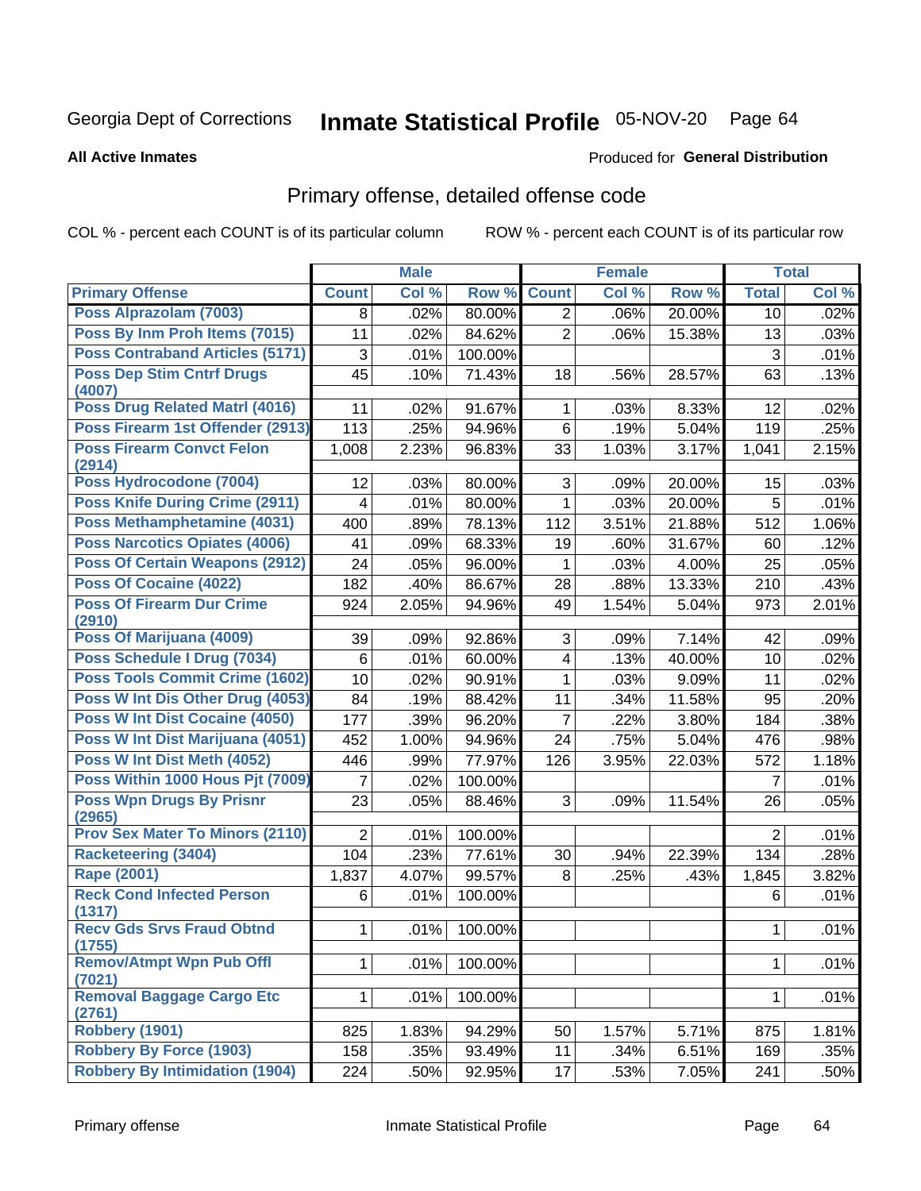Georgia Dept of Corrections **Inmate Statistical Profile** 05-NOV-20

**All Active Inmates**

Produced for **General Distribution**

## Primary offense, detailed offense code

COL % - percent each COUNT is of its particular column    ROW % - percent each COUNT is of its particular row

| | Male | | | Female | | | Total | |
|---|---|---|---|---|---|---|---|---|
| **Primary Offense** | **Count** | **Col %** | **Row %** | **Count** | **Col %** | **Row %** | **Total** | **Col %** |
| Poss Alprazolam (7003) | 8 | .02% | 80.00% | 2 | .06% | 20.00% | 10 | .02% |
| Poss By Inm Proh Items (7015) | 11 | .02% | 84.62% | 2 | .06% | 15.38% | 13 | .03% |
| Poss Contraband Articles (5171) | 3 | .01% | 100.00% | | | | 3 | .01% |
| Poss Dep Stim Cntrf Drugs (4007) | 45 | .10% | 71.43% | 18 | .56% | 28.57% | 63 | .13% |
| Poss Drug Related Matrl (4016) | 11 | .02% | 91.67% | 1 | .03% | 8.33% | 12 | .02% |
| Poss Firearm 1st Offender (2913) | 113 | .25% | 94.96% | 6 | .19% | 5.04% | 119 | .25% |
| Poss Firearm Convct Felon (2914) | 1,008 | 2.23% | 96.83% | 33 | 1.03% | 3.17% | 1,041 | 2.15% |
| Poss Hydrocodone (7004) | 12 | .03% | 80.00% | 3 | .09% | 20.00% | 15 | .03% |
| Poss Knife During Crime (2911) | 4 | .01% | 80.00% | 1 | .03% | 20.00% | 5 | .01% |
| Poss Methamphetamine (4031) | 400 | .89% | 78.13% | 112 | 3.51% | 21.88% | 512 | 1.06% |
| Poss Narcotics Opiates (4006) | 41 | .09% | 68.33% | 19 | .60% | 31.67% | 60 | .12% |
| Poss Of Certain Weapons (2912) | 24 | .05% | 96.00% | 1 | .03% | 4.00% | 25 | .05% |
| Poss Of Cocaine (4022) | 182 | .40% | 86.67% | 28 | .88% | 13.33% | 210 | .43% |
| Poss Of Firearm Dur Crime (2910) | 924 | 2.05% | 94.96% | 49 | 1.54% | 5.04% | 973 | 2.01% |
| Poss Of Marijuana (4009) | 39 | .09% | 92.86% | 3 | .09% | 7.14% | 42 | .09% |
| Poss Schedule I Drug (7034) | 6 | .01% | 60.00% | 4 | .13% | 40.00% | 10 | .02% |
| Poss Tools Commit Crime (1602) | 10 | .02% | 90.91% | 1 | .03% | 9.09% | 11 | .02% |
| Poss W Int Dis Other Drug (4053) | 84 | .19% | 88.42% | 11 | .34% | 11.58% | 95 | .20% |
| Poss W Int Dist Cocaine (4050) | 177 | .39% | 96.20% | 7 | .22% | 3.80% | 184 | .38% |
| Poss W Int Dist Marijuana (4051) | 452 | 1.00% | 94.96% | 24 | .75% | 5.04% | 476 | .98% |
| Poss W Int Dist Meth (4052) | 446 | .99% | 77.97% | 126 | 3.95% | 22.03% | 572 | 1.18% |
| Poss Within 1000 Hous Pjt (7009) | 7 | .02% | 100.00% | | | | 7 | .01% |
| Poss Wpn Drugs By Prisnr (2965) | 23 | .05% | 88.46% | 3 | .09% | 11.54% | 26 | .05% |
| Prov Sex Mater To Minors (2110) | 2 | .01% | 100.00% | | | | 2 | .01% |
| Racketeering (3404) | 104 | .23% | 77.61% | 30 | .94% | 22.39% | 134 | .28% |
| Rape (2001) | 1,837 | 4.07% | 99.57% | 8 | .25% | .43% | 1,845 | 3.82% |
| Reck Cond Infected Person (1317) | 6 | .01% | 100.00% | | | | 6 | .01% |
| Recv Gds Srvs Fraud Obtnd (1755) | 1 | .01% | 100.00% | | | | 1 | .01% |
| Remov/Atmpt Wpn Pub Offl (7021) | 1 | .01% | 100.00% | | | | 1 | .01% |
| Removal Baggage Cargo Etc (2761) | 1 | .01% | 100.00% | | | | 1 | .01% |
| Robbery (1901) | 825 | 1.83% | 94.29% | 50 | 1.57% | 5.71% | 875 | 1.81% |
| Robbery By Force (1903) | 158 | .35% | 93.49% | 11 | .34% | 6.51% | 169 | .35% |
| Robbery By Intimidation (1904) | 224 | .50% | 92.95% | 17 | .53% | 7.05% | 241 | .50% |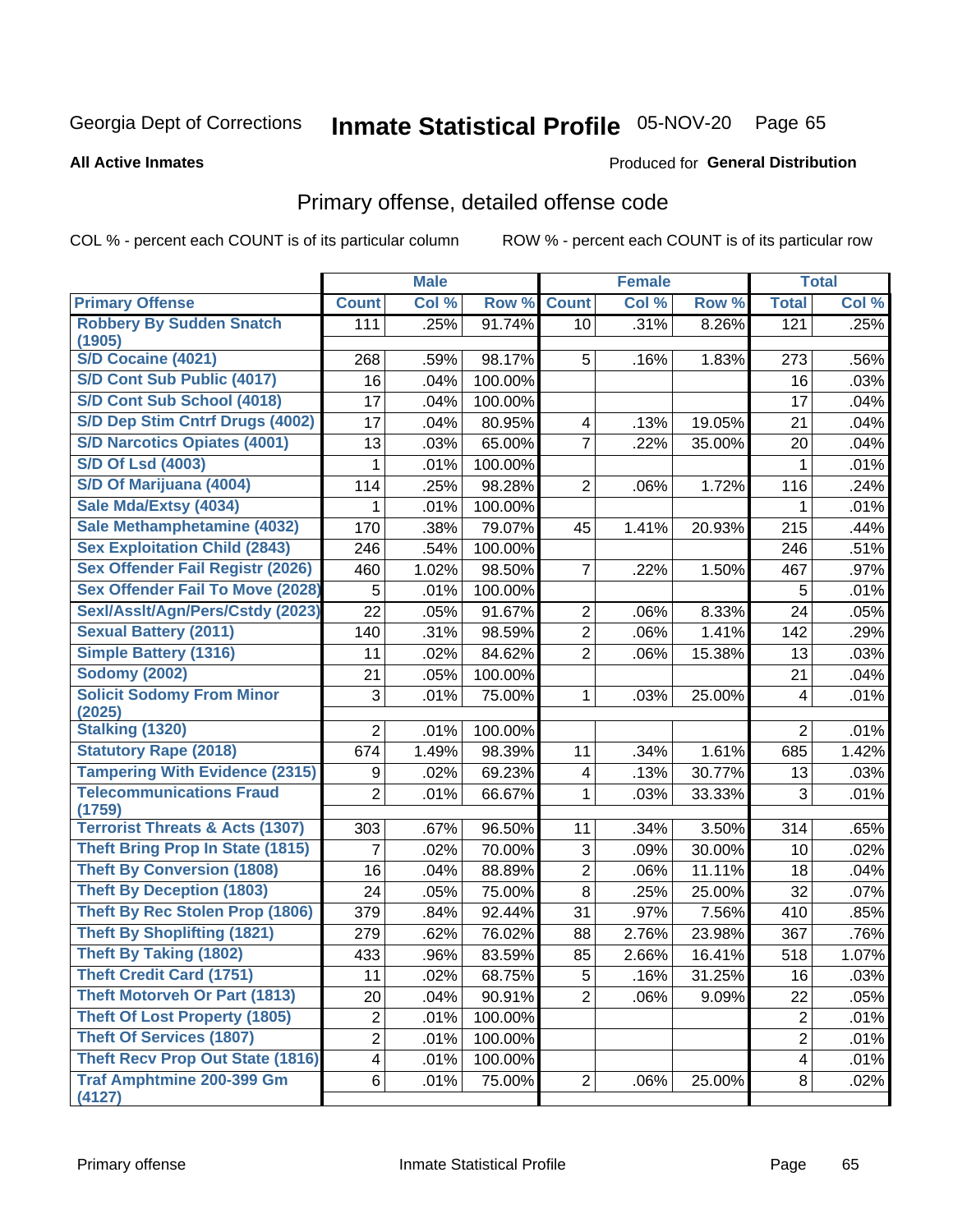Georgia Dept of Corrections **Inmate Statistical Profile** 05-NOV-20

**All Active Inmates**

Produced for **General Distribution**

## Primary offense, detailed offense code

COL % - percent each COUNT is of its particular column ROW % - percent each COUNT is of its particular row

| | Male | | | Female | | | Total | |
|---|---|---|---|---|---|---|---|---|
| Primary Offense | Count | Col % | Row % | Count | Col % | Row % | Total | Col % |
| Robbery By Sudden Snatch (1905) | 111 | .25% | 91.74% | 10 | .31% | 8.26% | 121 | .25% |
| S/D Cocaine (4021) | 268 | .59% | 98.17% | 5 | .16% | 1.83% | 273 | .56% |
| S/D Cont Sub Public (4017) | 16 | .04% | 100.00% | | | | 16 | .03% |
| S/D Cont Sub School (4018) | 17 | .04% | 100.00% | | | | 17 | .04% |
| S/D Dep Stim Cntrf Drugs (4002) | 17 | .04% | 80.95% | 4 | .13% | 19.05% | 21 | .04% |
| S/D Narcotics Opiates (4001) | 13 | .03% | 65.00% | 7 | .22% | 35.00% | 20 | .04% |
| S/D Of Lsd (4003) | 1 | .01% | 100.00% | | | | 1 | .01% |
| S/D Of Marijuana (4004) | 114 | .25% | 98.28% | 2 | .06% | 1.72% | 116 | .24% |
| Sale Mda/Extsy (4034) | 1 | .01% | 100.00% | | | | 1 | .01% |
| Sale Methamphetamine (4032) | 170 | .38% | 79.07% | 45 | 1.41% | 20.93% | 215 | .44% |
| Sex Exploitation Child (2843) | 246 | .54% | 100.00% | | | | 246 | .51% |
| Sex Offender Fail Registr (2026) | 460 | 1.02% | 98.50% | 7 | .22% | 1.50% | 467 | .97% |
| Sex Offender Fail To Move (2028) | 5 | .01% | 100.00% | | | | 5 | .01% |
| Sexl/Asslt/Agn/Pers/Cstdy (2023) | 22 | .05% | 91.67% | 2 | .06% | 8.33% | 24 | .05% |
| Sexual Battery (2011) | 140 | .31% | 98.59% | 2 | .06% | 1.41% | 142 | .29% |
| Simple Battery (1316) | 11 | .02% | 84.62% | 2 | .06% | 15.38% | 13 | .03% |
| Sodomy (2002) | 21 | .05% | 100.00% | | | | 21 | .04% |
| Solicit Sodomy From Minor (2025) | 3 | .01% | 75.00% | 1 | .03% | 25.00% | 4 | .01% |
| Stalking (1320) | 2 | .01% | 100.00% | | | | 2 | .01% |
| Statutory Rape (2018) | 674 | 1.49% | 98.39% | 11 | .34% | 1.61% | 685 | 1.42% |
| Tampering With Evidence (2315) | 9 | .02% | 69.23% | 4 | .13% | 30.77% | 13 | .03% |
| Telecommunications Fraud (1759) | 2 | .01% | 66.67% | 1 | .03% | 33.33% | 3 | .01% |
| Terrorist Threats & Acts (1307) | 303 | .67% | 96.50% | 11 | .34% | 3.50% | 314 | .65% |
| Theft Bring Prop In State (1815) | 7 | .02% | 70.00% | 3 | .09% | 30.00% | 10 | .02% |
| Theft By Conversion (1808) | 16 | .04% | 88.89% | 2 | .06% | 11.11% | 18 | .04% |
| Theft By Deception (1803) | 24 | .05% | 75.00% | 8 | .25% | 25.00% | 32 | .07% |
| Theft By Rec Stolen Prop (1806) | 379 | .84% | 92.44% | 31 | .97% | 7.56% | 410 | .85% |
| Theft By Shoplifting (1821) | 279 | .62% | 76.02% | 88 | 2.76% | 23.98% | 367 | .76% |
| Theft By Taking (1802) | 433 | .96% | 83.59% | 85 | 2.66% | 16.41% | 518 | 1.07% |
| Theft Credit Card (1751) | 11 | .02% | 68.75% | 5 | .16% | 31.25% | 16 | .03% |
| Theft Motorveh Or Part (1813) | 20 | .04% | 90.91% | 2 | .06% | 9.09% | 22 | .05% |
| Theft Of Lost Property (1805) | 2 | .01% | 100.00% | | | | 2 | .01% |
| Theft Of Services (1807) | 2 | .01% | 100.00% | | | | 2 | .01% |
| Theft Recv Prop Out State (1816) | 4 | .01% | 100.00% | | | | 4 | .01% |
| Traf Amphtmine 200-399 Gm (4127) | 6 | .01% | 75.00% | 2 | .06% | 25.00% | 8 | .02% |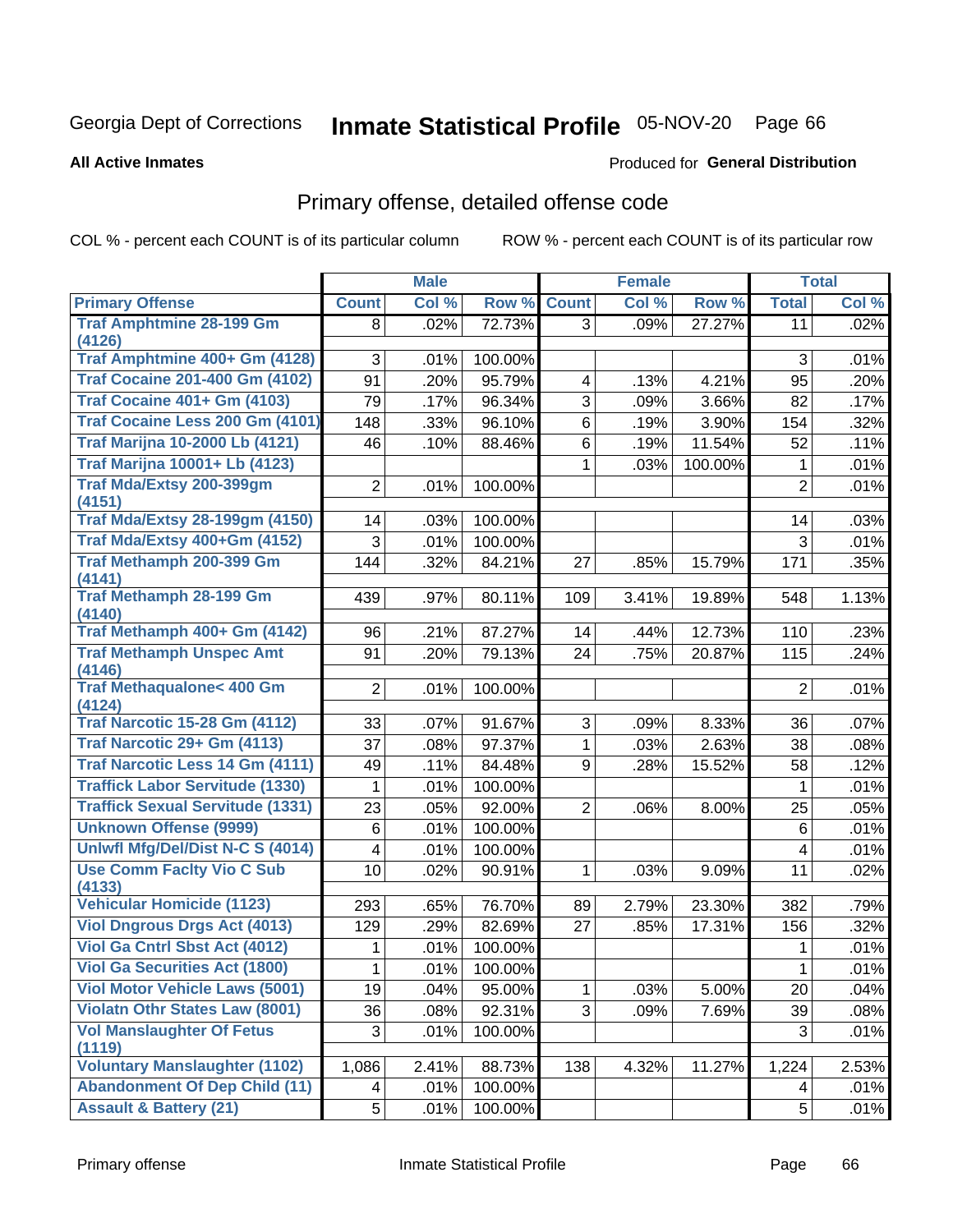Georgia Dept of Corrections **Inmate Statistical Profile** 05-NOV-20 Page 66

**All Active Inmates** Produced for **General Distribution**

## Primary offense, detailed offense code

COL % - percent each COUNT is of its particular column ROW % - percent each COUNT is of its particular row

| | Male | | | Female | | | Total | |
|---|---|---|---|---|---|---|---|---|
| Primary Offense | Count | Col % | Row % | Count | Col % | Row % | Total | Col % |
| Traf Amphtmine 28-199 Gm (4126) | 8 | .02% | 72.73% | 3 | .09% | 27.27% | 11 | .02% |
| Traf Amphtmine 400+ Gm (4128) | 3 | .01% | 100.00% | | | | 3 | .01% |
| Traf Cocaine 201-400 Gm (4102) | 91 | .20% | 95.79% | 4 | .13% | 4.21% | 95 | .20% |
| Traf Cocaine 401+ Gm (4103) | 79 | .17% | 96.34% | 3 | .09% | 3.66% | 82 | .17% |
| Traf Cocaine Less 200 Gm (4101) | 148 | .33% | 96.10% | 6 | .19% | 3.90% | 154 | .32% |
| Traf Marijna 10-2000 Lb (4121) | 46 | .10% | 88.46% | 6 | .19% | 11.54% | 52 | .11% |
| Traf Marijna 10001+ Lb (4123) | | | | 1 | .03% | 100.00% | 1 | .01% |
| Traf Mda/Extsy 200-399gm (4151) | 2 | .01% | 100.00% | | | | 2 | .01% |
| Traf Mda/Extsy 28-199gm (4150) | 14 | .03% | 100.00% | | | | 14 | .03% |
| Traf Mda/Extsy 400+Gm (4152) | 3 | .01% | 100.00% | | | | 3 | .01% |
| Traf Methamph 200-399 Gm (4141) | 144 | .32% | 84.21% | 27 | .85% | 15.79% | 171 | .35% |
| Traf Methamph 28-199 Gm (4140) | 439 | .97% | 80.11% | 109 | 3.41% | 19.89% | 548 | 1.13% |
| Traf Methamph 400+ Gm (4142) | 96 | .21% | 87.27% | 14 | .44% | 12.73% | 110 | .23% |
| Traf Methamph Unspec Amt (4146) | 91 | .20% | 79.13% | 24 | .75% | 20.87% | 115 | .24% |
| Traf Methaqualone< 400 Gm (4124) | 2 | .01% | 100.00% | | | | 2 | .01% |
| Traf Narcotic 15-28 Gm (4112) | 33 | .07% | 91.67% | 3 | .09% | 8.33% | 36 | .07% |
| Traf Narcotic 29+ Gm (4113) | 37 | .08% | 97.37% | 1 | .03% | 2.63% | 38 | .08% |
| Traf Narcotic Less 14 Gm (4111) | 49 | .11% | 84.48% | 9 | .28% | 15.52% | 58 | .12% |
| Traffick Labor Servitude (1330) | 1 | .01% | 100.00% | | | | 1 | .01% |
| Traffick Sexual Servitude (1331) | 23 | .05% | 92.00% | 2 | .06% | 8.00% | 25 | .05% |
| Unknown Offense (9999) | 6 | .01% | 100.00% | | | | 6 | .01% |
| Unlwfl Mfg/Del/Dist N-C S (4014) | 4 | .01% | 100.00% | | | | 4 | .01% |
| Use Comm Faclty Vio C Sub (4133) | 10 | .02% | 90.91% | 1 | .03% | 9.09% | 11 | .02% |
| Vehicular Homicide (1123) | 293 | .65% | 76.70% | 89 | 2.79% | 23.30% | 382 | .79% |
| Viol Dngrous Drgs Act (4013) | 129 | .29% | 82.69% | 27 | .85% | 17.31% | 156 | .32% |
| Viol Ga Cntrl Sbst Act (4012) | 1 | .01% | 100.00% | | | | 1 | .01% |
| Viol Ga Securities Act (1800) | 1 | .01% | 100.00% | | | | 1 | .01% |
| Viol Motor Vehicle Laws (5001) | 19 | .04% | 95.00% | 1 | .03% | 5.00% | 20 | .04% |
| Violatn Othr States Law (8001) | 36 | .08% | 92.31% | 3 | .09% | 7.69% | 39 | .08% |
| Vol Manslaughter Of Fetus (1119) | 3 | .01% | 100.00% | | | | 3 | .01% |
| Voluntary Manslaughter (1102) | 1,086 | 2.41% | 88.73% | 138 | 4.32% | 11.27% | 1,224 | 2.53% |
| Abandonment Of Dep Child (11) | 4 | .01% | 100.00% | | | | 4 | .01% |
| Assault & Battery (21) | 5 | .01% | 100.00% | | | | 5 | .01% |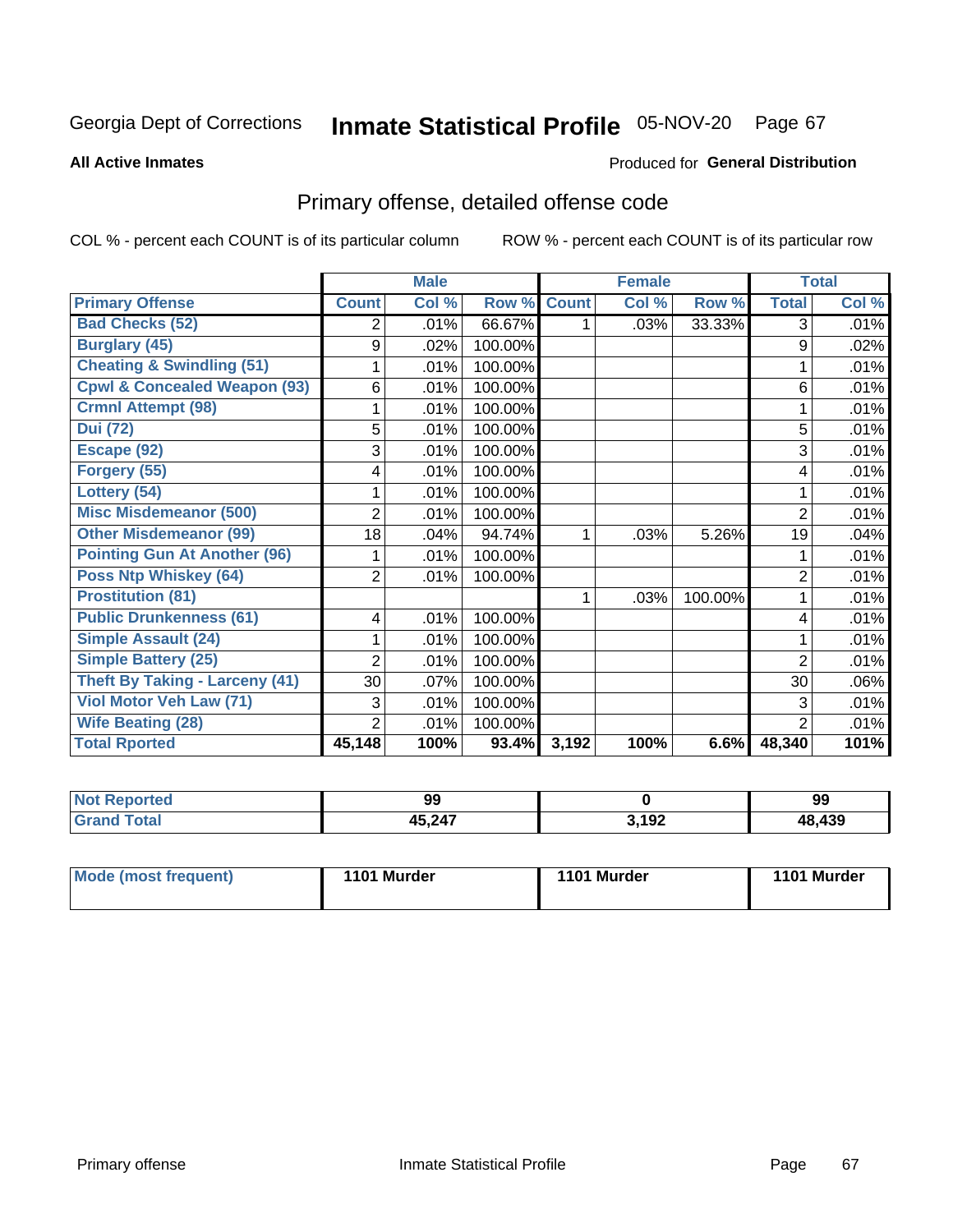Georgia Dept of Corrections **Inmate Statistical Profile** 05-NOV-20

**All Active Inmates**

Produced for **General Distribution**

## Primary offense, detailed offense code

COL % - percent each COUNT is of its particular column ROW % - percent each COUNT is of its particular row

| | Male | | | Female | | | Total | |
|---|---|---|---|---|---|---|---|---|
| **Primary Offense** | **Count** | **Col %** | **Row %** | **Count** | **Col %** | **Row %** | **Total** | **Col %** |
| **Bad Checks (52)** | 2 | .01% | 66.67% | 1 | .03% | 33.33% | 3 | .01% |
| **Burglary (45)** | 9 | .02% | 100.00% | | | | 9 | .02% |
| **Cheating & Swindling (51)** | 1 | .01% | 100.00% | | | | 1 | .01% |
| **Cpwl & Concealed Weapon (93)** | 6 | .01% | 100.00% | | | | 6 | .01% |
| **Crmnl Attempt (98)** | 1 | .01% | 100.00% | | | | 1 | .01% |
| **Dui (72)** | 5 | .01% | 100.00% | | | | 5 | .01% |
| **Escape (92)** | 3 | .01% | 100.00% | | | | 3 | .01% |
| **Forgery (55)** | 4 | .01% | 100.00% | | | | 4 | .01% |
| **Lottery (54)** | 1 | .01% | 100.00% | | | | 1 | .01% |
| **Misc Misdemeanor (500)** | 2 | .01% | 100.00% | | | | 2 | .01% |
| **Other Misdemeanor (99)** | 18 | .04% | 94.74% | 1 | .03% | 5.26% | 19 | .04% |
| **Pointing Gun At Another (96)** | 1 | .01% | 100.00% | | | | 1 | .01% |
| **Poss Ntp Whiskey (64)** | 2 | .01% | 100.00% | | | | 2 | .01% |
| **Prostitution (81)** | | | | 1 | .03% | 100.00% | 1 | .01% |
| **Public Drunkenness (61)** | 4 | .01% | 100.00% | | | | 4 | .01% |
| **Simple Assault (24)** | 1 | .01% | 100.00% | | | | 1 | .01% |
| **Simple Battery (25)** | 2 | .01% | 100.00% | | | | 2 | .01% |
| **Theft By Taking - Larceny (41)** | 30 | .07% | 100.00% | | | | 30 | .06% |
| **Viol Motor Veh Law (71)** | 3 | .01% | 100.00% | | | | 3 | .01% |
| **Wife Beating (28)** | 2 | .01% | 100.00% | | | | 2 | .01% |
| **Total Rported** | **45,148** | **100%** | **93.4%** | **3,192** | **100%** | **6.6%** | **48,340** | **101%** |

| | Male | Female | Total |
|---|---|---|---|
| **Not Reported** | **99** | **0** | **99** |
| **Grand Total** | **45,247** | **3,192** | **48,439** |

| | Male | Female | Total |
|---|---|---|---|
| **Mode (most frequent)** | **1101 Murder** | **1101 Murder** | **1101 Murder** |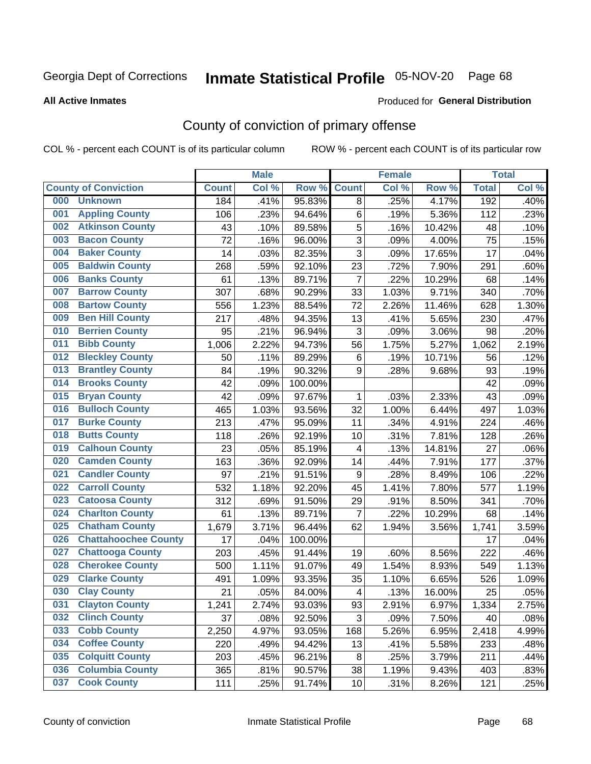Georgia Dept of Corrections **Inmate Statistical Profile** 05-NOV-20

**All Active Inmates**

Produced for **General Distribution**

## County of conviction of primary offense

COL % - percent each COUNT is of its particular column ROW % - percent each COUNT is of its particular row

| | Male | | | Female | | | Total | |
|---|---|---|---|---|---|---|---|---|
| County of Conviction | Count | Col % | Row % | Count | Col % | Row % | Total | Col % |
| 000 Unknown | 184 | .41% | 95.83% | 8 | .25% | 4.17% | 192 | .40% |
| 001 Appling County | 106 | .23% | 94.64% | 6 | .19% | 5.36% | 112 | .23% |
| 002 Atkinson County | 43 | .10% | 89.58% | 5 | .16% | 10.42% | 48 | .10% |
| 003 Bacon County | 72 | .16% | 96.00% | 3 | .09% | 4.00% | 75 | .15% |
| 004 Baker County | 14 | .03% | 82.35% | 3 | .09% | 17.65% | 17 | .04% |
| 005 Baldwin County | 268 | .59% | 92.10% | 23 | .72% | 7.90% | 291 | .60% |
| 006 Banks County | 61 | .13% | 89.71% | 7 | .22% | 10.29% | 68 | .14% |
| 007 Barrow County | 307 | .68% | 90.29% | 33 | 1.03% | 9.71% | 340 | .70% |
| 008 Bartow County | 556 | 1.23% | 88.54% | 72 | 2.26% | 11.46% | 628 | 1.30% |
| 009 Ben Hill County | 217 | .48% | 94.35% | 13 | .41% | 5.65% | 230 | .47% |
| 010 Berrien County | 95 | .21% | 96.94% | 3 | .09% | 3.06% | 98 | .20% |
| 011 Bibb County | 1,006 | 2.22% | 94.73% | 56 | 1.75% | 5.27% | 1,062 | 2.19% |
| 012 Bleckley County | 50 | .11% | 89.29% | 6 | .19% | 10.71% | 56 | .12% |
| 013 Brantley County | 84 | .19% | 90.32% | 9 | .28% | 9.68% | 93 | .19% |
| 014 Brooks County | 42 | .09% | 100.00% | | | | 42 | .09% |
| 015 Bryan County | 42 | .09% | 97.67% | 1 | .03% | 2.33% | 43 | .09% |
| 016 Bulloch County | 465 | 1.03% | 93.56% | 32 | 1.00% | 6.44% | 497 | 1.03% |
| 017 Burke County | 213 | .47% | 95.09% | 11 | .34% | 4.91% | 224 | .46% |
| 018 Butts County | 118 | .26% | 92.19% | 10 | .31% | 7.81% | 128 | .26% |
| 019 Calhoun County | 23 | .05% | 85.19% | 4 | .13% | 14.81% | 27 | .06% |
| 020 Camden County | 163 | .36% | 92.09% | 14 | .44% | 7.91% | 177 | .37% |
| 021 Candler County | 97 | .21% | 91.51% | 9 | .28% | 8.49% | 106 | .22% |
| 022 Carroll County | 532 | 1.18% | 92.20% | 45 | 1.41% | 7.80% | 577 | 1.19% |
| 023 Catoosa County | 312 | .69% | 91.50% | 29 | .91% | 8.50% | 341 | .70% |
| 024 Charlton County | 61 | .13% | 89.71% | 7 | .22% | 10.29% | 68 | .14% |
| 025 Chatham County | 1,679 | 3.71% | 96.44% | 62 | 1.94% | 3.56% | 1,741 | 3.59% |
| 026 Chattahoochee County | 17 | .04% | 100.00% | | | | 17 | .04% |
| 027 Chattooga County | 203 | .45% | 91.44% | 19 | .60% | 8.56% | 222 | .46% |
| 028 Cherokee County | 500 | 1.11% | 91.07% | 49 | 1.54% | 8.93% | 549 | 1.13% |
| 029 Clarke County | 491 | 1.09% | 93.35% | 35 | 1.10% | 6.65% | 526 | 1.09% |
| 030 Clay County | 21 | .05% | 84.00% | 4 | .13% | 16.00% | 25 | .05% |
| 031 Clayton County | 1,241 | 2.74% | 93.03% | 93 | 2.91% | 6.97% | 1,334 | 2.75% |
| 032 Clinch County | 37 | .08% | 92.50% | 3 | .09% | 7.50% | 40 | .08% |
| 033 Cobb County | 2,250 | 4.97% | 93.05% | 168 | 5.26% | 6.95% | 2,418 | 4.99% |
| 034 Coffee County | 220 | .49% | 94.42% | 13 | .41% | 5.58% | 233 | .48% |
| 035 Colquitt County | 203 | .45% | 96.21% | 8 | .25% | 3.79% | 211 | .44% |
| 036 Columbia County | 365 | .81% | 90.57% | 38 | 1.19% | 9.43% | 403 | .83% |
| 037 Cook County | 111 | .25% | 91.74% | 10 | .31% | 8.26% | 121 | .25% |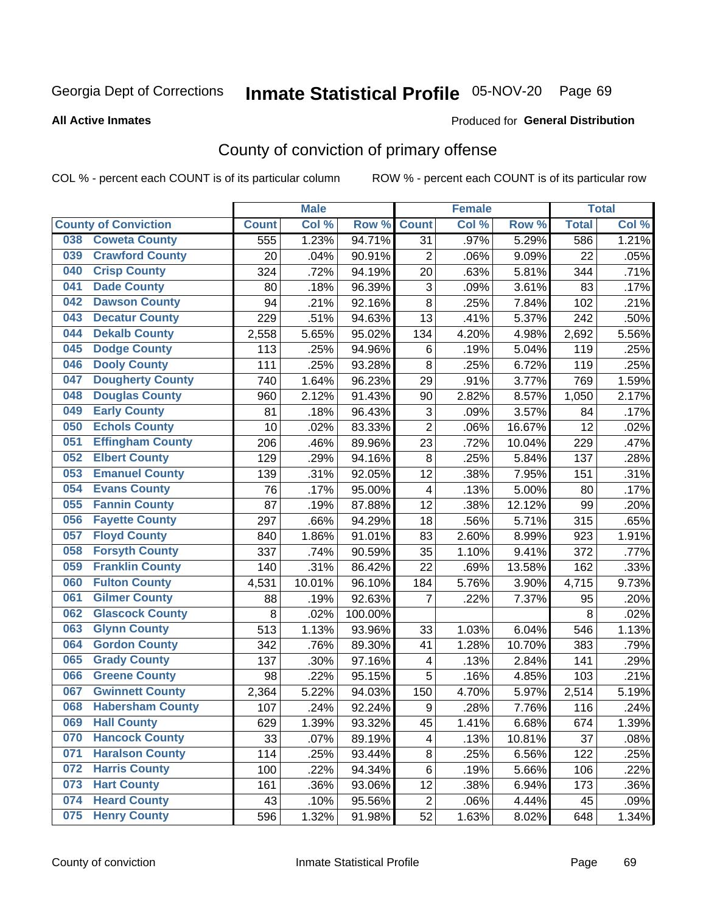Georgia Dept of Corrections **Inmate Statistical Profile** 05-NOV-20 Page 69

**All Active Inmates**

Produced for **General Distribution**

## County of conviction of primary offense

COL % - percent each COUNT is of its particular column ROW % - percent each COUNT is of its particular row

| County of Conviction | Male | | | Female | | | Total | |
|---|---|---|---|---|---|---|---|---|
| | Count | Col % | Row % | Count | Col % | Row % | Total | Col % |
| 038 Coweta County | 555 | 1.23% | 94.71% | 31 | .97% | 5.29% | 586 | 1.21% |
| 039 Crawford County | 20 | .04% | 90.91% | 2 | .06% | 9.09% | 22 | .05% |
| 040 Crisp County | 324 | .72% | 94.19% | 20 | .63% | 5.81% | 344 | .71% |
| 041 Dade County | 80 | .18% | 96.39% | 3 | .09% | 3.61% | 83 | .17% |
| 042 Dawson County | 94 | .21% | 92.16% | 8 | .25% | 7.84% | 102 | .21% |
| 043 Decatur County | 229 | .51% | 94.63% | 13 | .41% | 5.37% | 242 | .50% |
| 044 Dekalb County | 2,558 | 5.65% | 95.02% | 134 | 4.20% | 4.98% | 2,692 | 5.56% |
| 045 Dodge County | 113 | .25% | 94.96% | 6 | .19% | 5.04% | 119 | .25% |
| 046 Dooly County | 111 | .25% | 93.28% | 8 | .25% | 6.72% | 119 | .25% |
| 047 Dougherty County | 740 | 1.64% | 96.23% | 29 | .91% | 3.77% | 769 | 1.59% |
| 048 Douglas County | 960 | 2.12% | 91.43% | 90 | 2.82% | 8.57% | 1,050 | 2.17% |
| 049 Early County | 81 | .18% | 96.43% | 3 | .09% | 3.57% | 84 | .17% |
| 050 Echols County | 10 | .02% | 83.33% | 2 | .06% | 16.67% | 12 | .02% |
| 051 Effingham County | 206 | .46% | 89.96% | 23 | .72% | 10.04% | 229 | .47% |
| 052 Elbert County | 129 | .29% | 94.16% | 8 | .25% | 5.84% | 137 | .28% |
| 053 Emanuel County | 139 | .31% | 92.05% | 12 | .38% | 7.95% | 151 | .31% |
| 054 Evans County | 76 | .17% | 95.00% | 4 | .13% | 5.00% | 80 | .17% |
| 055 Fannin County | 87 | .19% | 87.88% | 12 | .38% | 12.12% | 99 | .20% |
| 056 Fayette County | 297 | .66% | 94.29% | 18 | .56% | 5.71% | 315 | .65% |
| 057 Floyd County | 840 | 1.86% | 91.01% | 83 | 2.60% | 8.99% | 923 | 1.91% |
| 058 Forsyth County | 337 | .74% | 90.59% | 35 | 1.10% | 9.41% | 372 | .77% |
| 059 Franklin County | 140 | .31% | 86.42% | 22 | .69% | 13.58% | 162 | .33% |
| 060 Fulton County | 4,531 | 10.01% | 96.10% | 184 | 5.76% | 3.90% | 4,715 | 9.73% |
| 061 Gilmer County | 88 | .19% | 92.63% | 7 | .22% | 7.37% | 95 | .20% |
| 062 Glascock County | 8 | .02% | 100.00% | | | | 8 | .02% |
| 063 Glynn County | 513 | 1.13% | 93.96% | 33 | 1.03% | 6.04% | 546 | 1.13% |
| 064 Gordon County | 342 | .76% | 89.30% | 41 | 1.28% | 10.70% | 383 | .79% |
| 065 Grady County | 137 | .30% | 97.16% | 4 | .13% | 2.84% | 141 | .29% |
| 066 Greene County | 98 | .22% | 95.15% | 5 | .16% | 4.85% | 103 | .21% |
| 067 Gwinnett County | 2,364 | 5.22% | 94.03% | 150 | 4.70% | 5.97% | 2,514 | 5.19% |
| 068 Habersham County | 107 | .24% | 92.24% | 9 | .28% | 7.76% | 116 | .24% |
| 069 Hall County | 629 | 1.39% | 93.32% | 45 | 1.41% | 6.68% | 674 | 1.39% |
| 070 Hancock County | 33 | .07% | 89.19% | 4 | .13% | 10.81% | 37 | .08% |
| 071 Haralson County | 114 | .25% | 93.44% | 8 | .25% | 6.56% | 122 | .25% |
| 072 Harris County | 100 | .22% | 94.34% | 6 | .19% | 5.66% | 106 | .22% |
| 073 Hart County | 161 | .36% | 93.06% | 12 | .38% | 6.94% | 173 | .36% |
| 074 Heard County | 43 | .10% | 95.56% | 2 | .06% | 4.44% | 45 | .09% |
| 075 Henry County | 596 | 1.32% | 91.98% | 52 | 1.63% | 8.02% | 648 | 1.34% |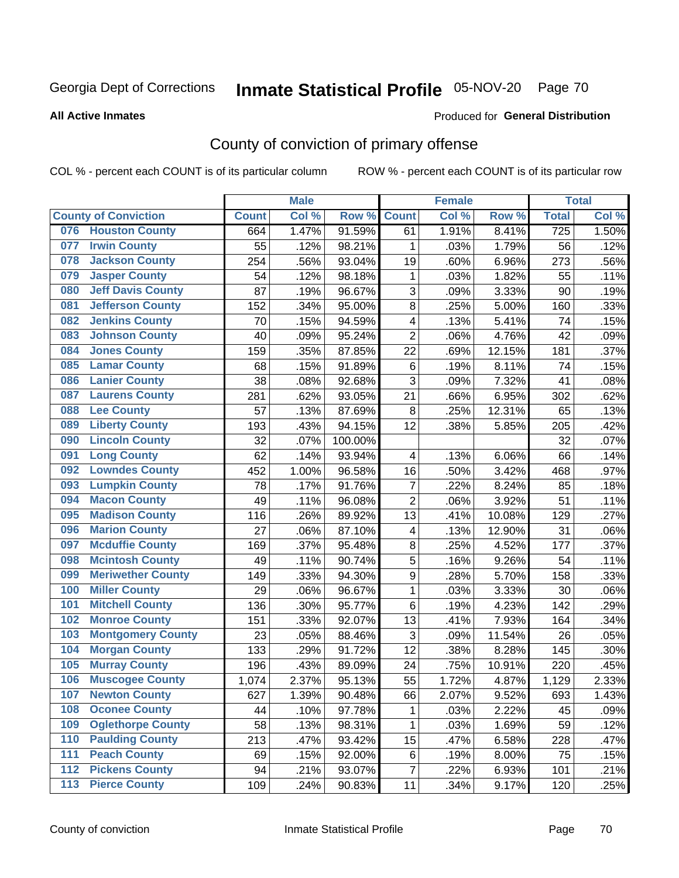Georgia Dept of Corrections

# Inmate Statistical Profile 05-NOV-20

**All Active Inmates**

Produced for **General Distribution**

## County of conviction of primary offense

COL % - percent each COUNT is of its particular column    ROW % - percent each COUNT is of its particular row

| County of Conviction | | Male | | | Female | | | Total | |
|---|---|---|---|---|---|---|---|---|---|
| | | Count | Col % | Row % | Count | Col % | Row % | Total | Col % |
| 076 | Houston County | 664 | 1.47% | 91.59% | 61 | 1.91% | 8.41% | 725 | 1.50% |
| 077 | Irwin County | 55 | .12% | 98.21% | 1 | .03% | 1.79% | 56 | .12% |
| 078 | Jackson County | 254 | .56% | 93.04% | 19 | .60% | 6.96% | 273 | .56% |
| 079 | Jasper County | 54 | .12% | 98.18% | 1 | .03% | 1.82% | 55 | .11% |
| 080 | Jeff Davis County | 87 | .19% | 96.67% | 3 | .09% | 3.33% | 90 | .19% |
| 081 | Jefferson County | 152 | .34% | 95.00% | 8 | .25% | 5.00% | 160 | .33% |
| 082 | Jenkins County | 70 | .15% | 94.59% | 4 | .13% | 5.41% | 74 | .15% |
| 083 | Johnson County | 40 | .09% | 95.24% | 2 | .06% | 4.76% | 42 | .09% |
| 084 | Jones County | 159 | .35% | 87.85% | 22 | .69% | 12.15% | 181 | .37% |
| 085 | Lamar County | 68 | .15% | 91.89% | 6 | .19% | 8.11% | 74 | .15% |
| 086 | Lanier County | 38 | .08% | 92.68% | 3 | .09% | 7.32% | 41 | .08% |
| 087 | Laurens County | 281 | .62% | 93.05% | 21 | .66% | 6.95% | 302 | .62% |
| 088 | Lee County | 57 | .13% | 87.69% | 8 | .25% | 12.31% | 65 | .13% |
| 089 | Liberty County | 193 | .43% | 94.15% | 12 | .38% | 5.85% | 205 | .42% |
| 090 | Lincoln County | 32 | .07% | 100.00% | | | | 32 | .07% |
| 091 | Long County | 62 | .14% | 93.94% | 4 | .13% | 6.06% | 66 | .14% |
| 092 | Lowndes County | 452 | 1.00% | 96.58% | 16 | .50% | 3.42% | 468 | .97% |
| 093 | Lumpkin County | 78 | .17% | 91.76% | 7 | .22% | 8.24% | 85 | .18% |
| 094 | Macon County | 49 | .11% | 96.08% | 2 | .06% | 3.92% | 51 | .11% |
| 095 | Madison County | 116 | .26% | 89.92% | 13 | .41% | 10.08% | 129 | .27% |
| 096 | Marion County | 27 | .06% | 87.10% | 4 | .13% | 12.90% | 31 | .06% |
| 097 | Mcduffie County | 169 | .37% | 95.48% | 8 | .25% | 4.52% | 177 | .37% |
| 098 | Mcintosh County | 49 | .11% | 90.74% | 5 | .16% | 9.26% | 54 | .11% |
| 099 | Meriwether County | 149 | .33% | 94.30% | 9 | .28% | 5.70% | 158 | .33% |
| 100 | Miller County | 29 | .06% | 96.67% | 1 | .03% | 3.33% | 30 | .06% |
| 101 | Mitchell County | 136 | .30% | 95.77% | 6 | .19% | 4.23% | 142 | .29% |
| 102 | Monroe County | 151 | .33% | 92.07% | 13 | .41% | 7.93% | 164 | .34% |
| 103 | Montgomery County | 23 | .05% | 88.46% | 3 | .09% | 11.54% | 26 | .05% |
| 104 | Morgan County | 133 | .29% | 91.72% | 12 | .38% | 8.28% | 145 | .30% |
| 105 | Murray County | 196 | .43% | 89.09% | 24 | .75% | 10.91% | 220 | .45% |
| 106 | Muscogee County | 1,074 | 2.37% | 95.13% | 55 | 1.72% | 4.87% | 1,129 | 2.33% |
| 107 | Newton County | 627 | 1.39% | 90.48% | 66 | 2.07% | 9.52% | 693 | 1.43% |
| 108 | Oconee County | 44 | .10% | 97.78% | 1 | .03% | 2.22% | 45 | .09% |
| 109 | Oglethorpe County | 58 | .13% | 98.31% | 1 | .03% | 1.69% | 59 | .12% |
| 110 | Paulding County | 213 | .47% | 93.42% | 15 | .47% | 6.58% | 228 | .47% |
| 111 | Peach County | 69 | .15% | 92.00% | 6 | .19% | 8.00% | 75 | .15% |
| 112 | Pickens County | 94 | .21% | 93.07% | 7 | .22% | 6.93% | 101 | .21% |
| 113 | Pierce County | 109 | .24% | 90.83% | 11 | .34% | 9.17% | 120 | .25% |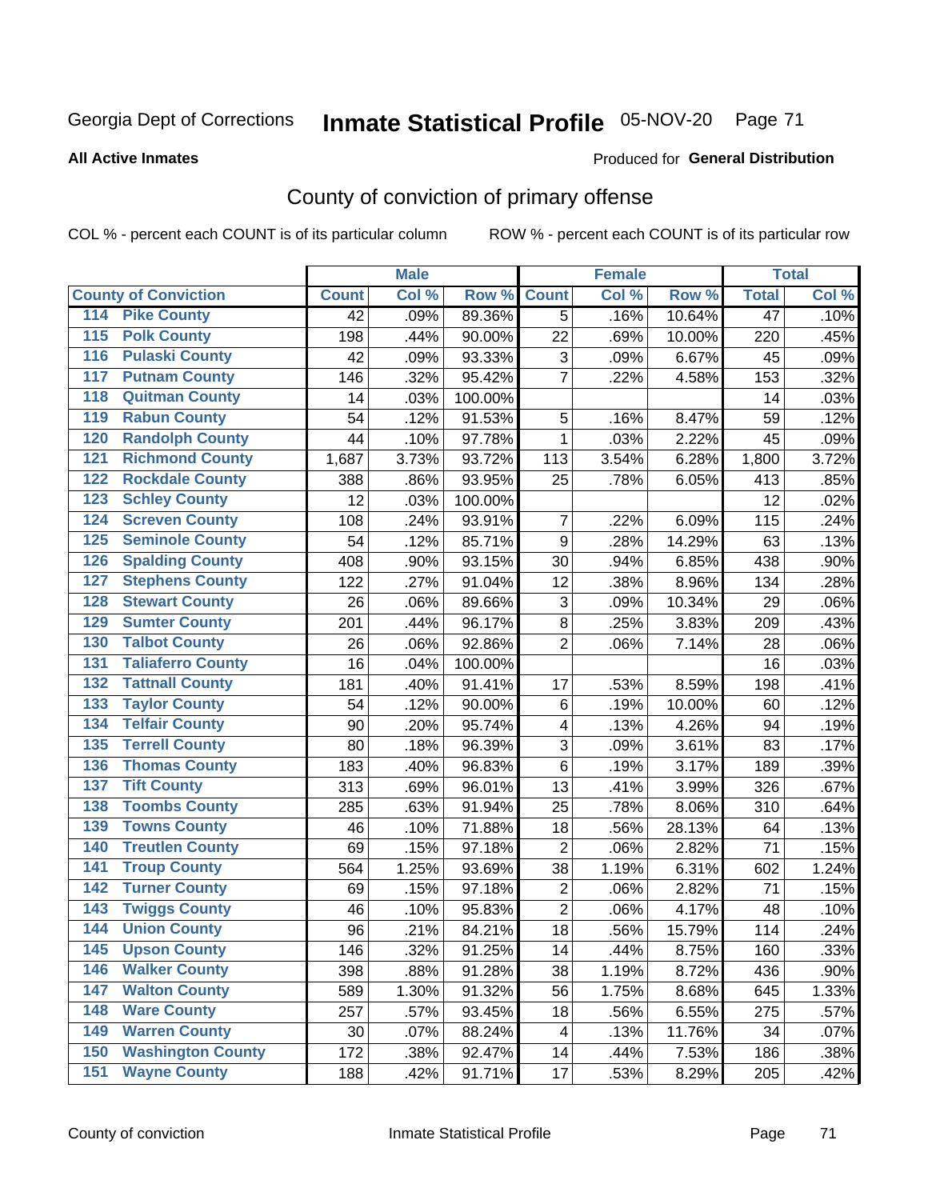Georgia Dept of Corrections **Inmate Statistical Profile** 05-NOV-20

**All Active Inmates**

Produced for **General Distribution**

## County of conviction of primary offense

COL % - percent each COUNT is of its particular column ROW % - percent each COUNT is of its particular row

| | Male | | | Female | | | Total | |
|---|---|---|---|---|---|---|---|---|
| County of Conviction | Count | Col % | Row % | Count | Col % | Row % | Total | Col % |
| 114 Pike County | 42 | .09% | 89.36% | 5 | .16% | 10.64% | 47 | .10% |
| 115 Polk County | 198 | .44% | 90.00% | 22 | .69% | 10.00% | 220 | .45% |
| 116 Pulaski County | 42 | .09% | 93.33% | 3 | .09% | 6.67% | 45 | .09% |
| 117 Putnam County | 146 | .32% | 95.42% | 7 | .22% | 4.58% | 153 | .32% |
| 118 Quitman County | 14 | .03% | 100.00% | | | | 14 | .03% |
| 119 Rabun County | 54 | .12% | 91.53% | 5 | .16% | 8.47% | 59 | .12% |
| 120 Randolph County | 44 | .10% | 97.78% | 1 | .03% | 2.22% | 45 | .09% |
| 121 Richmond County | 1,687 | 3.73% | 93.72% | 113 | 3.54% | 6.28% | 1,800 | 3.72% |
| 122 Rockdale County | 388 | .86% | 93.95% | 25 | .78% | 6.05% | 413 | .85% |
| 123 Schley County | 12 | .03% | 100.00% | | | | 12 | .02% |
| 124 Screven County | 108 | .24% | 93.91% | 7 | .22% | 6.09% | 115 | .24% |
| 125 Seminole County | 54 | .12% | 85.71% | 9 | .28% | 14.29% | 63 | .13% |
| 126 Spalding County | 408 | .90% | 93.15% | 30 | .94% | 6.85% | 438 | .90% |
| 127 Stephens County | 122 | .27% | 91.04% | 12 | .38% | 8.96% | 134 | .28% |
| 128 Stewart County | 26 | .06% | 89.66% | 3 | .09% | 10.34% | 29 | .06% |
| 129 Sumter County | 201 | .44% | 96.17% | 8 | .25% | 3.83% | 209 | .43% |
| 130 Talbot County | 26 | .06% | 92.86% | 2 | .06% | 7.14% | 28 | .06% |
| 131 Taliaferro County | 16 | .04% | 100.00% | | | | 16 | .03% |
| 132 Tattnall County | 181 | .40% | 91.41% | 17 | .53% | 8.59% | 198 | .41% |
| 133 Taylor County | 54 | .12% | 90.00% | 6 | .19% | 10.00% | 60 | .12% |
| 134 Telfair County | 90 | .20% | 95.74% | 4 | .13% | 4.26% | 94 | .19% |
| 135 Terrell County | 80 | .18% | 96.39% | 3 | .09% | 3.61% | 83 | .17% |
| 136 Thomas County | 183 | .40% | 96.83% | 6 | .19% | 3.17% | 189 | .39% |
| 137 Tift County | 313 | .69% | 96.01% | 13 | .41% | 3.99% | 326 | .67% |
| 138 Toombs County | 285 | .63% | 91.94% | 25 | .78% | 8.06% | 310 | .64% |
| 139 Towns County | 46 | .10% | 71.88% | 18 | .56% | 28.13% | 64 | .13% |
| 140 Treutlen County | 69 | .15% | 97.18% | 2 | .06% | 2.82% | 71 | .15% |
| 141 Troup County | 564 | 1.25% | 93.69% | 38 | 1.19% | 6.31% | 602 | 1.24% |
| 142 Turner County | 69 | .15% | 97.18% | 2 | .06% | 2.82% | 71 | .15% |
| 143 Twiggs County | 46 | .10% | 95.83% | 2 | .06% | 4.17% | 48 | .10% |
| 144 Union County | 96 | .21% | 84.21% | 18 | .56% | 15.79% | 114 | .24% |
| 145 Upson County | 146 | .32% | 91.25% | 14 | .44% | 8.75% | 160 | .33% |
| 146 Walker County | 398 | .88% | 91.28% | 38 | 1.19% | 8.72% | 436 | .90% |
| 147 Walton County | 589 | 1.30% | 91.32% | 56 | 1.75% | 8.68% | 645 | 1.33% |
| 148 Ware County | 257 | .57% | 93.45% | 18 | .56% | 6.55% | 275 | .57% |
| 149 Warren County | 30 | .07% | 88.24% | 4 | .13% | 11.76% | 34 | .07% |
| 150 Washington County | 172 | .38% | 92.47% | 14 | .44% | 7.53% | 186 | .38% |
| 151 Wayne County | 188 | .42% | 91.71% | 17 | .53% | 8.29% | 205 | .42% |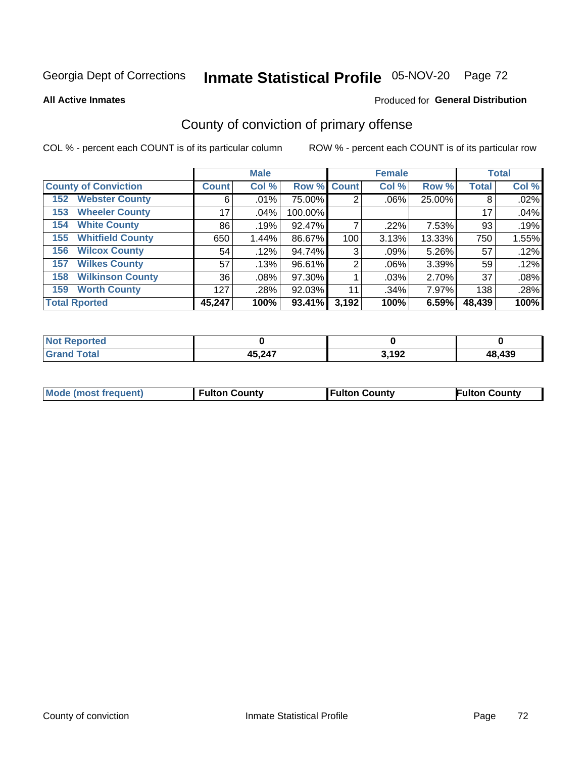Georgia Dept of Corrections **Inmate Statistical Profile** 05-NOV-20 Page 72

**All Active Inmates**

Produced for **General Distribution**

## County of conviction of primary offense

COL % - percent each COUNT is of its particular column

ROW % - percent each COUNT is of its particular row

| | Male | | | Female | | | Total | |
|---|---|---|---|---|---|---|---|---|
| **County of Conviction** | **Count** | **Col %** | **Row %** | **Count** | **Col %** | **Row %** | **Total** | **Col %** |
| 152 Webster County | 6 | .01% | 75.00% | 2 | .06% | 25.00% | 8 | .02% |
| 153 Wheeler County | 17 | .04% | 100.00% | | | | 17 | .04% |
| 154 White County | 86 | .19% | 92.47% | 7 | .22% | 7.53% | 93 | .19% |
| 155 Whitfield County | 650 | 1.44% | 86.67% | 100 | 3.13% | 13.33% | 750 | 1.55% |
| 156 Wilcox County | 54 | .12% | 94.74% | 3 | .09% | 5.26% | 57 | .12% |
| 157 Wilkes County | 57 | .13% | 96.61% | 2 | .06% | 3.39% | 59 | .12% |
| 158 Wilkinson County | 36 | .08% | 97.30% | 1 | .03% | 2.70% | 37 | .08% |
| 159 Worth County | 127 | .28% | 92.03% | 11 | .34% | 7.97% | 138 | .28% |
| **Total Rported** | **45,247** | **100%** | **93.41%** | **3,192** | **100%** | **6.59%** | **48,439** | **100%** |

| | | | |
|---|---|---|---|
| **Not Reported** | **0** | **0** | **0** |
| **Grand Total** | **45,247** | **3,192** | **48,439** |

| | | | |
|---|---|---|---|
| **Mode (most frequent)** | **Fulton County** | **Fulton County** | **Fulton County** |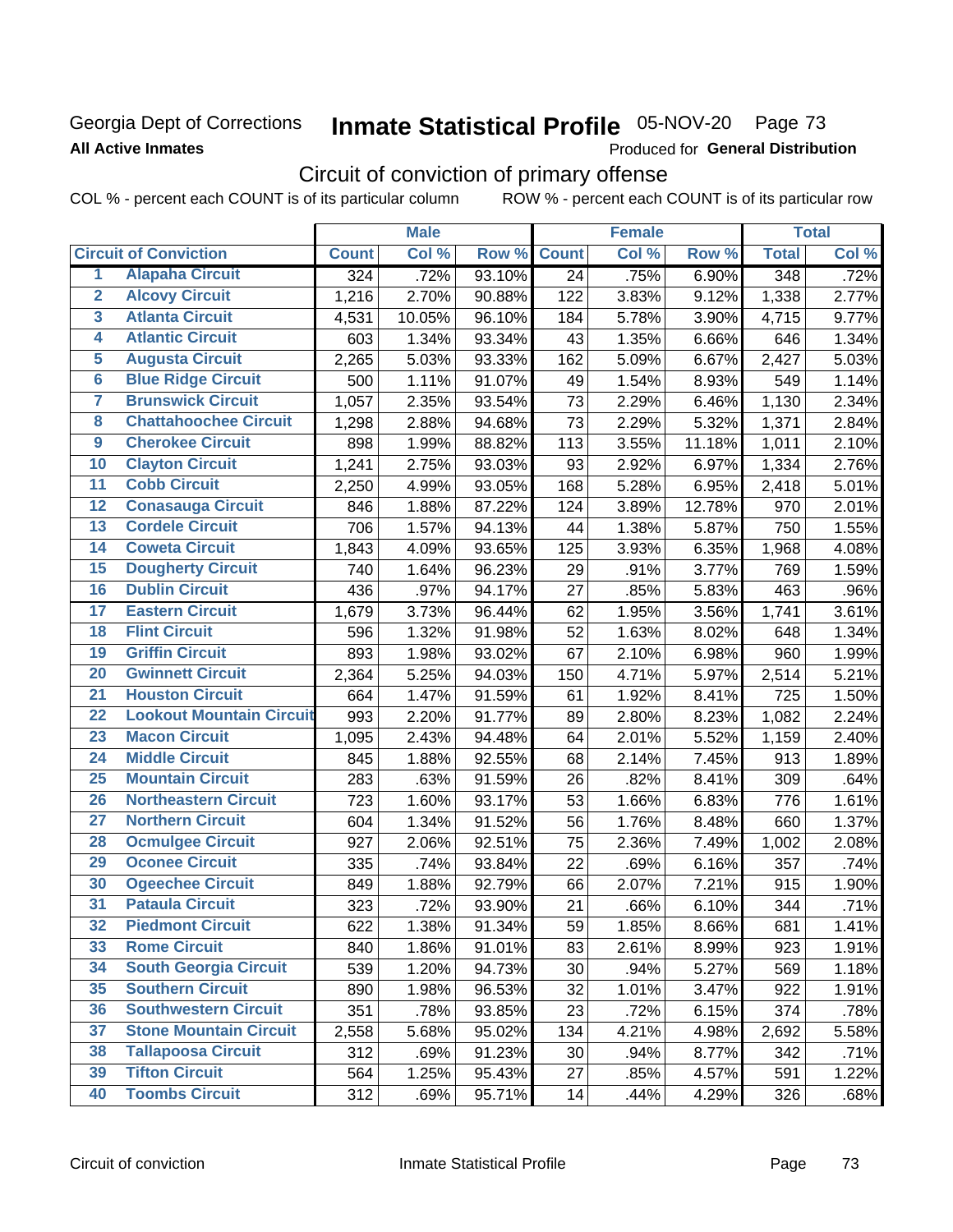Georgia Dept of Corrections **Inmate Statistical Profile** 05-NOV-20 Page 73

**All Active Inmates**

Produced for **General Distribution**

## Circuit of conviction of primary offense

COL % - percent each COUNT is of its particular column ROW % - percent each COUNT is of its particular row

| | | Male | | | Female | | | Total | |
|---|---|---|---|---|---|---|---|---|---|
| **Circuit of Conviction** | | **Count** | **Col %** | **Row %** | **Count** | **Col %** | **Row %** | **Total** | **Col %** |
| 1 | Alapaha Circuit | 324 | .72% | 93.10% | 24 | .75% | 6.90% | 348 | .72% |
| 2 | Alcovy Circuit | 1,216 | 2.70% | 90.88% | 122 | 3.83% | 9.12% | 1,338 | 2.77% |
| 3 | Atlanta Circuit | 4,531 | 10.05% | 96.10% | 184 | 5.78% | 3.90% | 4,715 | 9.77% |
| 4 | Atlantic Circuit | 603 | 1.34% | 93.34% | 43 | 1.35% | 6.66% | 646 | 1.34% |
| 5 | Augusta Circuit | 2,265 | 5.03% | 93.33% | 162 | 5.09% | 6.67% | 2,427 | 5.03% |
| 6 | Blue Ridge Circuit | 500 | 1.11% | 91.07% | 49 | 1.54% | 8.93% | 549 | 1.14% |
| 7 | Brunswick Circuit | 1,057 | 2.35% | 93.54% | 73 | 2.29% | 6.46% | 1,130 | 2.34% |
| 8 | Chattahoochee Circuit | 1,298 | 2.88% | 94.68% | 73 | 2.29% | 5.32% | 1,371 | 2.84% |
| 9 | Cherokee Circuit | 898 | 1.99% | 88.82% | 113 | 3.55% | 11.18% | 1,011 | 2.10% |
| 10 | Clayton Circuit | 1,241 | 2.75% | 93.03% | 93 | 2.92% | 6.97% | 1,334 | 2.76% |
| 11 | Cobb Circuit | 2,250 | 4.99% | 93.05% | 168 | 5.28% | 6.95% | 2,418 | 5.01% |
| 12 | Conasauga Circuit | 846 | 1.88% | 87.22% | 124 | 3.89% | 12.78% | 970 | 2.01% |
| 13 | Cordele Circuit | 706 | 1.57% | 94.13% | 44 | 1.38% | 5.87% | 750 | 1.55% |
| 14 | Coweta Circuit | 1,843 | 4.09% | 93.65% | 125 | 3.93% | 6.35% | 1,968 | 4.08% |
| 15 | Dougherty Circuit | 740 | 1.64% | 96.23% | 29 | .91% | 3.77% | 769 | 1.59% |
| 16 | Dublin Circuit | 436 | .97% | 94.17% | 27 | .85% | 5.83% | 463 | .96% |
| 17 | Eastern Circuit | 1,679 | 3.73% | 96.44% | 62 | 1.95% | 3.56% | 1,741 | 3.61% |
| 18 | Flint Circuit | 596 | 1.32% | 91.98% | 52 | 1.63% | 8.02% | 648 | 1.34% |
| 19 | Griffin Circuit | 893 | 1.98% | 93.02% | 67 | 2.10% | 6.98% | 960 | 1.99% |
| 20 | Gwinnett Circuit | 2,364 | 5.25% | 94.03% | 150 | 4.71% | 5.97% | 2,514 | 5.21% |
| 21 | Houston Circuit | 664 | 1.47% | 91.59% | 61 | 1.92% | 8.41% | 725 | 1.50% |
| 22 | Lookout Mountain Circuit | 993 | 2.20% | 91.77% | 89 | 2.80% | 8.23% | 1,082 | 2.24% |
| 23 | Macon Circuit | 1,095 | 2.43% | 94.48% | 64 | 2.01% | 5.52% | 1,159 | 2.40% |
| 24 | Middle Circuit | 845 | 1.88% | 92.55% | 68 | 2.14% | 7.45% | 913 | 1.89% |
| 25 | Mountain Circuit | 283 | .63% | 91.59% | 26 | .82% | 8.41% | 309 | .64% |
| 26 | Northeastern Circuit | 723 | 1.60% | 93.17% | 53 | 1.66% | 6.83% | 776 | 1.61% |
| 27 | Northern Circuit | 604 | 1.34% | 91.52% | 56 | 1.76% | 8.48% | 660 | 1.37% |
| 28 | Ocmulgee Circuit | 927 | 2.06% | 92.51% | 75 | 2.36% | 7.49% | 1,002 | 2.08% |
| 29 | Oconee Circuit | 335 | .74% | 93.84% | 22 | .69% | 6.16% | 357 | .74% |
| 30 | Ogeechee Circuit | 849 | 1.88% | 92.79% | 66 | 2.07% | 7.21% | 915 | 1.90% |
| 31 | Pataula Circuit | 323 | .72% | 93.90% | 21 | .66% | 6.10% | 344 | .71% |
| 32 | Piedmont Circuit | 622 | 1.38% | 91.34% | 59 | 1.85% | 8.66% | 681 | 1.41% |
| 33 | Rome Circuit | 840 | 1.86% | 91.01% | 83 | 2.61% | 8.99% | 923 | 1.91% |
| 34 | South Georgia Circuit | 539 | 1.20% | 94.73% | 30 | .94% | 5.27% | 569 | 1.18% |
| 35 | Southern Circuit | 890 | 1.98% | 96.53% | 32 | 1.01% | 3.47% | 922 | 1.91% |
| 36 | Southwestern Circuit | 351 | .78% | 93.85% | 23 | .72% | 6.15% | 374 | .78% |
| 37 | Stone Mountain Circuit | 2,558 | 5.68% | 95.02% | 134 | 4.21% | 4.98% | 2,692 | 5.58% |
| 38 | Tallapoosa Circuit | 312 | .69% | 91.23% | 30 | .94% | 8.77% | 342 | .71% |
| 39 | Tifton Circuit | 564 | 1.25% | 95.43% | 27 | .85% | 4.57% | 591 | 1.22% |
| 40 | Toombs Circuit | 312 | .69% | 95.71% | 14 | .44% | 4.29% | 326 | .68% |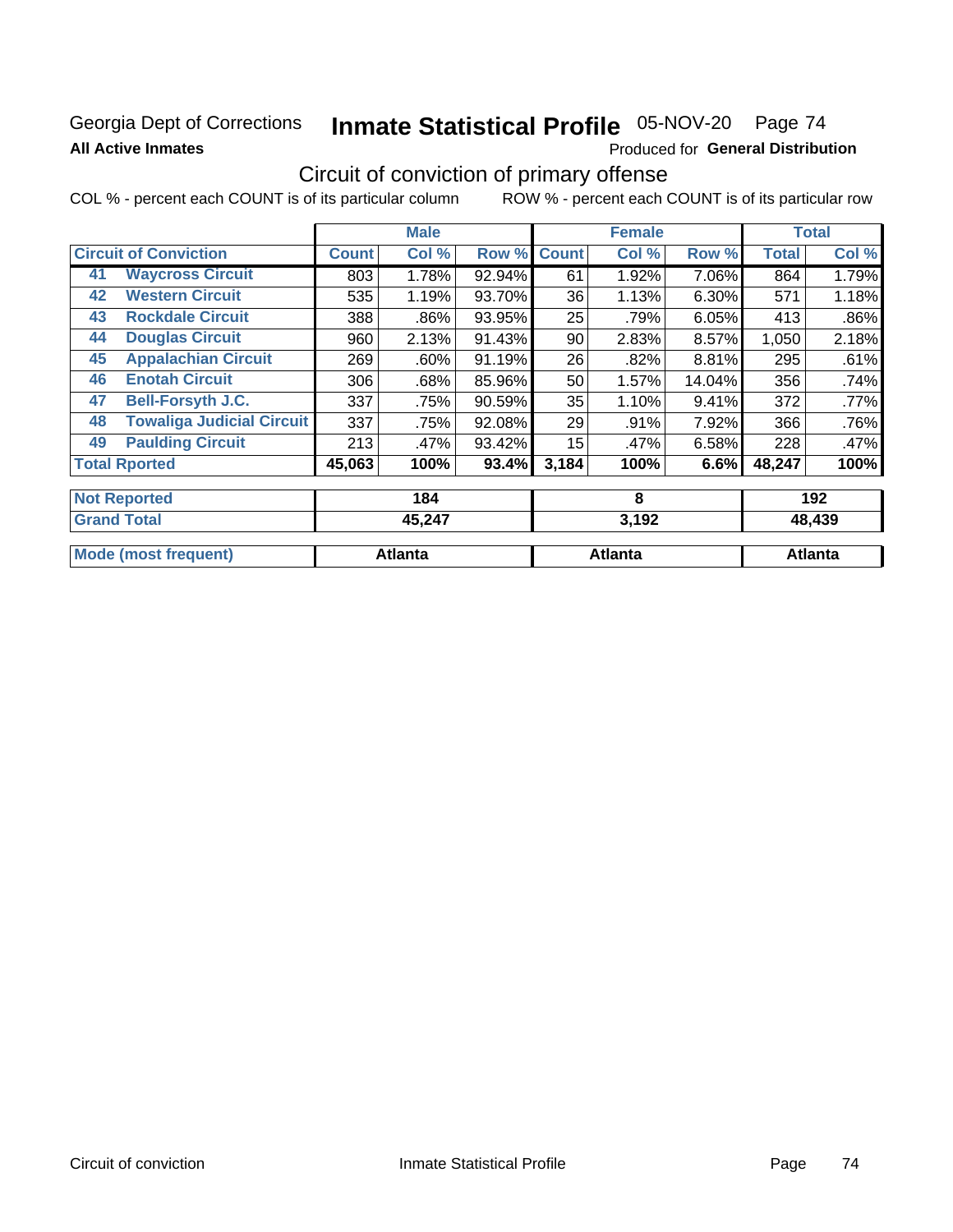Georgia Dept of Corrections **Inmate Statistical Profile** 05-NOV-20 Page 74

**All Active Inmates**

Produced for **General Distribution**

## Circuit of conviction of primary offense

COL % - percent each COUNT is of its particular column ROW % - percent each COUNT is of its particular row

| | | Male | | | Female | | | Total | |
|---|---|---|---|---|---|---|---|---|---|
| **Circuit of Conviction** | | **Count** | **Col %** | **Row %** | **Count** | **Col %** | **Row %** | **Total** | **Col %** |
| 41 | **Waycross Circuit** | 803 | 1.78% | 92.94% | 61 | 1.92% | 7.06% | 864 | 1.79% |
| 42 | **Western Circuit** | 535 | 1.19% | 93.70% | 36 | 1.13% | 6.30% | 571 | 1.18% |
| 43 | **Rockdale Circuit** | 388 | .86% | 93.95% | 25 | .79% | 6.05% | 413 | .86% |
| 44 | **Douglas Circuit** | 960 | 2.13% | 91.43% | 90 | 2.83% | 8.57% | 1,050 | 2.18% |
| 45 | **Appalachian Circuit** | 269 | .60% | 91.19% | 26 | .82% | 8.81% | 295 | .61% |
| 46 | **Enotah Circuit** | 306 | .68% | 85.96% | 50 | 1.57% | 14.04% | 356 | .74% |
| 47 | **Bell-Forsyth J.C.** | 337 | .75% | 90.59% | 35 | 1.10% | 9.41% | 372 | .77% |
| 48 | **Towaliga Judicial Circuit** | 337 | .75% | 92.08% | 29 | .91% | 7.92% | 366 | .76% |
| 49 | **Paulding Circuit** | 213 | .47% | 93.42% | 15 | .47% | 6.58% | 228 | .47% |
| **Total Rported** | | **45,063** | **100%** | **93.4%** | **3,184** | **100%** | **6.6%** | **48,247** | **100%** |

| | Male | Female | Total |
|---|---|---|---|
| **Not Reported** | **184** | **8** | **192** |
| **Grand Total** | **45,247** | **3,192** | **48,439** |
| **Mode (most frequent)** | **Atlanta** | **Atlanta** | **Atlanta** |

Circuit of conviction Inmate Statistical Profile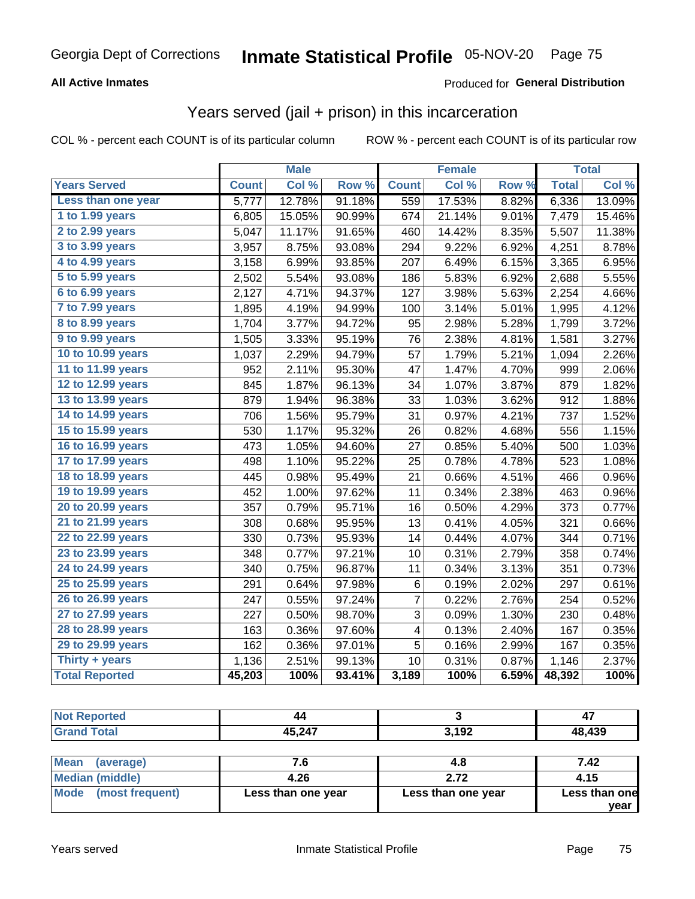Georgia Dept of Corrections **Inmate Statistical Profile** 05-NOV-20

**All Active Inmates**

Produced for **General Distribution**

## Years served (jail + prison) in this incarceration

COL % - percent each COUNT is of its particular column

ROW % - percent each COUNT is of its particular row

| | Male | | | Female | | | Total | |
|---|---|---|---|---|---|---|---|---|
| Years Served | Count | Col % | Row % | Count | Col % | Row % | Total | Col % |
| Less than one year | 5,777 | 12.78% | 91.18% | 559 | 17.53% | 8.82% | 6,336 | 13.09% |
| 1 to 1.99 years | 6,805 | 15.05% | 90.99% | 674 | 21.14% | 9.01% | 7,479 | 15.46% |
| 2 to 2.99 years | 5,047 | 11.17% | 91.65% | 460 | 14.42% | 8.35% | 5,507 | 11.38% |
| 3 to 3.99 years | 3,957 | 8.75% | 93.08% | 294 | 9.22% | 6.92% | 4,251 | 8.78% |
| 4 to 4.99 years | 3,158 | 6.99% | 93.85% | 207 | 6.49% | 6.15% | 3,365 | 6.95% |
| 5 to 5.99 years | 2,502 | 5.54% | 93.08% | 186 | 5.83% | 6.92% | 2,688 | 5.55% |
| 6 to 6.99 years | 2,127 | 4.71% | 94.37% | 127 | 3.98% | 5.63% | 2,254 | 4.66% |
| 7 to 7.99 years | 1,895 | 4.19% | 94.99% | 100 | 3.14% | 5.01% | 1,995 | 4.12% |
| 8 to 8.99 years | 1,704 | 3.77% | 94.72% | 95 | 2.98% | 5.28% | 1,799 | 3.72% |
| 9 to 9.99 years | 1,505 | 3.33% | 95.19% | 76 | 2.38% | 4.81% | 1,581 | 3.27% |
| 10 to 10.99 years | 1,037 | 2.29% | 94.79% | 57 | 1.79% | 5.21% | 1,094 | 2.26% |
| 11 to 11.99 years | 952 | 2.11% | 95.30% | 47 | 1.47% | 4.70% | 999 | 2.06% |
| 12 to 12.99 years | 845 | 1.87% | 96.13% | 34 | 1.07% | 3.87% | 879 | 1.82% |
| 13 to 13.99 years | 879 | 1.94% | 96.38% | 33 | 1.03% | 3.62% | 912 | 1.88% |
| 14 to 14.99 years | 706 | 1.56% | 95.79% | 31 | 0.97% | 4.21% | 737 | 1.52% |
| 15 to 15.99 years | 530 | 1.17% | 95.32% | 26 | 0.82% | 4.68% | 556 | 1.15% |
| 16 to 16.99 years | 473 | 1.05% | 94.60% | 27 | 0.85% | 5.40% | 500 | 1.03% |
| 17 to 17.99 years | 498 | 1.10% | 95.22% | 25 | 0.78% | 4.78% | 523 | 1.08% |
| 18 to 18.99 years | 445 | 0.98% | 95.49% | 21 | 0.66% | 4.51% | 466 | 0.96% |
| 19 to 19.99 years | 452 | 1.00% | 97.62% | 11 | 0.34% | 2.38% | 463 | 0.96% |
| 20 to 20.99 years | 357 | 0.79% | 95.71% | 16 | 0.50% | 4.29% | 373 | 0.77% |
| 21 to 21.99 years | 308 | 0.68% | 95.95% | 13 | 0.41% | 4.05% | 321 | 0.66% |
| 22 to 22.99 years | 330 | 0.73% | 95.93% | 14 | 0.44% | 4.07% | 344 | 0.71% |
| 23 to 23.99 years | 348 | 0.77% | 97.21% | 10 | 0.31% | 2.79% | 358 | 0.74% |
| 24 to 24.99 years | 340 | 0.75% | 96.87% | 11 | 0.34% | 3.13% | 351 | 0.73% |
| 25 to 25.99 years | 291 | 0.64% | 97.98% | 6 | 0.19% | 2.02% | 297 | 0.61% |
| 26 to 26.99 years | 247 | 0.55% | 97.24% | 7 | 0.22% | 2.76% | 254 | 0.52% |
| 27 to 27.99 years | 227 | 0.50% | 98.70% | 3 | 0.09% | 1.30% | 230 | 0.48% |
| 28 to 28.99 years | 163 | 0.36% | 97.60% | 4 | 0.13% | 2.40% | 167 | 0.35% |
| 29 to 29.99 years | 162 | 0.36% | 97.01% | 5 | 0.16% | 2.99% | 167 | 0.35% |
| Thirty + years | 1,136 | 2.51% | 99.13% | 10 | 0.31% | 0.87% | 1,146 | 2.37% |
| **Total Reported** | **45,203** | **100%** | **93.41%** | **3,189** | **100%** | **6.59%** | **48,392** | **100%** |

| | Male | Female | Total |
|---|---|---|---|
| Not Reported | 44 | 3 | 47 |
| Grand Total | 45,247 | 3,192 | 48,439 |

| | Male | Female | Total |
|---|---|---|---|
| Mean (average) | 7.6 | 4.8 | 7.42 |
| Median (middle) | 4.26 | 2.72 | 4.15 |
| Mode (most frequent) | Less than one year | Less than one year | Less than one year |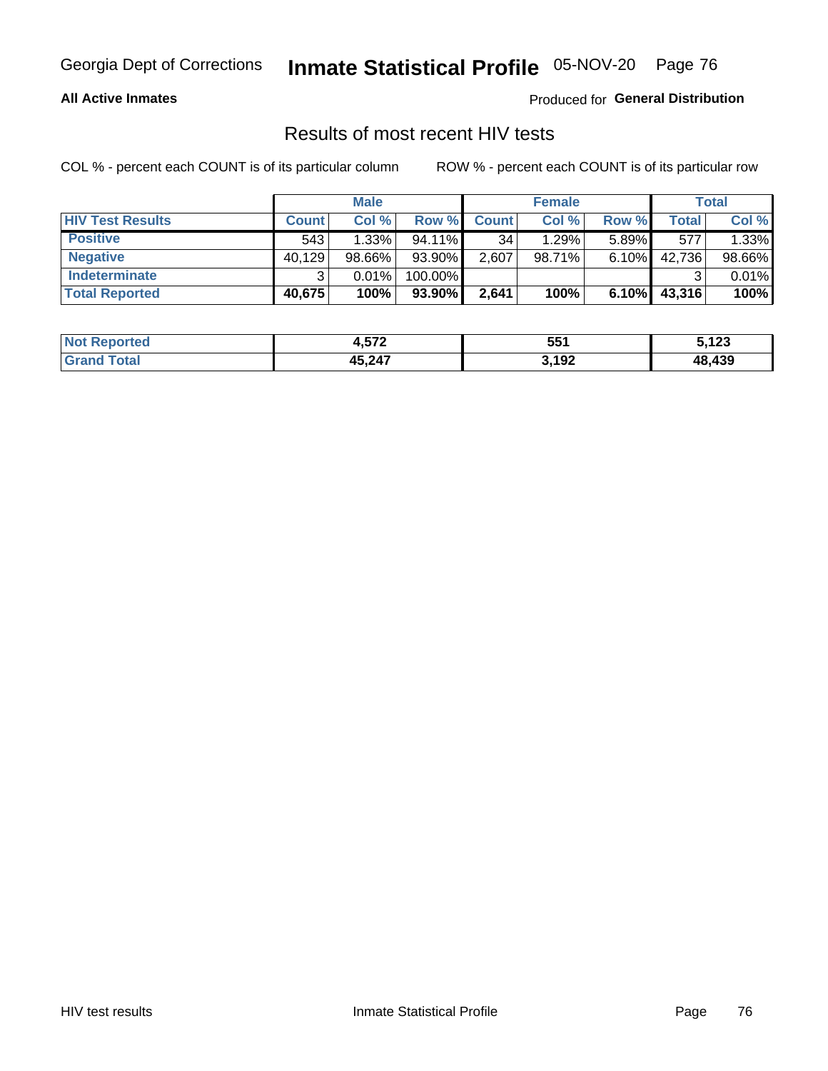Georgia Dept of Corrections **Inmate Statistical Profile** 05-NOV-20

**All Active Inmates**

Produced for **General Distribution**

## Results of most recent HIV tests

COL % - percent each COUNT is of its particular column

ROW % - percent each COUNT is of its particular row

| | Male | | | Female | | | Total | |
|---|---|---|---|---|---|---|---|---|
| **HIV Test Results** | **Count** | **Col %** | **Row %** | **Count** | **Col %** | **Row %** | **Total** | **Col %** |
| **Positive** | 543 | 1.33% | 94.11% | 34 | 1.29% | 5.89% | 577 | 1.33% |
| **Negative** | 40,129 | 98.66% | 93.90% | 2,607 | 98.71% | 6.10% | 42,736 | 98.66% |
| **Indeterminate** | 3 | 0.01% | 100.00% | | | | 3 | 0.01% |
| **Total Reported** | **40,675** | **100%** | **93.90%** | **2,641** | **100%** | **6.10%** | **43,316** | **100%** |

| | Male | Female | Total |
|---|---|---|---|
| **Not Reported** | **4,572** | **551** | **5,123** |
| **Grand Total** | **45,247** | **3,192** | **48,439** |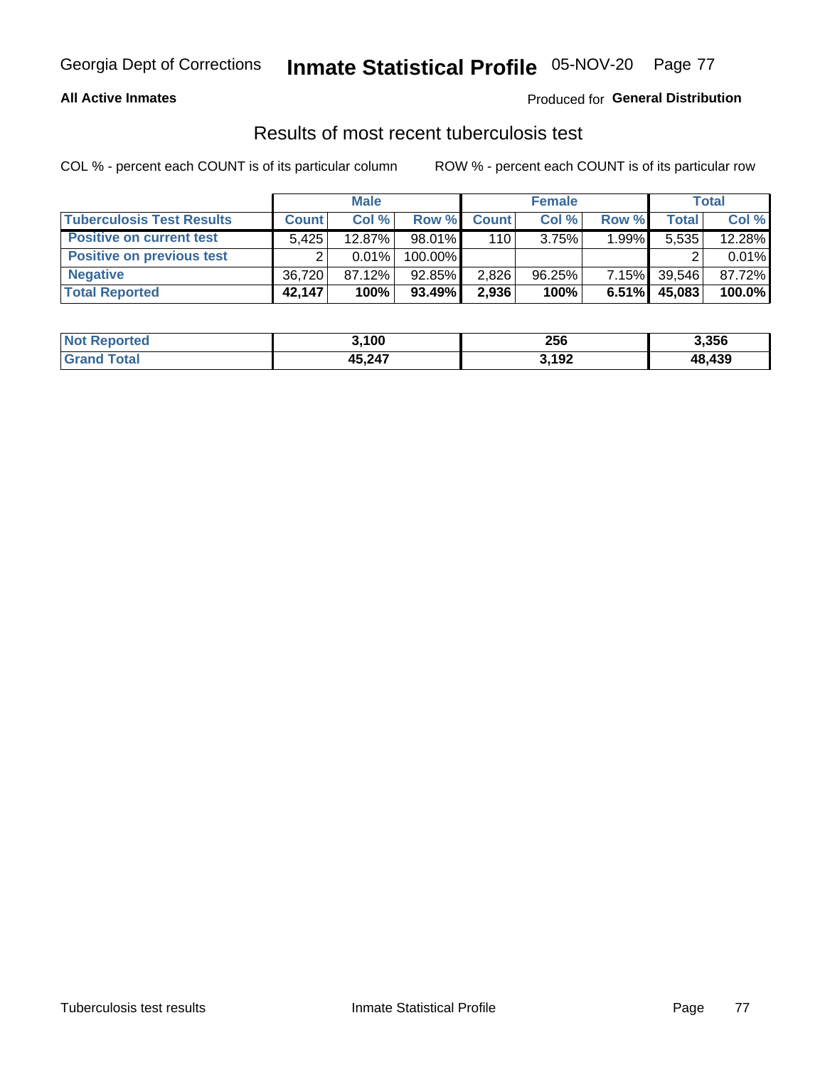**All Active Inmates**

Produced for **General Distribution**

## Results of most recent tuberculosis test

COL % - percent each COUNT is of its particular column

ROW % - percent each COUNT is of its particular row

| | Male | | | Female | | | Total | |
|---|---|---|---|---|---|---|---|---|
| **Tuberculosis Test Results** | **Count** | **Col %** | **Row %** | **Count** | **Col %** | **Row %** | **Total** | **Col %** |
| Positive on current test | 5,425 | 12.87% | 98.01% | 110 | 3.75% | 1.99% | 5,535 | 12.28% |
| Positive on previous test | 2 | 0.01% | 100.00% | | | | 2 | 0.01% |
| Negative | 36,720 | 87.12% | 92.85% | 2,826 | 96.25% | 7.15% | 39,546 | 87.72% |
| **Total Reported** | **42,147** | **100%** | **93.49%** | **2,936** | **100%** | **6.51%** | **45,083** | **100.0%** |

| | Male | Female | Total |
|---|---|---|---|
| **Not Reported** | **3,100** | **256** | **3,356** |
| **Grand Total** | **45,247** | **3,192** | **48,439** |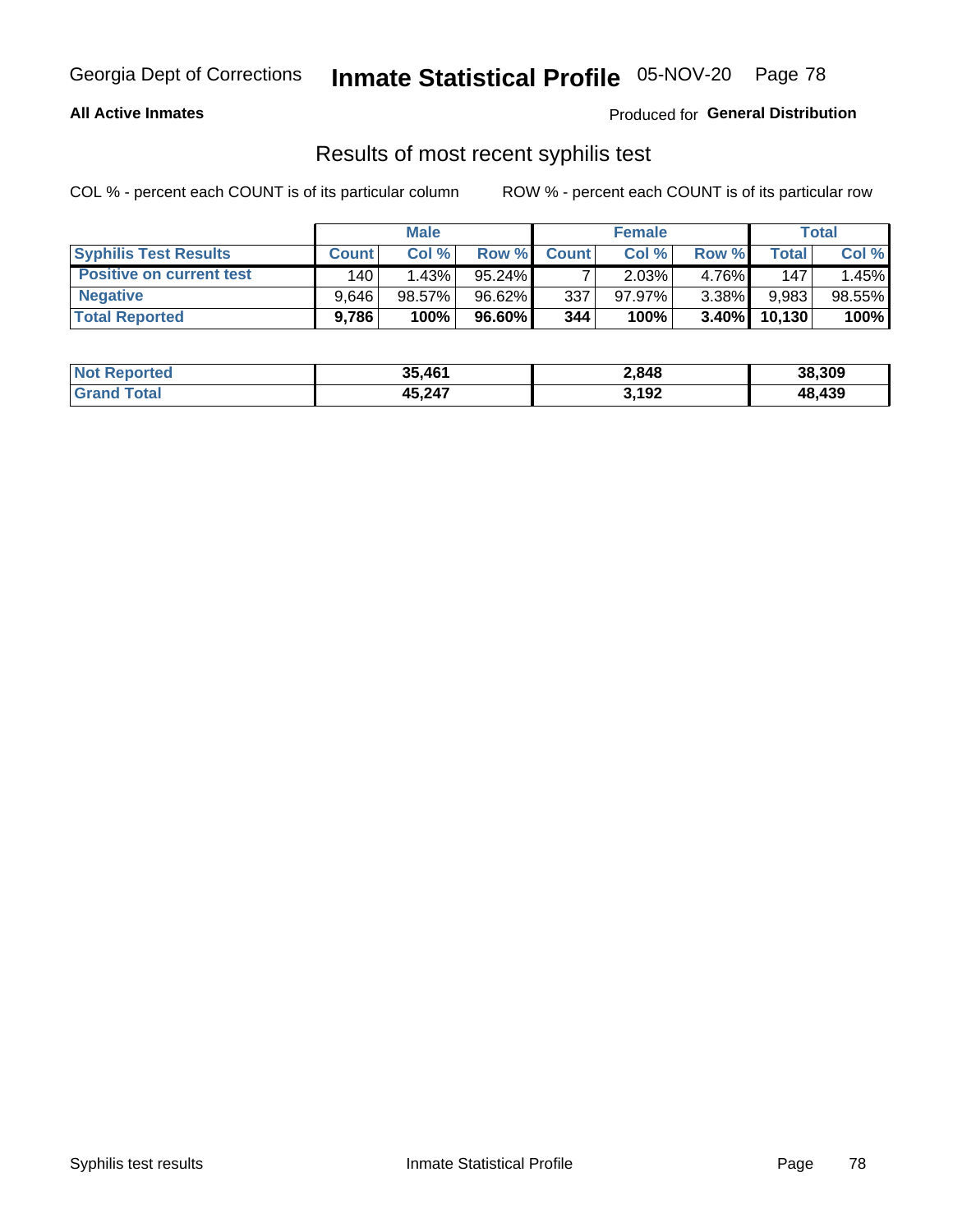**All Active Inmates**

Produced for **General Distribution**

## Results of most recent syphilis test

COL % - percent each COUNT is of its particular column        ROW % - percent each COUNT is of its particular row

| | Male | | | Female | | | Total | |
|---|---|---|---|---|---|---|---|---|
| **Syphilis Test Results** | **Count** | **Col %** | **Row %** | **Count** | **Col %** | **Row %** | **Total** | **Col %** |
| **Positive on current test** | 140 | 1.43% | 95.24% | 7 | 2.03% | 4.76% | 147 | 1.45% |
| **Negative** | 9,646 | 98.57% | 96.62% | 337 | 97.97% | 3.38% | 9,983 | 98.55% |
| **Total Reported** | **9,786** | **100%** | **96.60%** | **344** | **100%** | **3.40%** | **10,130** | **100%** |

| | | | |
|---|---|---|---|
| **Not Reported** | **35,461** | **2,848** | **38,309** |
| **Grand Total** | **45,247** | **3,192** | **48,439** |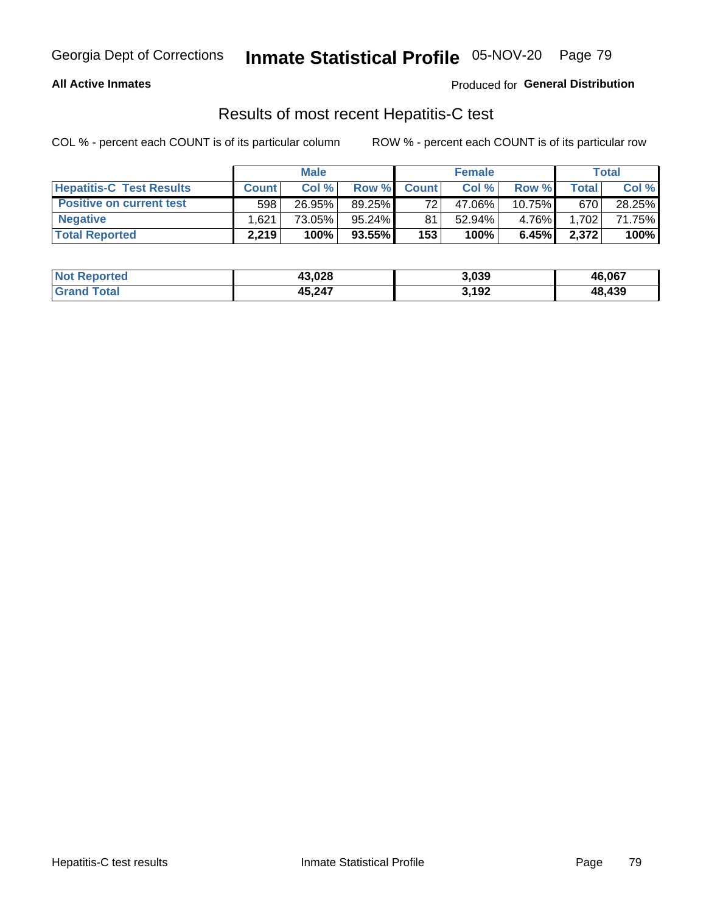**All Active Inmates**

Produced for **General Distribution**

## Results of most recent Hepatitis-C test

COL % - percent each COUNT is of its particular column

ROW % - percent each COUNT is of its particular row

| | Male | | | Female | | | Total | |
|---|---|---|---|---|---|---|---|---|
| **Hepatitis-C Test Results** | **Count** | **Col %** | **Row %** | **Count** | **Col %** | **Row %** | **Total** | **Col %** |
| **Positive on current test** | 598 | 26.95% | 89.25% | 72 | 47.06% | 10.75% | 670 | 28.25% |
| **Negative** | 1,621 | 73.05% | 95.24% | 81 | 52.94% | 4.76% | 1,702 | 71.75% |
| **Total Reported** | **2,219** | **100%** | **93.55%** | **153** | **100%** | **6.45%** | **2,372** | **100%** |

| | Male | Female | Total |
|---|---|---|---|
| **Not Reported** | **43,028** | **3,039** | **46,067** |
| **Grand Total** | **45,247** | **3,192** | **48,439** |